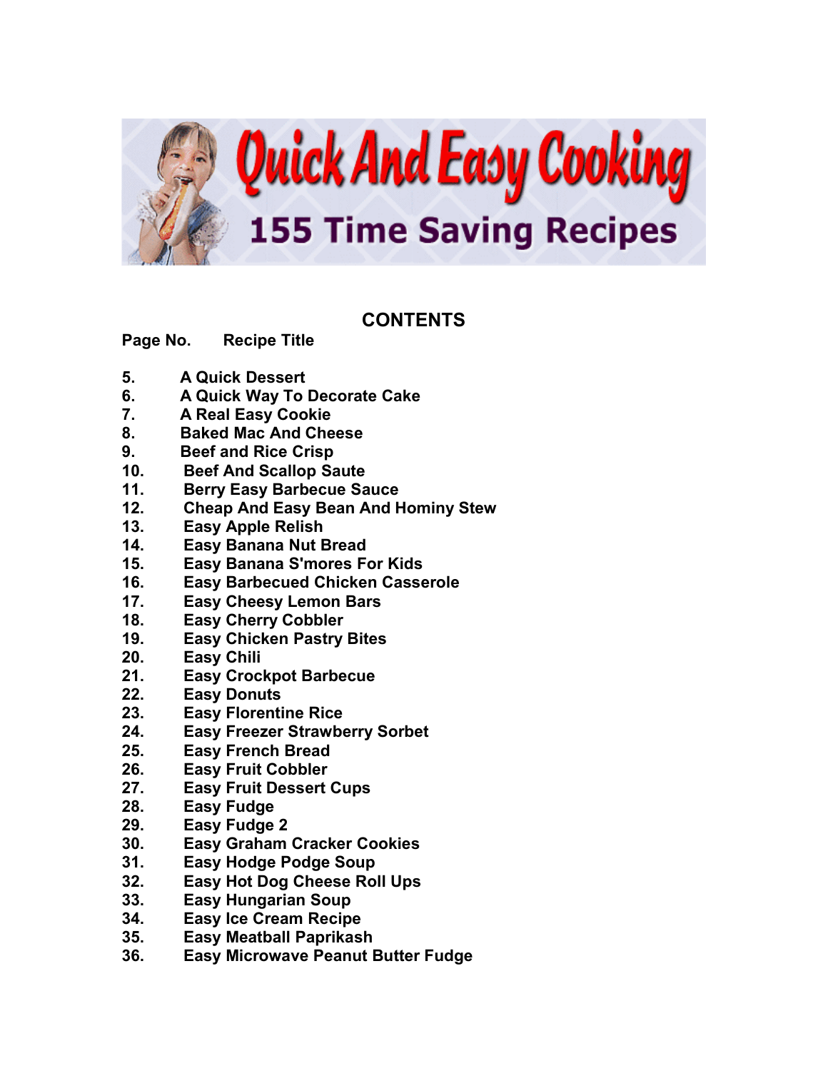# Quick And Easy Cooking

## 155 Time Saving Recipes

## CONTENTS

**Page No. Recipe Title**

| Page No. | Recipe Title |
|---|---|
| 5. | A Quick Dessert |
| 6. | A Quick Way To Decorate Cake |
| 7. | A Real Easy Cookie |
| 8. | Baked Mac And Cheese |
| 9. | Beef and Rice Crisp |
| 10. | Beef And Scallop Saute |
| 11. | Berry Easy Barbecue Sauce |
| 12. | Cheap And Easy Bean And Hominy Stew |
| 13. | Easy Apple Relish |
| 14. | Easy Banana Nut Bread |
| 15. | Easy Banana S'mores For Kids |
| 16. | Easy Barbecued Chicken Casserole |
| 17. | Easy Cheesy Lemon Bars |
| 18. | Easy Cherry Cobbler |
| 19. | Easy Chicken Pastry Bites |
| 20. | Easy Chili |
| 21. | Easy Crockpot Barbecue |
| 22. | Easy Donuts |
| 23. | Easy Florentine Rice |
| 24. | Easy Freezer Strawberry Sorbet |
| 25. | Easy French Bread |
| 26. | Easy Fruit Cobbler |
| 27. | Easy Fruit Dessert Cups |
| 28. | Easy Fudge |
| 29. | Easy Fudge 2 |
| 30. | Easy Graham Cracker Cookies |
| 31. | Easy Hodge Podge Soup |
| 32. | Easy Hot Dog Cheese Roll Ups |
| 33. | Easy Hungarian Soup |
| 34. | Easy Ice Cream Recipe |
| 35. | Easy Meatball Paprikash |
| 36. | Easy Microwave Peanut Butter Fudge |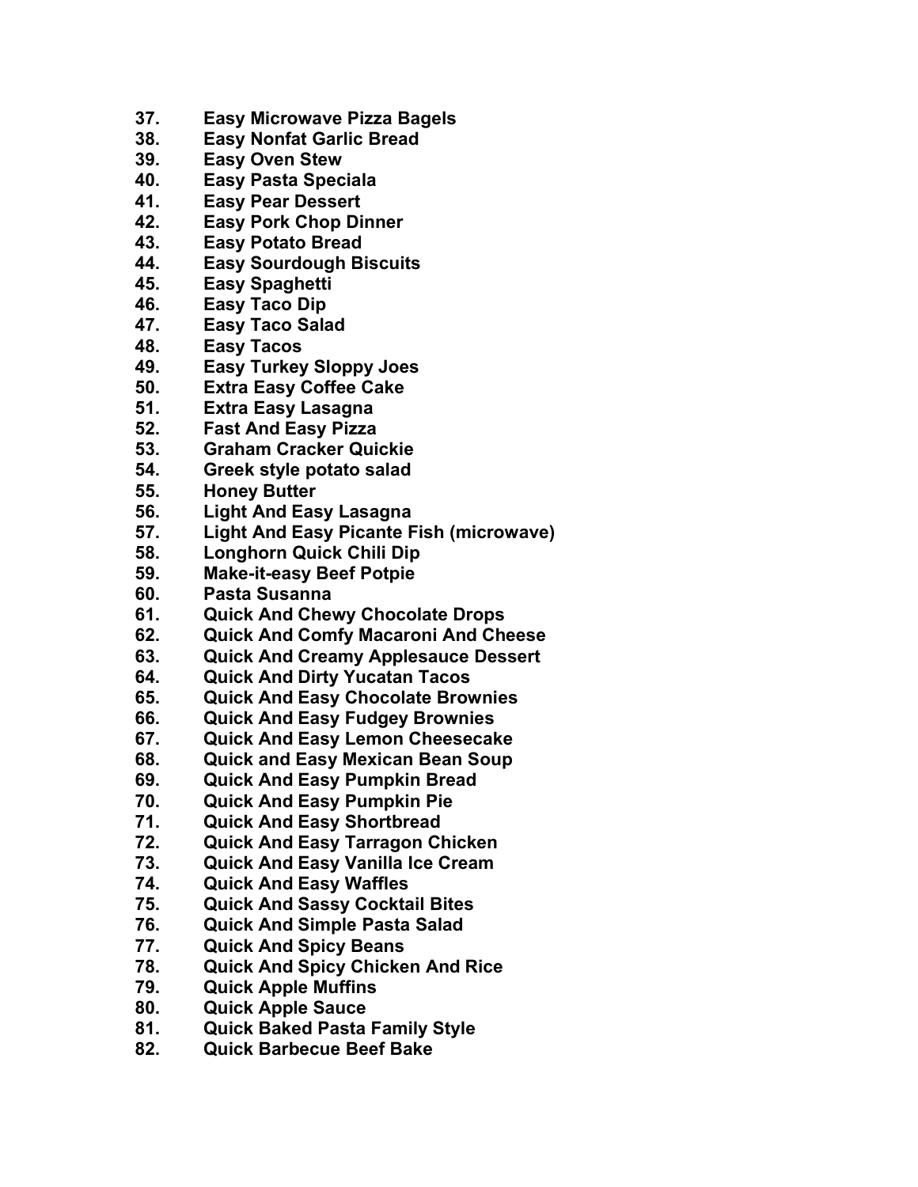37. **Easy Microwave Pizza Bagels**
38. **Easy Nonfat Garlic Bread**
39. **Easy Oven Stew**
40. **Easy Pasta Speciala**
41. **Easy Pear Dessert**
42. **Easy Pork Chop Dinner**
43. **Easy Potato Bread**
44. **Easy Sourdough Biscuits**
45. **Easy Spaghetti**
46. **Easy Taco Dip**
47. **Easy Taco Salad**
48. **Easy Tacos**
49. **Easy Turkey Sloppy Joes**
50. **Extra Easy Coffee Cake**
51. **Extra Easy Lasagna**
52. **Fast And Easy Pizza**
53. **Graham Cracker Quickie**
54. **Greek style potato salad**
55. **Honey Butter**
56. **Light And Easy Lasagna**
57. **Light And Easy Picante Fish (microwave)**
58. **Longhorn Quick Chili Dip**
59. **Make-it-easy Beef Potpie**
60. **Pasta Susanna**
61. **Quick And Chewy Chocolate Drops**
62. **Quick And Comfy Macaroni And Cheese**
63. **Quick And Creamy Applesauce Dessert**
64. **Quick And Dirty Yucatan Tacos**
65. **Quick And Easy Chocolate Brownies**
66. **Quick And Easy Fudgey Brownies**
67. **Quick And Easy Lemon Cheesecake**
68. **Quick and Easy Mexican Bean Soup**
69. **Quick And Easy Pumpkin Bread**
70. **Quick And Easy Pumpkin Pie**
71. **Quick And Easy Shortbread**
72. **Quick And Easy Tarragon Chicken**
73. **Quick And Easy Vanilla Ice Cream**
74. **Quick And Easy Waffles**
75. **Quick And Sassy Cocktail Bites**
76. **Quick And Simple Pasta Salad**
77. **Quick And Spicy Beans**
78. **Quick And Spicy Chicken And Rice**
79. **Quick Apple Muffins**
80. **Quick Apple Sauce**
81. **Quick Baked Pasta Family Style**
82. **Quick Barbecue Beef Bake**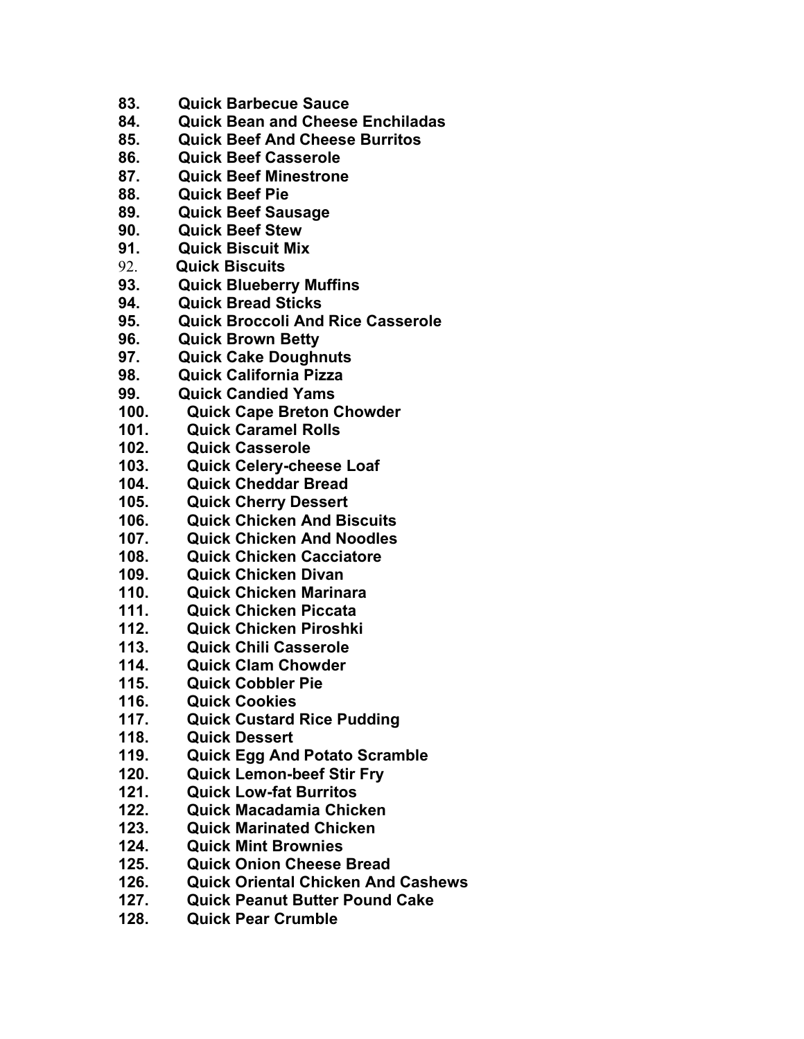83. **Quick Barbecue Sauce**
84. **Quick Bean and Cheese Enchiladas**
85. **Quick Beef And Cheese Burritos**
86. **Quick Beef Casserole**
87. **Quick Beef Minestrone**
88. **Quick Beef Pie**
89. **Quick Beef Sausage**
90. **Quick Beef Stew**
91. **Quick Biscuit Mix**
92. **Quick Biscuits**
93. **Quick Blueberry Muffins**
94. **Quick Bread Sticks**
95. **Quick Broccoli And Rice Casserole**
96. **Quick Brown Betty**
97. **Quick Cake Doughnuts**
98. **Quick California Pizza**
99. **Quick Candied Yams**
100. **Quick Cape Breton Chowder**
101. **Quick Caramel Rolls**
102. **Quick Casserole**
103. **Quick Celery-cheese Loaf**
104. **Quick Cheddar Bread**
105. **Quick Cherry Dessert**
106. **Quick Chicken And Biscuits**
107. **Quick Chicken And Noodles**
108. **Quick Chicken Cacciatore**
109. **Quick Chicken Divan**
110. **Quick Chicken Marinara**
111. **Quick Chicken Piccata**
112. **Quick Chicken Piroshki**
113. **Quick Chili Casserole**
114. **Quick Clam Chowder**
115. **Quick Cobbler Pie**
116. **Quick Cookies**
117. **Quick Custard Rice Pudding**
118. **Quick Dessert**
119. **Quick Egg And Potato Scramble**
120. **Quick Lemon-beef Stir Fry**
121. **Quick Low-fat Burritos**
122. **Quick Macadamia Chicken**
123. **Quick Marinated Chicken**
124. **Quick Mint Brownies**
125. **Quick Onion Cheese Bread**
126. **Quick Oriental Chicken And Cashews**
127. **Quick Peanut Butter Pound Cake**
128. **Quick Pear Crumble**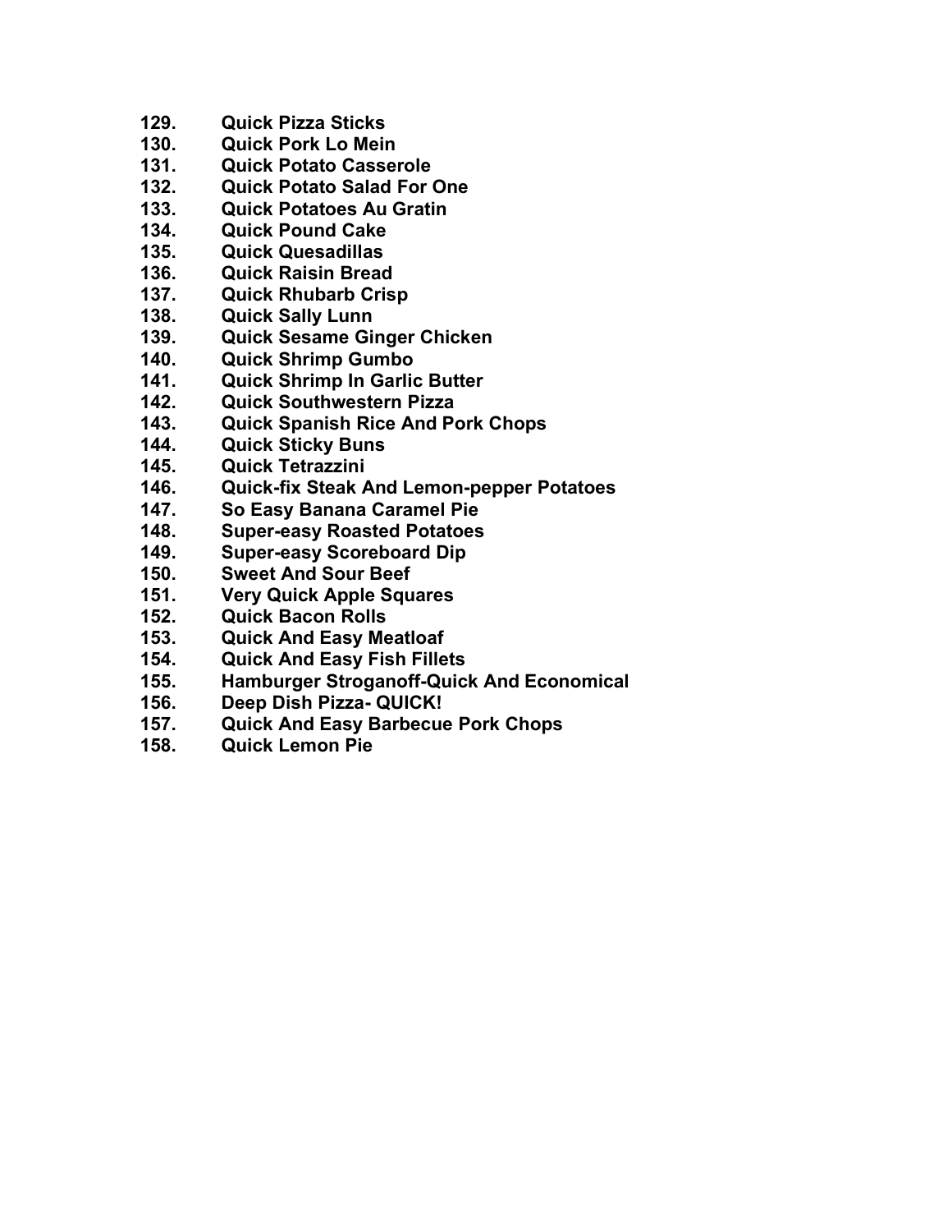129. **Quick Pizza Sticks**
130. **Quick Pork Lo Mein**
131. **Quick Potato Casserole**
132. **Quick Potato Salad For One**
133. **Quick Potatoes Au Gratin**
134. **Quick Pound Cake**
135. **Quick Quesadillas**
136. **Quick Raisin Bread**
137. **Quick Rhubarb Crisp**
138. **Quick Sally Lunn**
139. **Quick Sesame Ginger Chicken**
140. **Quick Shrimp Gumbo**
141. **Quick Shrimp In Garlic Butter**
142. **Quick Southwestern Pizza**
143. **Quick Spanish Rice And Pork Chops**
144. **Quick Sticky Buns**
145. **Quick Tetrazzini**
146. **Quick-fix Steak And Lemon-pepper Potatoes**
147. **So Easy Banana Caramel Pie**
148. **Super-easy Roasted Potatoes**
149. **Super-easy Scoreboard Dip**
150. **Sweet And Sour Beef**
151. **Very Quick Apple Squares**
152. **Quick Bacon Rolls**
153. **Quick And Easy Meatloaf**
154. **Quick And Easy Fish Fillets**
155. **Hamburger Stroganoff-Quick And Economical**
156. **Deep Dish Pizza- QUICK!**
157. **Quick And Easy Barbecue Pork Chops**
158. **Quick Lemon Pie**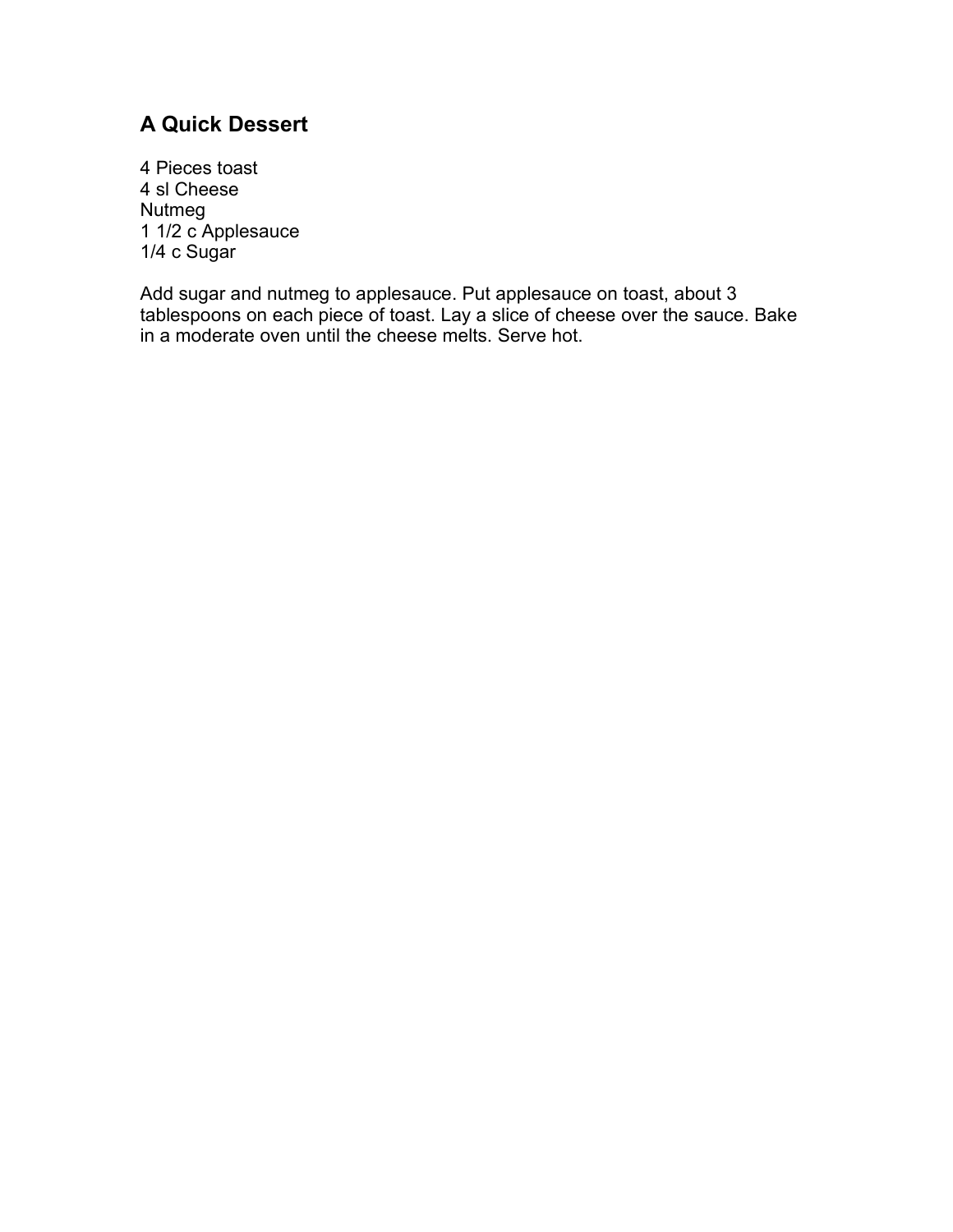## A Quick Dessert

4 Pieces toast
4 sl Cheese
Nutmeg
1 1/2 c Applesauce
1/4 c Sugar

Add sugar and nutmeg to applesauce. Put applesauce on toast, about 3 tablespoons on each piece of toast. Lay a slice of cheese over the sauce. Bake in a moderate oven until the cheese melts. Serve hot.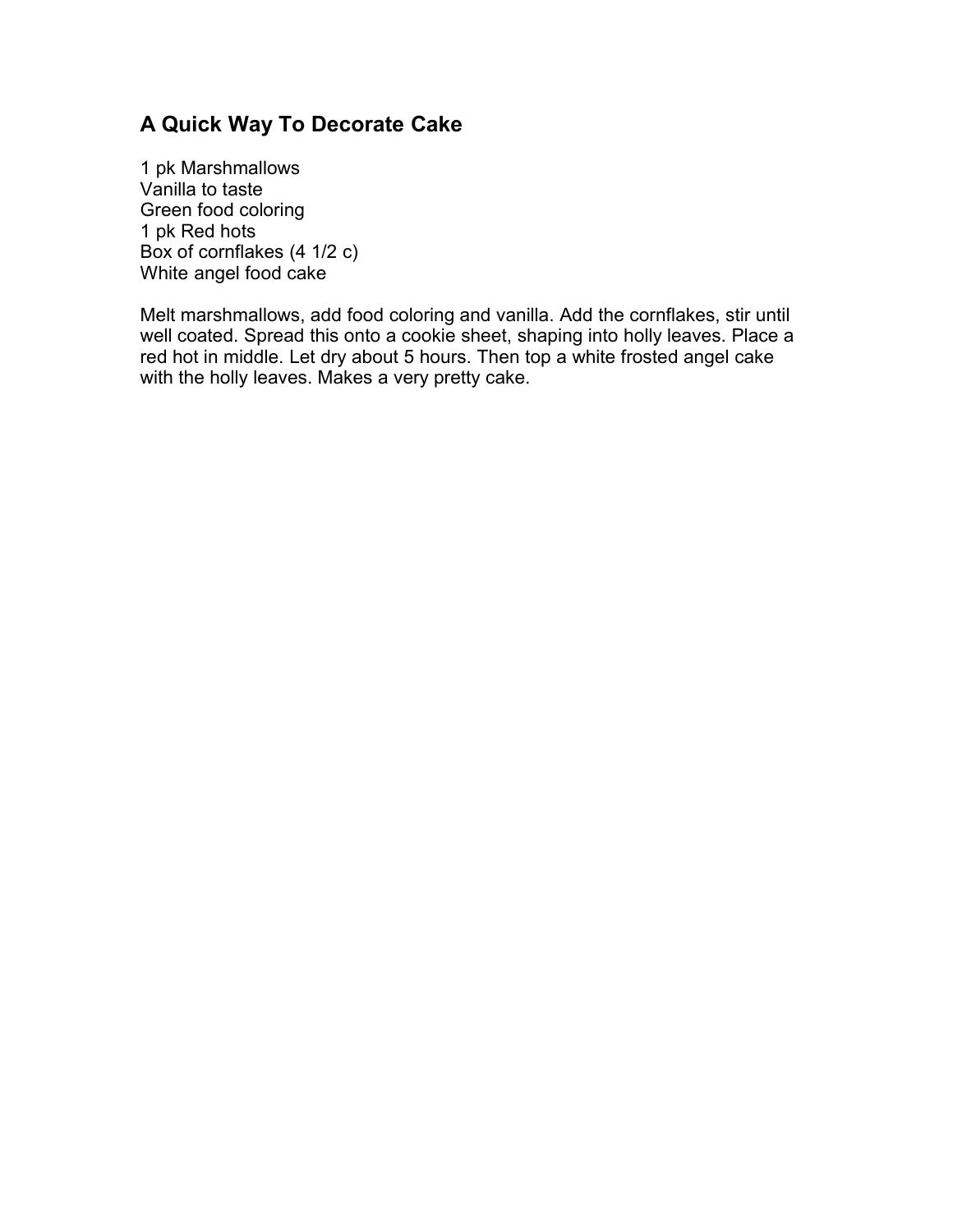## A Quick Way To Decorate Cake

1 pk Marshmallows
Vanilla to taste
Green food coloring
1 pk Red hots
Box of cornflakes (4 1/2 c)
White angel food cake

Melt marshmallows, add food coloring and vanilla. Add the cornflakes, stir until well coated. Spread this onto a cookie sheet, shaping into holly leaves. Place a red hot in middle. Let dry about 5 hours. Then top a white frosted angel cake with the holly leaves. Makes a very pretty cake.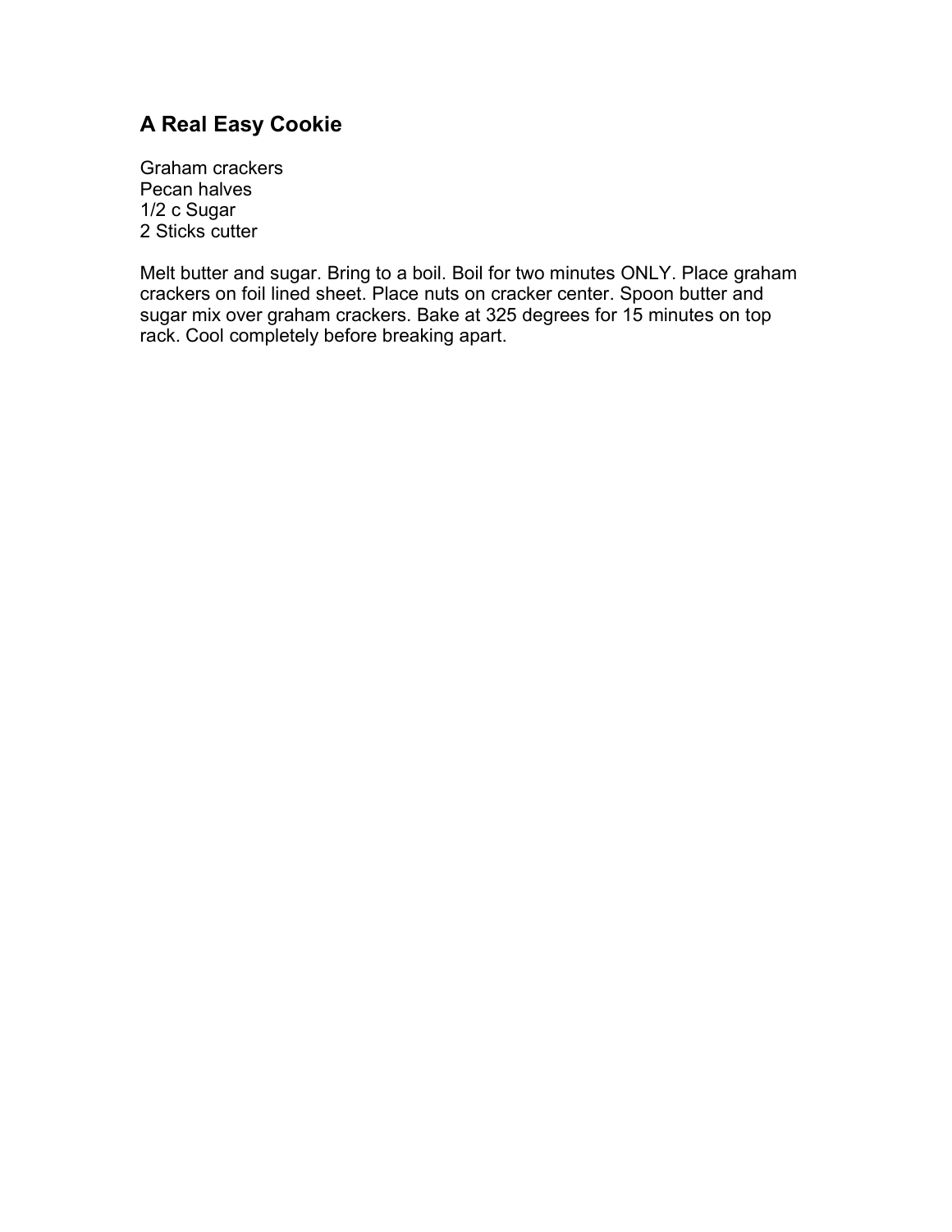## A Real Easy Cookie

Graham crackers
Pecan halves
1/2 c Sugar
2 Sticks cutter

Melt butter and sugar. Bring to a boil. Boil for two minutes ONLY. Place graham crackers on foil lined sheet. Place nuts on cracker center. Spoon butter and sugar mix over graham crackers. Bake at 325 degrees for 15 minutes on top rack. Cool completely before breaking apart.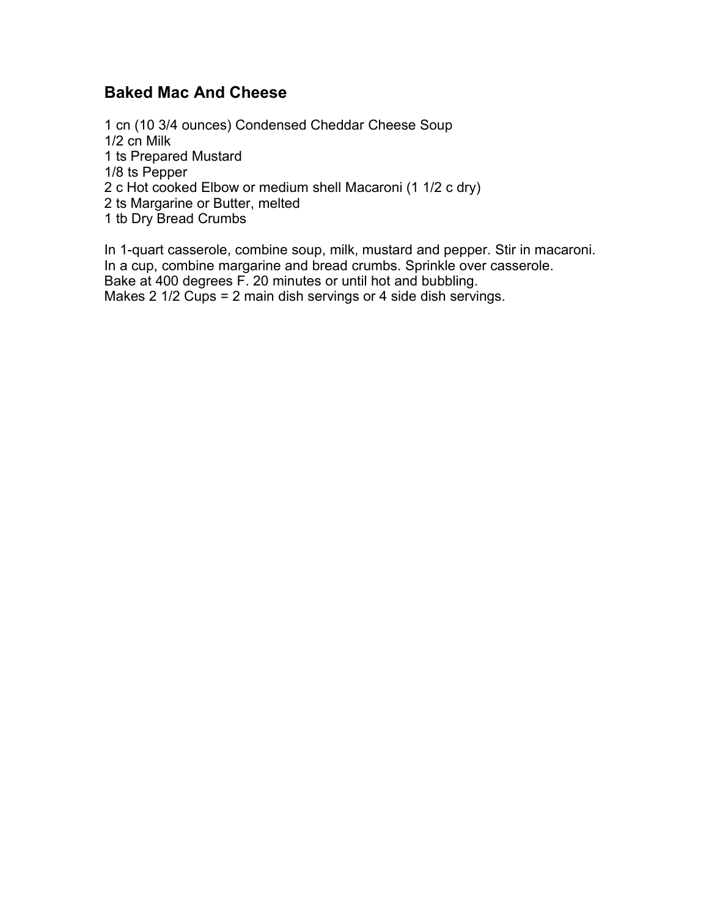## Baked Mac And Cheese

1 cn (10 3/4 ounces) Condensed Cheddar Cheese Soup
1/2 cn Milk
1 ts Prepared Mustard
1/8 ts Pepper
2 c Hot cooked Elbow or medium shell Macaroni (1 1/2 c dry)
2 ts Margarine or Butter, melted
1 tb Dry Bread Crumbs

In 1-quart casserole, combine soup, milk, mustard and pepper. Stir in macaroni.
In a cup, combine margarine and bread crumbs. Sprinkle over casserole.
Bake at 400 degrees F. 20 minutes or until hot and bubbling.
Makes 2 1/2 Cups = 2 main dish servings or 4 side dish servings.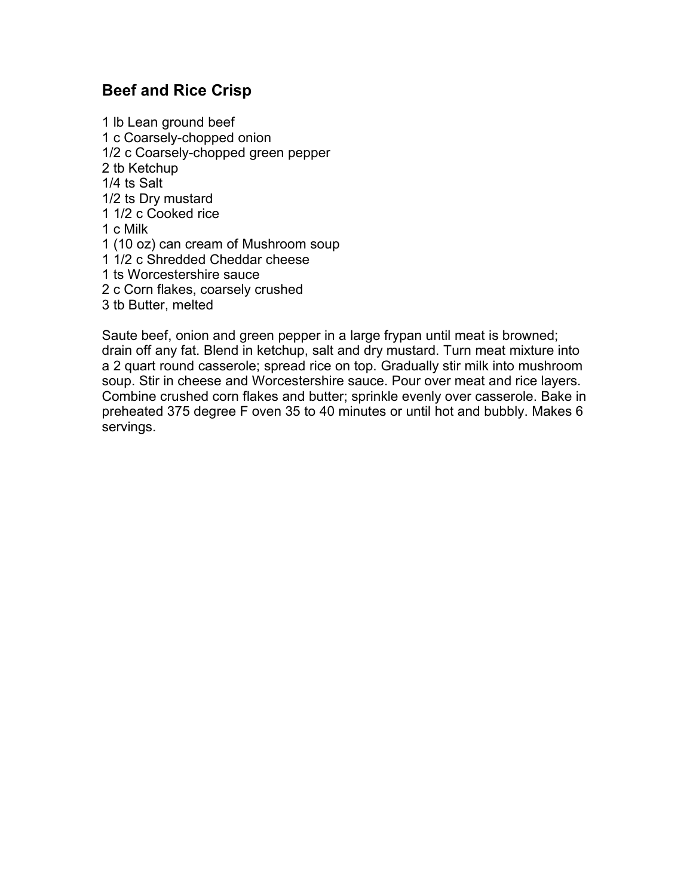## Beef and Rice Crisp

1 lb Lean ground beef
1 c Coarsely-chopped onion
1/2 c Coarsely-chopped green pepper
2 tb Ketchup
1/4 ts Salt
1/2 ts Dry mustard
1 1/2 c Cooked rice
1 c Milk
1 (10 oz) can cream of Mushroom soup
1 1/2 c Shredded Cheddar cheese
1 ts Worcestershire sauce
2 c Corn flakes, coarsely crushed
3 tb Butter, melted

Saute beef, onion and green pepper in a large frypan until meat is browned; drain off any fat. Blend in ketchup, salt and dry mustard. Turn meat mixture into a 2 quart round casserole; spread rice on top. Gradually stir milk into mushroom soup. Stir in cheese and Worcestershire sauce. Pour over meat and rice layers. Combine crushed corn flakes and butter; sprinkle evenly over casserole. Bake in preheated 375 degree F oven 35 to 40 minutes or until hot and bubbly. Makes 6 servings.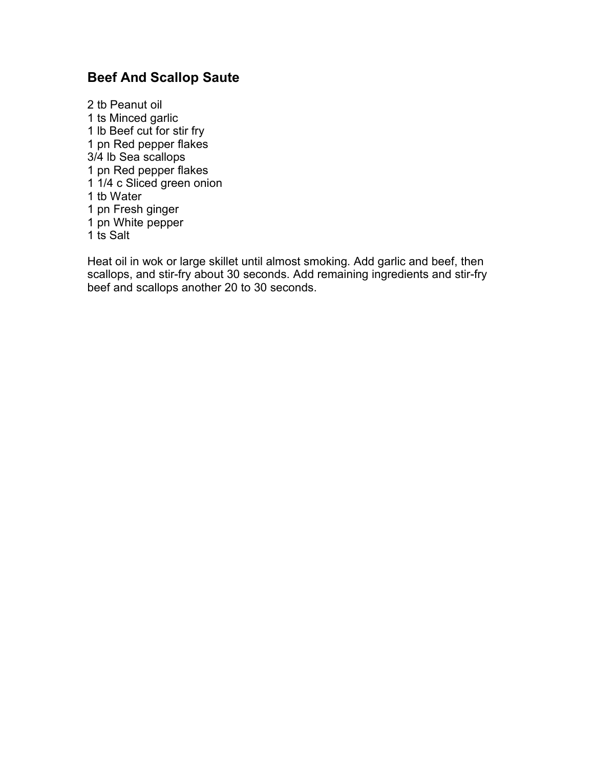## Beef And Scallop Saute

2 tb Peanut oil
1 ts Minced garlic
1 lb Beef cut for stir fry
1 pn Red pepper flakes
3/4 lb Sea scallops
1 pn Red pepper flakes
1 1/4 c Sliced green onion
1 tb Water
1 pn Fresh ginger
1 pn White pepper
1 ts Salt

Heat oil in wok or large skillet until almost smoking. Add garlic and beef, then scallops, and stir-fry about 30 seconds. Add remaining ingredients and stir-fry beef and scallops another 20 to 30 seconds.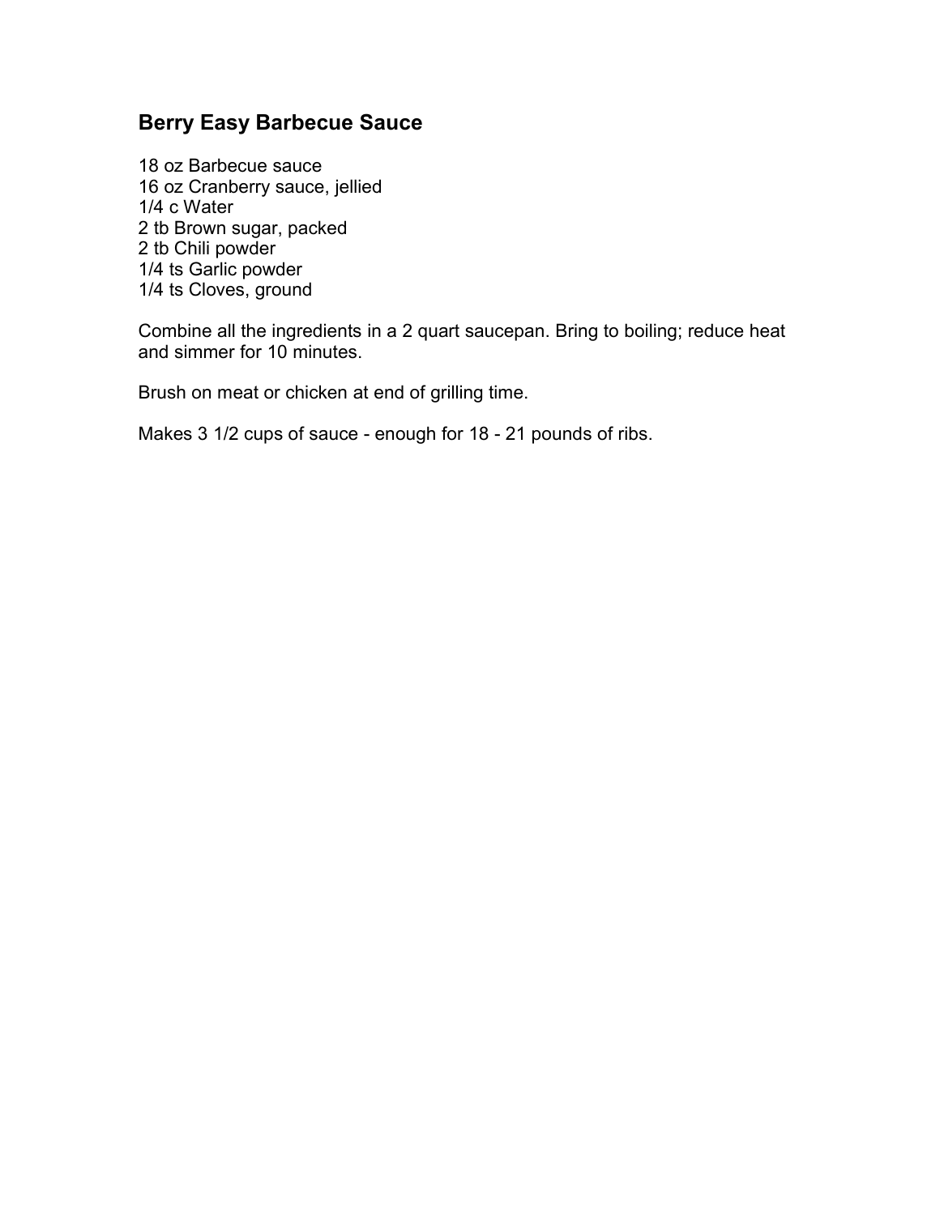## Berry Easy Barbecue Sauce

18 oz Barbecue sauce
16 oz Cranberry sauce, jellied
1/4 c Water
2 tb Brown sugar, packed
2 tb Chili powder
1/4 ts Garlic powder
1/4 ts Cloves, ground

Combine all the ingredients in a 2 quart saucepan. Bring to boiling; reduce heat and simmer for 10 minutes.

Brush on meat or chicken at end of grilling time.

Makes 3 1/2 cups of sauce - enough for 18 - 21 pounds of ribs.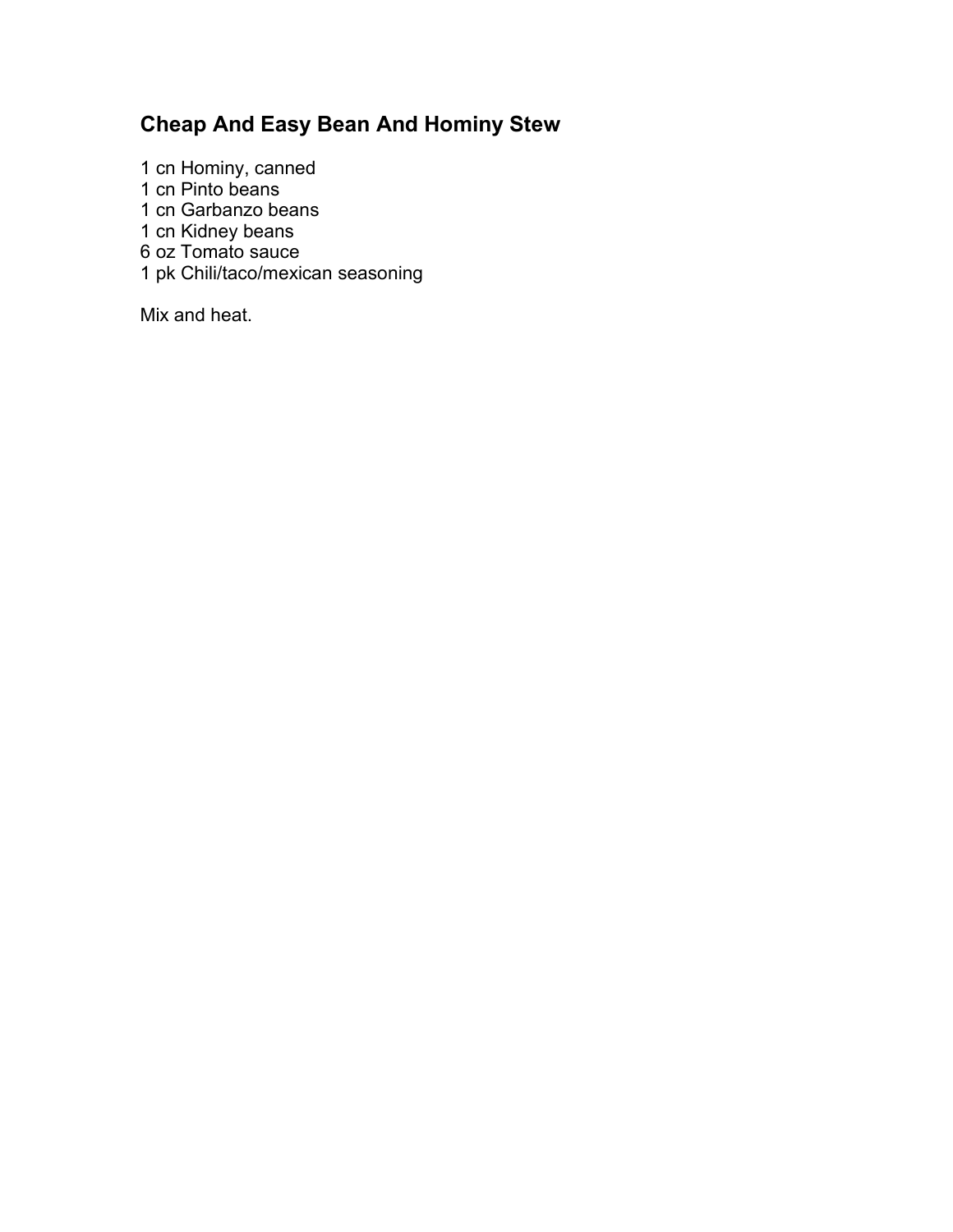## Cheap And Easy Bean And Hominy Stew

1 cn Hominy, canned
1 cn Pinto beans
1 cn Garbanzo beans
1 cn Kidney beans
6 oz Tomato sauce
1 pk Chili/taco/mexican seasoning

Mix and heat.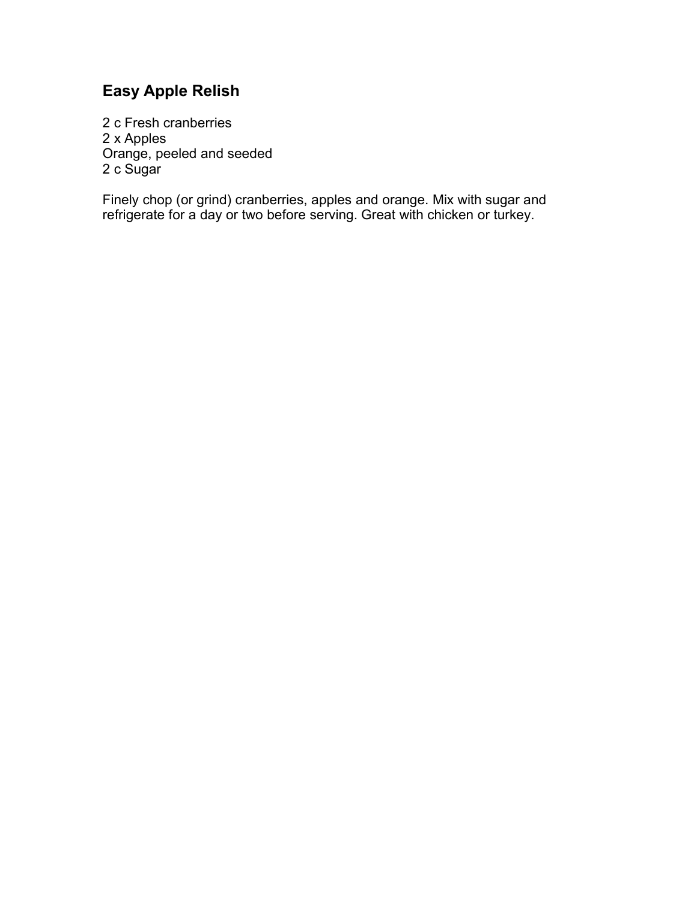## Easy Apple Relish

2 c Fresh cranberries
2 x Apples
Orange, peeled and seeded
2 c Sugar

Finely chop (or grind) cranberries, apples and orange. Mix with sugar and refrigerate for a day or two before serving. Great with chicken or turkey.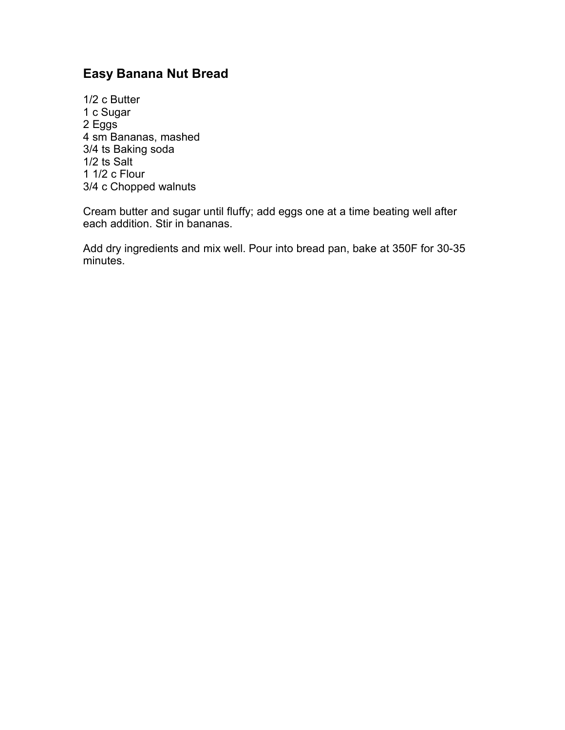## Easy Banana Nut Bread

1/2 c Butter
1 c Sugar
2 Eggs
4 sm Bananas, mashed
3/4 ts Baking soda
1/2 ts Salt
1 1/2 c Flour
3/4 c Chopped walnuts

Cream butter and sugar until fluffy; add eggs one at a time beating well after each addition. Stir in bananas.

Add dry ingredients and mix well. Pour into bread pan, bake at 350F for 30-35 minutes.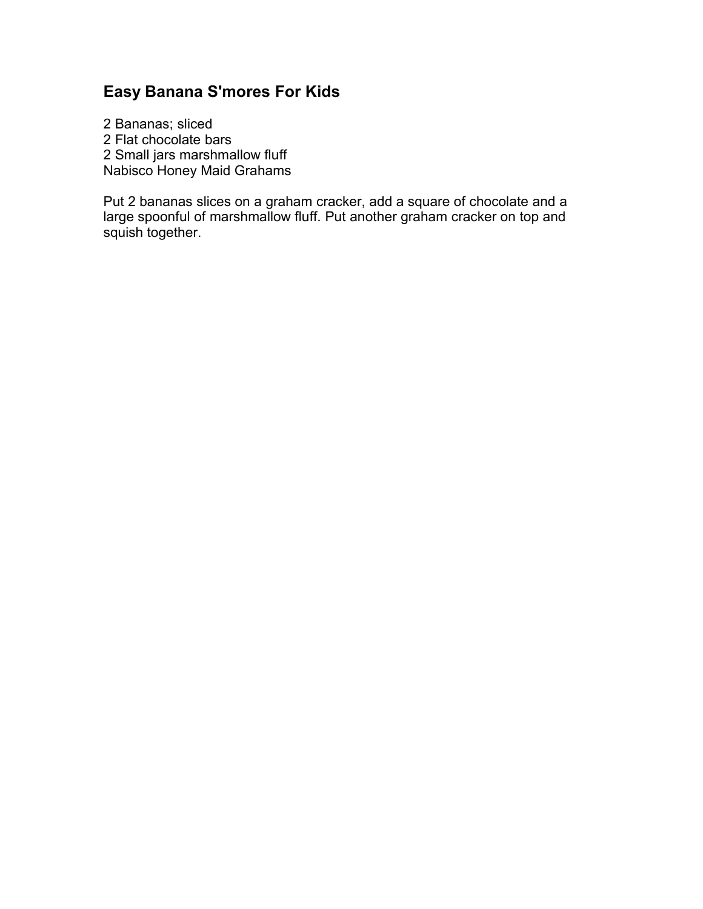## Easy Banana S'mores For Kids

2 Bananas; sliced
2 Flat chocolate bars
2 Small jars marshmallow fluff
Nabisco Honey Maid Grahams

Put 2 bananas slices on a graham cracker, add a square of chocolate and a large spoonful of marshmallow fluff. Put another graham cracker on top and squish together.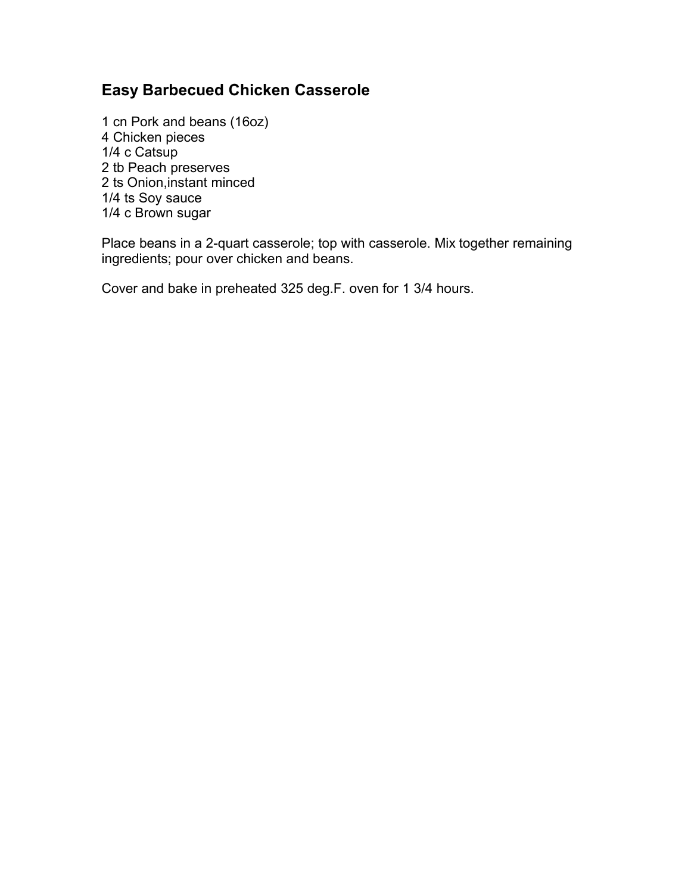## Easy Barbecued Chicken Casserole

1 cn Pork and beans (16oz)
4 Chicken pieces
1/4 c Catsup
2 tb Peach preserves
2 ts Onion,instant minced
1/4 ts Soy sauce
1/4 c Brown sugar

Place beans in a 2-quart casserole; top with casserole. Mix together remaining ingredients; pour over chicken and beans.

Cover and bake in preheated 325 deg.F. oven for 1 3/4 hours.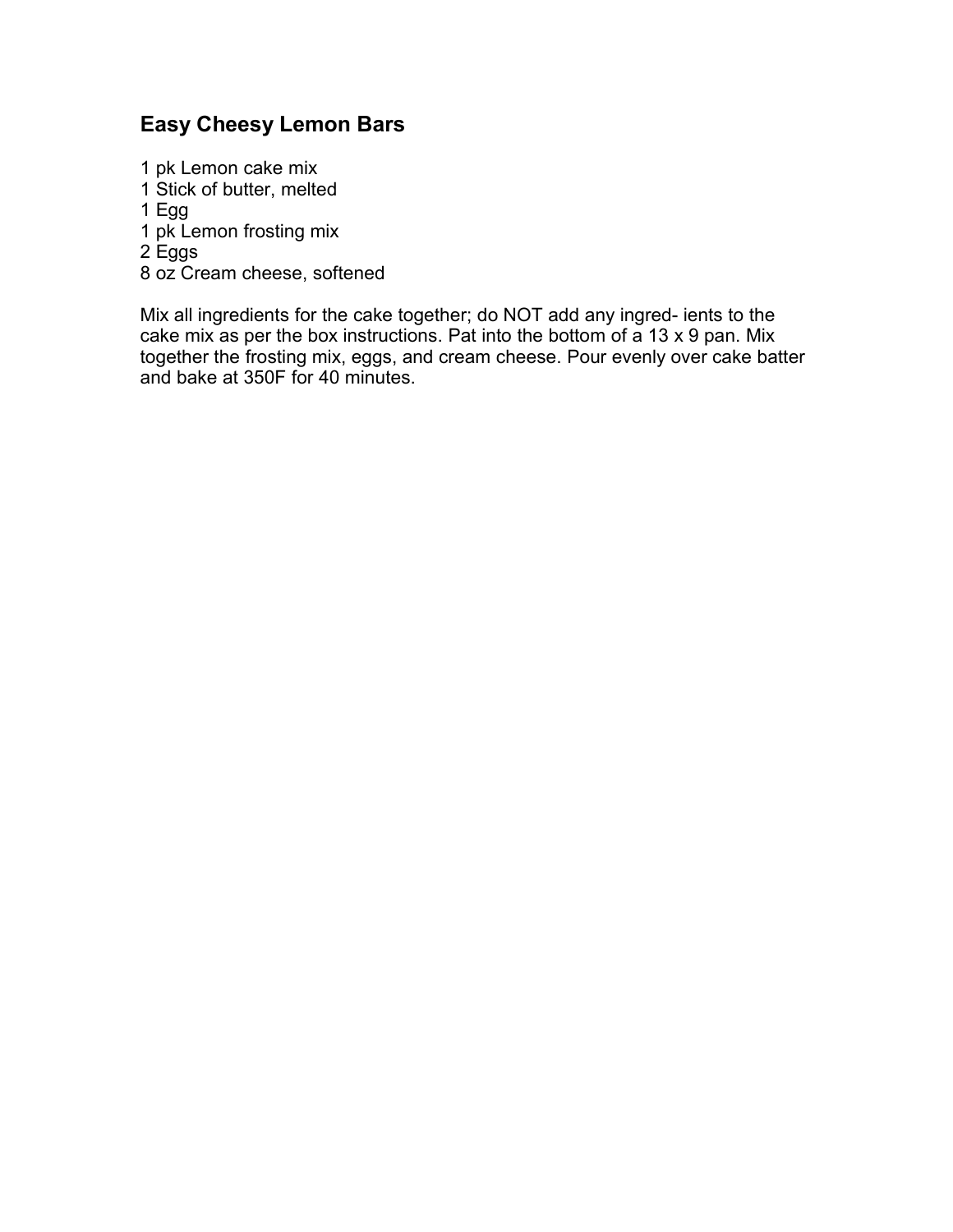## Easy Cheesy Lemon Bars

1 pk Lemon cake mix  
1 Stick of butter, melted  
1 Egg  
1 pk Lemon frosting mix  
2 Eggs  
8 oz Cream cheese, softened

Mix all ingredients for the cake together; do NOT add any ingred- ients to the cake mix as per the box instructions. Pat into the bottom of a 13 x 9 pan. Mix together the frosting mix, eggs, and cream cheese. Pour evenly over cake batter and bake at 350F for 40 minutes.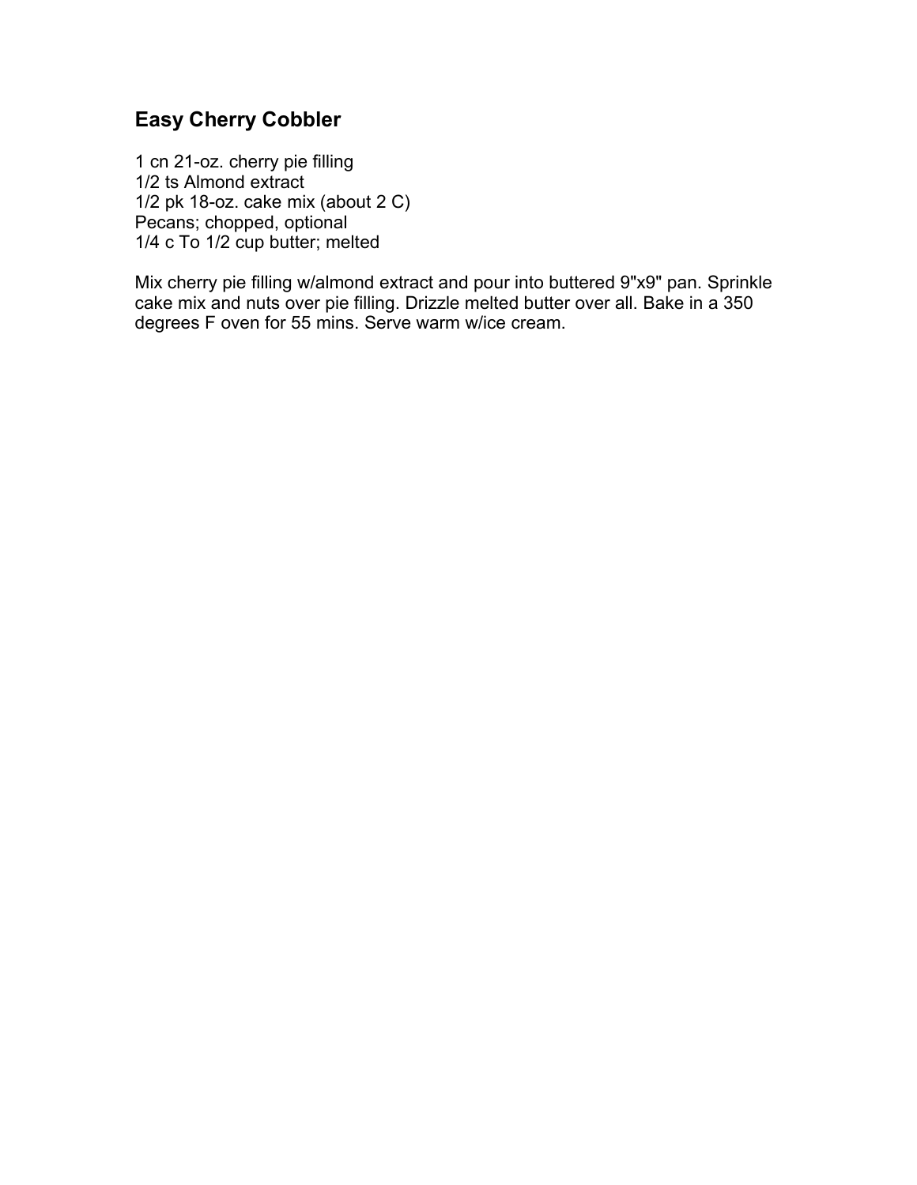## Easy Cherry Cobbler

1 cn 21-oz. cherry pie filling
1/2 ts Almond extract
1/2 pk 18-oz. cake mix (about 2 C)
Pecans; chopped, optional
1/4 c To 1/2 cup butter; melted

Mix cherry pie filling w/almond extract and pour into buttered 9"x9" pan. Sprinkle cake mix and nuts over pie filling. Drizzle melted butter over all. Bake in a 350 degrees F oven for 55 mins. Serve warm w/ice cream.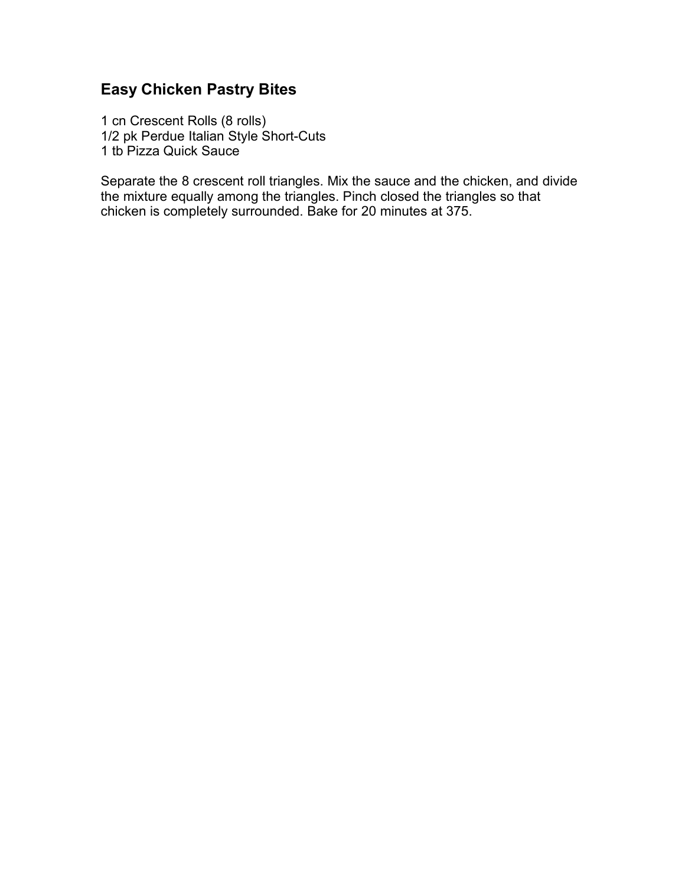## Easy Chicken Pastry Bites

1 cn Crescent Rolls (8 rolls)
1/2 pk Perdue Italian Style Short-Cuts
1 tb Pizza Quick Sauce

Separate the 8 crescent roll triangles. Mix the sauce and the chicken, and divide the mixture equally among the triangles. Pinch closed the triangles so that chicken is completely surrounded. Bake for 20 minutes at 375.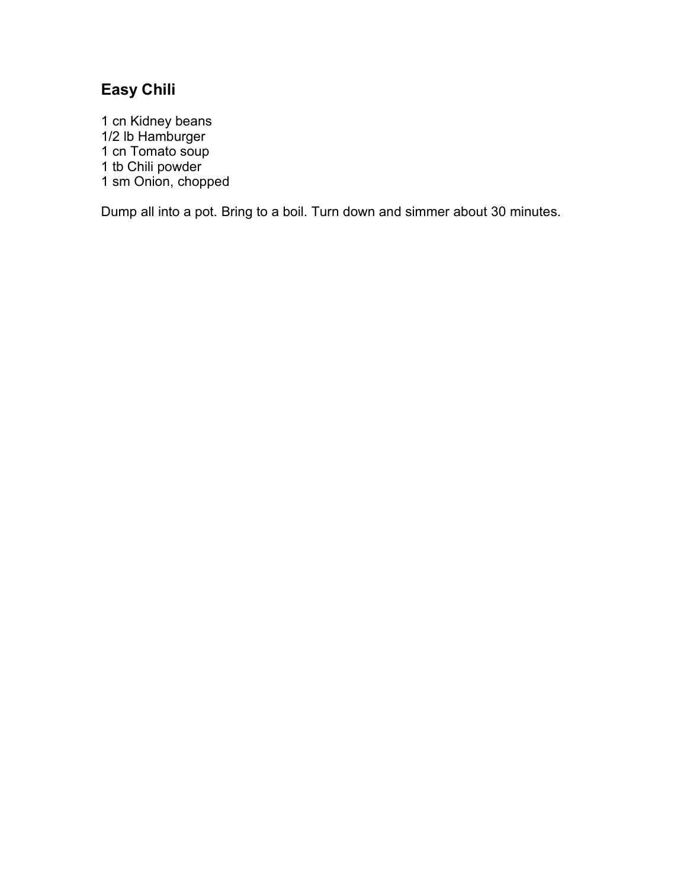## Easy Chili

1 cn Kidney beans
1/2 lb Hamburger
1 cn Tomato soup
1 tb Chili powder
1 sm Onion, chopped

Dump all into a pot. Bring to a boil. Turn down and simmer about 30 minutes.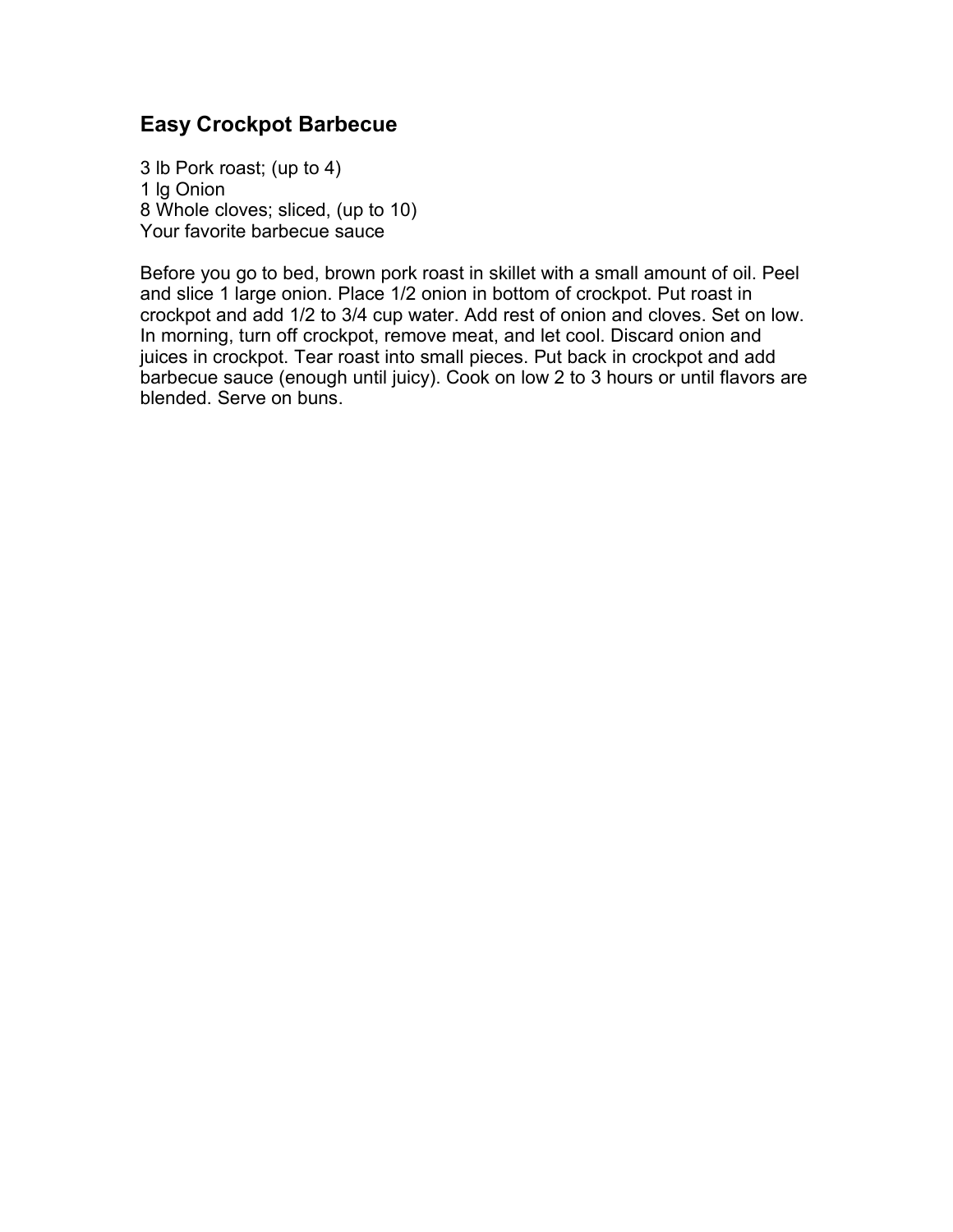## Easy Crockpot Barbecue

3 lb Pork roast; (up to 4)
1 lg Onion
8 Whole cloves; sliced, (up to 10)
Your favorite barbecue sauce

Before you go to bed, brown pork roast in skillet with a small amount of oil. Peel and slice 1 large onion. Place 1/2 onion in bottom of crockpot. Put roast in crockpot and add 1/2 to 3/4 cup water. Add rest of onion and cloves. Set on low. In morning, turn off crockpot, remove meat, and let cool. Discard onion and juices in crockpot. Tear roast into small pieces. Put back in crockpot and add barbecue sauce (enough until juicy). Cook on low 2 to 3 hours or until flavors are blended. Serve on buns.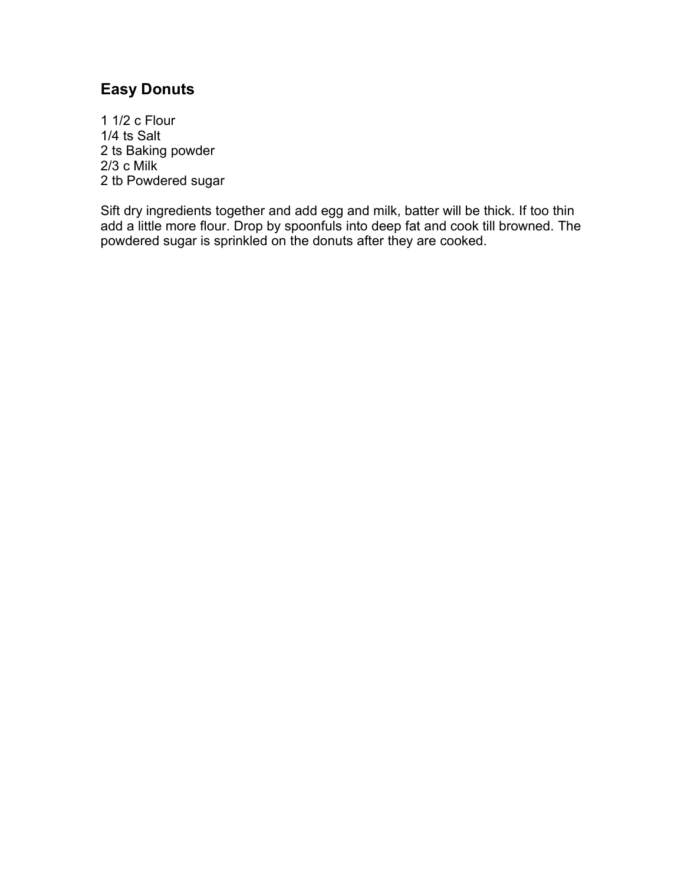## Easy Donuts

1 1/2 c Flour
1/4 ts Salt
2 ts Baking powder
2/3 c Milk
2 tb Powdered sugar

Sift dry ingredients together and add egg and milk, batter will be thick. If too thin add a little more flour. Drop by spoonfuls into deep fat and cook till browned. The powdered sugar is sprinkled on the donuts after they are cooked.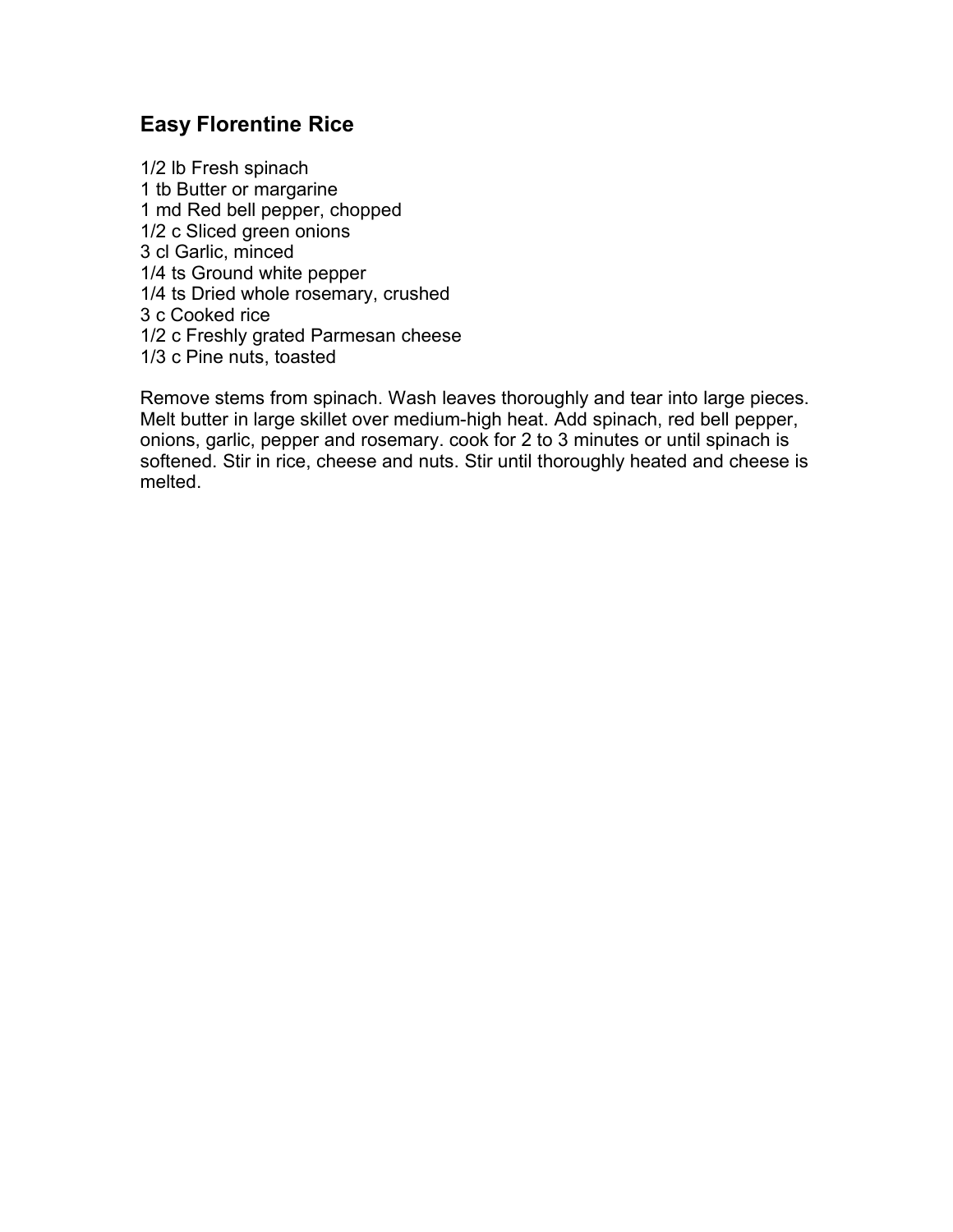## Easy Florentine Rice

1/2 lb Fresh spinach
1 tb Butter or margarine
1 md Red bell pepper, chopped
1/2 c Sliced green onions
3 cl Garlic, minced
1/4 ts Ground white pepper
1/4 ts Dried whole rosemary, crushed
3 c Cooked rice
1/2 c Freshly grated Parmesan cheese
1/3 c Pine nuts, toasted

Remove stems from spinach. Wash leaves thoroughly and tear into large pieces. Melt butter in large skillet over medium-high heat. Add spinach, red bell pepper, onions, garlic, pepper and rosemary. cook for 2 to 3 minutes or until spinach is softened. Stir in rice, cheese and nuts. Stir until thoroughly heated and cheese is melted.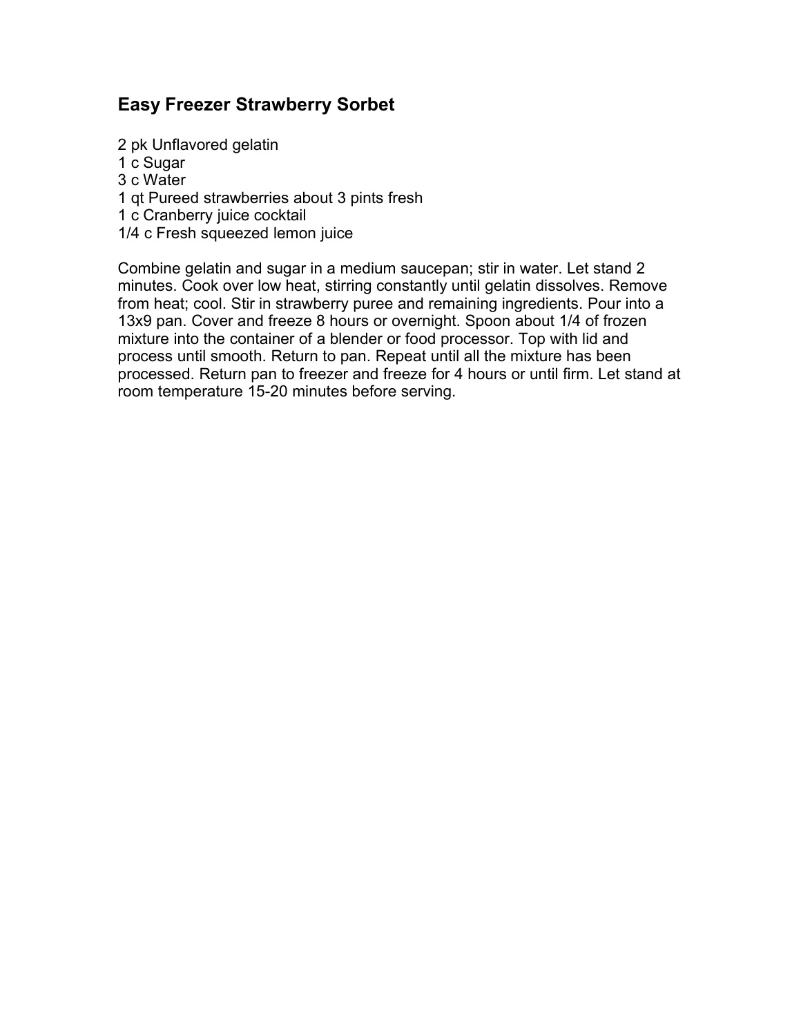## Easy Freezer Strawberry Sorbet

2 pk Unflavored gelatin
1 c Sugar
3 c Water
1 qt Pureed strawberries about 3 pints fresh
1 c Cranberry juice cocktail
1/4 c Fresh squeezed lemon juice

Combine gelatin and sugar in a medium saucepan; stir in water. Let stand 2 minutes. Cook over low heat, stirring constantly until gelatin dissolves. Remove from heat; cool. Stir in strawberry puree and remaining ingredients. Pour into a 13x9 pan. Cover and freeze 8 hours or overnight. Spoon about 1/4 of frozen mixture into the container of a blender or food processor. Top with lid and process until smooth. Return to pan. Repeat until all the mixture has been processed. Return pan to freezer and freeze for 4 hours or until firm. Let stand at room temperature 15-20 minutes before serving.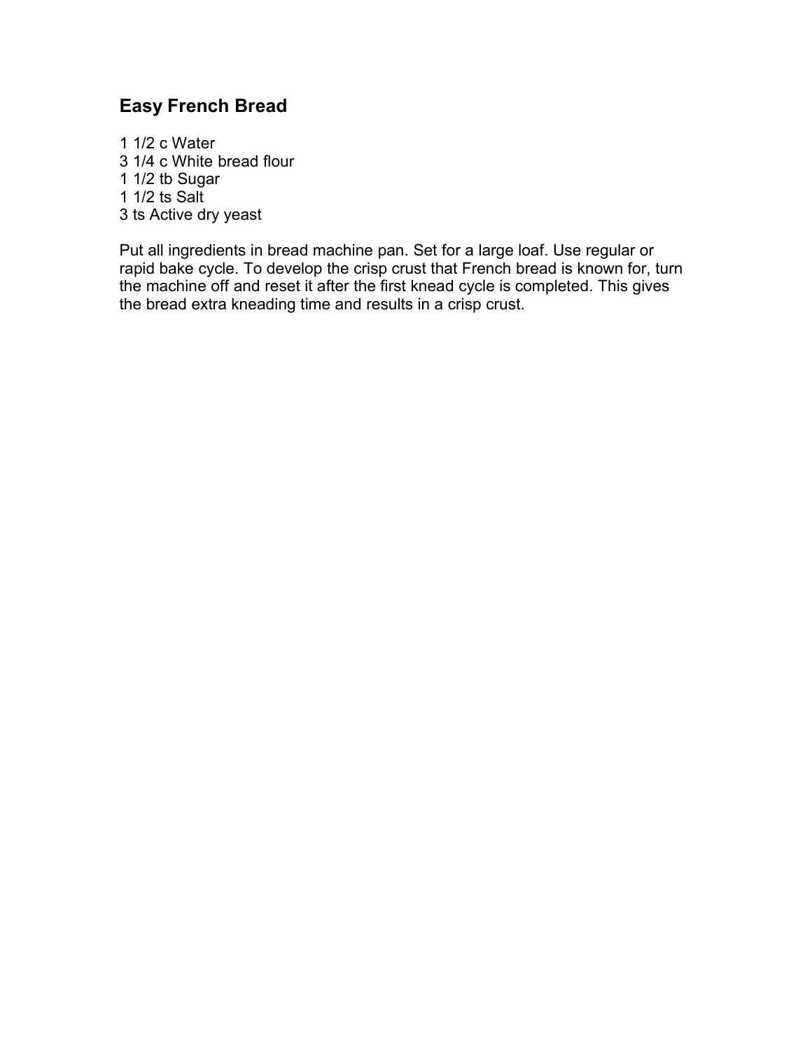## Easy French Bread

1 1/2 c Water
3 1/4 c White bread flour
1 1/2 tb Sugar
1 1/2 ts Salt
3 ts Active dry yeast

Put all ingredients in bread machine pan. Set for a large loaf. Use regular or rapid bake cycle. To develop the crisp crust that French bread is known for, turn the machine off and reset it after the first knead cycle is completed. This gives the bread extra kneading time and results in a crisp crust.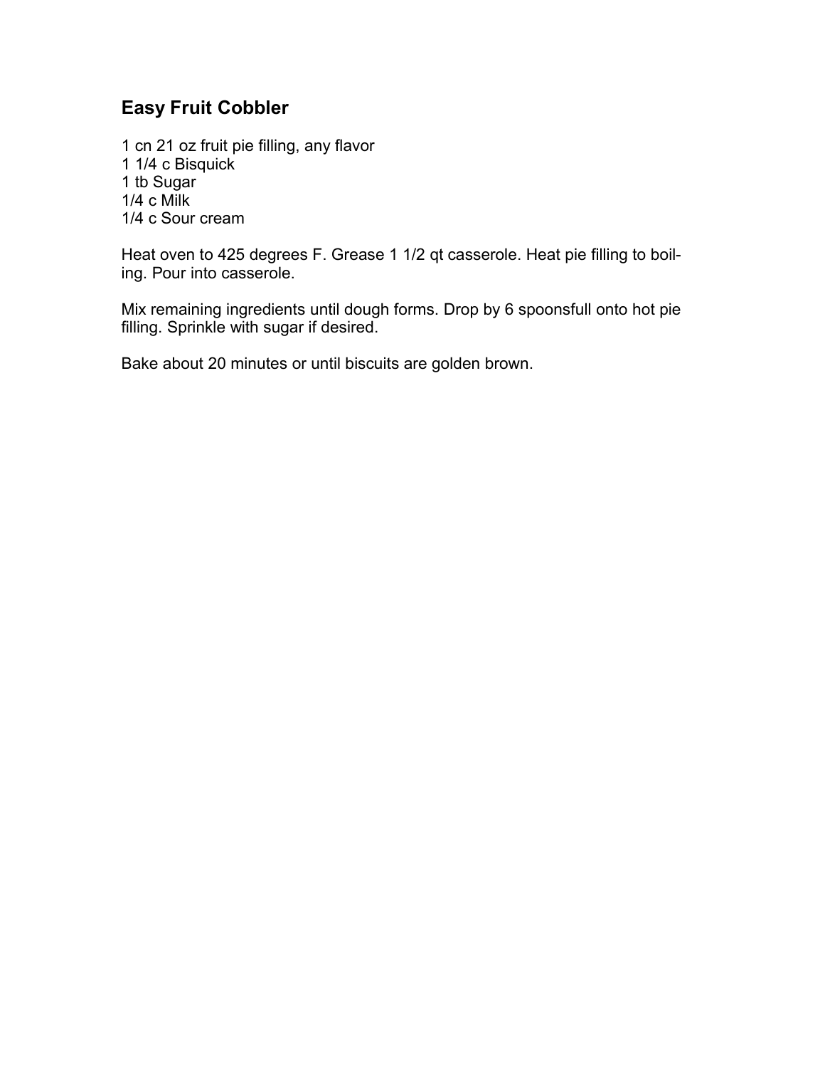## Easy Fruit Cobbler

1 cn 21 oz fruit pie filling, any flavor
1 1/4 c Bisquick
1 tb Sugar
1/4 c Milk
1/4 c Sour cream

Heat oven to 425 degrees F. Grease 1 1/2 qt casserole. Heat pie filling to boiling. Pour into casserole.

Mix remaining ingredients until dough forms. Drop by 6 spoonsfull onto hot pie filling. Sprinkle with sugar if desired.

Bake about 20 minutes or until biscuits are golden brown.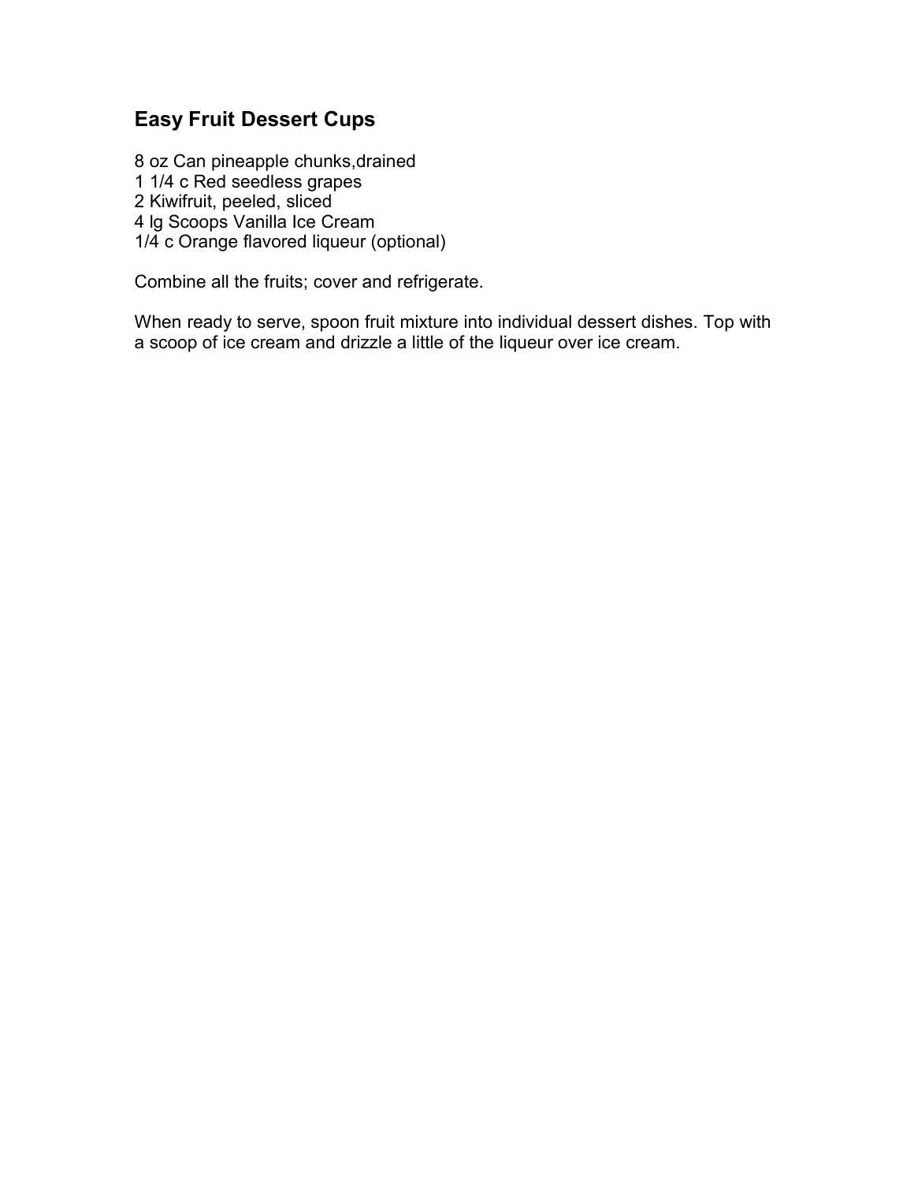## Easy Fruit Dessert Cups

8 oz Can pineapple chunks,drained
1 1/4 c Red seedless grapes
2 Kiwifruit, peeled, sliced
4 lg Scoops Vanilla Ice Cream
1/4 c Orange flavored liqueur (optional)

Combine all the fruits; cover and refrigerate.

When ready to serve, spoon fruit mixture into individual dessert dishes. Top with a scoop of ice cream and drizzle a little of the liqueur over ice cream.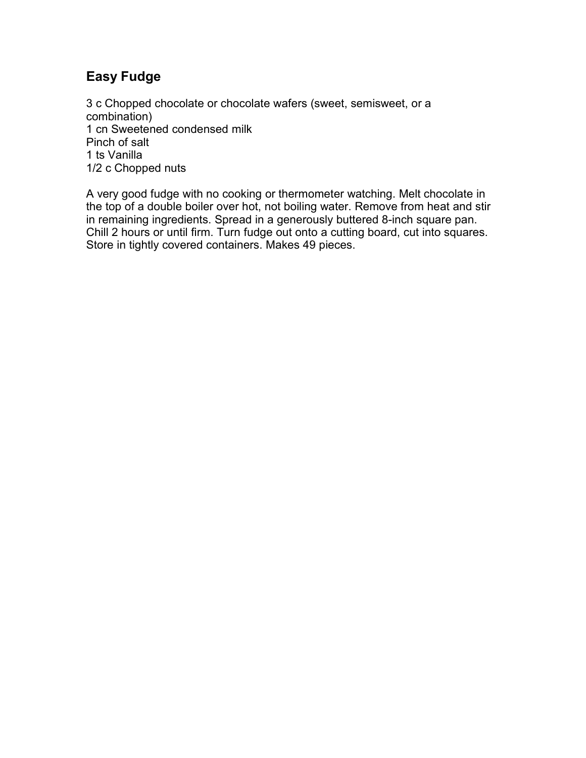## Easy Fudge

3 c Chopped chocolate or chocolate wafers (sweet, semisweet, or a combination)
1 cn Sweetened condensed milk
Pinch of salt
1 ts Vanilla
1/2 c Chopped nuts

A very good fudge with no cooking or thermometer watching. Melt chocolate in the top of a double boiler over hot, not boiling water. Remove from heat and stir in remaining ingredients. Spread in a generously buttered 8-inch square pan. Chill 2 hours or until firm. Turn fudge out onto a cutting board, cut into squares. Store in tightly covered containers. Makes 49 pieces.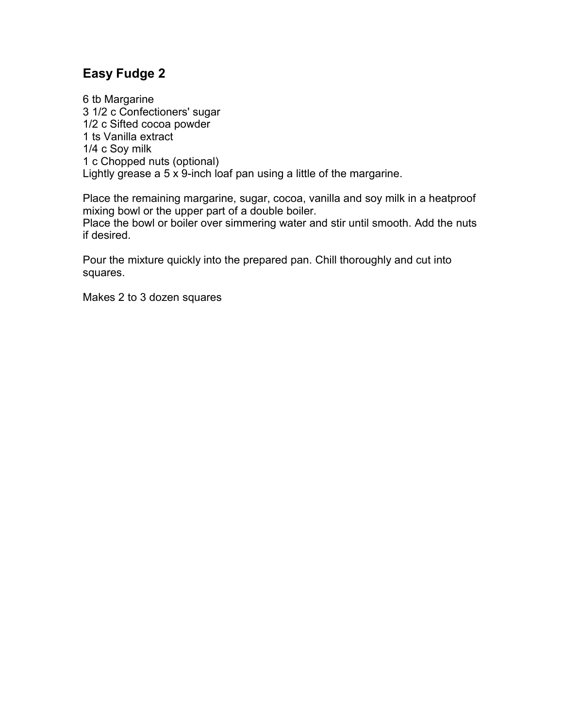## Easy Fudge 2

6 tb Margarine
3 1/2 c Confectioners' sugar
1/2 c Sifted cocoa powder
1 ts Vanilla extract
1/4 c Soy milk
1 c Chopped nuts (optional)
Lightly grease a 5 x 9-inch loaf pan using a little of the margarine.

Place the remaining margarine, sugar, cocoa, vanilla and soy milk in a heatproof mixing bowl or the upper part of a double boiler.
Place the bowl or boiler over simmering water and stir until smooth. Add the nuts if desired.

Pour the mixture quickly into the prepared pan. Chill thoroughly and cut into squares.

Makes 2 to 3 dozen squares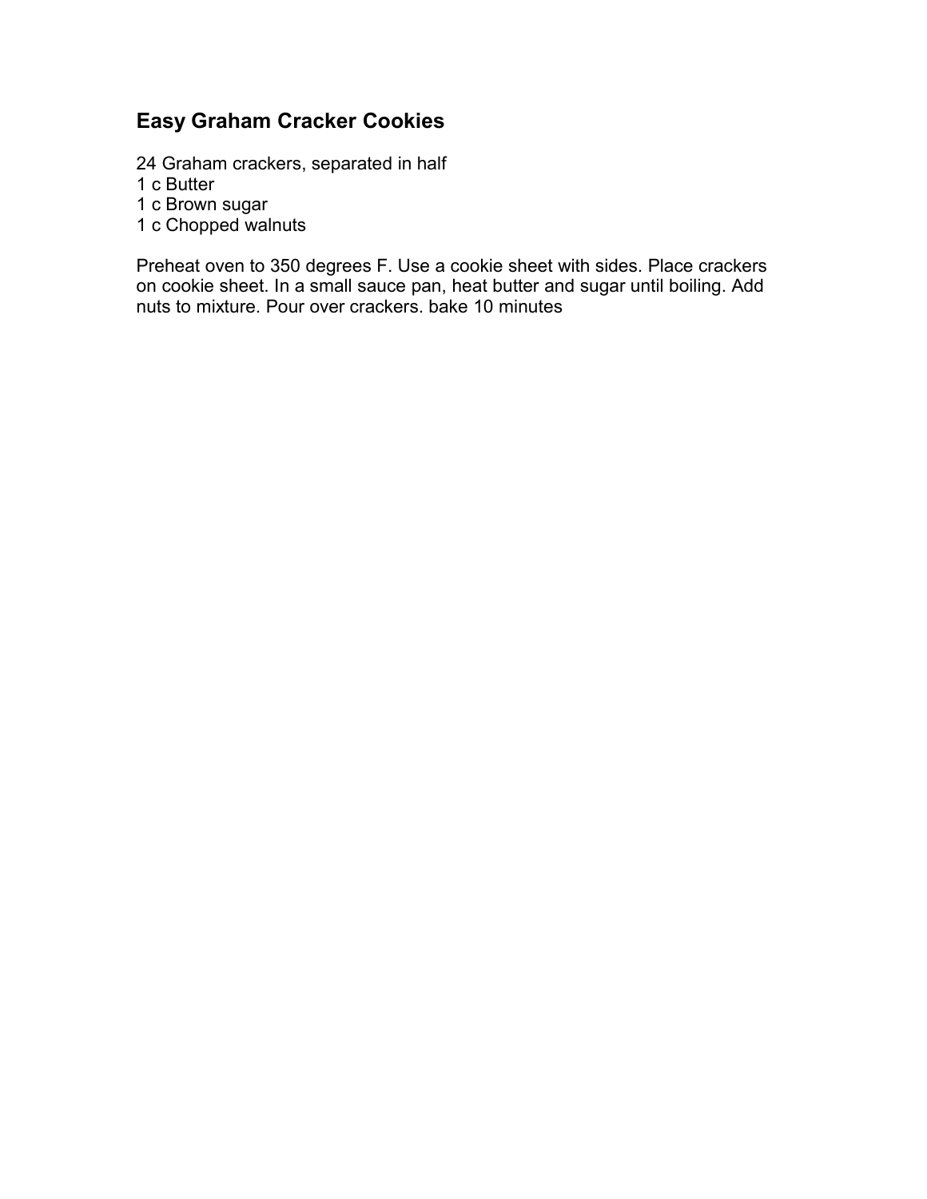## Easy Graham Cracker Cookies

24 Graham crackers, separated in half
1 c Butter
1 c Brown sugar
1 c Chopped walnuts

Preheat oven to 350 degrees F. Use a cookie sheet with sides. Place crackers on cookie sheet. In a small sauce pan, heat butter and sugar until boiling. Add nuts to mixture. Pour over crackers. bake 10 minutes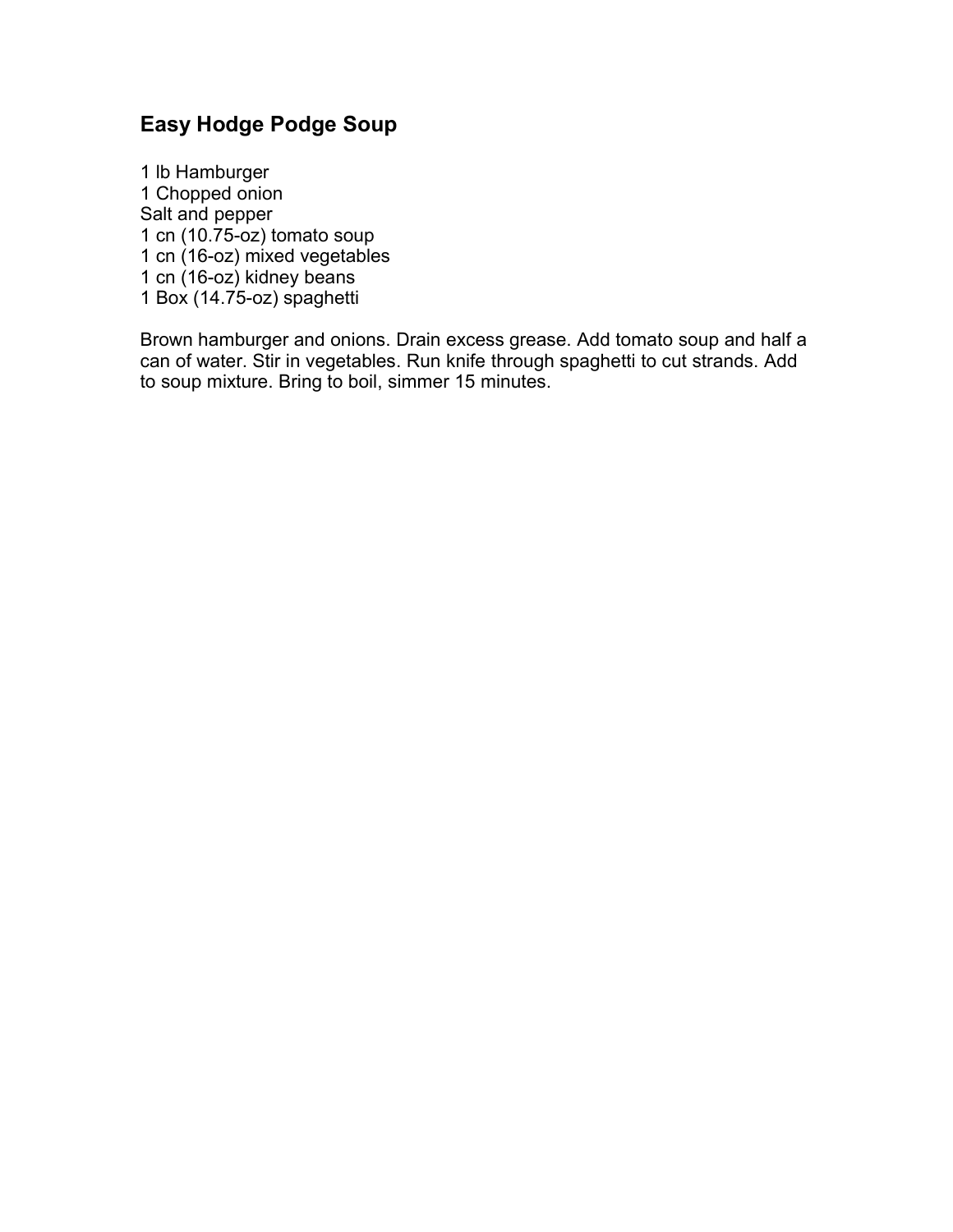## Easy Hodge Podge Soup

1 lb Hamburger
1 Chopped onion
Salt and pepper
1 cn (10.75-oz) tomato soup
1 cn (16-oz) mixed vegetables
1 cn (16-oz) kidney beans
1 Box (14.75-oz) spaghetti

Brown hamburger and onions. Drain excess grease. Add tomato soup and half a can of water. Stir in vegetables. Run knife through spaghetti to cut strands. Add to soup mixture. Bring to boil, simmer 15 minutes.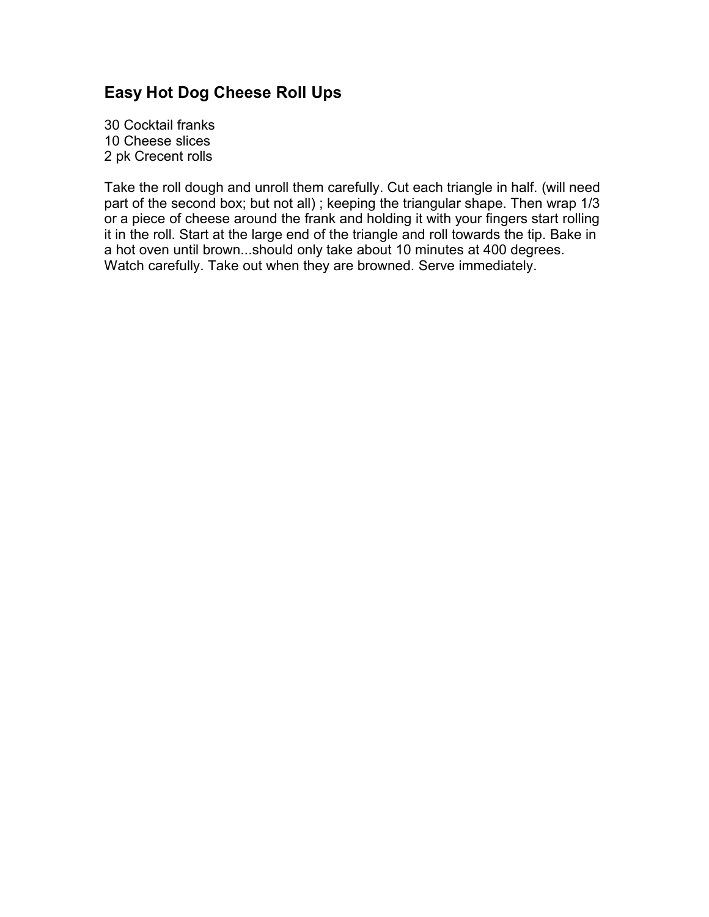## Easy Hot Dog Cheese Roll Ups

30 Cocktail franks  
10 Cheese slices  
2 pk Crecent rolls

Take the roll dough and unroll them carefully. Cut each triangle in half. (will need part of the second box; but not all) ; keeping the triangular shape. Then wrap 1/3 or a piece of cheese around the frank and holding it with your fingers start rolling it in the roll. Start at the large end of the triangle and roll towards the tip. Bake in a hot oven until brown...should only take about 10 minutes at 400 degrees. Watch carefully. Take out when they are browned. Serve immediately.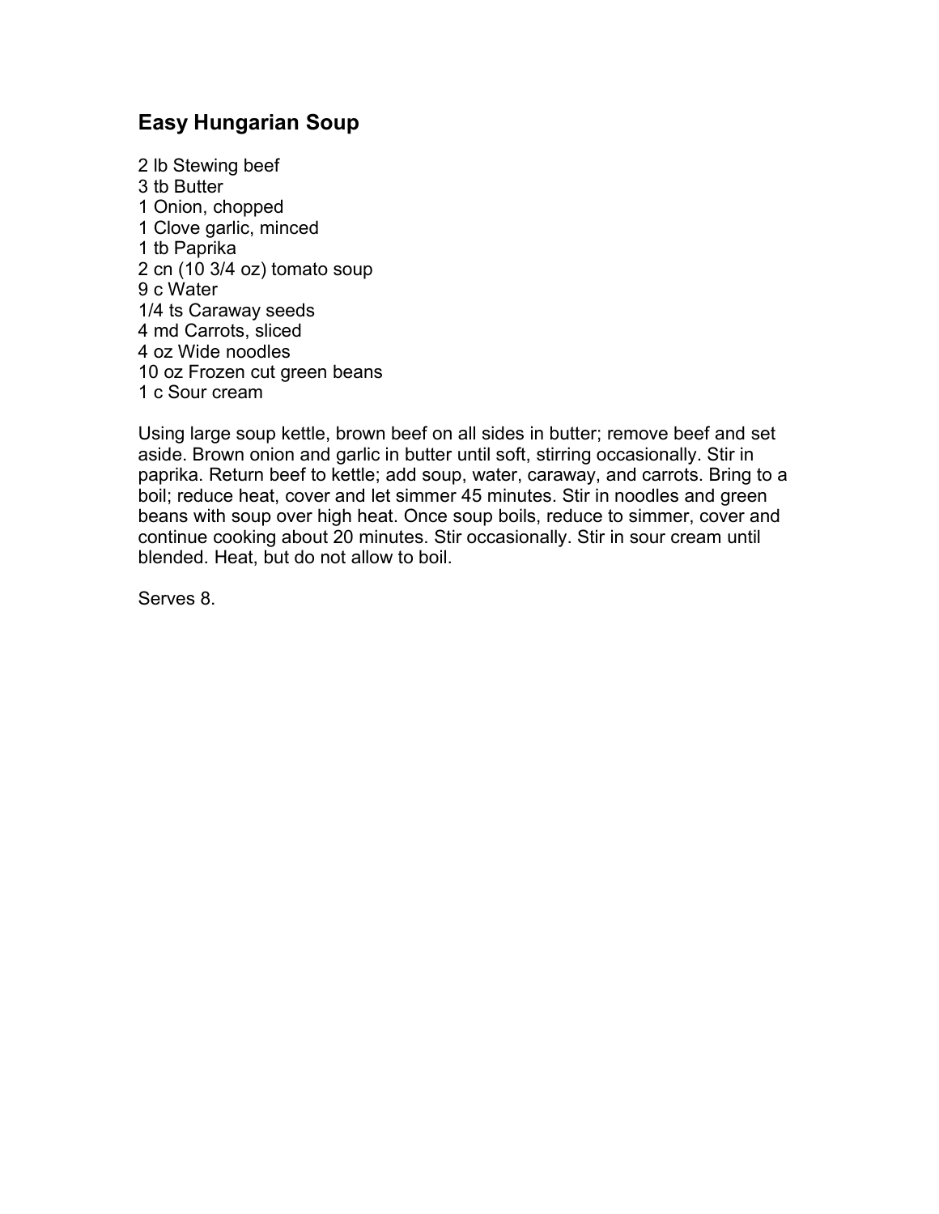## Easy Hungarian Soup

2 lb Stewing beef
3 tb Butter
1 Onion, chopped
1 Clove garlic, minced
1 tb Paprika
2 cn (10 3/4 oz) tomato soup
9 c Water
1/4 ts Caraway seeds
4 md Carrots, sliced
4 oz Wide noodles
10 oz Frozen cut green beans
1 c Sour cream

Using large soup kettle, brown beef on all sides in butter; remove beef and set aside. Brown onion and garlic in butter until soft, stirring occasionally. Stir in paprika. Return beef to kettle; add soup, water, caraway, and carrots. Bring to a boil; reduce heat, cover and let simmer 45 minutes. Stir in noodles and green beans with soup over high heat. Once soup boils, reduce to simmer, cover and continue cooking about 20 minutes. Stir occasionally. Stir in sour cream until blended. Heat, but do not allow to boil.

Serves 8.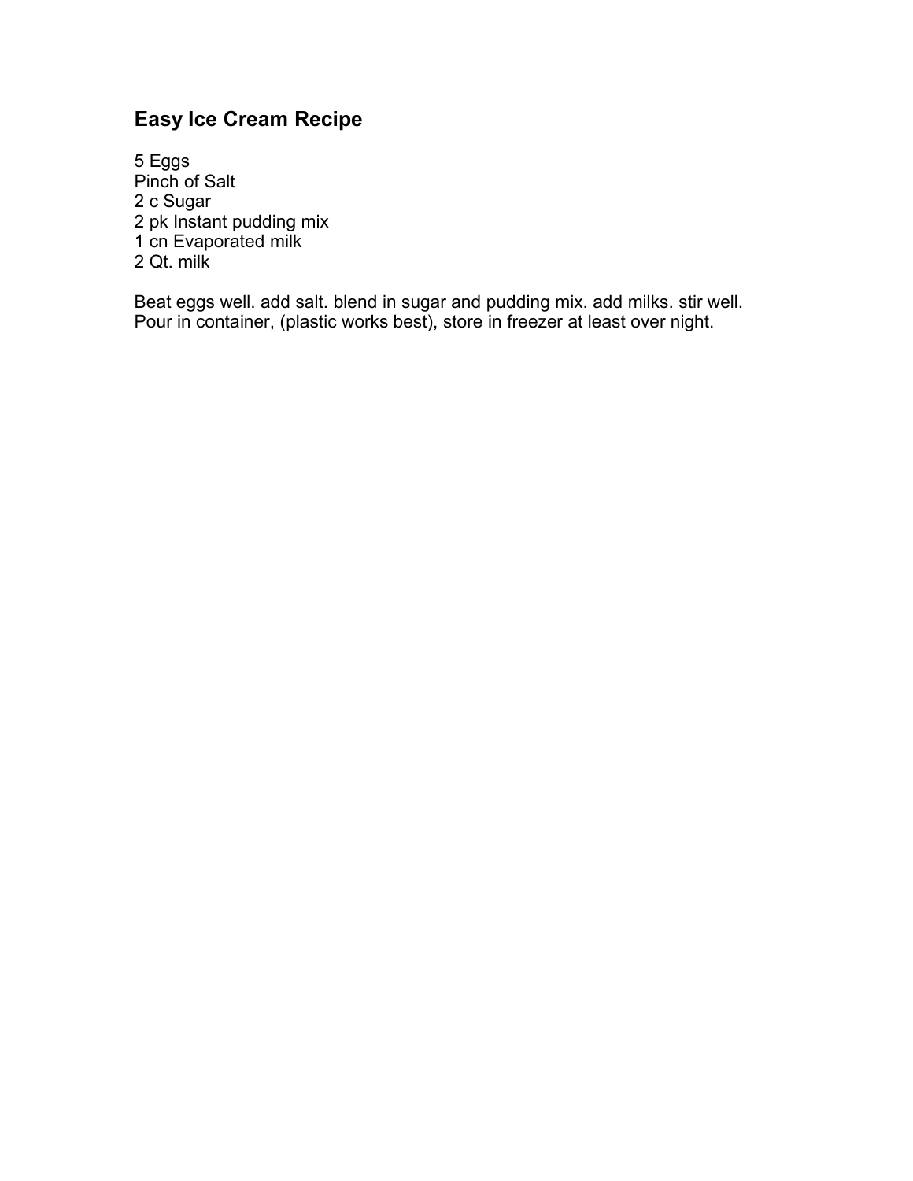## Easy Ice Cream Recipe

5 Eggs
Pinch of Salt
2 c Sugar
2 pk Instant pudding mix
1 cn Evaporated milk
2 Qt. milk

Beat eggs well. add salt. blend in sugar and pudding mix. add milks. stir well. Pour in container, (plastic works best), store in freezer at least over night.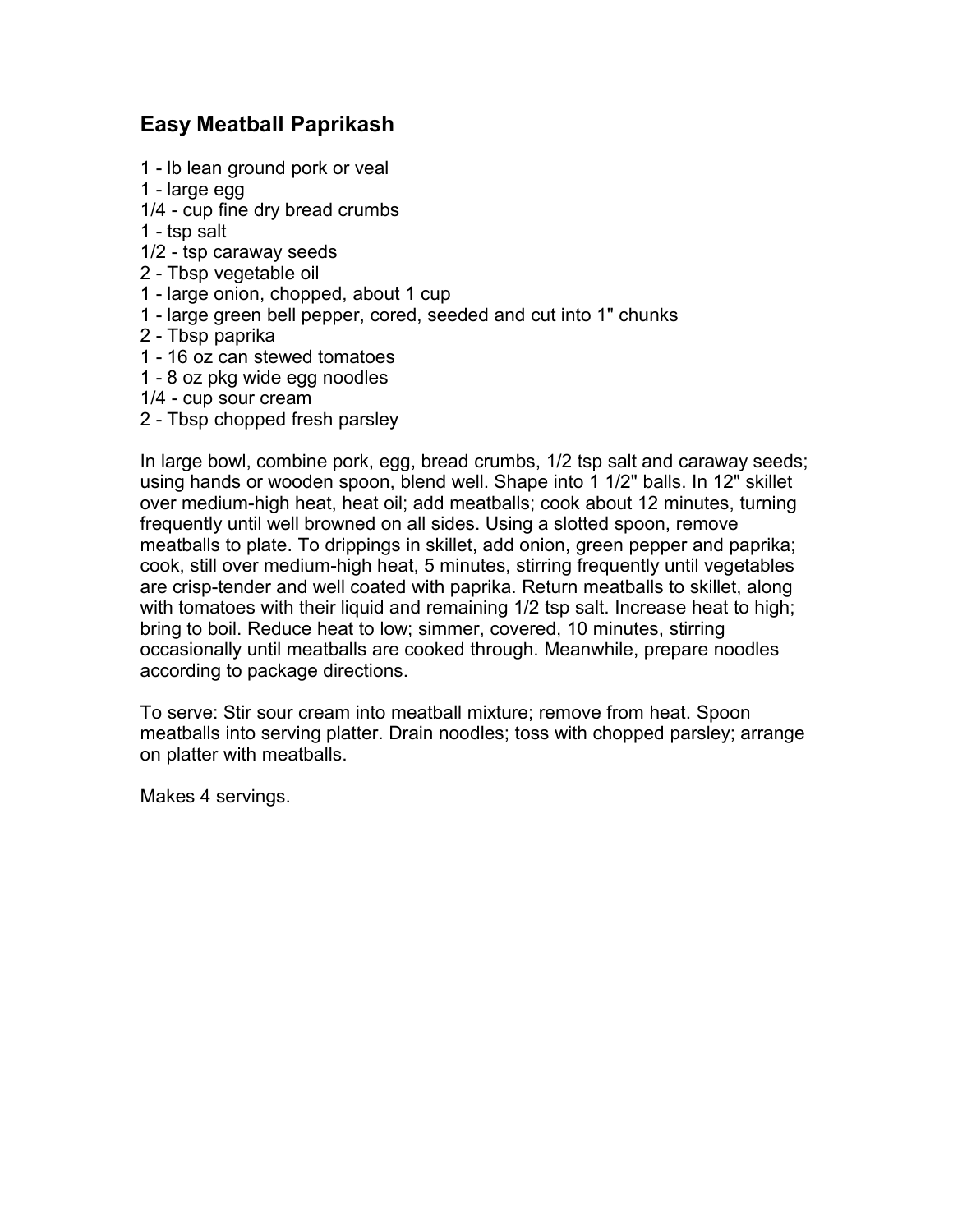## Easy Meatball Paprikash

1 - lb lean ground pork or veal
1 - large egg
1/4 - cup fine dry bread crumbs
1 - tsp salt
1/2 - tsp caraway seeds
2 - Tbsp vegetable oil
1 - large onion, chopped, about 1 cup
1 - large green bell pepper, cored, seeded and cut into 1" chunks
2 - Tbsp paprika
1 - 16 oz can stewed tomatoes
1 - 8 oz pkg wide egg noodles
1/4 - cup sour cream
2 - Tbsp chopped fresh parsley

In large bowl, combine pork, egg, bread crumbs, 1/2 tsp salt and caraway seeds; using hands or wooden spoon, blend well. Shape into 1 1/2" balls. In 12" skillet over medium-high heat, heat oil; add meatballs; cook about 12 minutes, turning frequently until well browned on all sides. Using a slotted spoon, remove meatballs to plate. To drippings in skillet, add onion, green pepper and paprika; cook, still over medium-high heat, 5 minutes, stirring frequently until vegetables are crisp-tender and well coated with paprika. Return meatballs to skillet, along with tomatoes with their liquid and remaining 1/2 tsp salt. Increase heat to high; bring to boil. Reduce heat to low; simmer, covered, 10 minutes, stirring occasionally until meatballs are cooked through. Meanwhile, prepare noodles according to package directions.

To serve: Stir sour cream into meatball mixture; remove from heat. Spoon meatballs into serving platter. Drain noodles; toss with chopped parsley; arrange on platter with meatballs.

Makes 4 servings.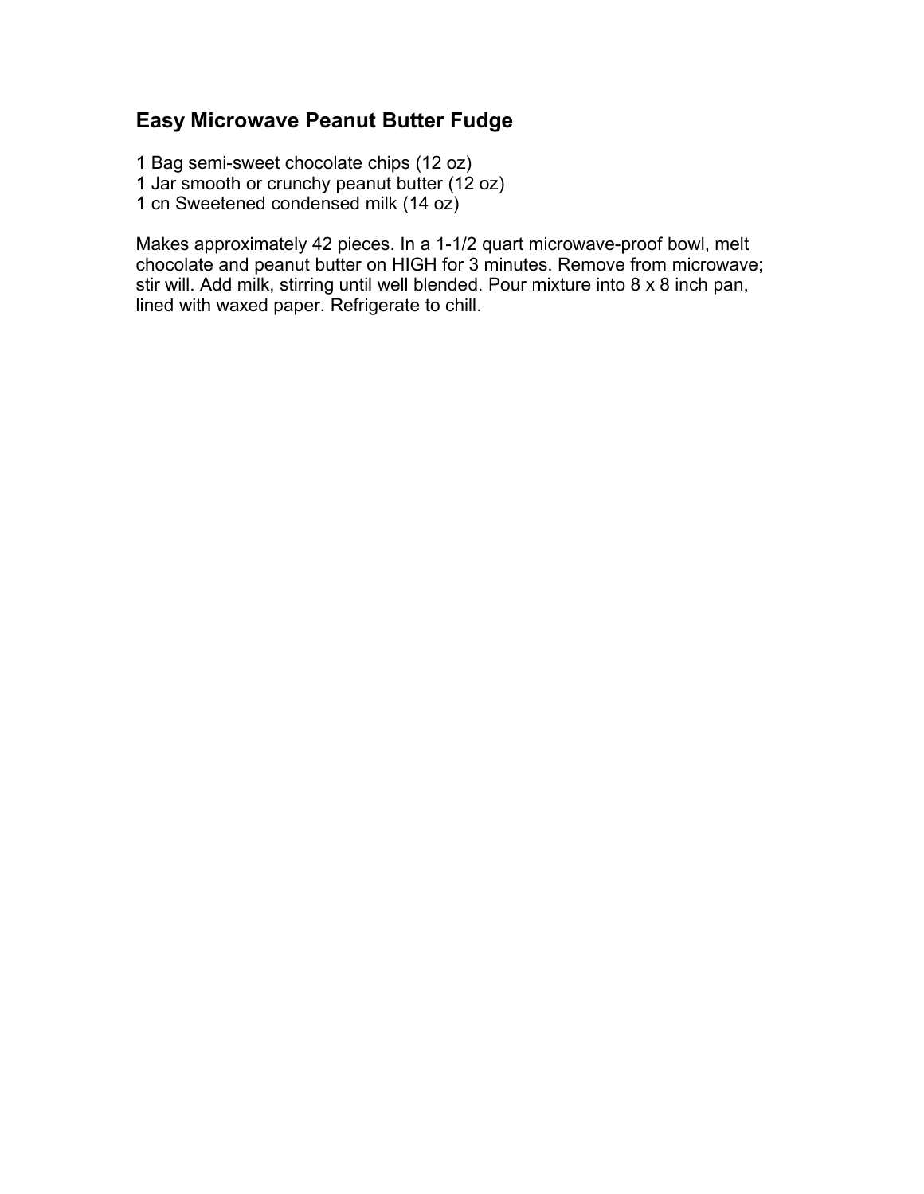## Easy Microwave Peanut Butter Fudge

1 Bag semi-sweet chocolate chips (12 oz)
1 Jar smooth or crunchy peanut butter (12 oz)
1 cn Sweetened condensed milk (14 oz)

Makes approximately 42 pieces. In a 1-1/2 quart microwave-proof bowl, melt chocolate and peanut butter on HIGH for 3 minutes. Remove from microwave; stir will. Add milk, stirring until well blended. Pour mixture into 8 x 8 inch pan, lined with waxed paper. Refrigerate to chill.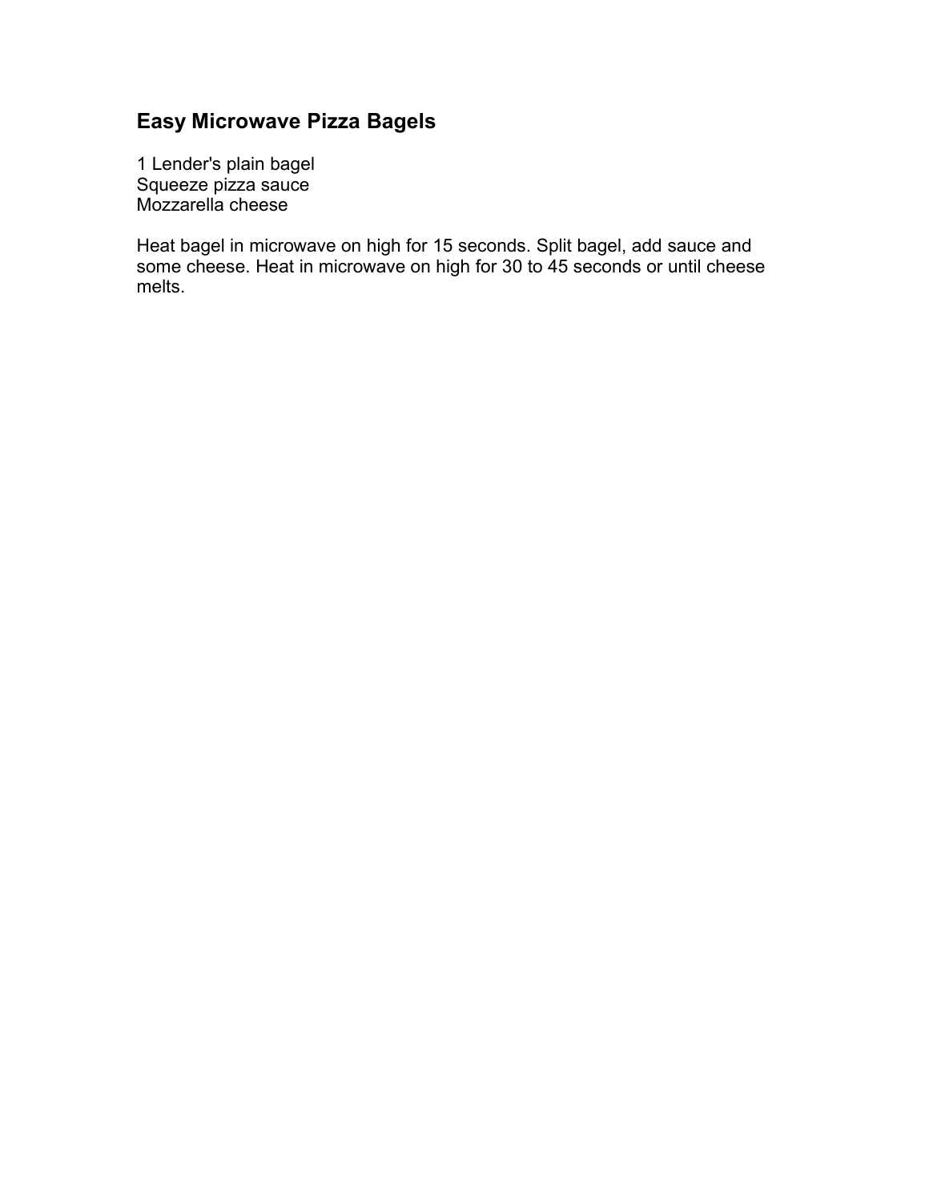## Easy Microwave Pizza Bagels

1 Lender's plain bagel
Squeeze pizza sauce
Mozzarella cheese

Heat bagel in microwave on high for 15 seconds. Split bagel, add sauce and some cheese. Heat in microwave on high for 30 to 45 seconds or until cheese melts.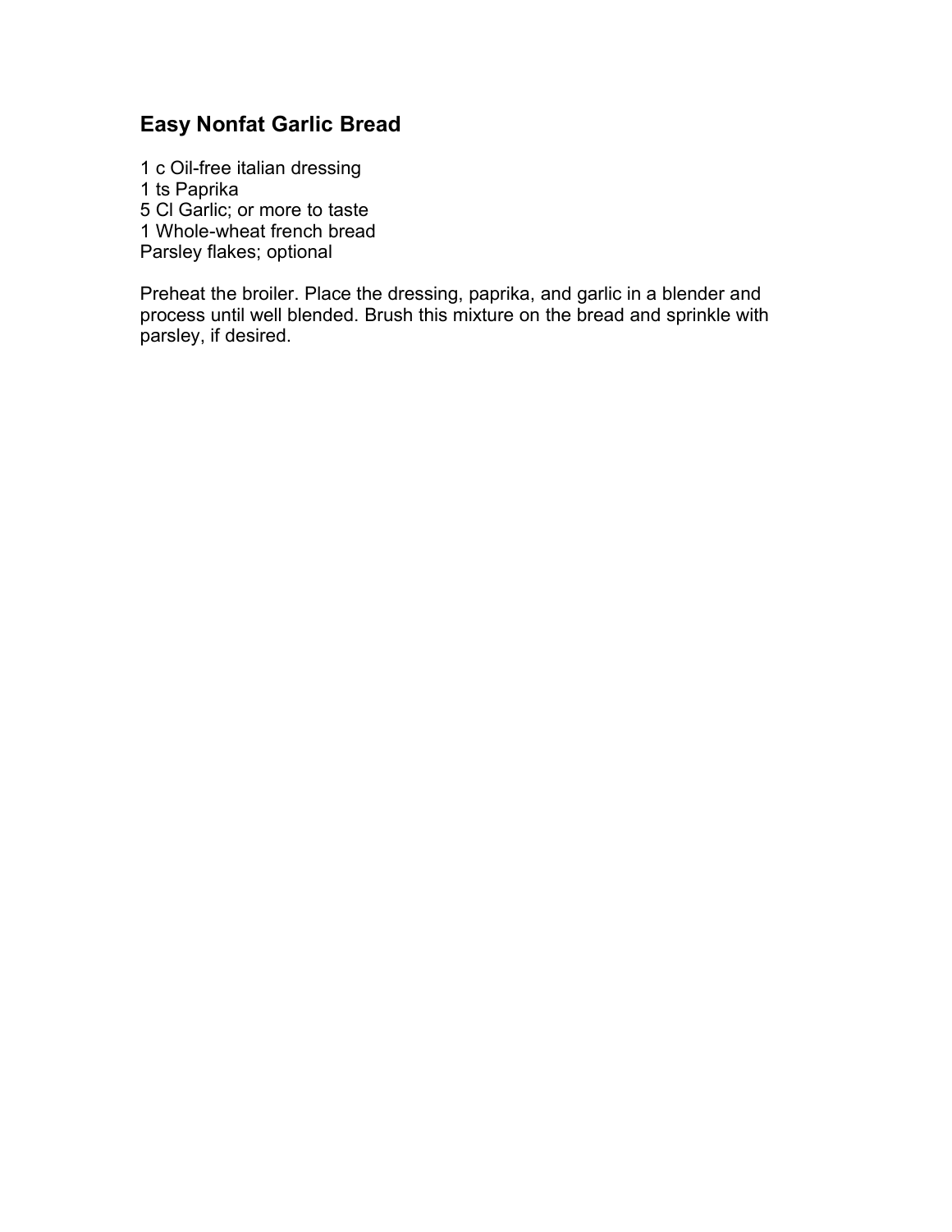## Easy Nonfat Garlic Bread

1 c Oil-free italian dressing
1 ts Paprika
5 Cl Garlic; or more to taste
1 Whole-wheat french bread
Parsley flakes; optional

Preheat the broiler. Place the dressing, paprika, and garlic in a blender and process until well blended. Brush this mixture on the bread and sprinkle with parsley, if desired.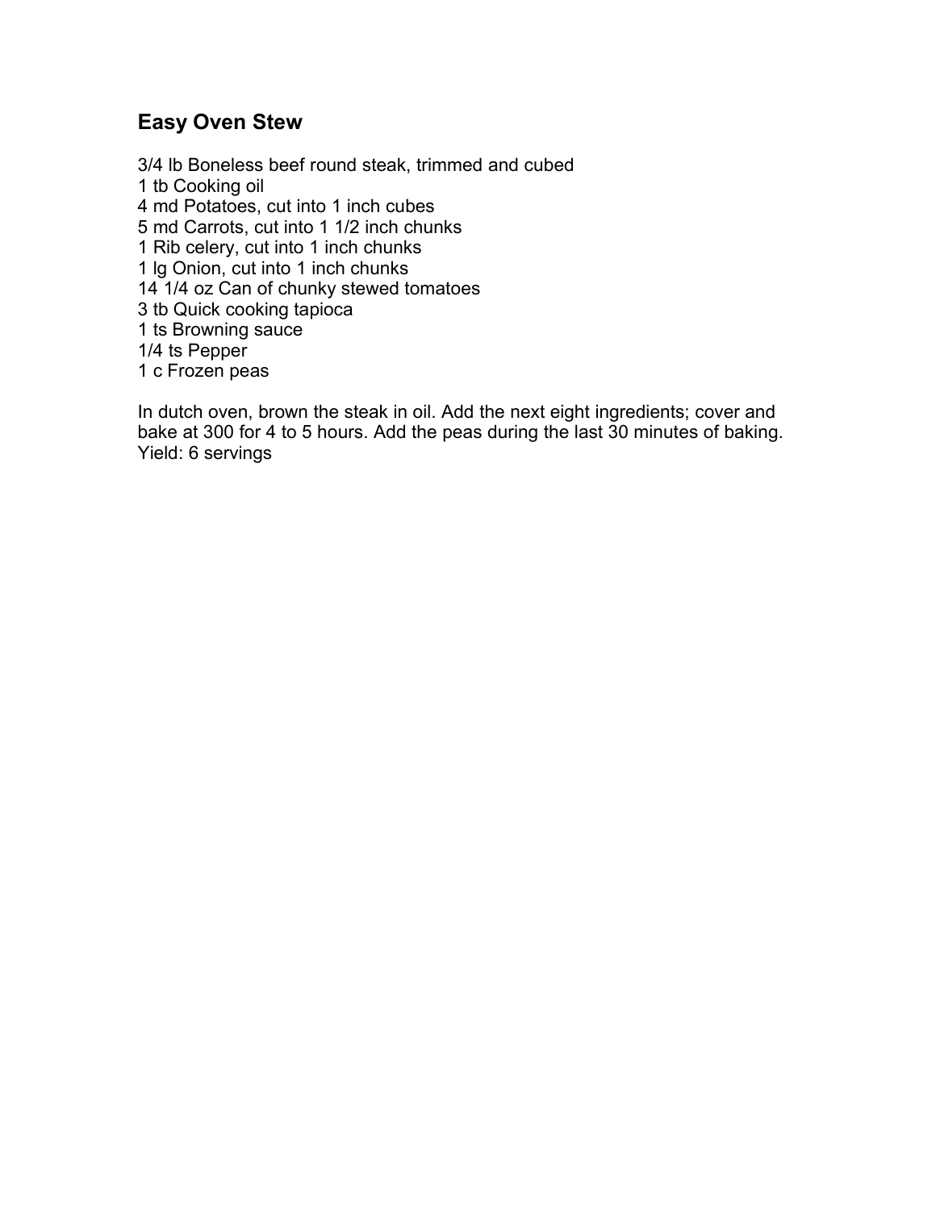## Easy Oven Stew

3/4 lb Boneless beef round steak, trimmed and cubed
1 tb Cooking oil
4 md Potatoes, cut into 1 inch cubes
5 md Carrots, cut into 1 1/2 inch chunks
1 Rib celery, cut into 1 inch chunks
1 lg Onion, cut into 1 inch chunks
14 1/4 oz Can of chunky stewed tomatoes
3 tb Quick cooking tapioca
1 ts Browning sauce
1/4 ts Pepper
1 c Frozen peas

In dutch oven, brown the steak in oil. Add the next eight ingredients; cover and bake at 300 for 4 to 5 hours. Add the peas during the last 30 minutes of baking.
Yield: 6 servings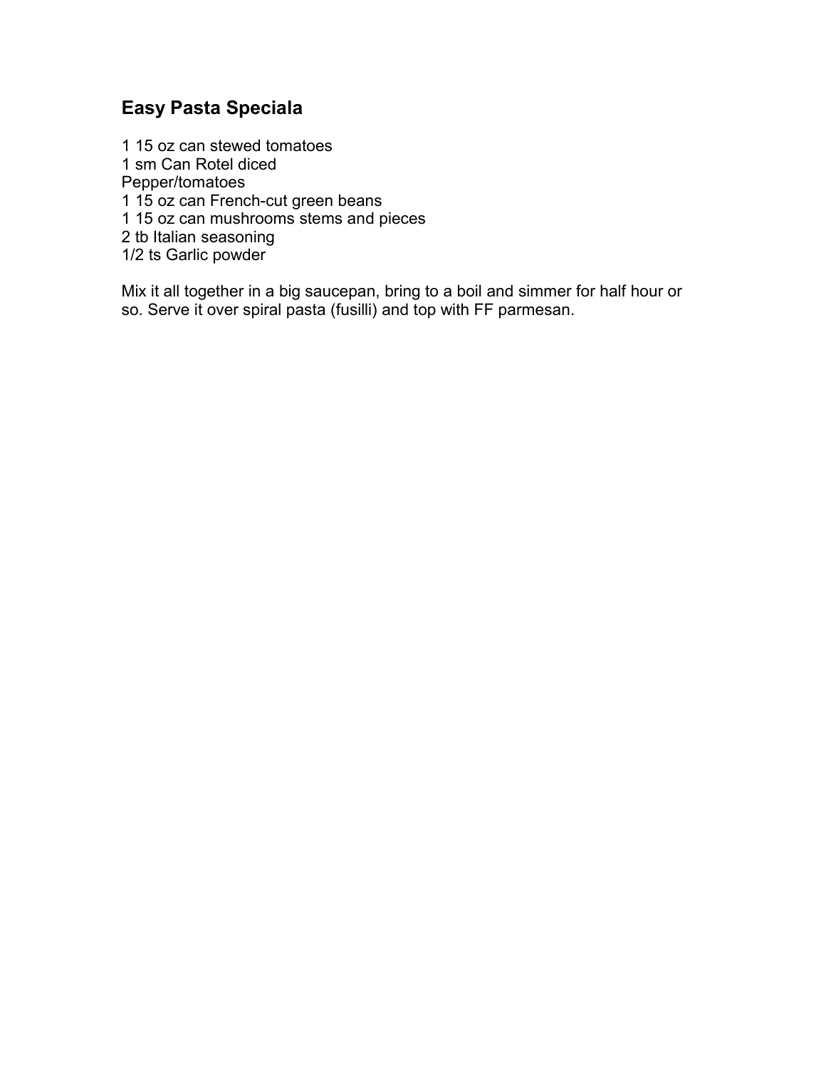## Easy Pasta Speciala

1 15 oz can stewed tomatoes
1 sm Can Rotel diced
Pepper/tomatoes
1 15 oz can French-cut green beans
1 15 oz can mushrooms stems and pieces
2 tb Italian seasoning
1/2 ts Garlic powder

Mix it all together in a big saucepan, bring to a boil and simmer for half hour or so. Serve it over spiral pasta (fusilli) and top with FF parmesan.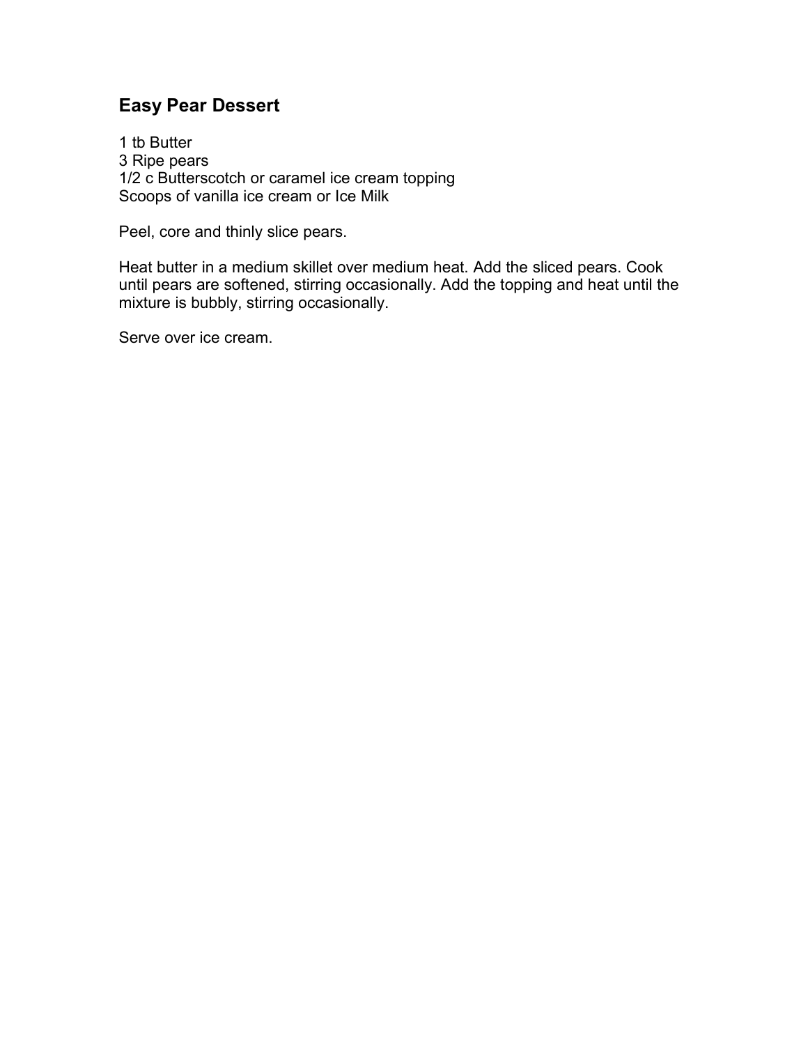## Easy Pear Dessert

1 tb Butter
3 Ripe pears
1/2 c Butterscotch or caramel ice cream topping
Scoops of vanilla ice cream or Ice Milk

Peel, core and thinly slice pears.

Heat butter in a medium skillet over medium heat. Add the sliced pears. Cook until pears are softened, stirring occasionally. Add the topping and heat until the mixture is bubbly, stirring occasionally.

Serve over ice cream.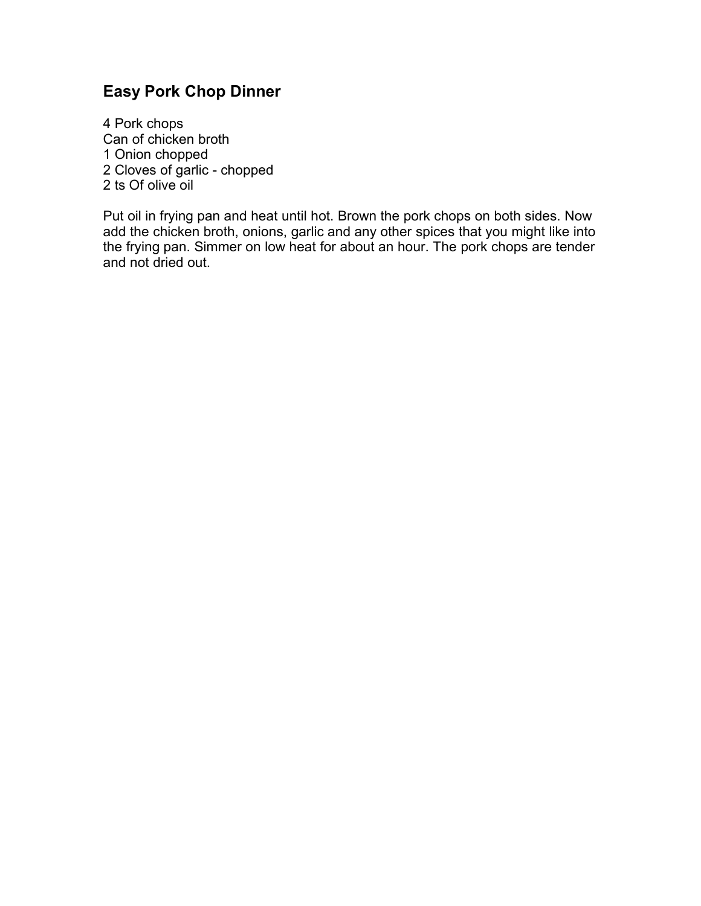## Easy Pork Chop Dinner

4 Pork chops
Can of chicken broth
1 Onion chopped
2 Cloves of garlic - chopped
2 ts Of olive oil

Put oil in frying pan and heat until hot. Brown the pork chops on both sides. Now add the chicken broth, onions, garlic and any other spices that you might like into the frying pan. Simmer on low heat for about an hour. The pork chops are tender and not dried out.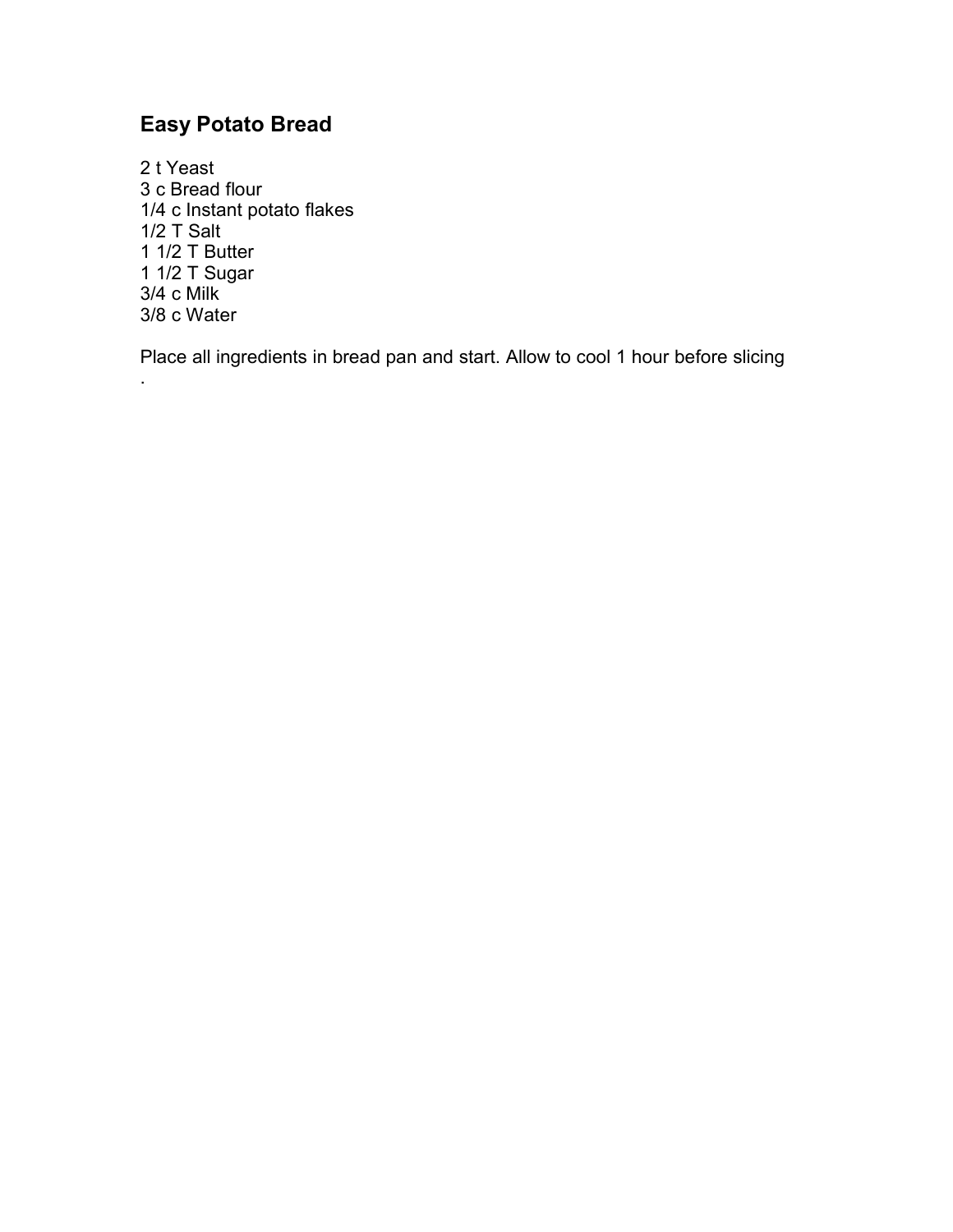## Easy Potato Bread

2 t Yeast
3 c Bread flour
1/4 c Instant potato flakes
1/2 T Salt
1 1/2 T Butter
1 1/2 T Sugar
3/4 c Milk
3/8 c Water

Place all ingredients in bread pan and start. Allow to cool 1 hour before slicing
.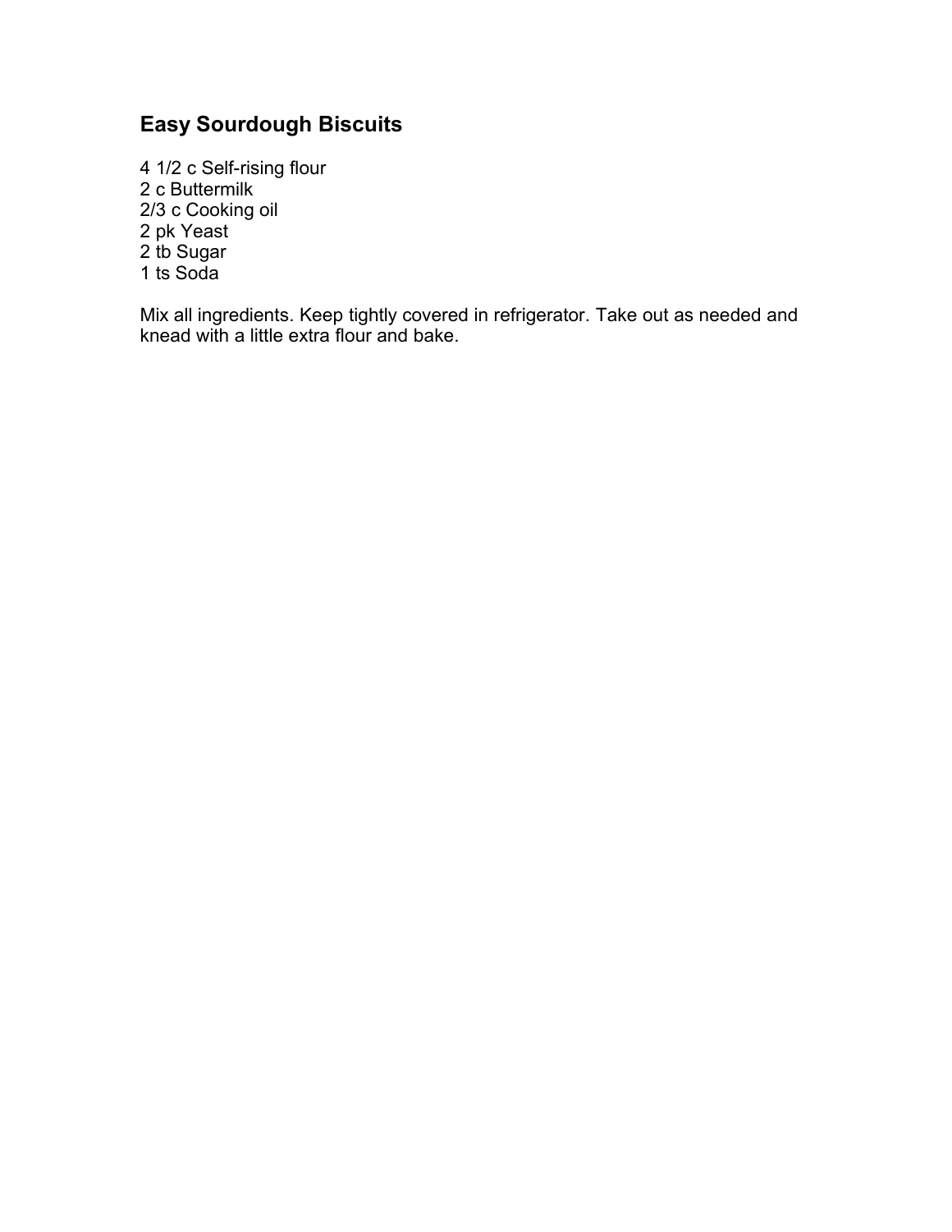## Easy Sourdough Biscuits

4 1/2 c Self-rising flour
2 c Buttermilk
2/3 c Cooking oil
2 pk Yeast
2 tb Sugar
1 ts Soda

Mix all ingredients. Keep tightly covered in refrigerator. Take out as needed and knead with a little extra flour and bake.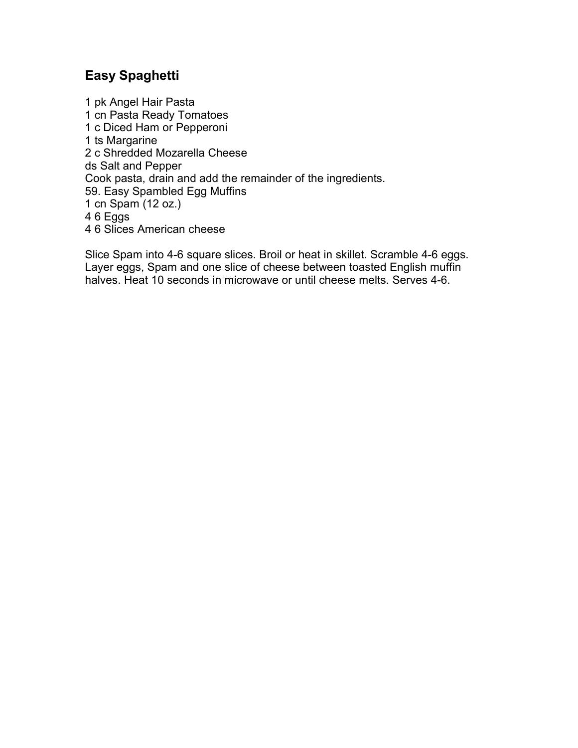## Easy Spaghetti

1 pk Angel Hair Pasta
1 cn Pasta Ready Tomatoes
1 c Diced Ham or Pepperoni
1 ts Margarine
2 c Shredded Mozarella Cheese
ds Salt and Pepper
Cook pasta, drain and add the remainder of the ingredients.
59. Easy Spambled Egg Muffins
1 cn Spam (12 oz.)
4 6 Eggs
4 6 Slices American cheese

Slice Spam into 4-6 square slices. Broil or heat in skillet. Scramble 4-6 eggs. Layer eggs, Spam and one slice of cheese between toasted English muffin halves. Heat 10 seconds in microwave or until cheese melts. Serves 4-6.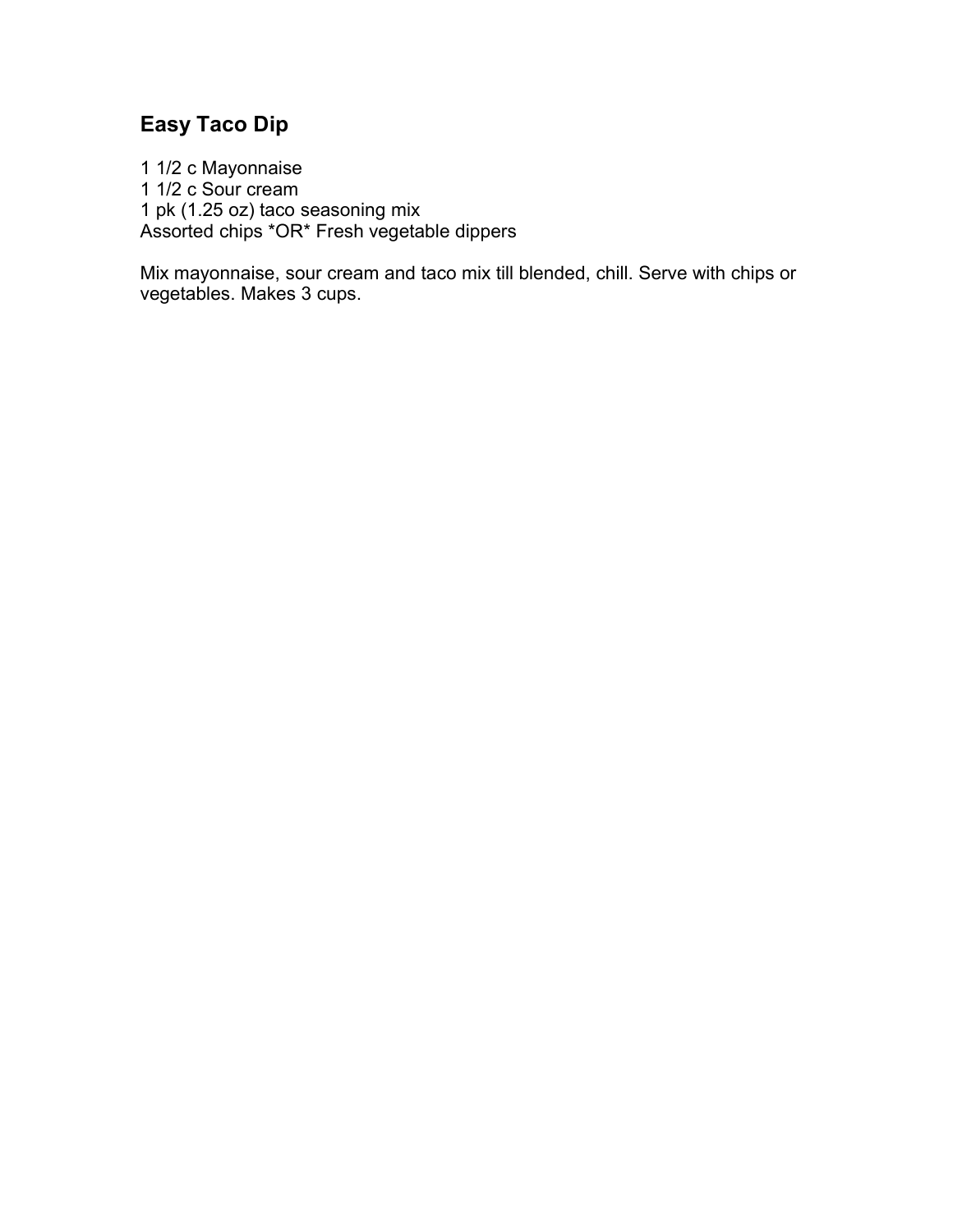## Easy Taco Dip

1 1/2 c Mayonnaise
1 1/2 c Sour cream
1 pk (1.25 oz) taco seasoning mix
Assorted chips *OR* Fresh vegetable dippers

Mix mayonnaise, sour cream and taco mix till blended, chill. Serve with chips or vegetables. Makes 3 cups.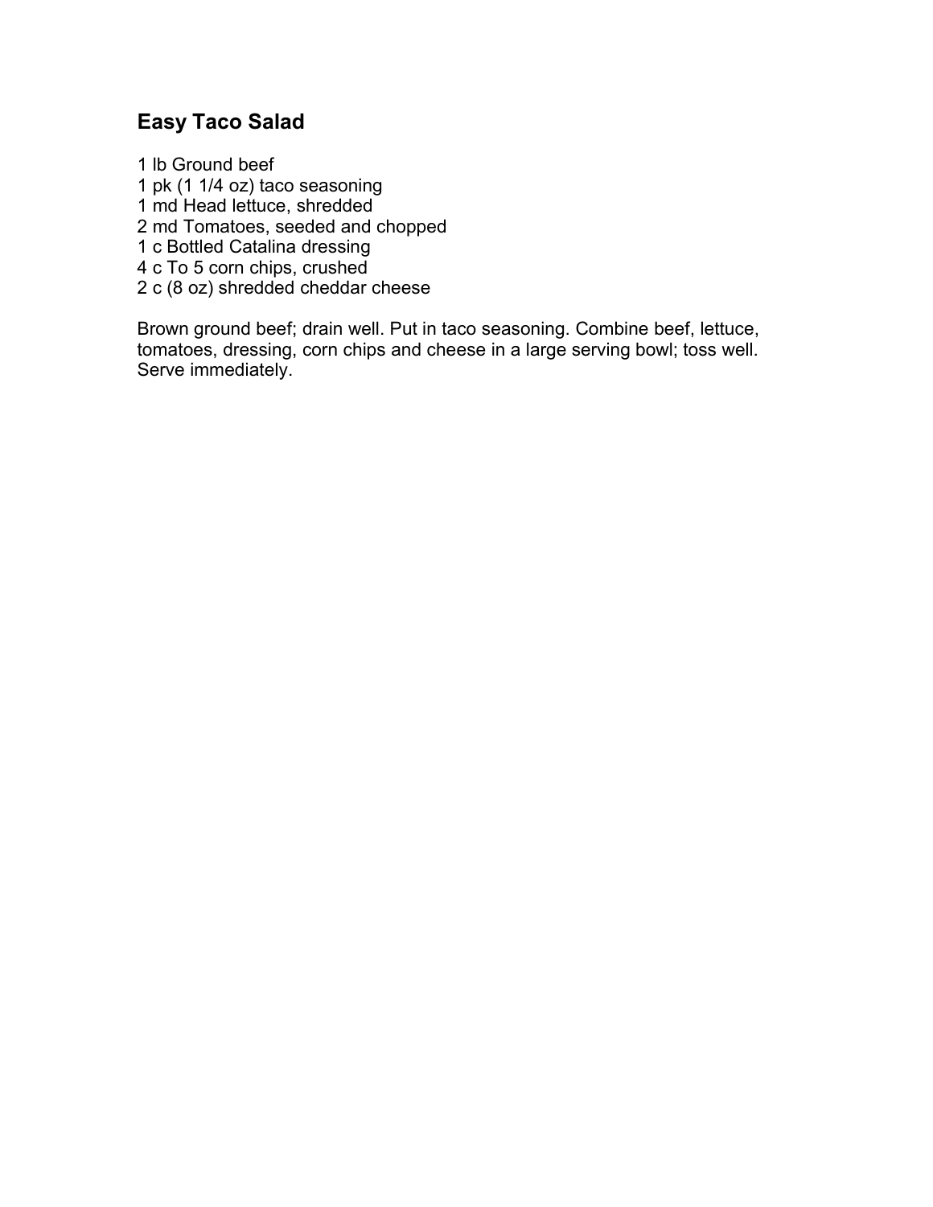## Easy Taco Salad

1 lb Ground beef
1 pk (1 1/4 oz) taco seasoning
1 md Head lettuce, shredded
2 md Tomatoes, seeded and chopped
1 c Bottled Catalina dressing
4 c To 5 corn chips, crushed
2 c (8 oz) shredded cheddar cheese

Brown ground beef; drain well. Put in taco seasoning. Combine beef, lettuce, tomatoes, dressing, corn chips and cheese in a large serving bowl; toss well. Serve immediately.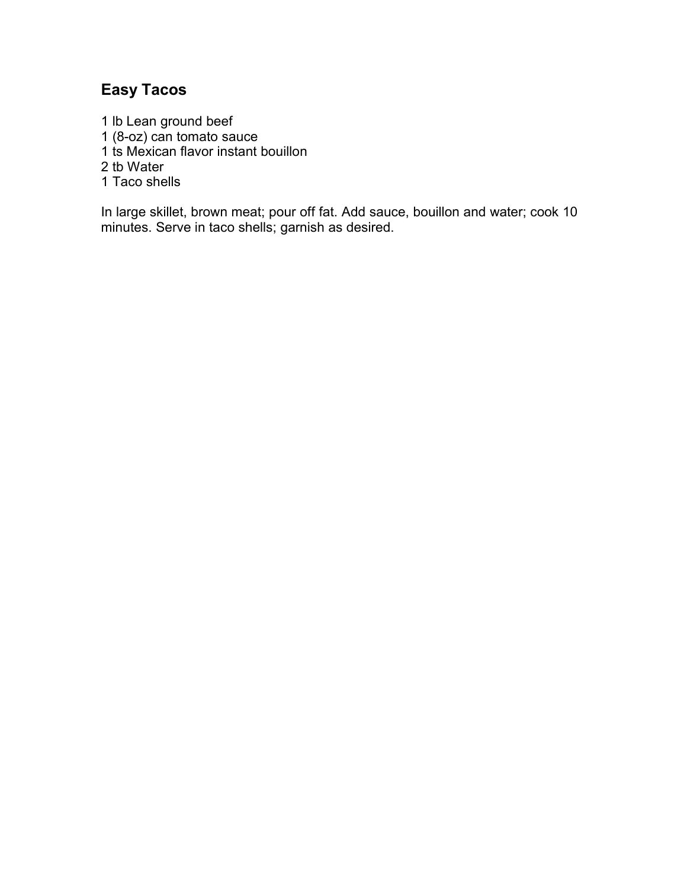## Easy Tacos

1 lb Lean ground beef
1 (8-oz) can tomato sauce
1 ts Mexican flavor instant bouillon
2 tb Water
1 Taco shells

In large skillet, brown meat; pour off fat. Add sauce, bouillon and water; cook 10 minutes. Serve in taco shells; garnish as desired.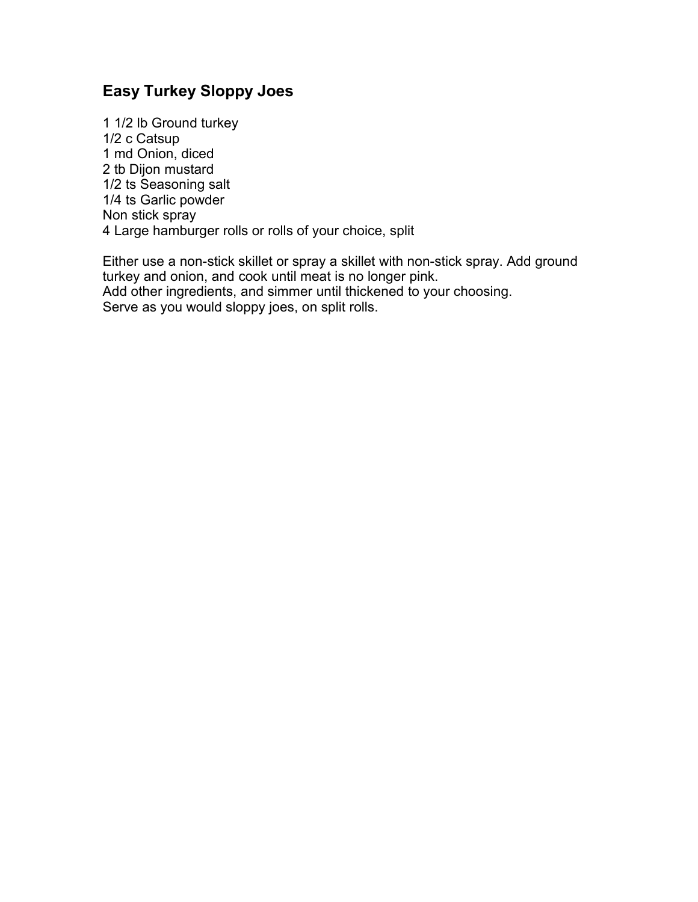## Easy Turkey Sloppy Joes

1 1/2 lb Ground turkey
1/2 c Catsup
1 md Onion, diced
2 tb Dijon mustard
1/2 ts Seasoning salt
1/4 ts Garlic powder
Non stick spray
4 Large hamburger rolls or rolls of your choice, split

Either use a non-stick skillet or spray a skillet with non-stick spray. Add ground turkey and onion, and cook until meat is no longer pink.
Add other ingredients, and simmer until thickened to your choosing.
Serve as you would sloppy joes, on split rolls.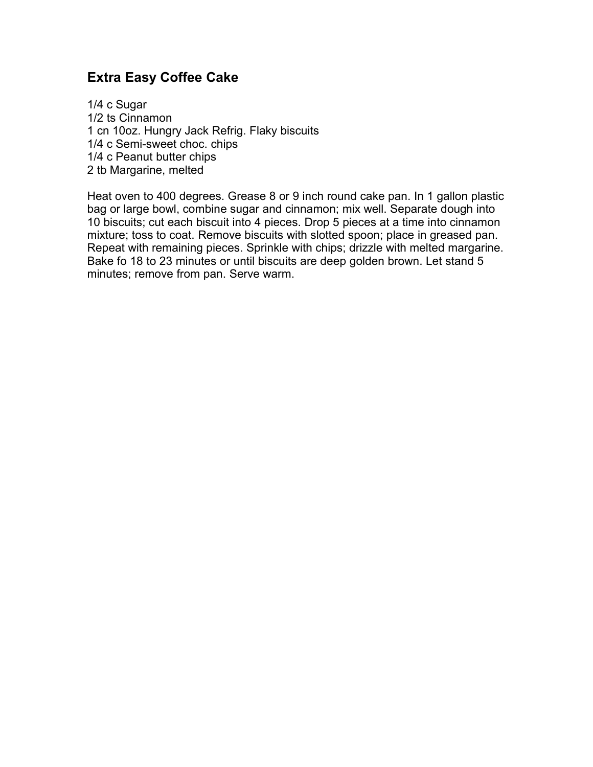## Extra Easy Coffee Cake

1/4 c Sugar
1/2 ts Cinnamon
1 cn 10oz. Hungry Jack Refrig. Flaky biscuits
1/4 c Semi-sweet choc. chips
1/4 c Peanut butter chips
2 tb Margarine, melted

Heat oven to 400 degrees. Grease 8 or 9 inch round cake pan. In 1 gallon plastic bag or large bowl, combine sugar and cinnamon; mix well. Separate dough into 10 biscuits; cut each biscuit into 4 pieces. Drop 5 pieces at a time into cinnamon mixture; toss to coat. Remove biscuits with slotted spoon; place in greased pan. Repeat with remaining pieces. Sprinkle with chips; drizzle with melted margarine. Bake fo 18 to 23 minutes or until biscuits are deep golden brown. Let stand 5 minutes; remove from pan. Serve warm.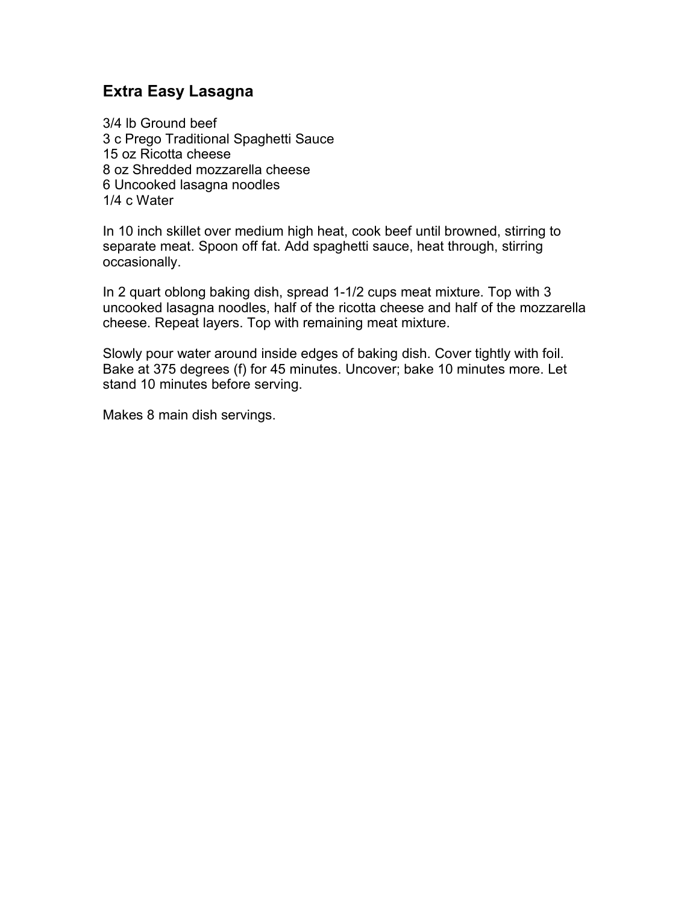## Extra Easy Lasagna

3/4 lb Ground beef
3 c Prego Traditional Spaghetti Sauce
15 oz Ricotta cheese
8 oz Shredded mozzarella cheese
6 Uncooked lasagna noodles
1/4 c Water

In 10 inch skillet over medium high heat, cook beef until browned, stirring to separate meat. Spoon off fat. Add spaghetti sauce, heat through, stirring occasionally.

In 2 quart oblong baking dish, spread 1-1/2 cups meat mixture. Top with 3 uncooked lasagna noodles, half of the ricotta cheese and half of the mozzarella cheese. Repeat layers. Top with remaining meat mixture.

Slowly pour water around inside edges of baking dish. Cover tightly with foil. Bake at 375 degrees (f) for 45 minutes. Uncover; bake 10 minutes more. Let stand 10 minutes before serving.

Makes 8 main dish servings.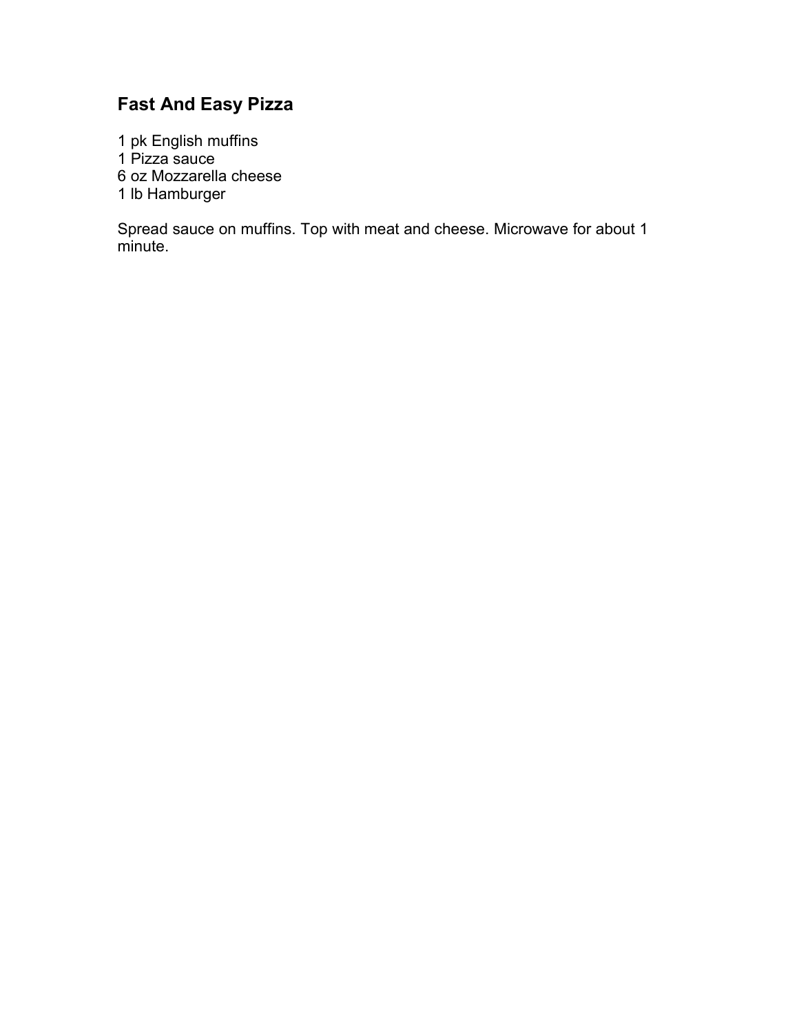## Fast And Easy Pizza

1 pk English muffins
1 Pizza sauce
6 oz Mozzarella cheese
1 lb Hamburger

Spread sauce on muffins. Top with meat and cheese. Microwave for about 1 minute.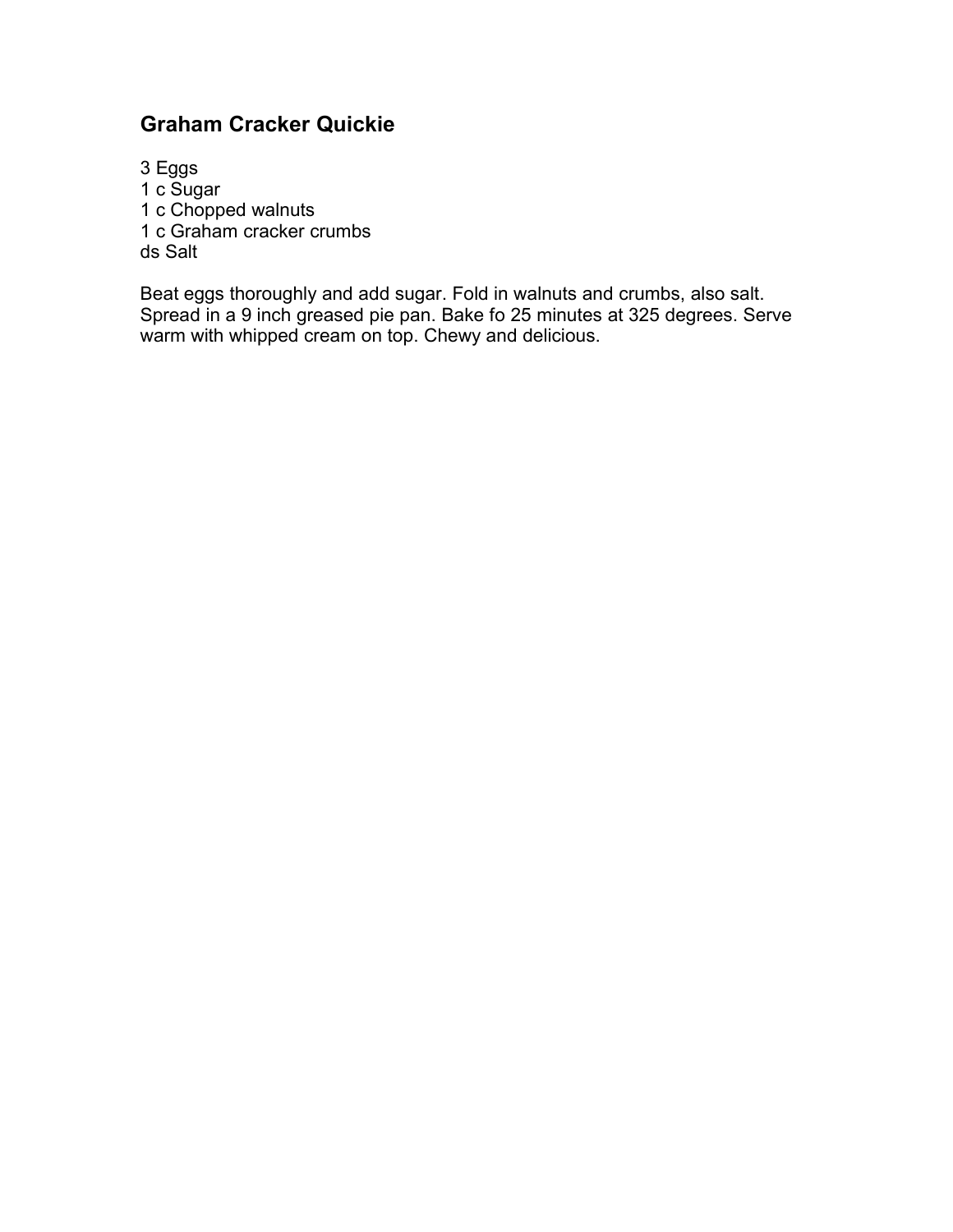## Graham Cracker Quickie

3 Eggs
1 c Sugar
1 c Chopped walnuts
1 c Graham cracker crumbs
ds Salt

Beat eggs thoroughly and add sugar. Fold in walnuts and crumbs, also salt. Spread in a 9 inch greased pie pan. Bake fo 25 minutes at 325 degrees. Serve warm with whipped cream on top. Chewy and delicious.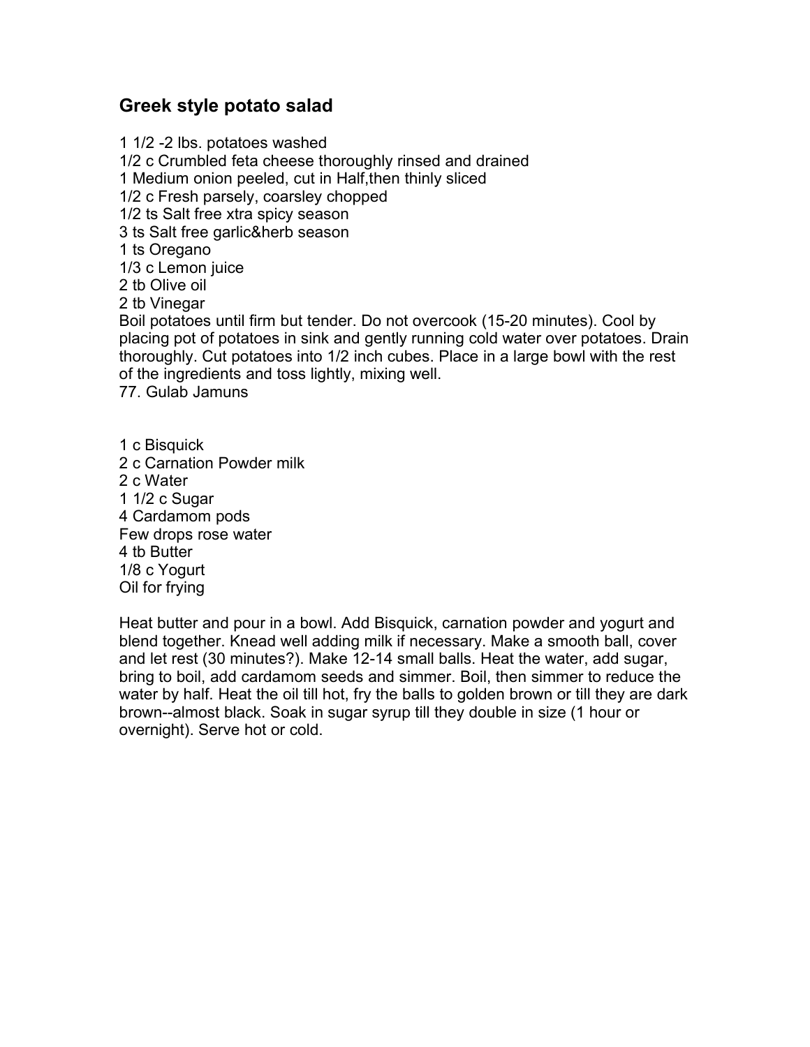## Greek style potato salad

1 1/2 -2 lbs. potatoes washed
1/2 c Crumbled feta cheese thoroughly rinsed and drained
1 Medium onion peeled, cut in Half,then thinly sliced
1/2 c Fresh parsely, coarsley chopped
1/2 ts Salt free xtra spicy season
3 ts Salt free garlic&herb season
1 ts Oregano
1/3 c Lemon juice
2 tb Olive oil
2 tb Vinegar
Boil potatoes until firm but tender. Do not overcook (15-20 minutes). Cool by placing pot of potatoes in sink and gently running cold water over potatoes. Drain thoroughly. Cut potatoes into 1/2 inch cubes. Place in a large bowl with the rest of the ingredients and toss lightly, mixing well.
77. Gulab Jamuns

1 c Bisquick
2 c Carnation Powder milk
2 c Water
1 1/2 c Sugar
4 Cardamom pods
Few drops rose water
4 tb Butter
1/8 c Yogurt
Oil for frying

Heat butter and pour in a bowl. Add Bisquick, carnation powder and yogurt and blend together. Knead well adding milk if necessary. Make a smooth ball, cover and let rest (30 minutes?). Make 12-14 small balls. Heat the water, add sugar, bring to boil, add cardamom seeds and simmer. Boil, then simmer to reduce the water by half. Heat the oil till hot, fry the balls to golden brown or till they are dark brown--almost black. Soak in sugar syrup till they double in size (1 hour or overnight). Serve hot or cold.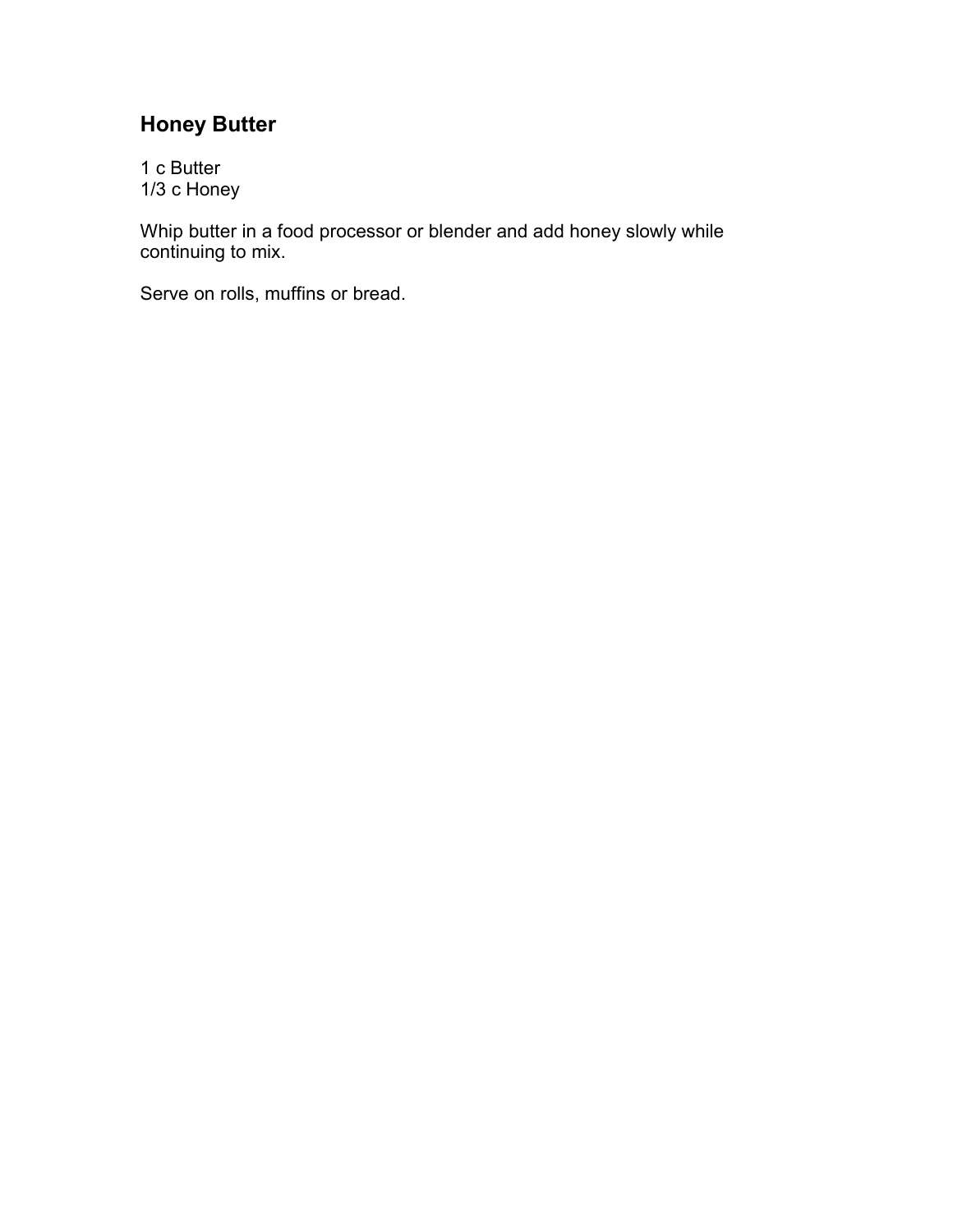## Honey Butter

1 c Butter
1/3 c Honey

Whip butter in a food processor or blender and add honey slowly while continuing to mix.

Serve on rolls, muffins or bread.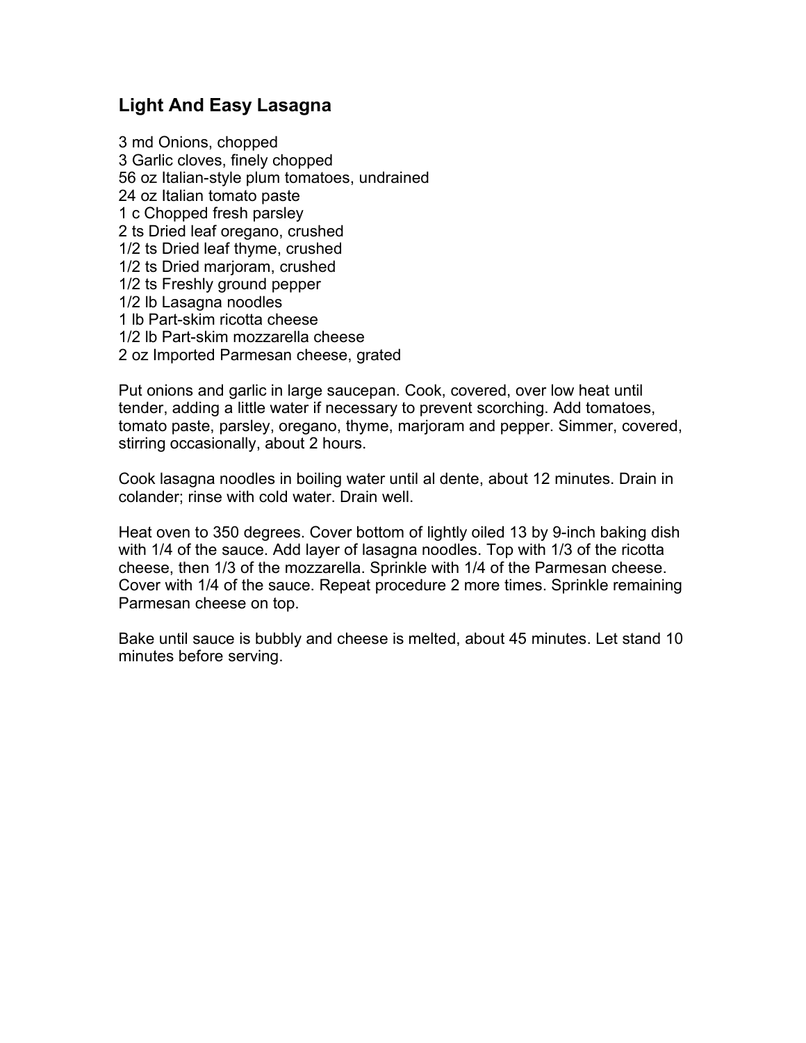## Light And Easy Lasagna

3 md Onions, chopped
3 Garlic cloves, finely chopped
56 oz Italian-style plum tomatoes, undrained
24 oz Italian tomato paste
1 c Chopped fresh parsley
2 ts Dried leaf oregano, crushed
1/2 ts Dried leaf thyme, crushed
1/2 ts Dried marjoram, crushed
1/2 ts Freshly ground pepper
1/2 lb Lasagna noodles
1 lb Part-skim ricotta cheese
1/2 lb Part-skim mozzarella cheese
2 oz Imported Parmesan cheese, grated

Put onions and garlic in large saucepan. Cook, covered, over low heat until tender, adding a little water if necessary to prevent scorching. Add tomatoes, tomato paste, parsley, oregano, thyme, marjoram and pepper. Simmer, covered, stirring occasionally, about 2 hours.

Cook lasagna noodles in boiling water until al dente, about 12 minutes. Drain in colander; rinse with cold water. Drain well.

Heat oven to 350 degrees. Cover bottom of lightly oiled 13 by 9-inch baking dish with 1/4 of the sauce. Add layer of lasagna noodles. Top with 1/3 of the ricotta cheese, then 1/3 of the mozzarella. Sprinkle with 1/4 of the Parmesan cheese. Cover with 1/4 of the sauce. Repeat procedure 2 more times. Sprinkle remaining Parmesan cheese on top.

Bake until sauce is bubbly and cheese is melted, about 45 minutes. Let stand 10 minutes before serving.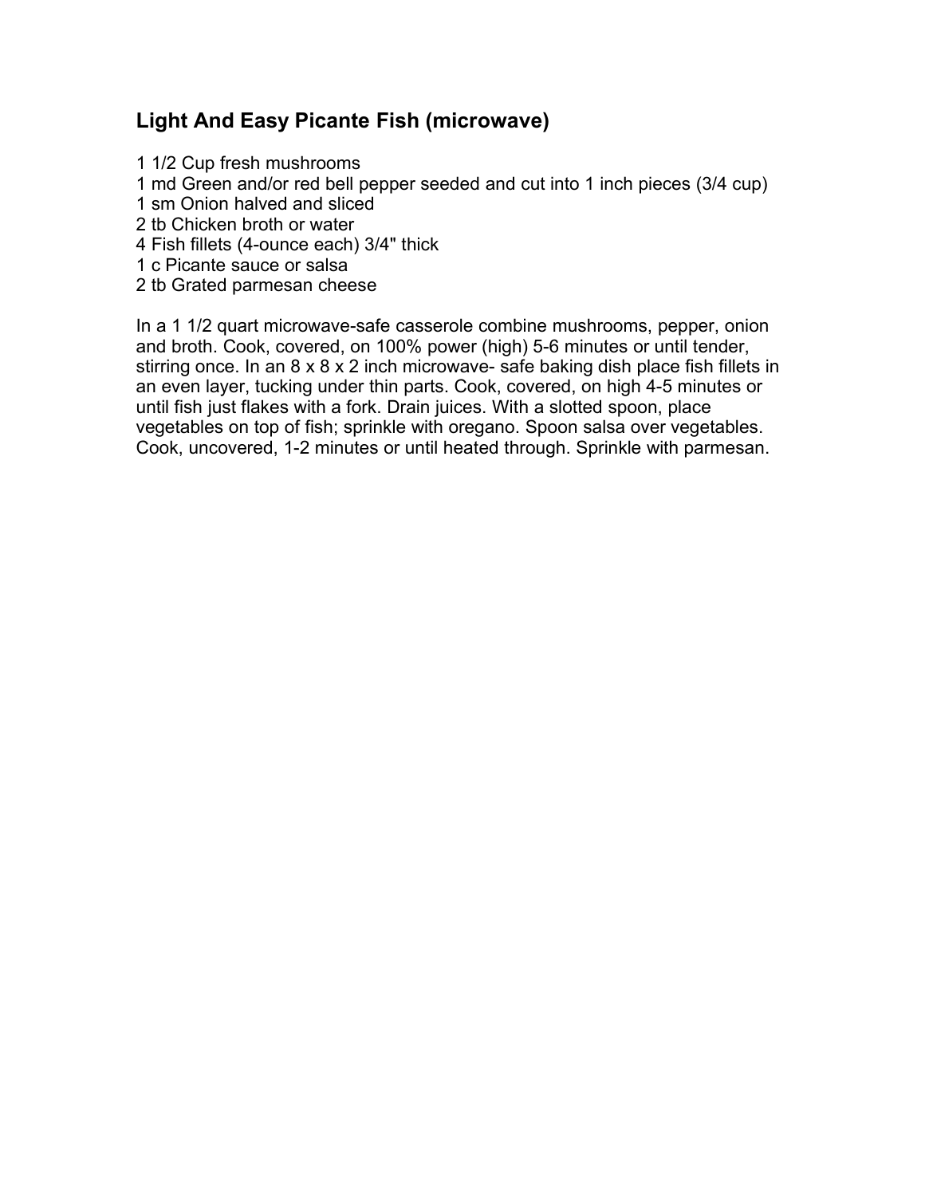## Light And Easy Picante Fish (microwave)

1 1/2 Cup fresh mushrooms
1 md Green and/or red bell pepper seeded and cut into 1 inch pieces (3/4 cup)
1 sm Onion halved and sliced
2 tb Chicken broth or water
4 Fish fillets (4-ounce each) 3/4" thick
1 c Picante sauce or salsa
2 tb Grated parmesan cheese

In a 1 1/2 quart microwave-safe casserole combine mushrooms, pepper, onion and broth. Cook, covered, on 100% power (high) 5-6 minutes or until tender, stirring once. In an 8 x 8 x 2 inch microwave- safe baking dish place fish fillets in an even layer, tucking under thin parts. Cook, covered, on high 4-5 minutes or until fish just flakes with a fork. Drain juices. With a slotted spoon, place vegetables on top of fish; sprinkle with oregano. Spoon salsa over vegetables. Cook, uncovered, 1-2 minutes or until heated through. Sprinkle with parmesan.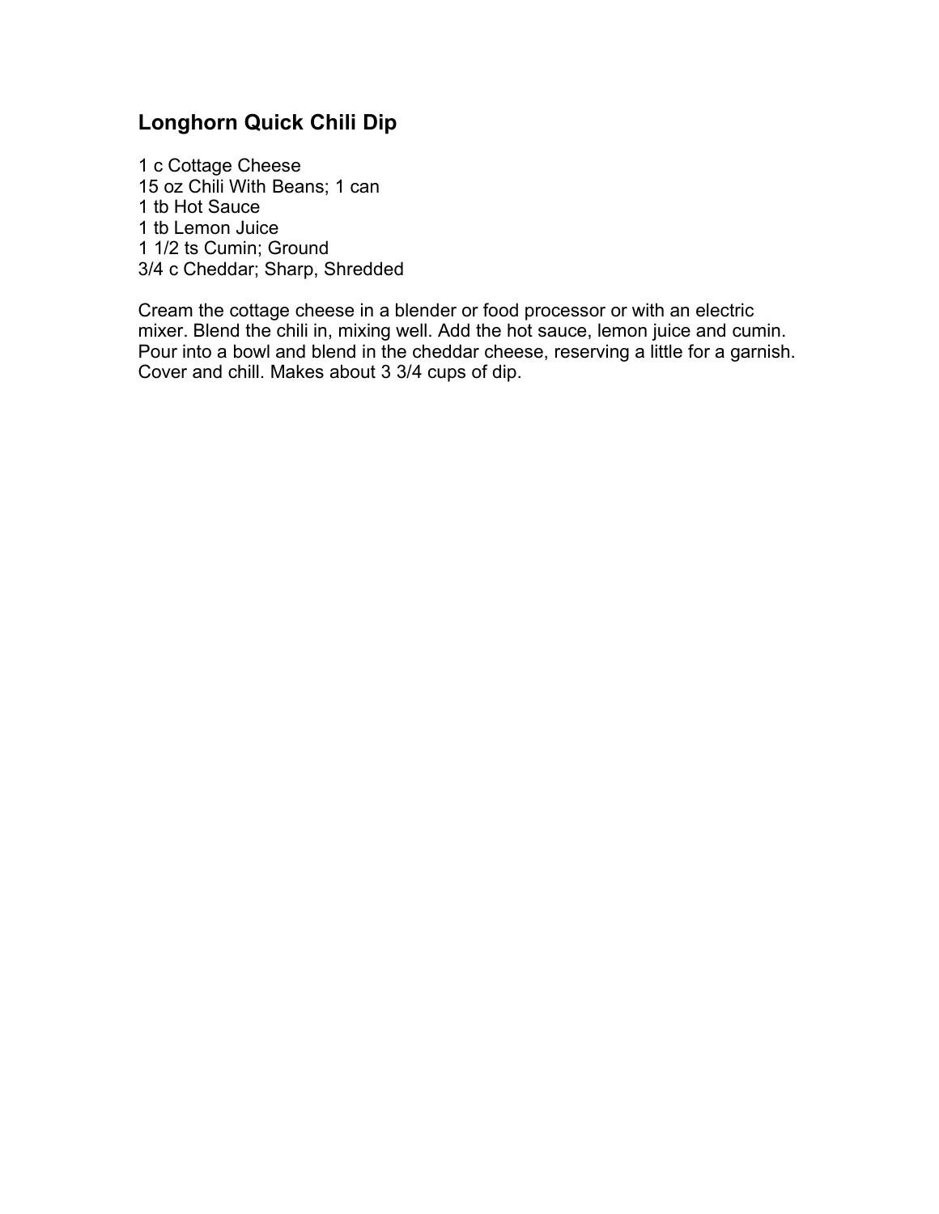## Longhorn Quick Chili Dip

1 c Cottage Cheese
15 oz Chili With Beans; 1 can
1 tb Hot Sauce
1 tb Lemon Juice
1 1/2 ts Cumin; Ground
3/4 c Cheddar; Sharp, Shredded

Cream the cottage cheese in a blender or food processor or with an electric mixer. Blend the chili in, mixing well. Add the hot sauce, lemon juice and cumin. Pour into a bowl and blend in the cheddar cheese, reserving a little for a garnish. Cover and chill. Makes about 3 3/4 cups of dip.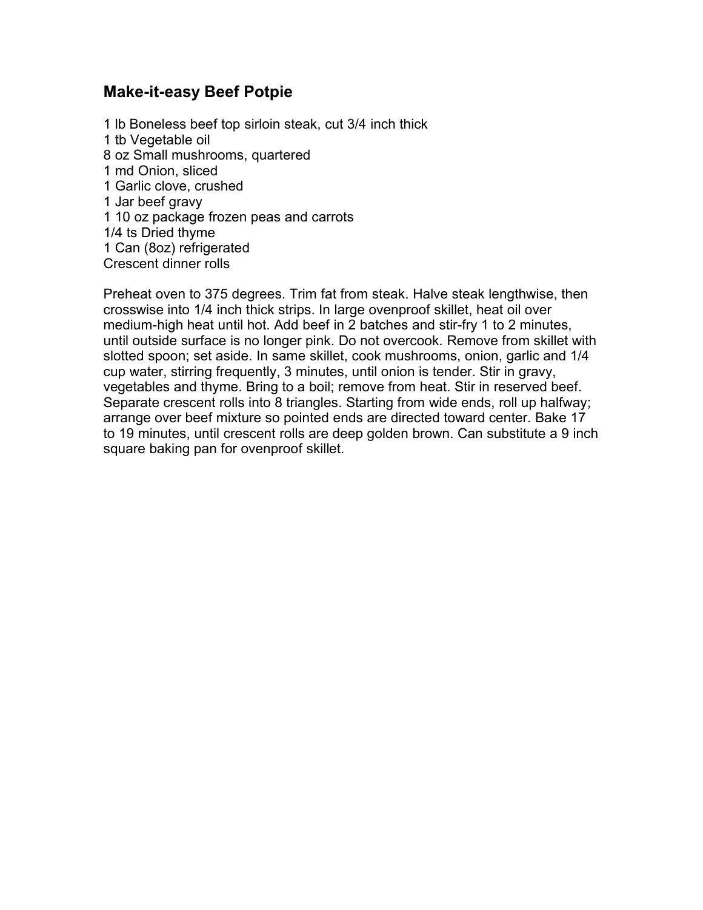## Make-it-easy Beef Potpie

1 lb Boneless beef top sirloin steak, cut 3/4 inch thick
1 tb Vegetable oil
8 oz Small mushrooms, quartered
1 md Onion, sliced
1 Garlic clove, crushed
1 Jar beef gravy
1 10 oz package frozen peas and carrots
1/4 ts Dried thyme
1 Can (8oz) refrigerated
Crescent dinner rolls

Preheat oven to 375 degrees. Trim fat from steak. Halve steak lengthwise, then crosswise into 1/4 inch thick strips. In large ovenproof skillet, heat oil over medium-high heat until hot. Add beef in 2 batches and stir-fry 1 to 2 minutes, until outside surface is no longer pink. Do not overcook. Remove from skillet with slotted spoon; set aside. In same skillet, cook mushrooms, onion, garlic and 1/4 cup water, stirring frequently, 3 minutes, until onion is tender. Stir in gravy, vegetables and thyme. Bring to a boil; remove from heat. Stir in reserved beef. Separate crescent rolls into 8 triangles. Starting from wide ends, roll up halfway; arrange over beef mixture so pointed ends are directed toward center. Bake 17 to 19 minutes, until crescent rolls are deep golden brown. Can substitute a 9 inch square baking pan for ovenproof skillet.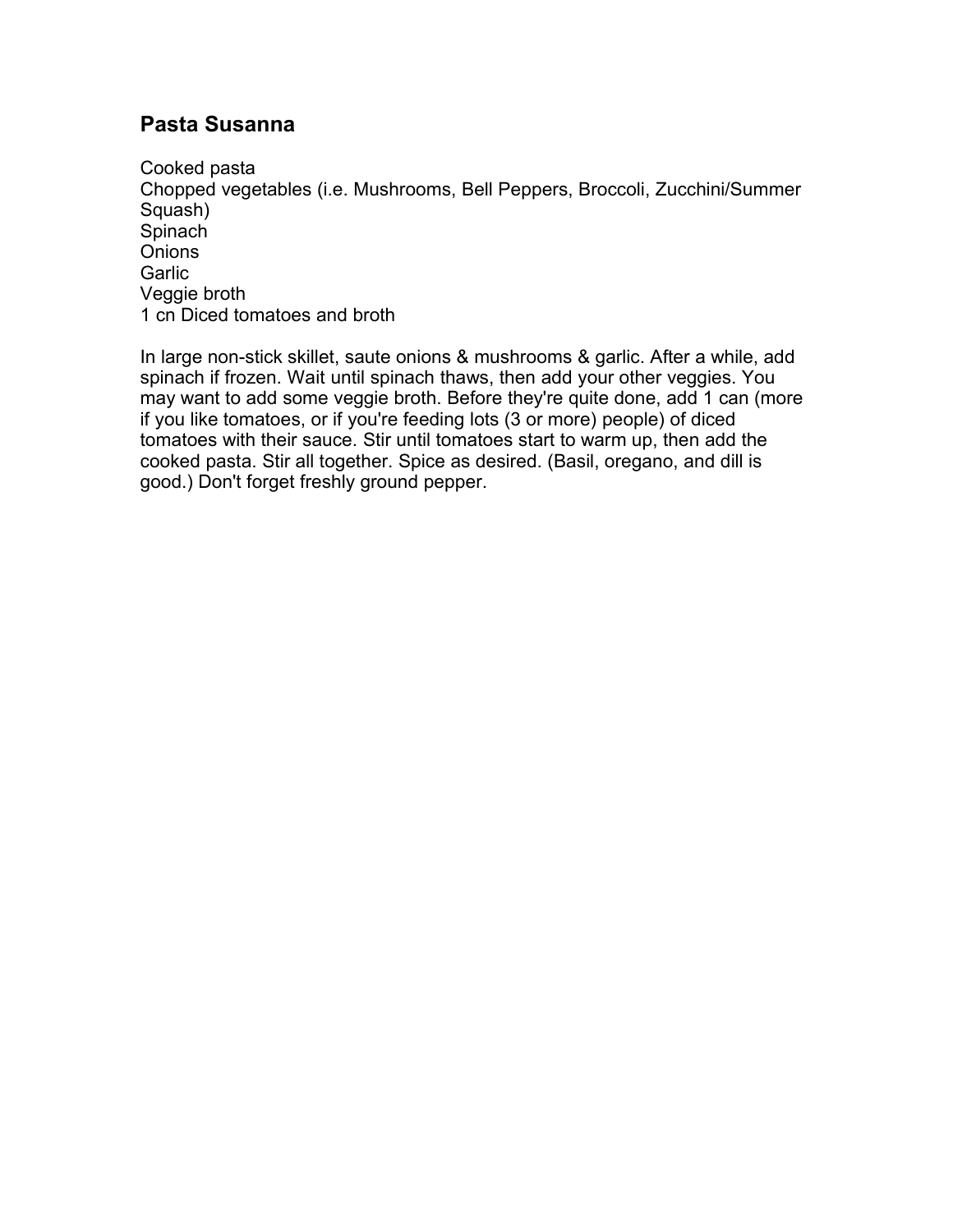## Pasta Susanna

Cooked pasta
Chopped vegetables (i.e. Mushrooms, Bell Peppers, Broccoli, Zucchini/Summer Squash)
Spinach
Onions
Garlic
Veggie broth
1 cn Diced tomatoes and broth

In large non-stick skillet, saute onions & mushrooms & garlic. After a while, add spinach if frozen. Wait until spinach thaws, then add your other veggies. You may want to add some veggie broth. Before they're quite done, add 1 can (more if you like tomatoes, or if you're feeding lots (3 or more) people) of diced tomatoes with their sauce. Stir until tomatoes start to warm up, then add the cooked pasta. Stir all together. Spice as desired. (Basil, oregano, and dill is good.) Don't forget freshly ground pepper.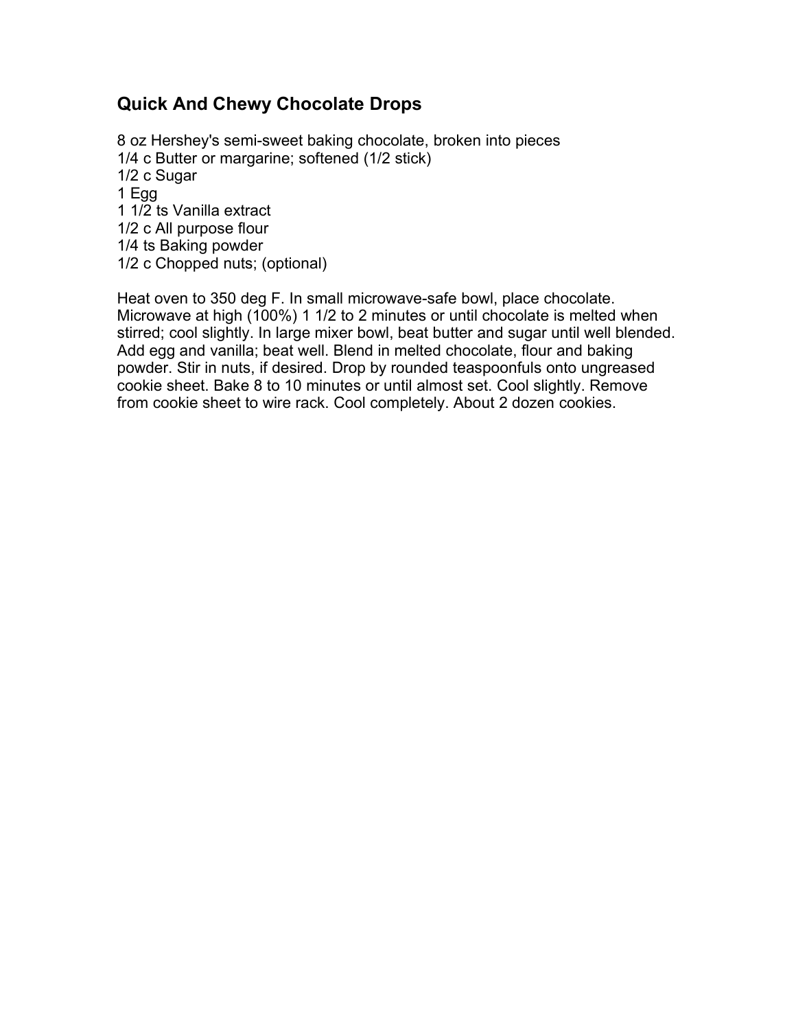## Quick And Chewy Chocolate Drops

8 oz Hershey's semi-sweet baking chocolate, broken into pieces
1/4 c Butter or margarine; softened (1/2 stick)
1/2 c Sugar
1 Egg
1 1/2 ts Vanilla extract
1/2 c All purpose flour
1/4 ts Baking powder
1/2 c Chopped nuts; (optional)

Heat oven to 350 deg F. In small microwave-safe bowl, place chocolate. Microwave at high (100%) 1 1/2 to 2 minutes or until chocolate is melted when stirred; cool slightly. In large mixer bowl, beat butter and sugar until well blended. Add egg and vanilla; beat well. Blend in melted chocolate, flour and baking powder. Stir in nuts, if desired. Drop by rounded teaspoonfuls onto ungreased cookie sheet. Bake 8 to 10 minutes or until almost set. Cool slightly. Remove from cookie sheet to wire rack. Cool completely. About 2 dozen cookies.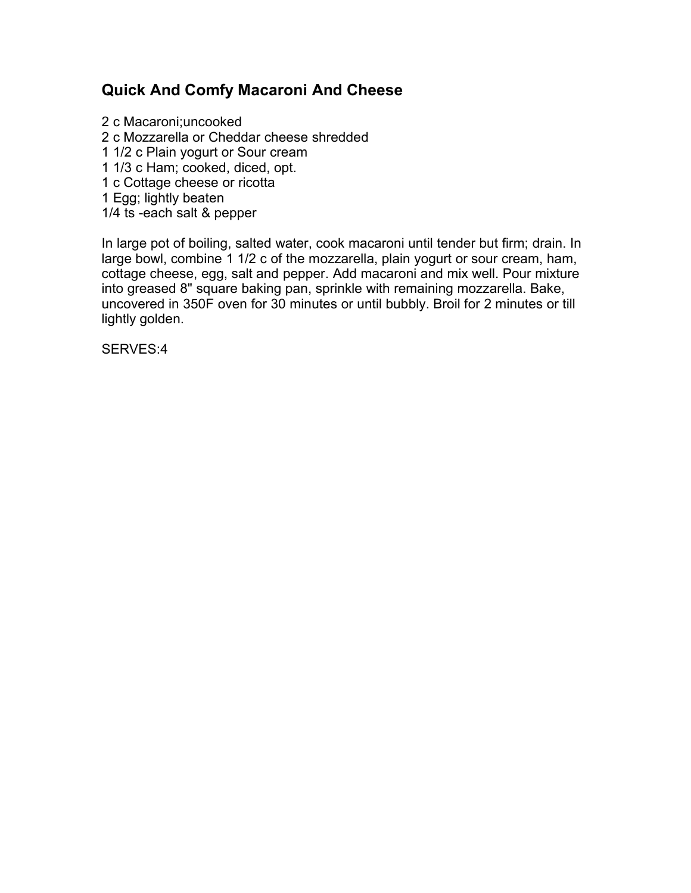## Quick And Comfy Macaroni And Cheese

2 c Macaroni;uncooked
2 c Mozzarella or Cheddar cheese shredded
1 1/2 c Plain yogurt or Sour cream
1 1/3 c Ham; cooked, diced, opt.
1 c Cottage cheese or ricotta
1 Egg; lightly beaten
1/4 ts -each salt & pepper

In large pot of boiling, salted water, cook macaroni until tender but firm; drain. In large bowl, combine 1 1/2 c of the mozzarella, plain yogurt or sour cream, ham, cottage cheese, egg, salt and pepper. Add macaroni and mix well. Pour mixture into greased 8" square baking pan, sprinkle with remaining mozzarella. Bake, uncovered in 350F oven for 30 minutes or until bubbly. Broil for 2 minutes or till lightly golden.

SERVES:4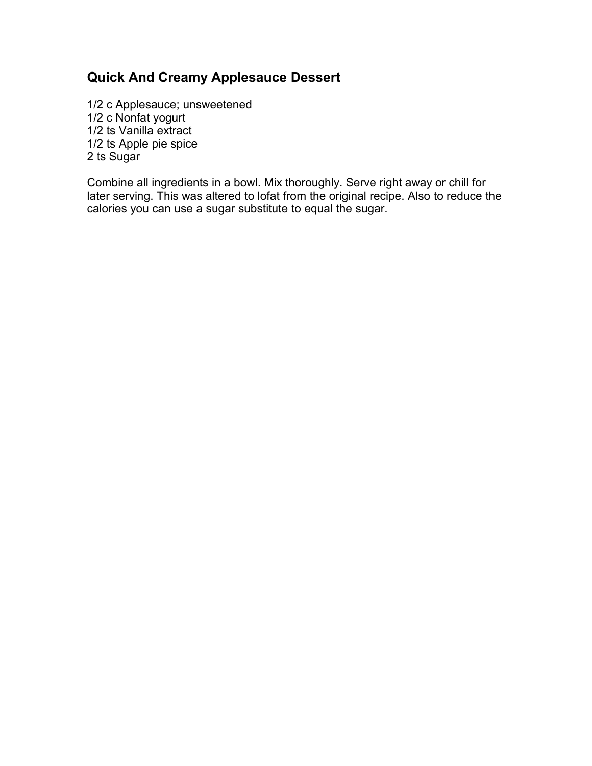## Quick And Creamy Applesauce Dessert

1/2 c Applesauce; unsweetened
1/2 c Nonfat yogurt
1/2 ts Vanilla extract
1/2 ts Apple pie spice
2 ts Sugar

Combine all ingredients in a bowl. Mix thoroughly. Serve right away or chill for later serving. This was altered to lofat from the original recipe. Also to reduce the calories you can use a sugar substitute to equal the sugar.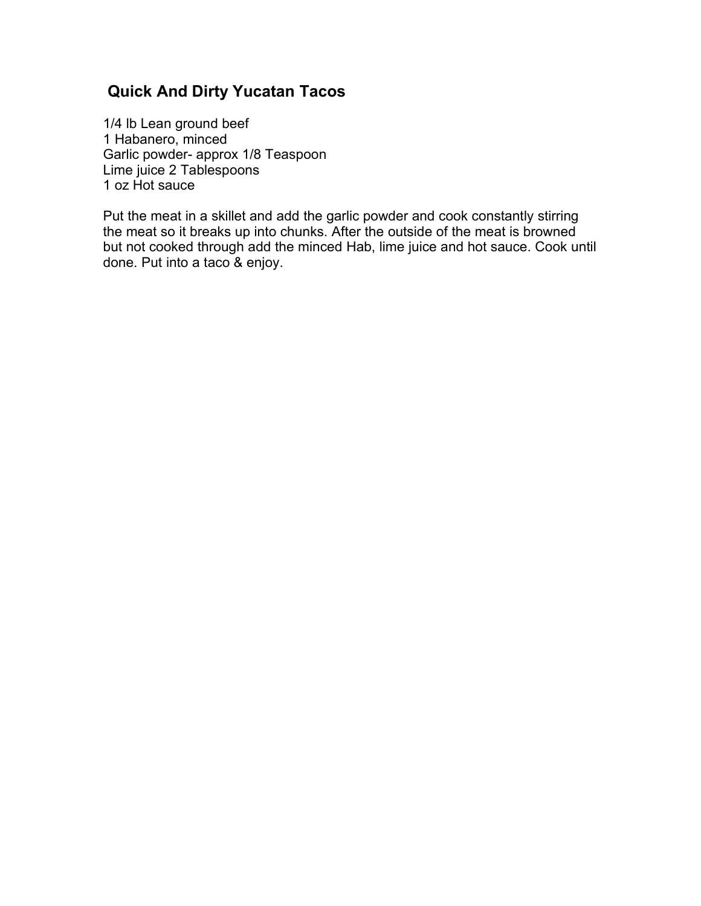## Quick And Dirty Yucatan Tacos

1/4 lb Lean ground beef
1 Habanero, minced
Garlic powder- approx 1/8 Teaspoon
Lime juice 2 Tablespoons
1 oz Hot sauce

Put the meat in a skillet and add the garlic powder and cook constantly stirring the meat so it breaks up into chunks. After the outside of the meat is browned but not cooked through add the minced Hab, lime juice and hot sauce. Cook until done. Put into a taco & enjoy.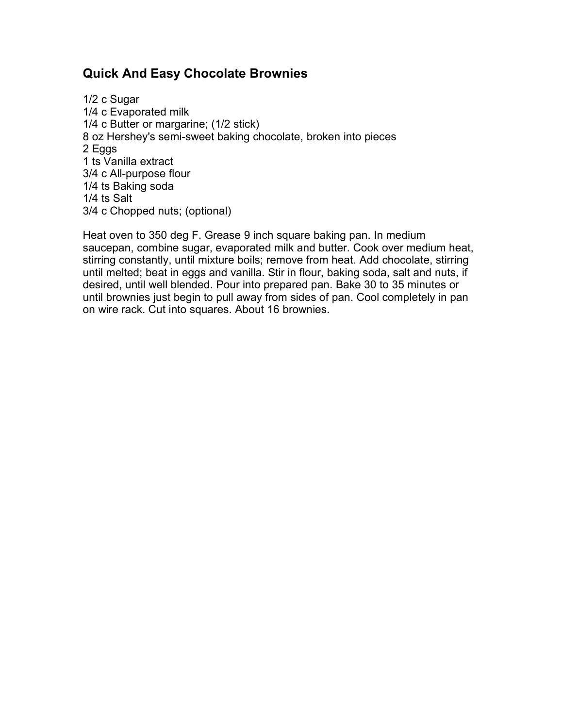## Quick And Easy Chocolate Brownies

1/2 c Sugar
1/4 c Evaporated milk
1/4 c Butter or margarine; (1/2 stick)
8 oz Hershey's semi-sweet baking chocolate, broken into pieces
2 Eggs
1 ts Vanilla extract
3/4 c All-purpose flour
1/4 ts Baking soda
1/4 ts Salt
3/4 c Chopped nuts; (optional)

Heat oven to 350 deg F. Grease 9 inch square baking pan. In medium saucepan, combine sugar, evaporated milk and butter. Cook over medium heat, stirring constantly, until mixture boils; remove from heat. Add chocolate, stirring until melted; beat in eggs and vanilla. Stir in flour, baking soda, salt and nuts, if desired, until well blended. Pour into prepared pan. Bake 30 to 35 minutes or until brownies just begin to pull away from sides of pan. Cool completely in pan on wire rack. Cut into squares. About 16 brownies.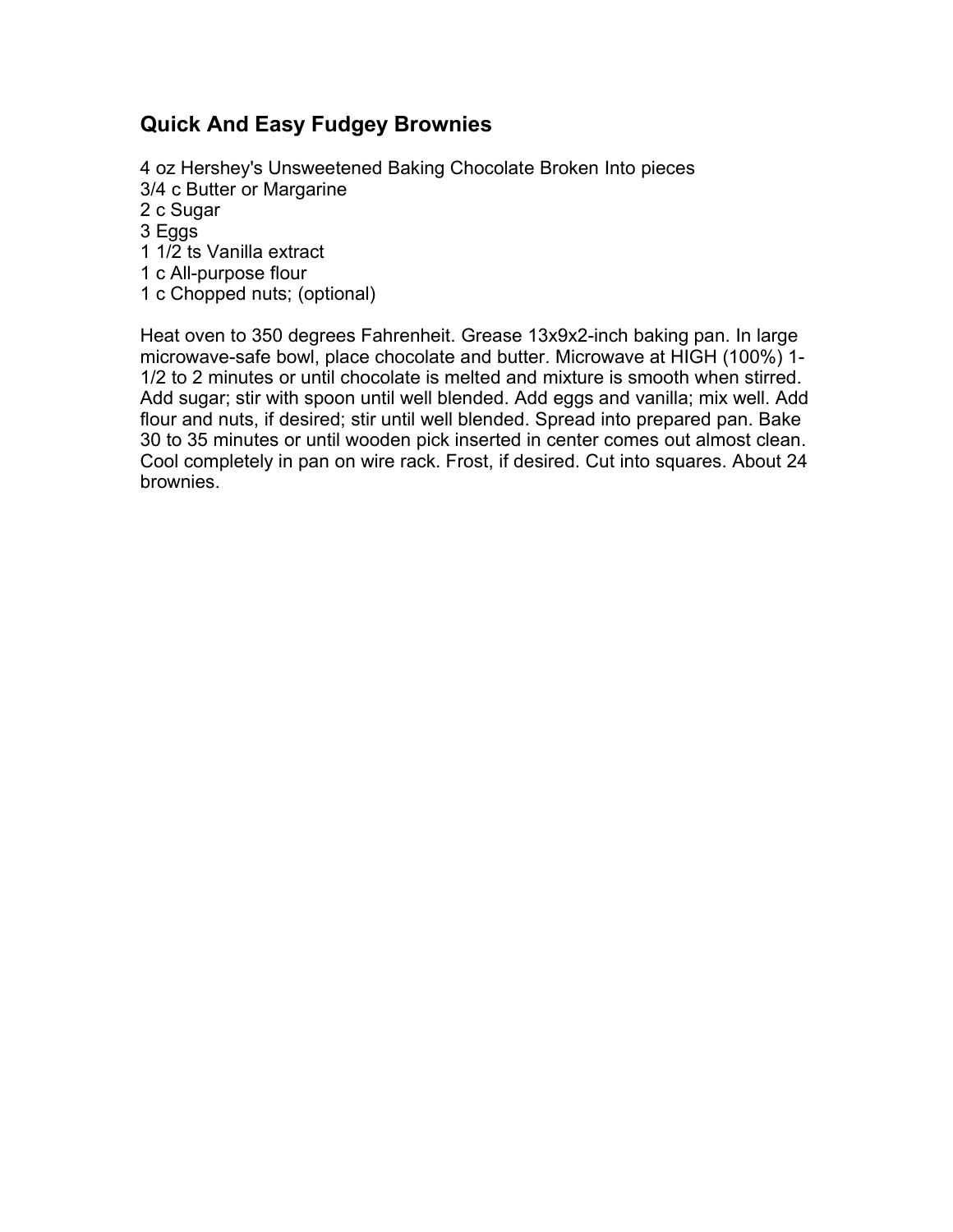## Quick And Easy Fudgey Brownies

4 oz Hershey's Unsweetened Baking Chocolate Broken Into pieces
3/4 c Butter or Margarine
2 c Sugar
3 Eggs
1 1/2 ts Vanilla extract
1 c All-purpose flour
1 c Chopped nuts; (optional)

Heat oven to 350 degrees Fahrenheit. Grease 13x9x2-inch baking pan. In large microwave-safe bowl, place chocolate and butter. Microwave at HIGH (100%) 1-1/2 to 2 minutes or until chocolate is melted and mixture is smooth when stirred. Add sugar; stir with spoon until well blended. Add eggs and vanilla; mix well. Add flour and nuts, if desired; stir until well blended. Spread into prepared pan. Bake 30 to 35 minutes or until wooden pick inserted in center comes out almost clean. Cool completely in pan on wire rack. Frost, if desired. Cut into squares. About 24 brownies.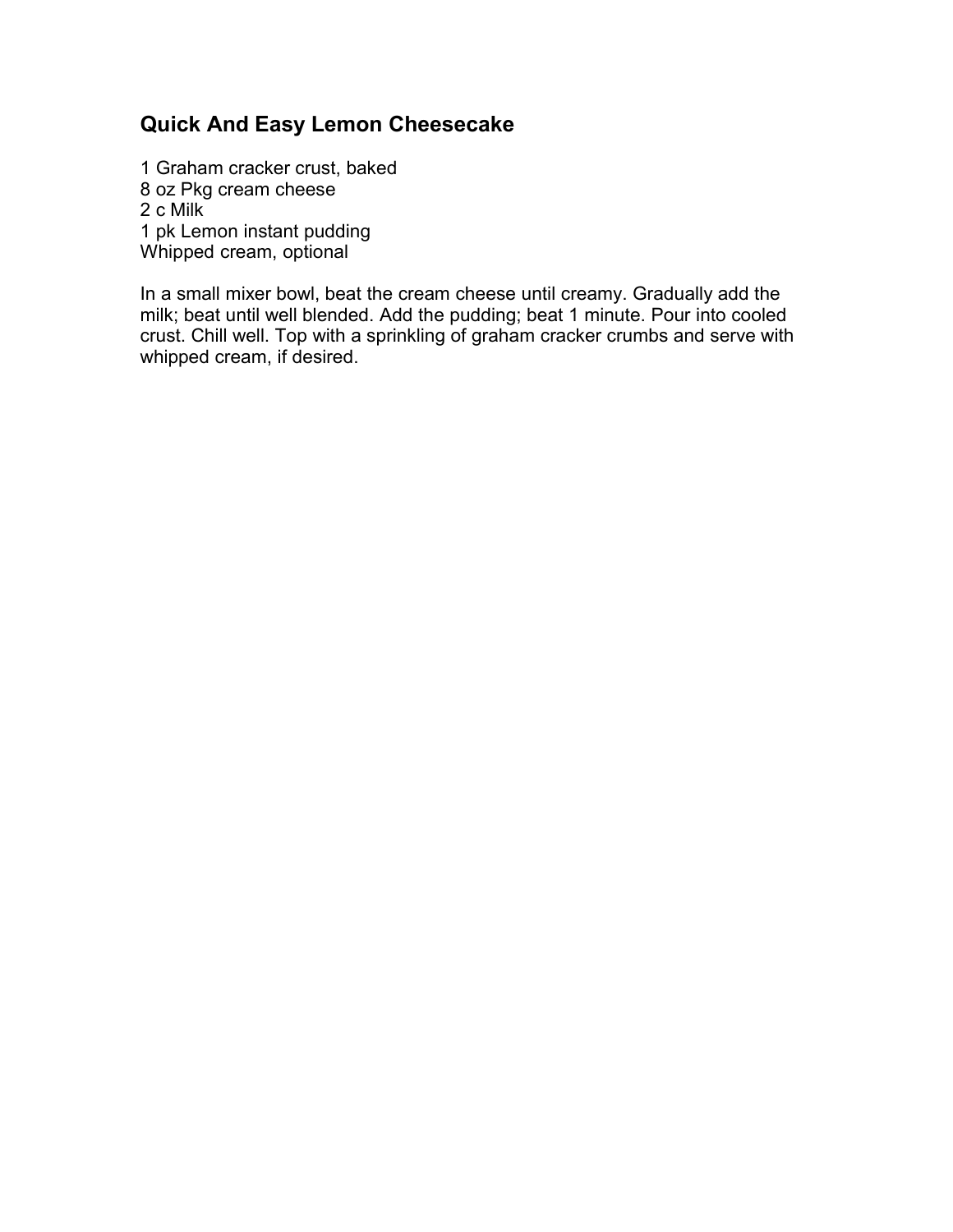## Quick And Easy Lemon Cheesecake

1 Graham cracker crust, baked
8 oz Pkg cream cheese
2 c Milk
1 pk Lemon instant pudding
Whipped cream, optional

In a small mixer bowl, beat the cream cheese until creamy. Gradually add the milk; beat until well blended. Add the pudding; beat 1 minute. Pour into cooled crust. Chill well. Top with a sprinkling of graham cracker crumbs and serve with whipped cream, if desired.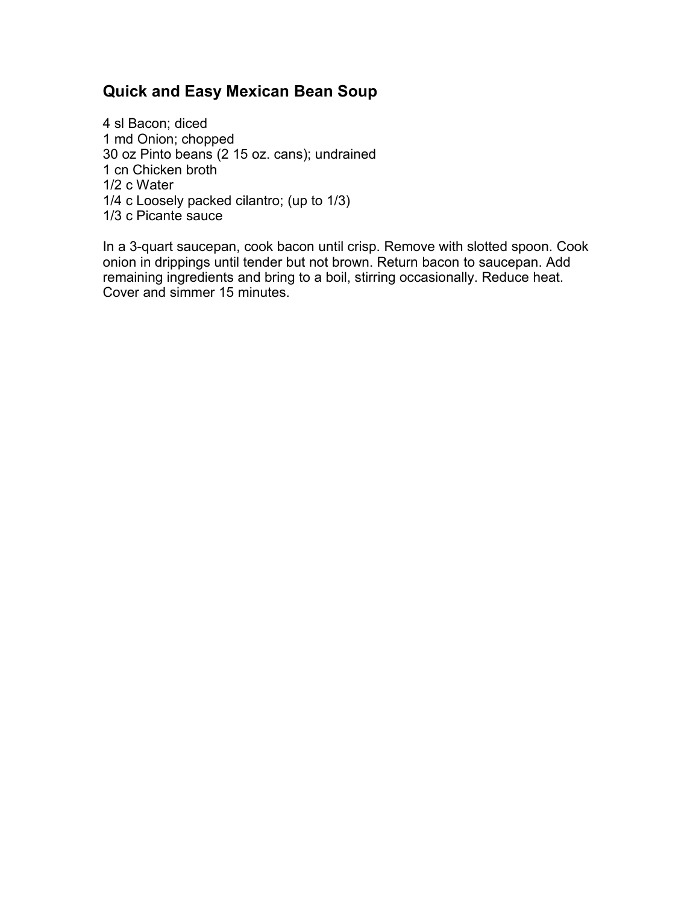## Quick and Easy Mexican Bean Soup

4 sl Bacon; diced
1 md Onion; chopped
30 oz Pinto beans (2 15 oz. cans); undrained
1 cn Chicken broth
1/2 c Water
1/4 c Loosely packed cilantro; (up to 1/3)
1/3 c Picante sauce

In a 3-quart saucepan, cook bacon until crisp. Remove with slotted spoon. Cook onion in drippings until tender but not brown. Return bacon to saucepan. Add remaining ingredients and bring to a boil, stirring occasionally. Reduce heat. Cover and simmer 15 minutes.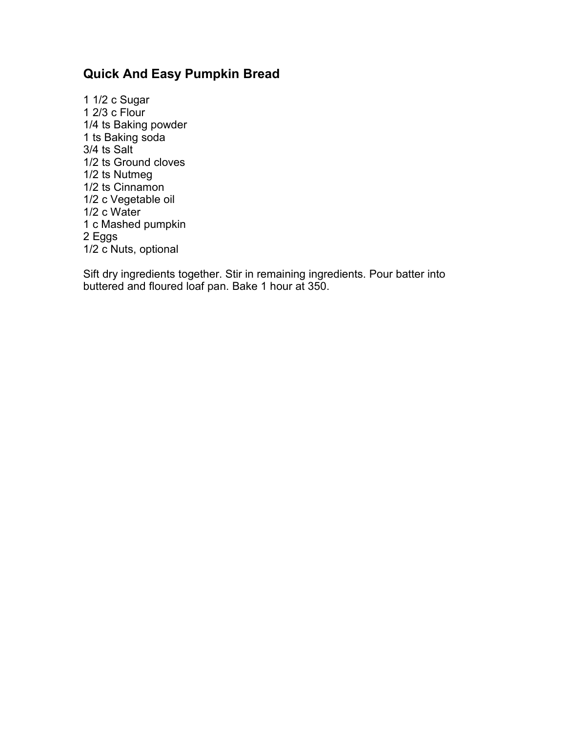## Quick And Easy Pumpkin Bread

1 1/2 c Sugar
1 2/3 c Flour
1/4 ts Baking powder
1 ts Baking soda
3/4 ts Salt
1/2 ts Ground cloves
1/2 ts Nutmeg
1/2 ts Cinnamon
1/2 c Vegetable oil
1/2 c Water
1 c Mashed pumpkin
2 Eggs
1/2 c Nuts, optional

Sift dry ingredients together. Stir in remaining ingredients. Pour batter into buttered and floured loaf pan. Bake 1 hour at 350.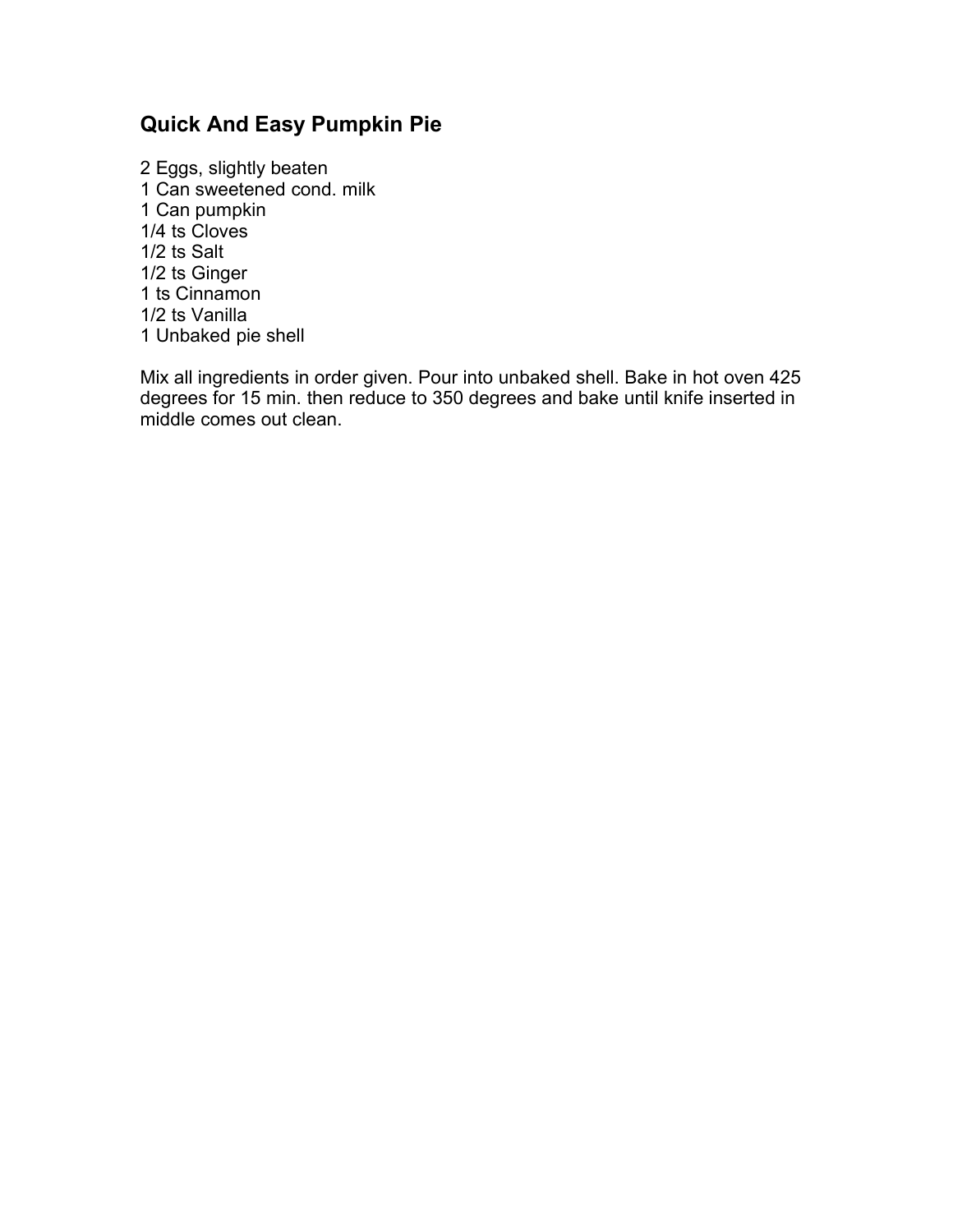## Quick And Easy Pumpkin Pie

2 Eggs, slightly beaten
1 Can sweetened cond. milk
1 Can pumpkin
1/4 ts Cloves
1/2 ts Salt
1/2 ts Ginger
1 ts Cinnamon
1/2 ts Vanilla
1 Unbaked pie shell

Mix all ingredients in order given. Pour into unbaked shell. Bake in hot oven 425 degrees for 15 min. then reduce to 350 degrees and bake until knife inserted in middle comes out clean.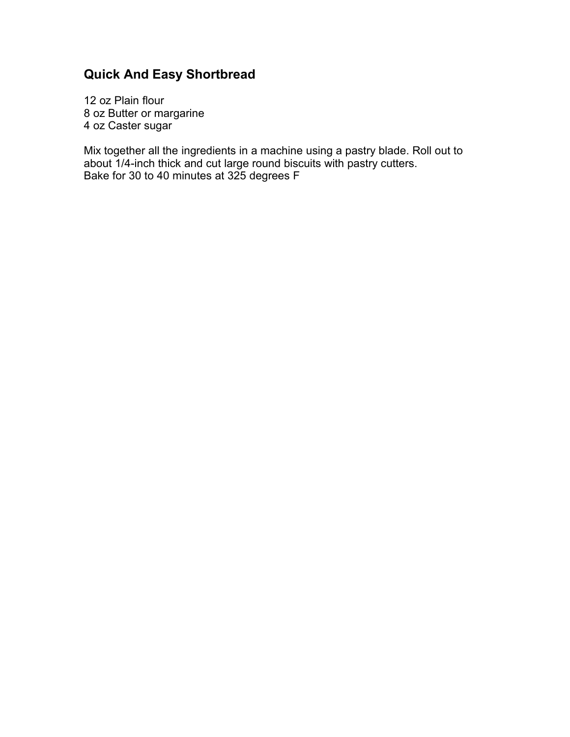## Quick And Easy Shortbread

12 oz Plain flour
8 oz Butter or margarine
4 oz Caster sugar

Mix together all the ingredients in a machine using a pastry blade. Roll out to about 1/4-inch thick and cut large round biscuits with pastry cutters.
Bake for 30 to 40 minutes at 325 degrees F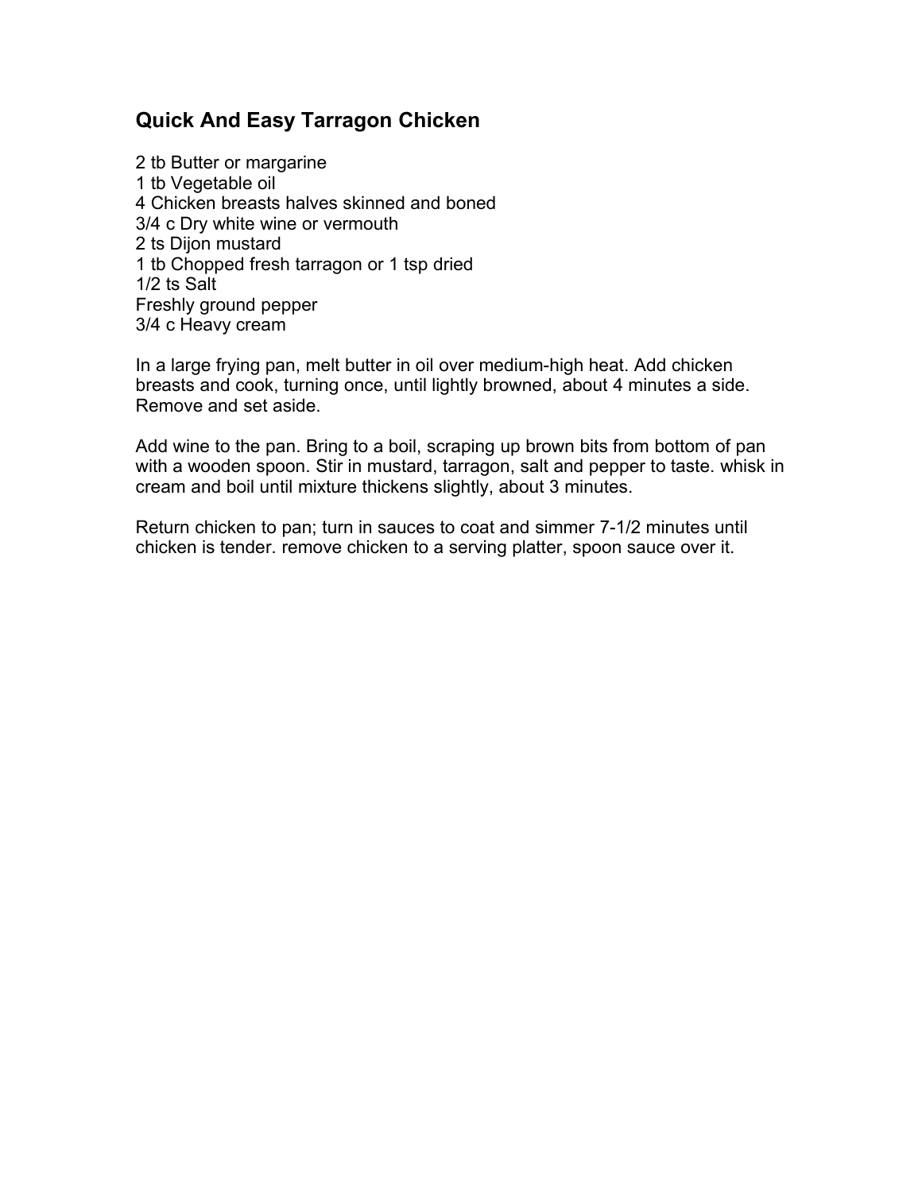## Quick And Easy Tarragon Chicken

2 tb Butter or margarine
1 tb Vegetable oil
4 Chicken breasts halves skinned and boned
3/4 c Dry white wine or vermouth
2 ts Dijon mustard
1 tb Chopped fresh tarragon or 1 tsp dried
1/2 ts Salt
Freshly ground pepper
3/4 c Heavy cream

In a large frying pan, melt butter in oil over medium-high heat. Add chicken breasts and cook, turning once, until lightly browned, about 4 minutes a side. Remove and set aside.

Add wine to the pan. Bring to a boil, scraping up brown bits from bottom of pan with a wooden spoon. Stir in mustard, tarragon, salt and pepper to taste. whisk in cream and boil until mixture thickens slightly, about 3 minutes.

Return chicken to pan; turn in sauces to coat and simmer 7-1/2 minutes until chicken is tender. remove chicken to a serving platter, spoon sauce over it.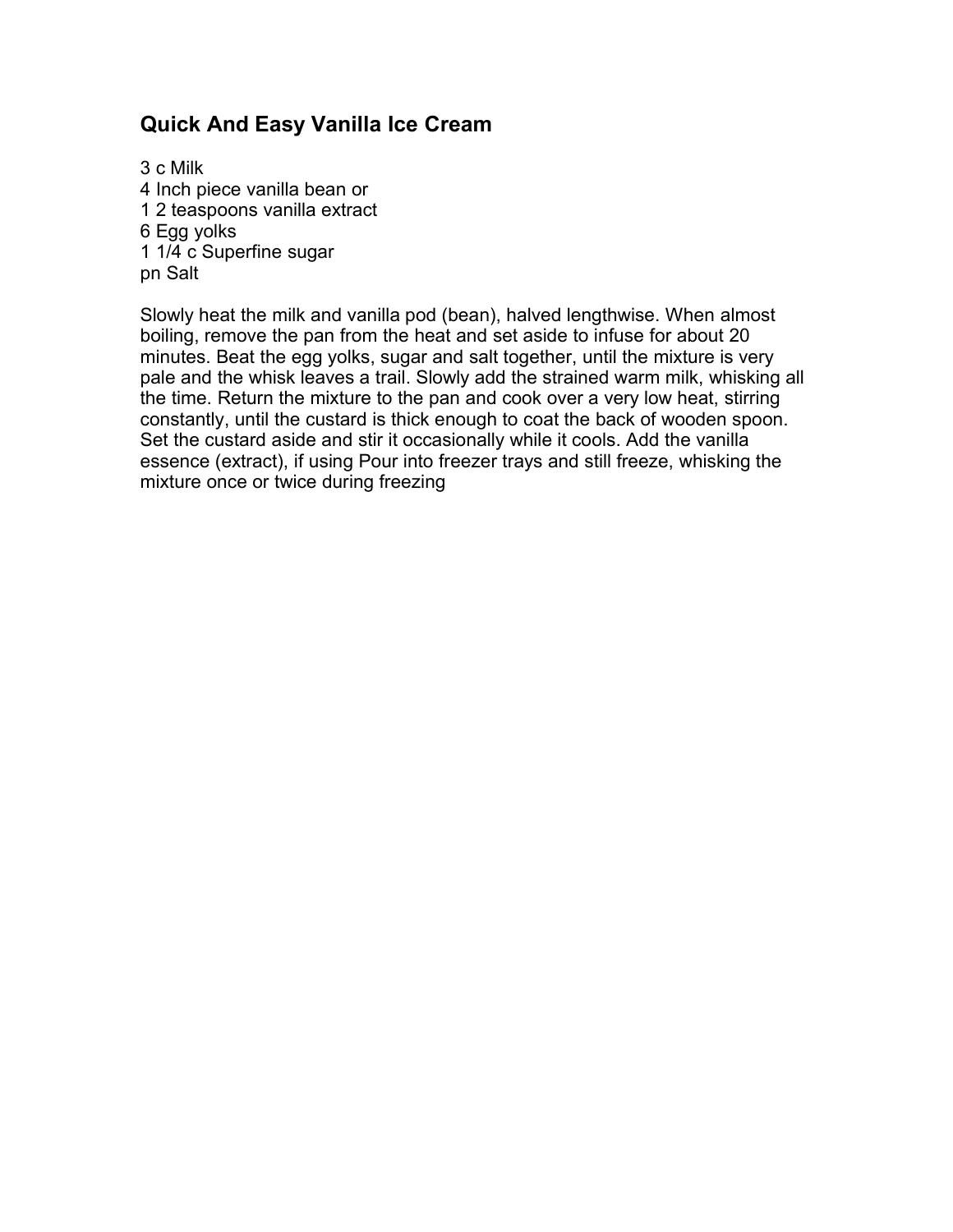## Quick And Easy Vanilla Ice Cream

3 c Milk
4 Inch piece vanilla bean or
1 2 teaspoons vanilla extract
6 Egg yolks
1 1/4 c Superfine sugar
pn Salt

Slowly heat the milk and vanilla pod (bean), halved lengthwise. When almost boiling, remove the pan from the heat and set aside to infuse for about 20 minutes. Beat the egg yolks, sugar and salt together, until the mixture is very pale and the whisk leaves a trail. Slowly add the strained warm milk, whisking all the time. Return the mixture to the pan and cook over a very low heat, stirring constantly, until the custard is thick enough to coat the back of wooden spoon. Set the custard aside and stir it occasionally while it cools. Add the vanilla essence (extract), if using Pour into freezer trays and still freeze, whisking the mixture once or twice during freezing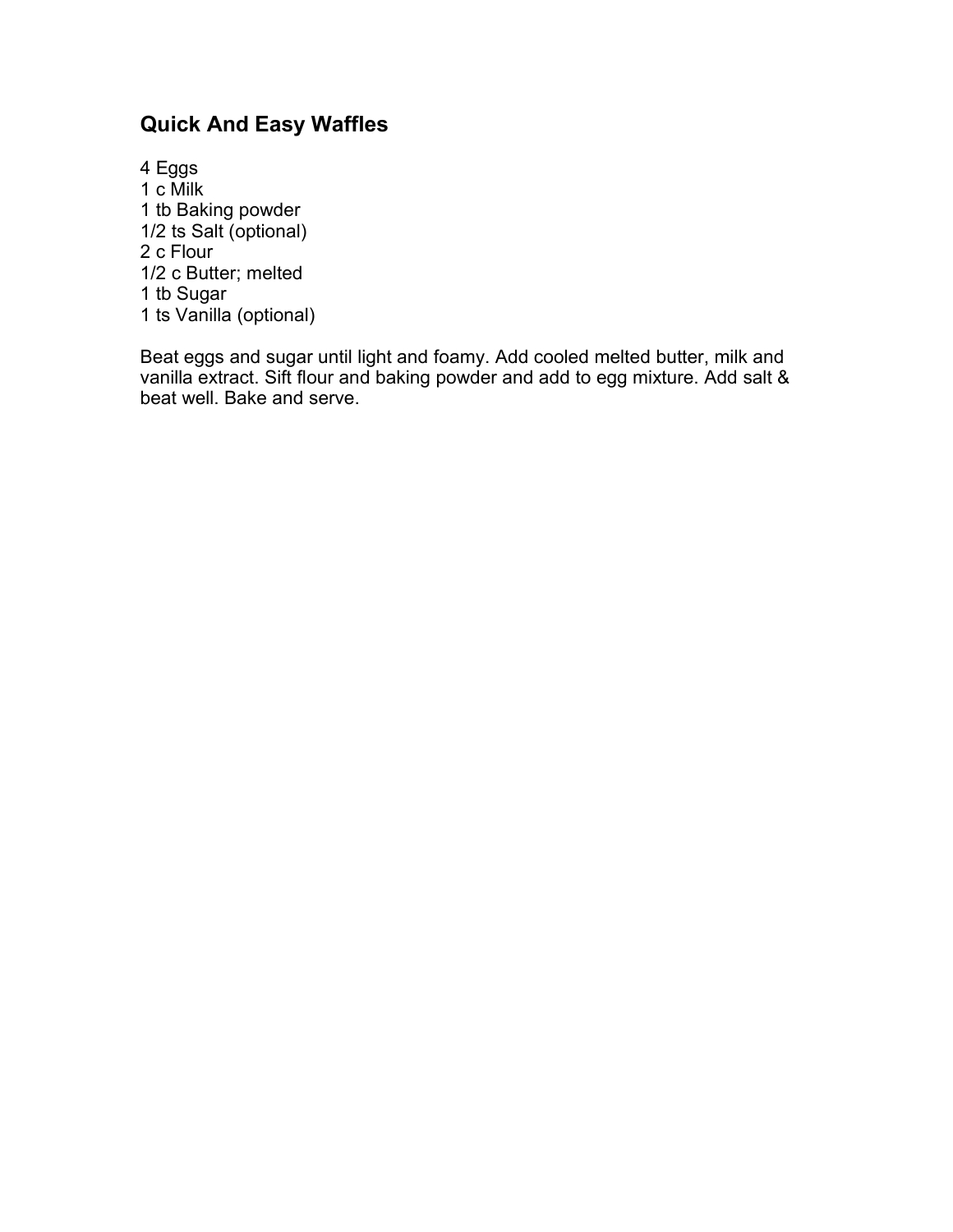## Quick And Easy Waffles

4 Eggs
1 c Milk
1 tb Baking powder
1/2 ts Salt (optional)
2 c Flour
1/2 c Butter; melted
1 tb Sugar
1 ts Vanilla (optional)

Beat eggs and sugar until light and foamy. Add cooled melted butter, milk and vanilla extract. Sift flour and baking powder and add to egg mixture. Add salt & beat well. Bake and serve.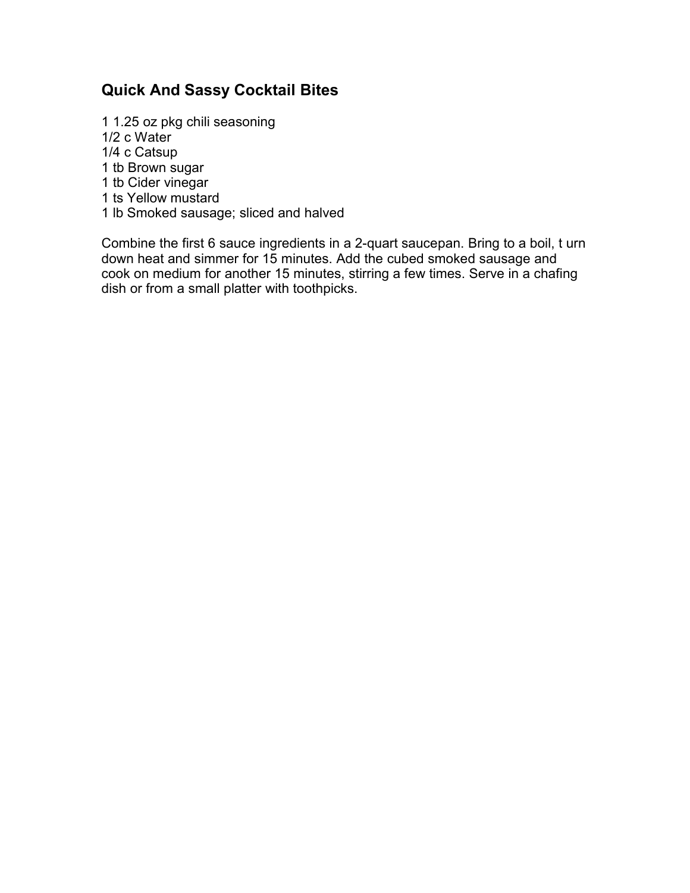## Quick And Sassy Cocktail Bites

1 1.25 oz pkg chili seasoning
1/2 c Water
1/4 c Catsup
1 tb Brown sugar
1 tb Cider vinegar
1 ts Yellow mustard
1 lb Smoked sausage; sliced and halved

Combine the first 6 sauce ingredients in a 2-quart saucepan. Bring to a boil, t urn down heat and simmer for 15 minutes. Add the cubed smoked sausage and cook on medium for another 15 minutes, stirring a few times. Serve in a chafing dish or from a small platter with toothpicks.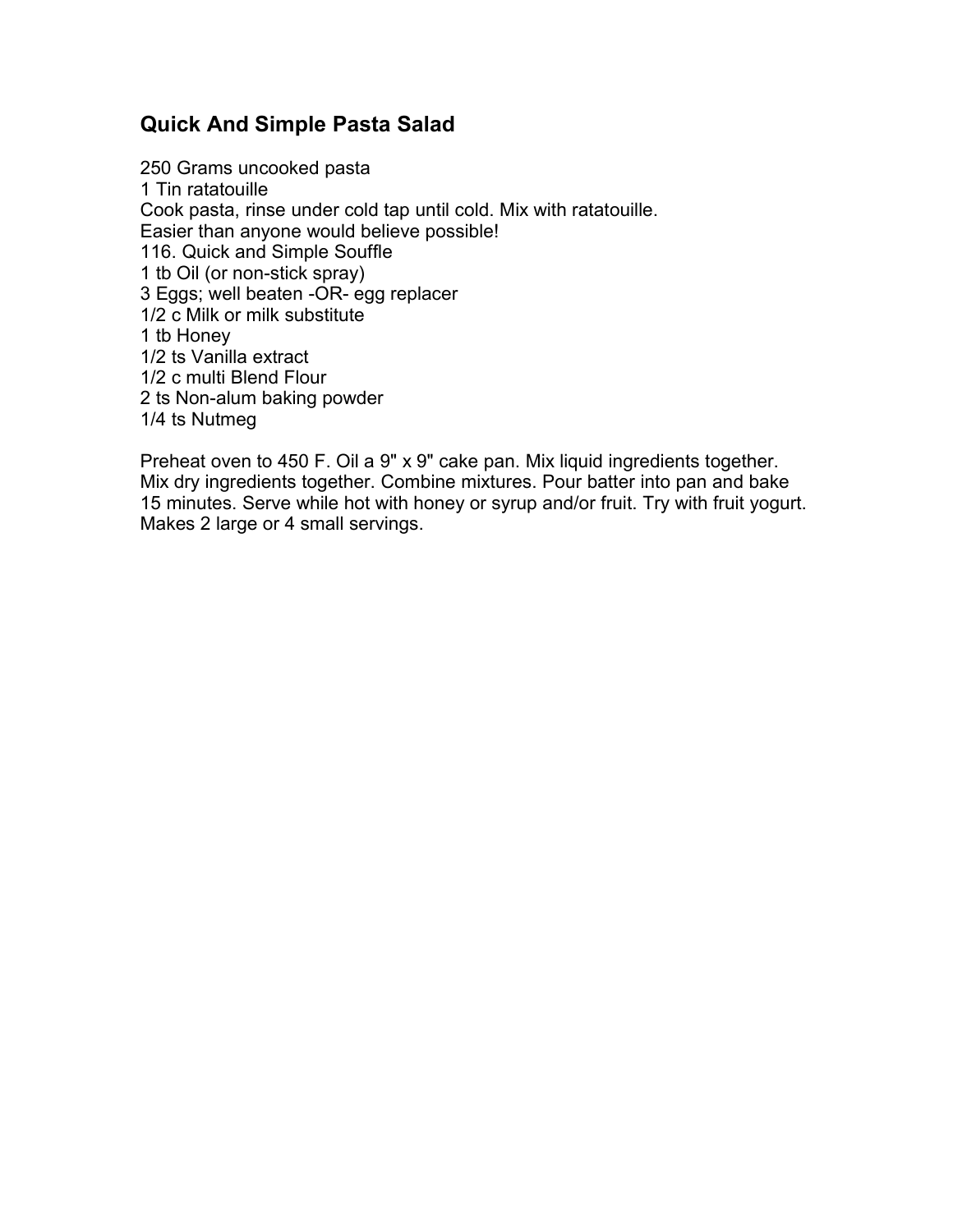## Quick And Simple Pasta Salad

250 Grams uncooked pasta
1 Tin ratatouille
Cook pasta, rinse under cold tap until cold. Mix with ratatouille.
Easier than anyone would believe possible!
116. Quick and Simple Souffle
1 tb Oil (or non-stick spray)
3 Eggs; well beaten -OR- egg replacer
1/2 c Milk or milk substitute
1 tb Honey
1/2 ts Vanilla extract
1/2 c multi Blend Flour
2 ts Non-alum baking powder
1/4 ts Nutmeg

Preheat oven to 450 F. Oil a 9" x 9" cake pan. Mix liquid ingredients together. Mix dry ingredients together. Combine mixtures. Pour batter into pan and bake 15 minutes. Serve while hot with honey or syrup and/or fruit. Try with fruit yogurt. Makes 2 large or 4 small servings.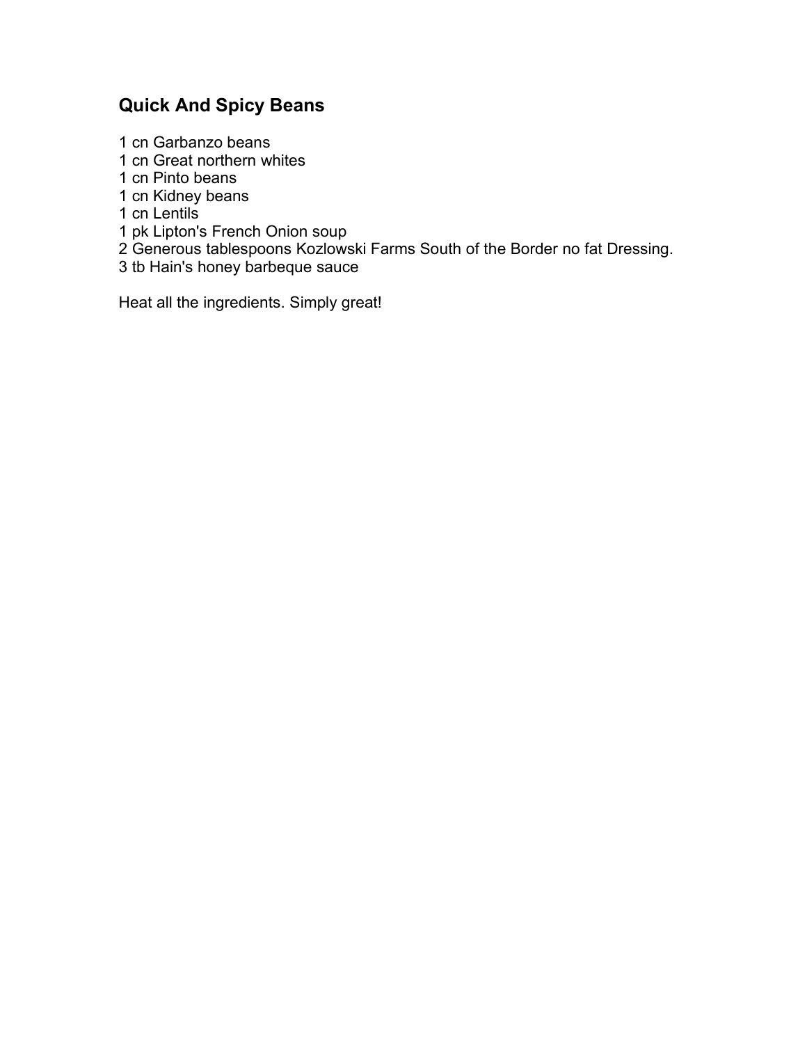## Quick And Spicy Beans

1 cn Garbanzo beans
1 cn Great northern whites
1 cn Pinto beans
1 cn Kidney beans
1 cn Lentils
1 pk Lipton's French Onion soup
2 Generous tablespoons Kozlowski Farms South of the Border no fat Dressing.
3 tb Hain's honey barbeque sauce

Heat all the ingredients. Simply great!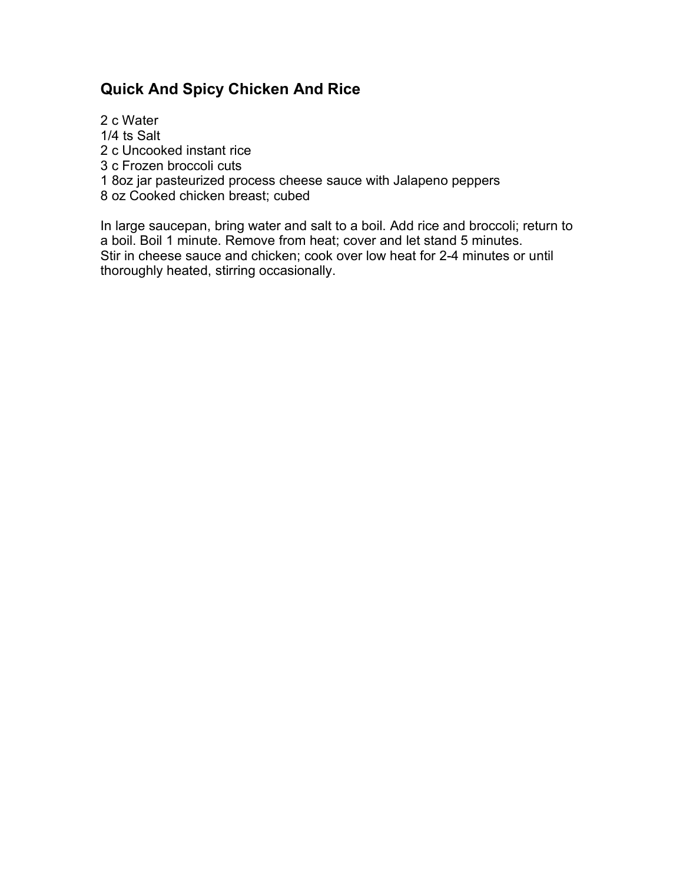## Quick And Spicy Chicken And Rice

2 c Water
1/4 ts Salt
2 c Uncooked instant rice
3 c Frozen broccoli cuts
1 8oz jar pasteurized process cheese sauce with Jalapeno peppers
8 oz Cooked chicken breast; cubed

In large saucepan, bring water and salt to a boil. Add rice and broccoli; return to a boil. Boil 1 minute. Remove from heat; cover and let stand 5 minutes.
Stir in cheese sauce and chicken; cook over low heat for 2-4 minutes or until thoroughly heated, stirring occasionally.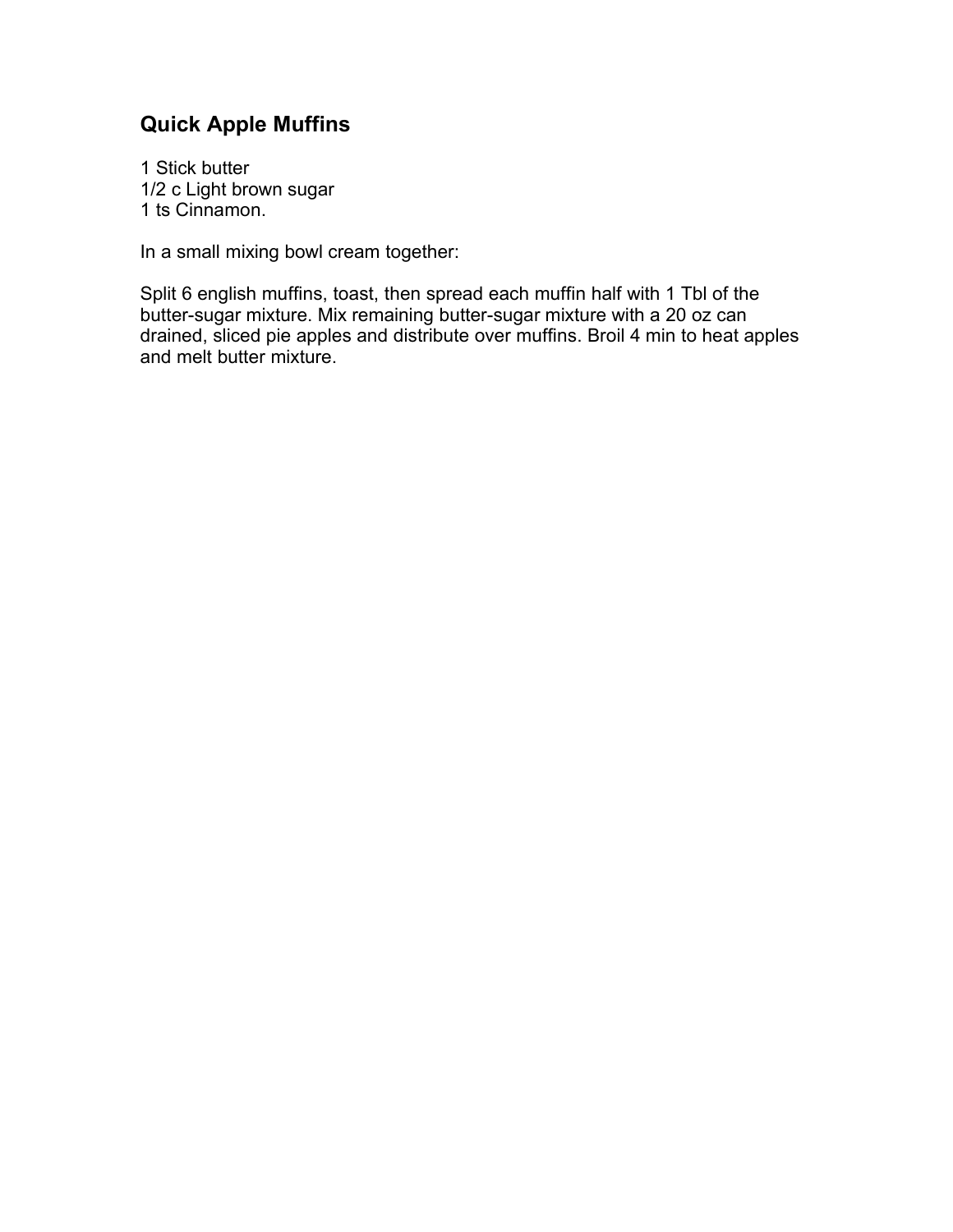## Quick Apple Muffins

1 Stick butter
1/2 c Light brown sugar
1 ts Cinnamon.

In a small mixing bowl cream together:

Split 6 english muffins, toast, then spread each muffin half with 1 Tbl of the butter-sugar mixture. Mix remaining butter-sugar mixture with a 20 oz can drained, sliced pie apples and distribute over muffins. Broil 4 min to heat apples and melt butter mixture.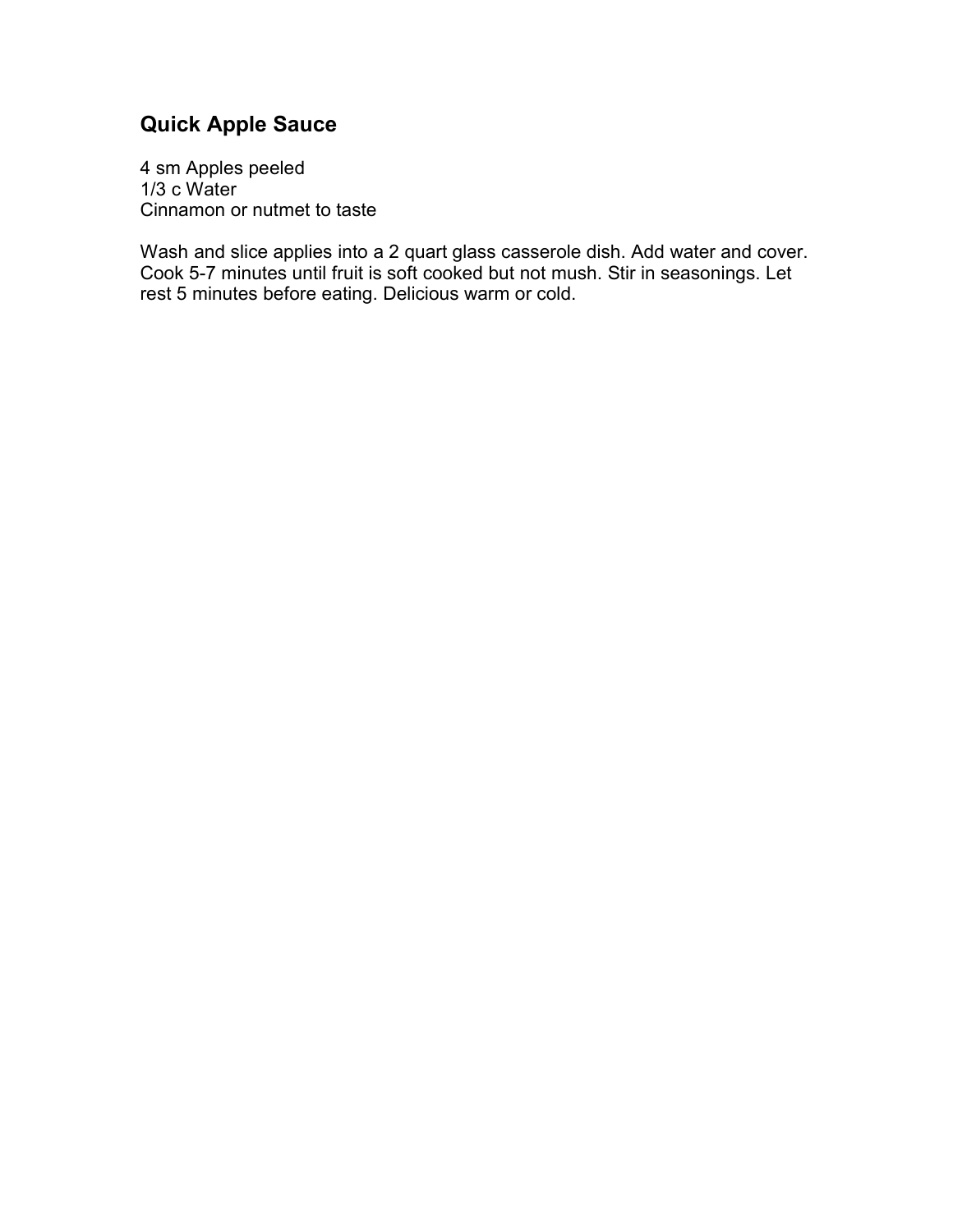## Quick Apple Sauce

4 sm Apples peeled
1/3 c Water
Cinnamon or nutmet to taste

Wash and slice applies into a 2 quart glass casserole dish. Add water and cover. Cook 5-7 minutes until fruit is soft cooked but not mush. Stir in seasonings. Let rest 5 minutes before eating. Delicious warm or cold.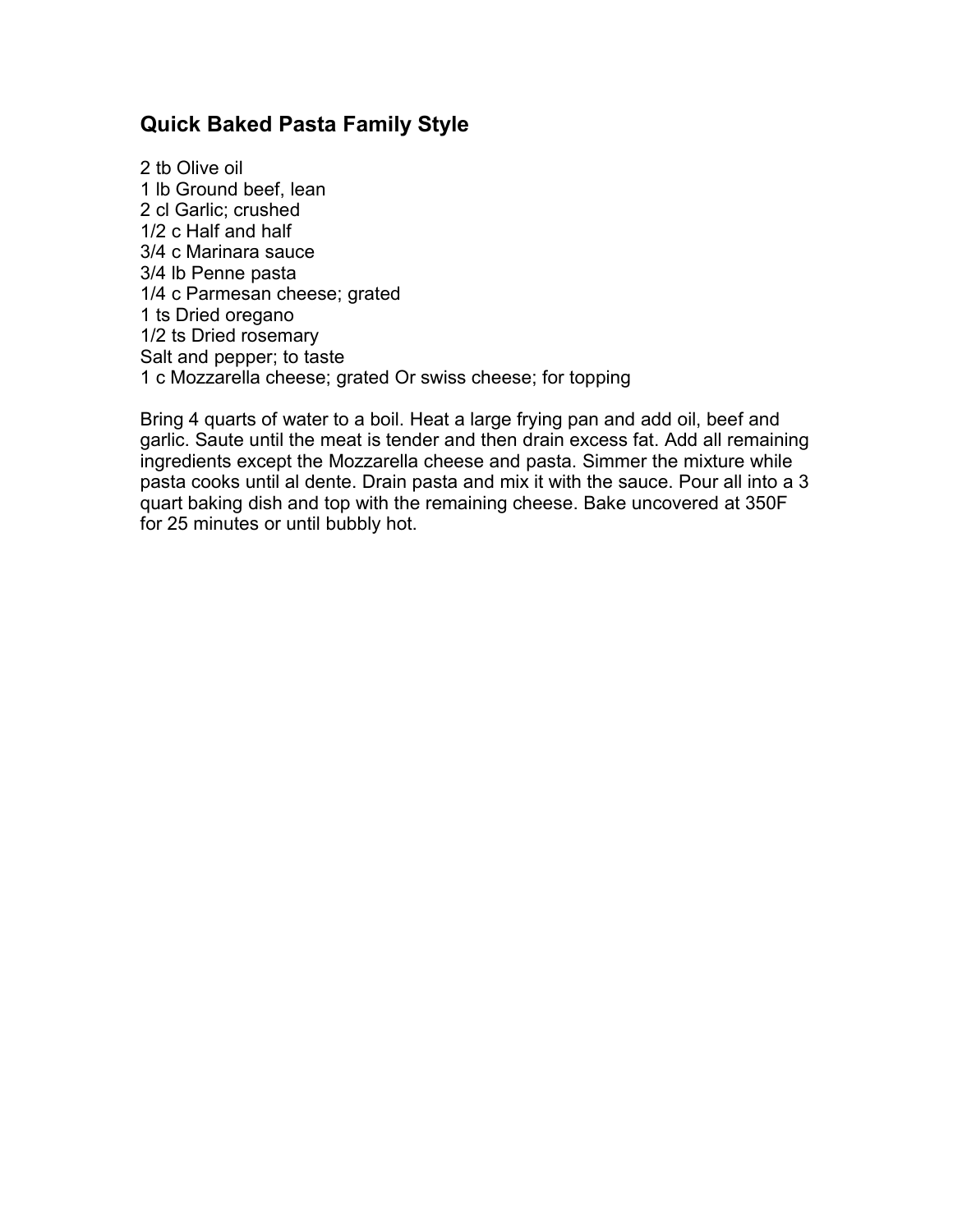## Quick Baked Pasta Family Style

2 tb Olive oil
1 lb Ground beef, lean
2 cl Garlic; crushed
1/2 c Half and half
3/4 c Marinara sauce
3/4 lb Penne pasta
1/4 c Parmesan cheese; grated
1 ts Dried oregano
1/2 ts Dried rosemary
Salt and pepper; to taste
1 c Mozzarella cheese; grated Or swiss cheese; for topping

Bring 4 quarts of water to a boil. Heat a large frying pan and add oil, beef and garlic. Saute until the meat is tender and then drain excess fat. Add all remaining ingredients except the Mozzarella cheese and pasta. Simmer the mixture while pasta cooks until al dente. Drain pasta and mix it with the sauce. Pour all into a 3 quart baking dish and top with the remaining cheese. Bake uncovered at 350F for 25 minutes or until bubbly hot.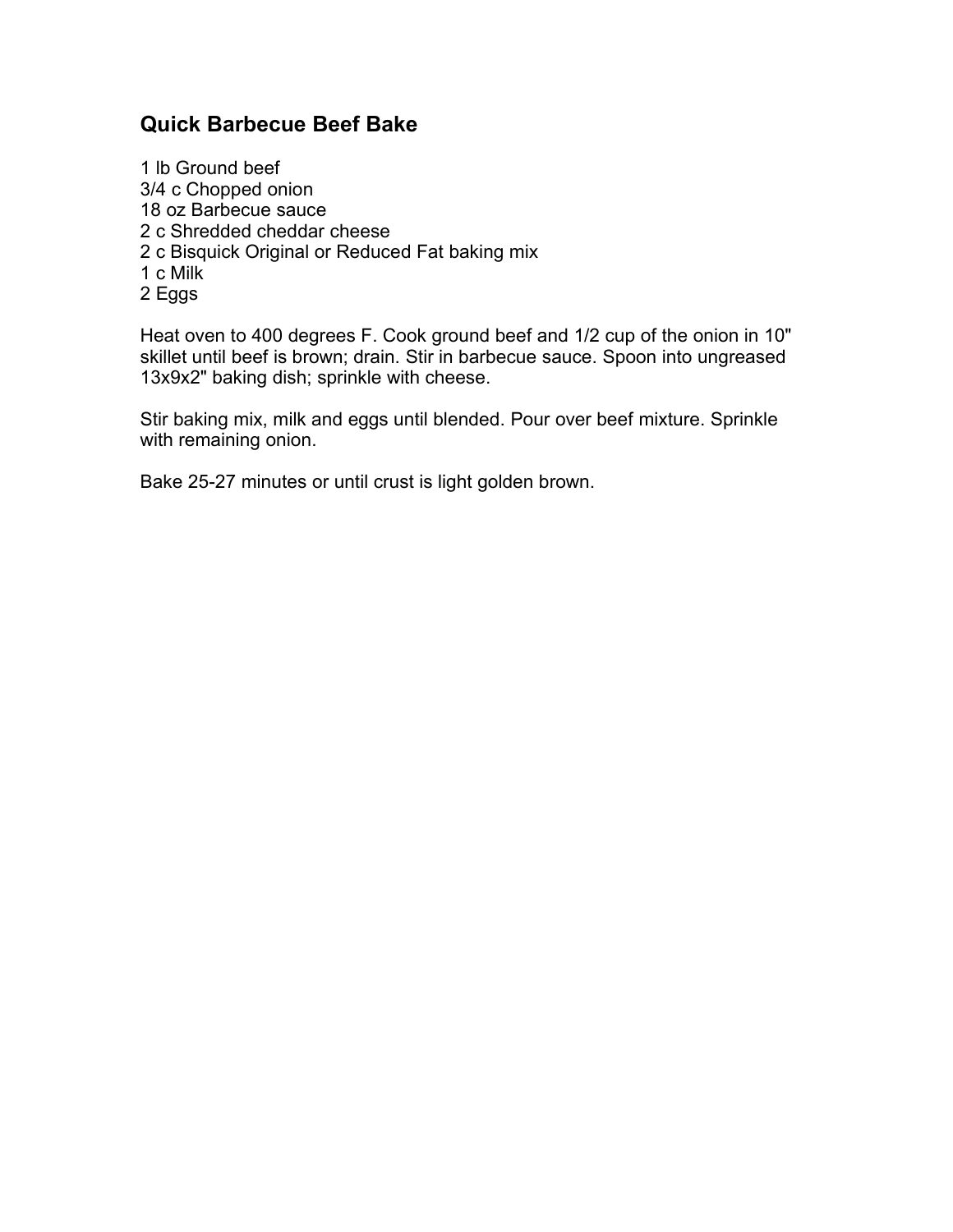## Quick Barbecue Beef Bake

1 lb Ground beef
3/4 c Chopped onion
18 oz Barbecue sauce
2 c Shredded cheddar cheese
2 c Bisquick Original or Reduced Fat baking mix
1 c Milk
2 Eggs

Heat oven to 400 degrees F. Cook ground beef and 1/2 cup of the onion in 10" skillet until beef is brown; drain. Stir in barbecue sauce. Spoon into ungreased 13x9x2" baking dish; sprinkle with cheese.

Stir baking mix, milk and eggs until blended. Pour over beef mixture. Sprinkle with remaining onion.

Bake 25-27 minutes or until crust is light golden brown.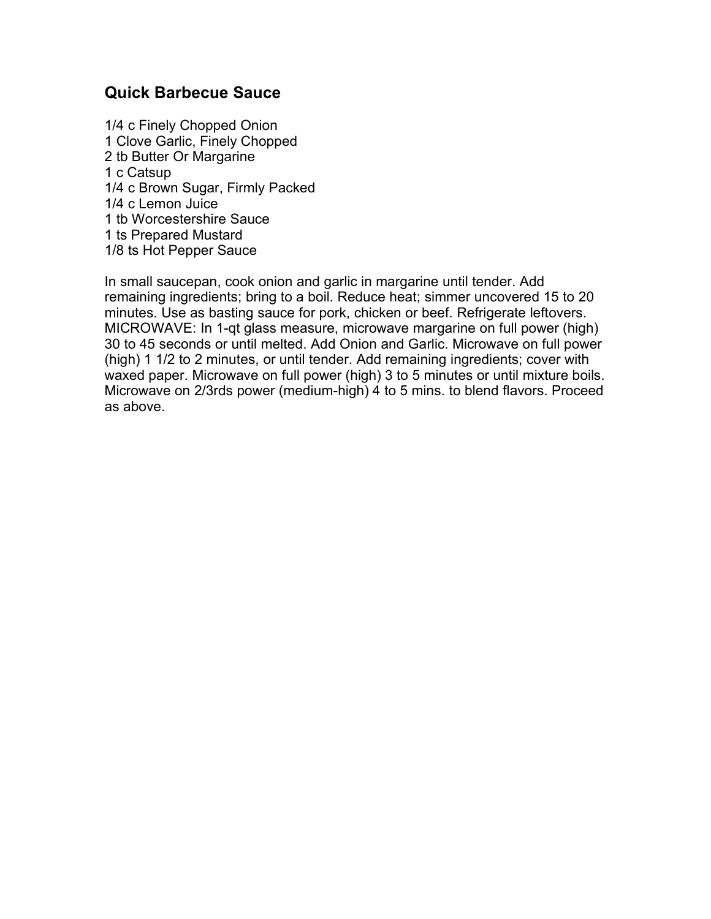## Quick Barbecue Sauce

1/4 c Finely Chopped Onion
1 Clove Garlic, Finely Chopped
2 tb Butter Or Margarine
1 c Catsup
1/4 c Brown Sugar, Firmly Packed
1/4 c Lemon Juice
1 tb Worcestershire Sauce
1 ts Prepared Mustard
1/8 ts Hot Pepper Sauce

In small saucepan, cook onion and garlic in margarine until tender. Add remaining ingredients; bring to a boil. Reduce heat; simmer uncovered 15 to 20 minutes. Use as basting sauce for pork, chicken or beef. Refrigerate leftovers. MICROWAVE: In 1-qt glass measure, microwave margarine on full power (high) 30 to 45 seconds or until melted. Add Onion and Garlic. Microwave on full power (high) 1 1/2 to 2 minutes, or until tender. Add remaining ingredients; cover with waxed paper. Microwave on full power (high) 3 to 5 minutes or until mixture boils. Microwave on 2/3rds power (medium-high) 4 to 5 mins. to blend flavors. Proceed as above.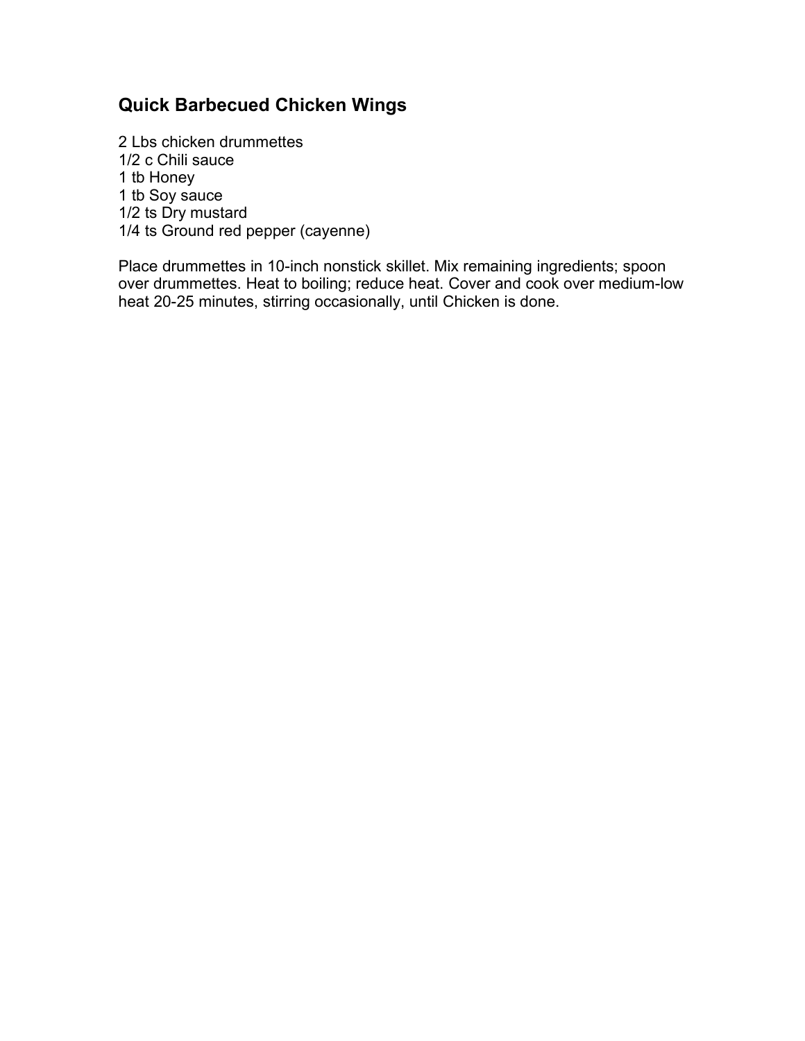## Quick Barbecued Chicken Wings

2 Lbs chicken drummettes
1/2 c Chili sauce
1 tb Honey
1 tb Soy sauce
1/2 ts Dry mustard
1/4 ts Ground red pepper (cayenne)

Place drummettes in 10-inch nonstick skillet. Mix remaining ingredients; spoon over drummettes. Heat to boiling; reduce heat. Cover and cook over medium-low heat 20-25 minutes, stirring occasionally, until Chicken is done.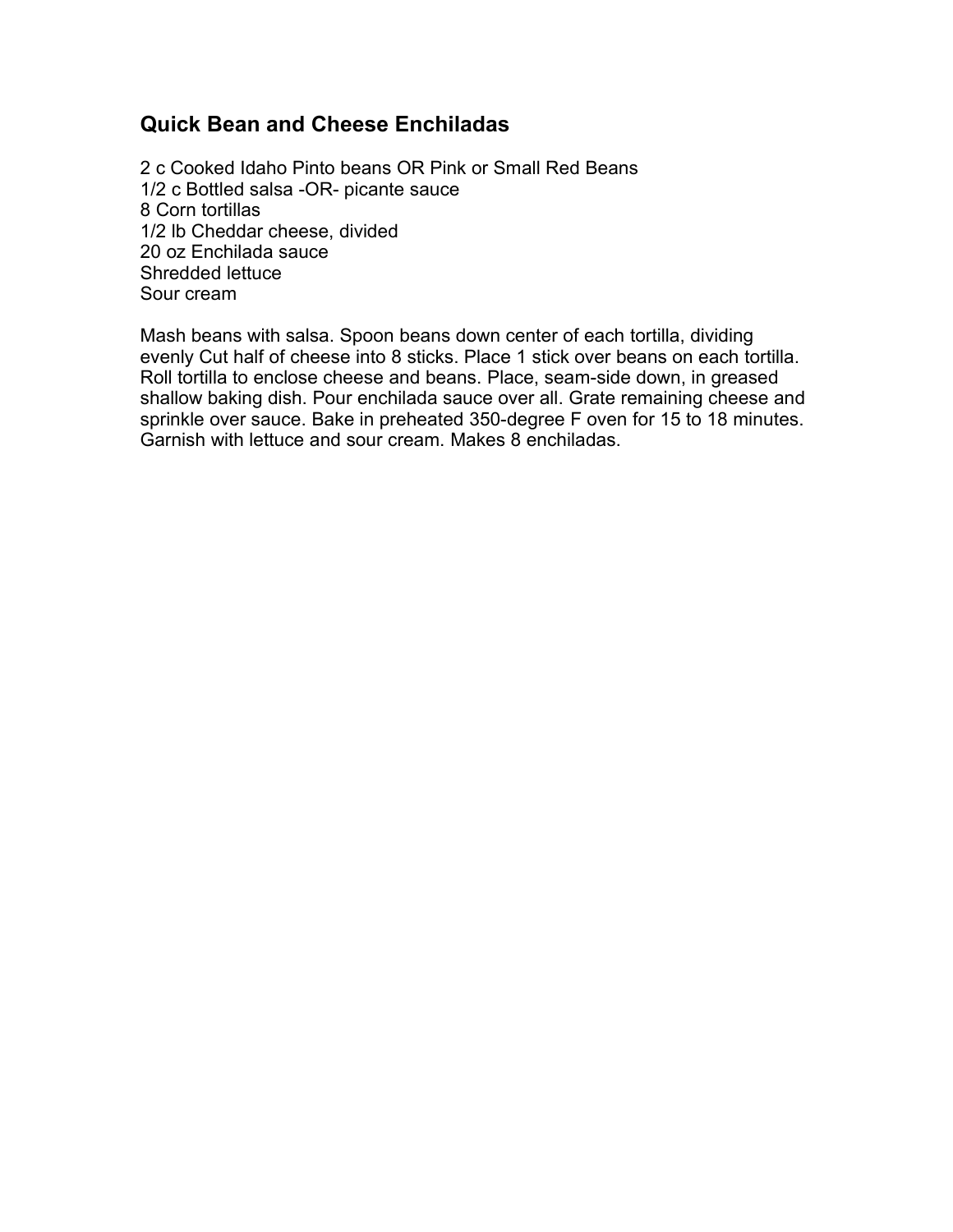## Quick Bean and Cheese Enchiladas

2 c Cooked Idaho Pinto beans OR Pink or Small Red Beans
1/2 c Bottled salsa -OR- picante sauce
8 Corn tortillas
1/2 lb Cheddar cheese, divided
20 oz Enchilada sauce
Shredded lettuce
Sour cream

Mash beans with salsa. Spoon beans down center of each tortilla, dividing evenly Cut half of cheese into 8 sticks. Place 1 stick over beans on each tortilla. Roll tortilla to enclose cheese and beans. Place, seam-side down, in greased shallow baking dish. Pour enchilada sauce over all. Grate remaining cheese and sprinkle over sauce. Bake in preheated 350-degree F oven for 15 to 18 minutes. Garnish with lettuce and sour cream. Makes 8 enchiladas.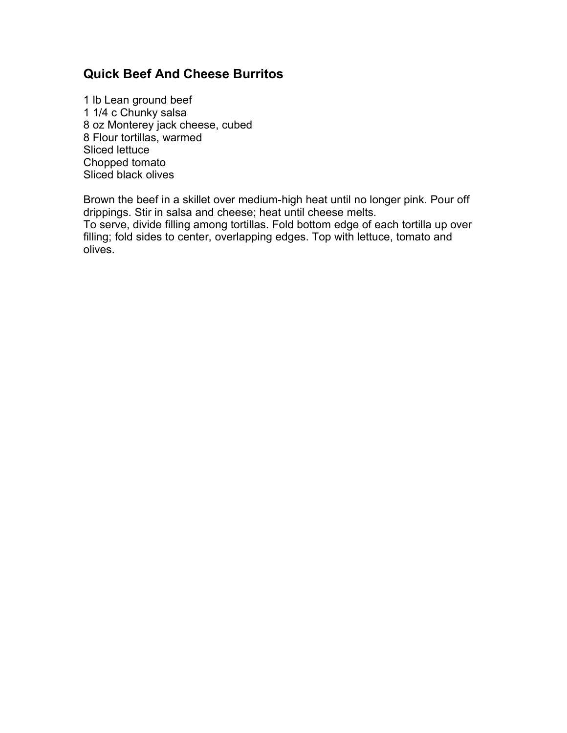## Quick Beef And Cheese Burritos

1 lb Lean ground beef
1 1/4 c Chunky salsa
8 oz Monterey jack cheese, cubed
8 Flour tortillas, warmed
Sliced lettuce
Chopped tomato
Sliced black olives

Brown the beef in a skillet over medium-high heat until no longer pink. Pour off drippings. Stir in salsa and cheese; heat until cheese melts.
To serve, divide filling among tortillas. Fold bottom edge of each tortilla up over filling; fold sides to center, overlapping edges. Top with lettuce, tomato and olives.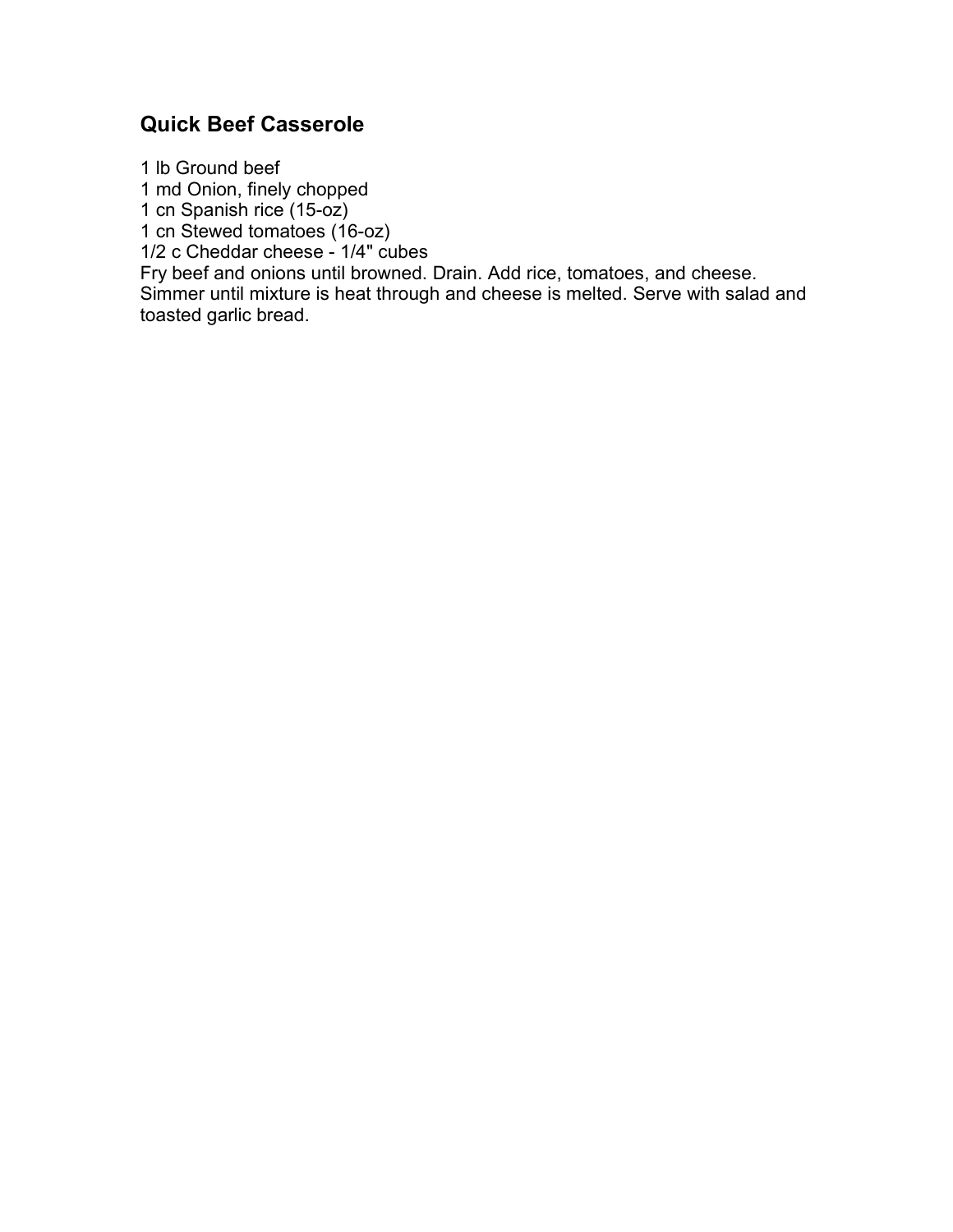## Quick Beef Casserole

1 lb Ground beef
1 md Onion, finely chopped
1 cn Spanish rice (15-oz)
1 cn Stewed tomatoes (16-oz)
1/2 c Cheddar cheese - 1/4" cubes

Fry beef and onions until browned. Drain. Add rice, tomatoes, and cheese. Simmer until mixture is heat through and cheese is melted. Serve with salad and toasted garlic bread.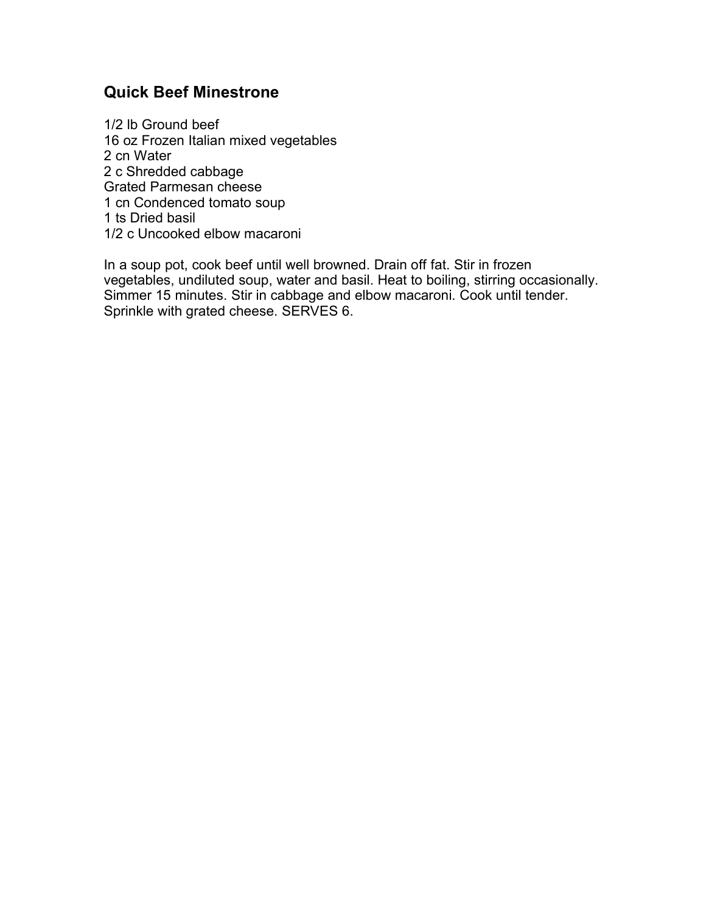## Quick Beef Minestrone

1/2 lb Ground beef
16 oz Frozen Italian mixed vegetables
2 cn Water
2 c Shredded cabbage
Grated Parmesan cheese
1 cn Condenced tomato soup
1 ts Dried basil
1/2 c Uncooked elbow macaroni

In a soup pot, cook beef until well browned. Drain off fat. Stir in frozen vegetables, undiluted soup, water and basil. Heat to boiling, stirring occasionally. Simmer 15 minutes. Stir in cabbage and elbow macaroni. Cook until tender. Sprinkle with grated cheese. SERVES 6.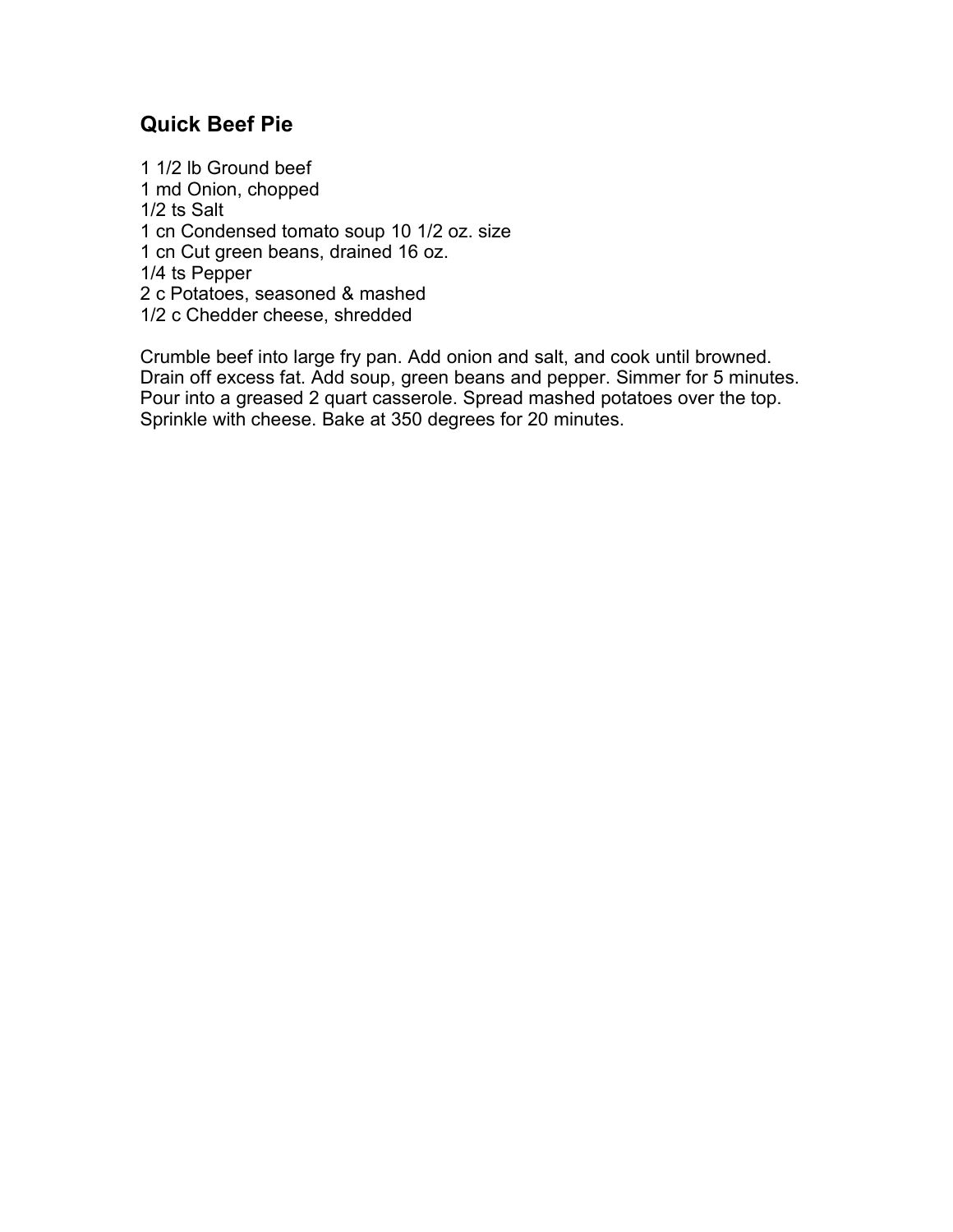## Quick Beef Pie

1 1/2 lb Ground beef
1 md Onion, chopped
1/2 ts Salt
1 cn Condensed tomato soup 10 1/2 oz. size
1 cn Cut green beans, drained 16 oz.
1/4 ts Pepper
2 c Potatoes, seasoned & mashed
1/2 c Chedder cheese, shredded

Crumble beef into large fry pan. Add onion and salt, and cook until browned. Drain off excess fat. Add soup, green beans and pepper. Simmer for 5 minutes. Pour into a greased 2 quart casserole. Spread mashed potatoes over the top. Sprinkle with cheese. Bake at 350 degrees for 20 minutes.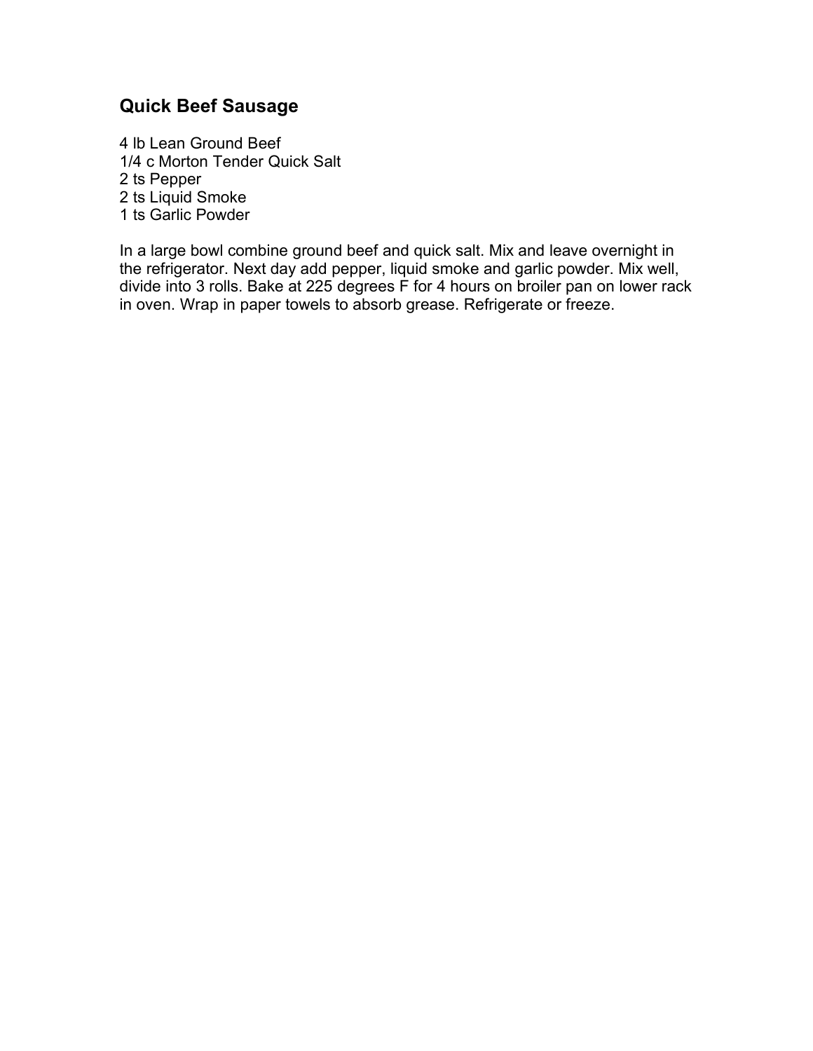## Quick Beef Sausage

4 lb Lean Ground Beef
1/4 c Morton Tender Quick Salt
2 ts Pepper
2 ts Liquid Smoke
1 ts Garlic Powder

In a large bowl combine ground beef and quick salt. Mix and leave overnight in the refrigerator. Next day add pepper, liquid smoke and garlic powder. Mix well, divide into 3 rolls. Bake at 225 degrees F for 4 hours on broiler pan on lower rack in oven. Wrap in paper towels to absorb grease. Refrigerate or freeze.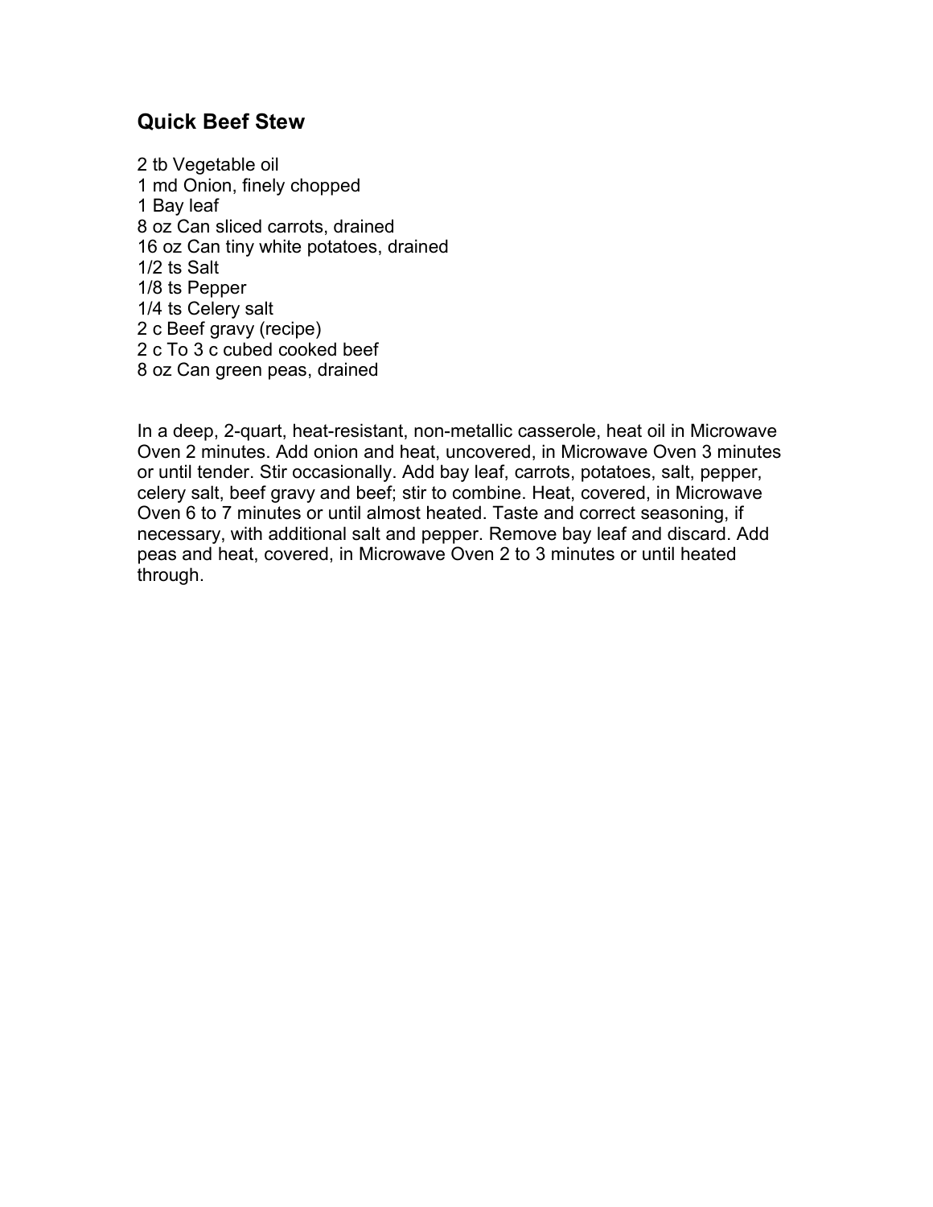## Quick Beef Stew

2 tb Vegetable oil
1 md Onion, finely chopped
1 Bay leaf
8 oz Can sliced carrots, drained
16 oz Can tiny white potatoes, drained
1/2 ts Salt
1/8 ts Pepper
1/4 ts Celery salt
2 c Beef gravy (recipe)
2 c To 3 c cubed cooked beef
8 oz Can green peas, drained

In a deep, 2-quart, heat-resistant, non-metallic casserole, heat oil in Microwave Oven 2 minutes. Add onion and heat, uncovered, in Microwave Oven 3 minutes or until tender. Stir occasionally. Add bay leaf, carrots, potatoes, salt, pepper, celery salt, beef gravy and beef; stir to combine. Heat, covered, in Microwave Oven 6 to 7 minutes or until almost heated. Taste and correct seasoning, if necessary, with additional salt and pepper. Remove bay leaf and discard. Add peas and heat, covered, in Microwave Oven 2 to 3 minutes or until heated through.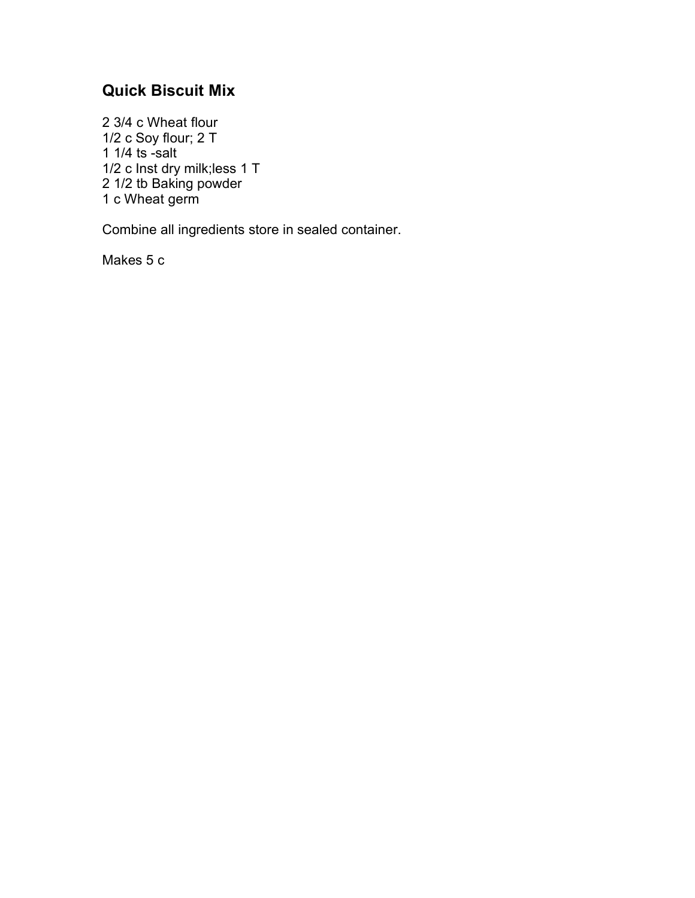## Quick Biscuit Mix

2 3/4 c Wheat flour
1/2 c Soy flour; 2 T
1 1/4 ts -salt
1/2 c Inst dry milk;less 1 T
2 1/2 tb Baking powder
1 c Wheat germ

Combine all ingredients store in sealed container.

Makes 5 c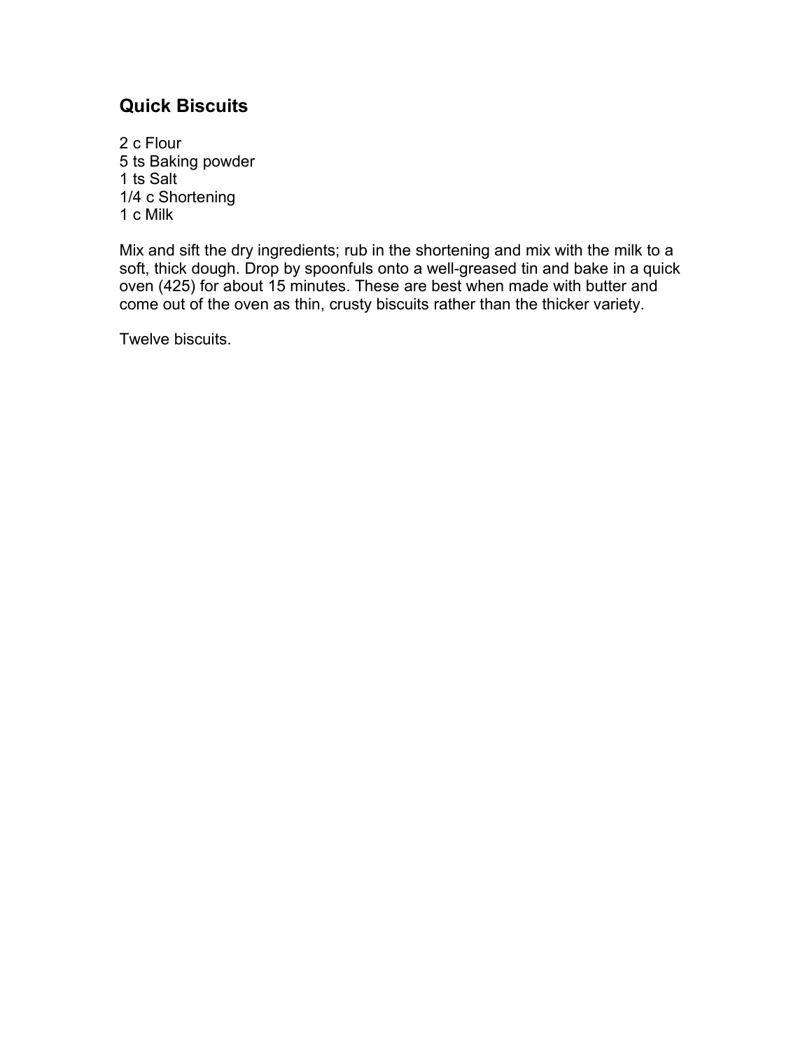## Quick Biscuits

2 c Flour
5 ts Baking powder
1 ts Salt
1/4 c Shortening
1 c Milk

Mix and sift the dry ingredients; rub in the shortening and mix with the milk to a soft, thick dough. Drop by spoonfuls onto a well-greased tin and bake in a quick oven (425) for about 15 minutes. These are best when made with butter and come out of the oven as thin, crusty biscuits rather than the thicker variety.

Twelve biscuits.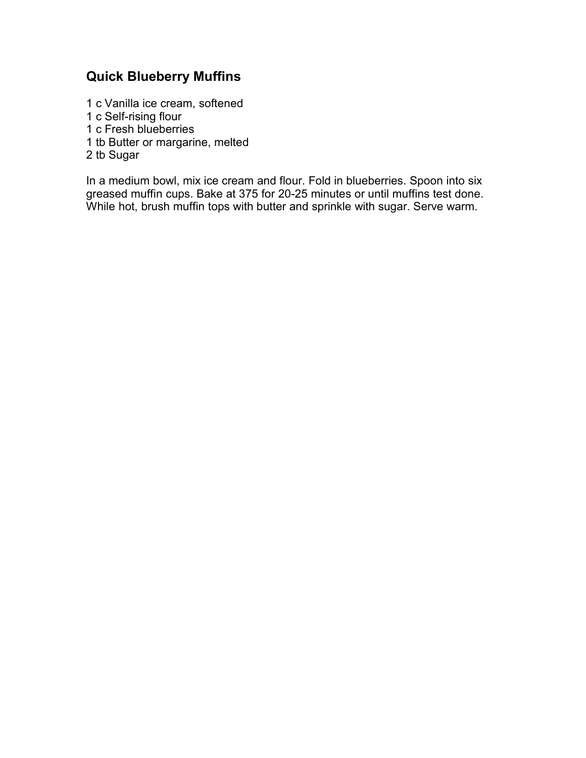## Quick Blueberry Muffins

1 c Vanilla ice cream, softened
1 c Self-rising flour
1 c Fresh blueberries
1 tb Butter or margarine, melted
2 tb Sugar

In a medium bowl, mix ice cream and flour. Fold in blueberries. Spoon into six greased muffin cups. Bake at 375 for 20-25 minutes or until muffins test done. While hot, brush muffin tops with butter and sprinkle with sugar. Serve warm.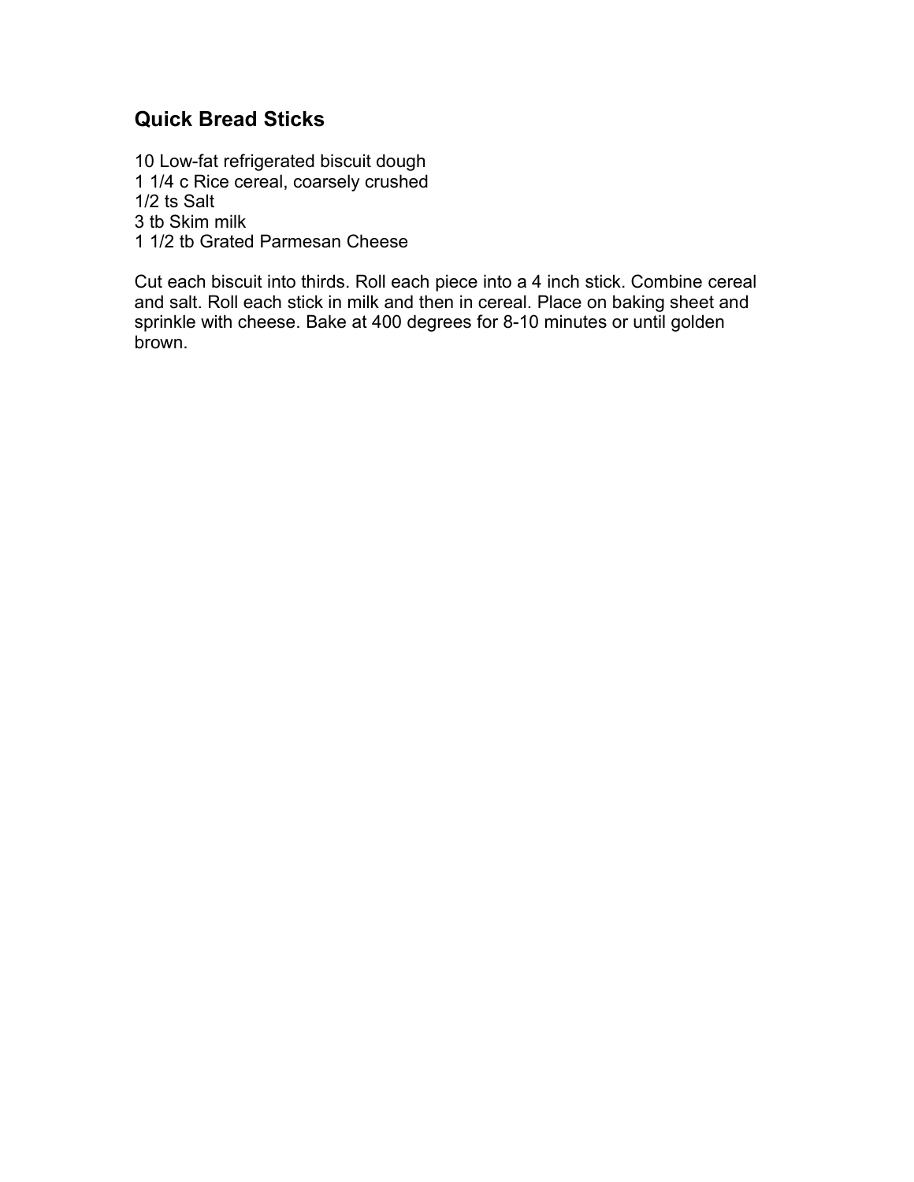## Quick Bread Sticks

10 Low-fat refrigerated biscuit dough
1 1/4 c Rice cereal, coarsely crushed
1/2 ts Salt
3 tb Skim milk
1 1/2 tb Grated Parmesan Cheese

Cut each biscuit into thirds. Roll each piece into a 4 inch stick. Combine cereal and salt. Roll each stick in milk and then in cereal. Place on baking sheet and sprinkle with cheese. Bake at 400 degrees for 8-10 minutes or until golden brown.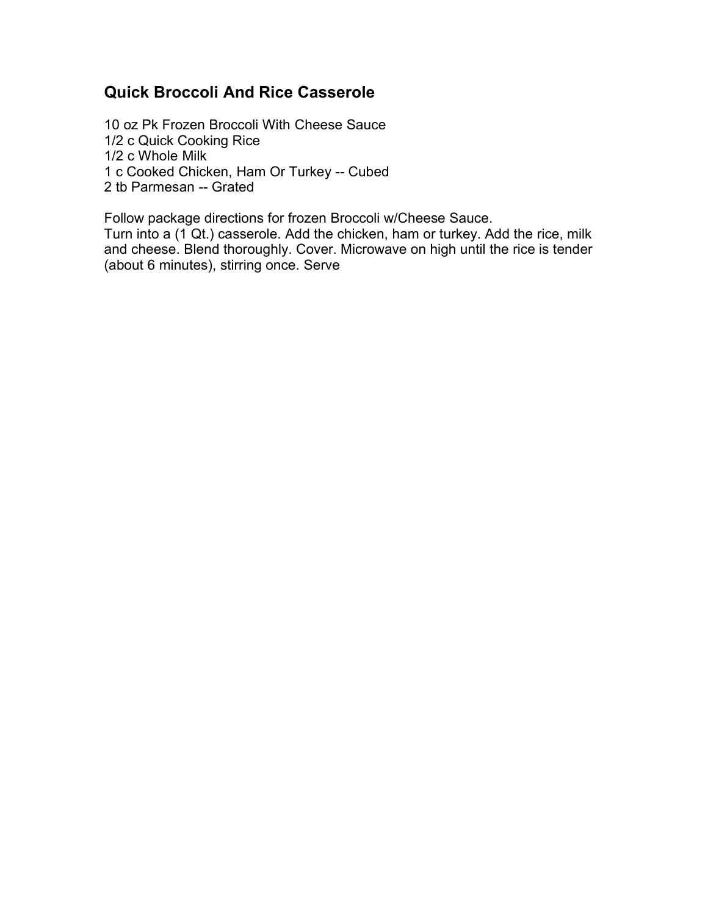## Quick Broccoli And Rice Casserole

10 oz Pk Frozen Broccoli With Cheese Sauce
1/2 c Quick Cooking Rice
1/2 c Whole Milk
1 c Cooked Chicken, Ham Or Turkey -- Cubed
2 tb Parmesan -- Grated

Follow package directions for frozen Broccoli w/Cheese Sauce.
Turn into a (1 Qt.) casserole. Add the chicken, ham or turkey. Add the rice, milk and cheese. Blend thoroughly. Cover. Microwave on high until the rice is tender (about 6 minutes), stirring once. Serve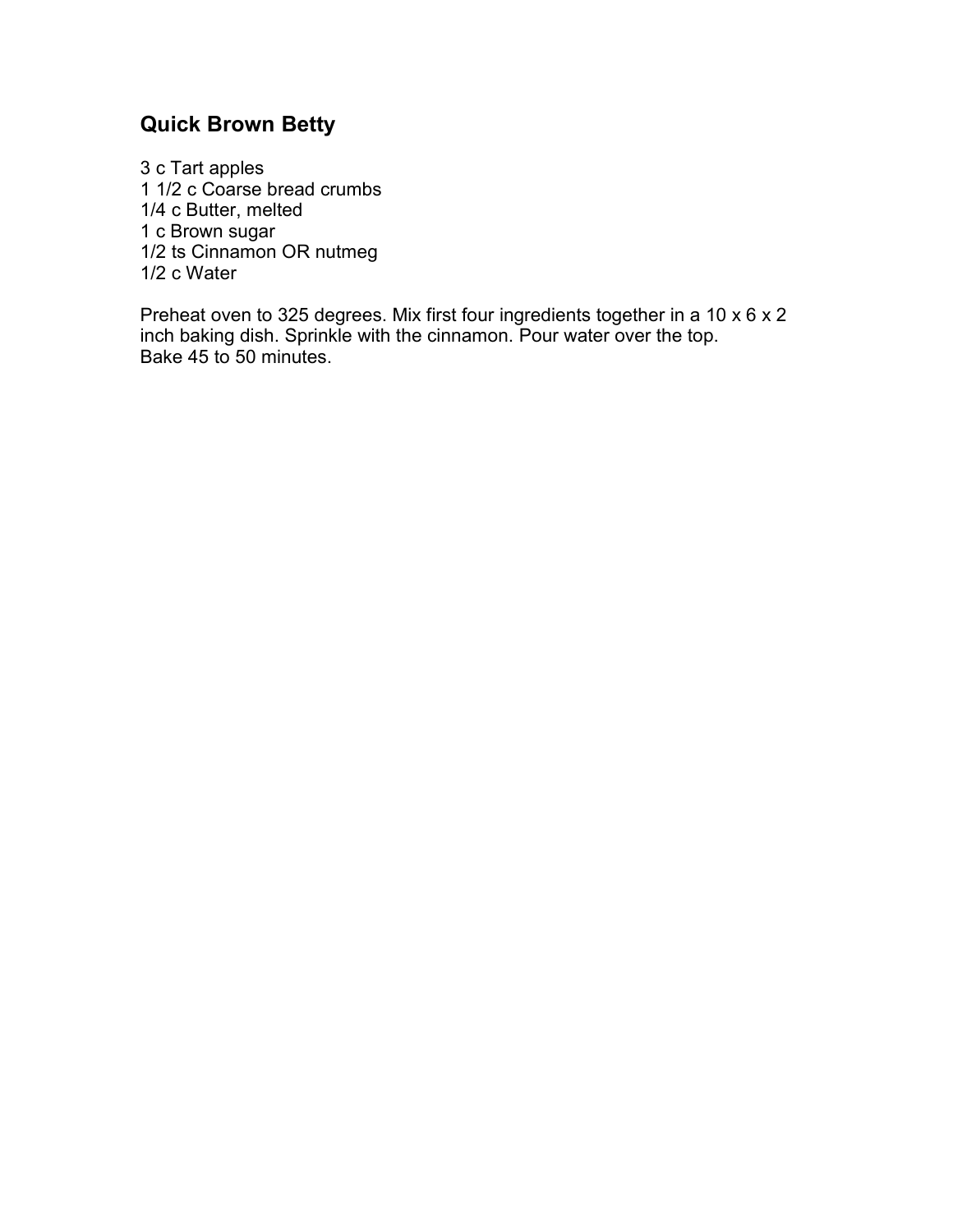## Quick Brown Betty

3 c Tart apples
1 1/2 c Coarse bread crumbs
1/4 c Butter, melted
1 c Brown sugar
1/2 ts Cinnamon OR nutmeg
1/2 c Water

Preheat oven to 325 degrees. Mix first four ingredients together in a 10 x 6 x 2 inch baking dish. Sprinkle with the cinnamon. Pour water over the top.
Bake 45 to 50 minutes.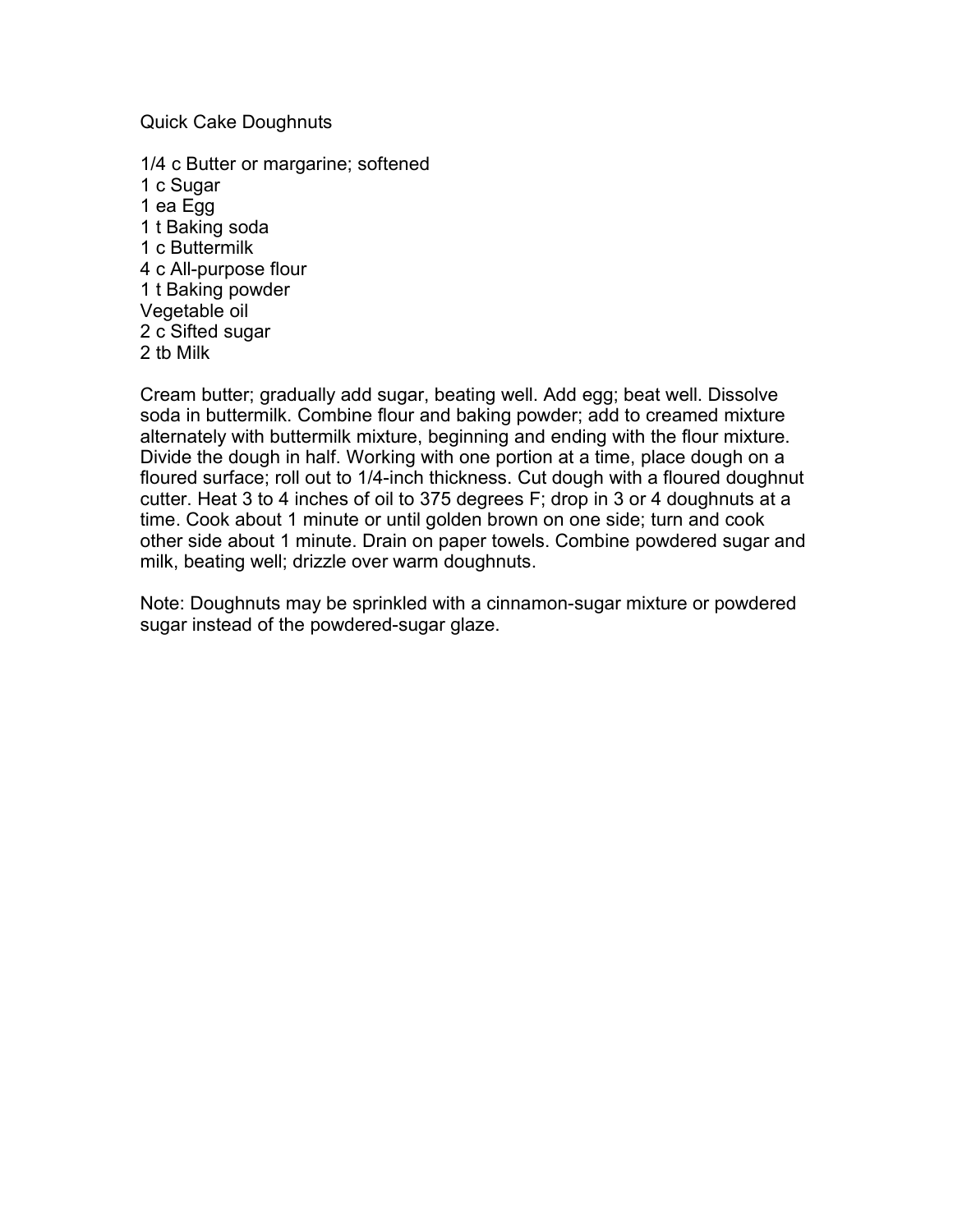# Quick Cake Doughnuts

1/4 c Butter or margarine; softened
1 c Sugar
1 ea Egg
1 t Baking soda
1 c Buttermilk
4 c All-purpose flour
1 t Baking powder
Vegetable oil
2 c Sifted sugar
2 tb Milk

Cream butter; gradually add sugar, beating well. Add egg; beat well. Dissolve soda in buttermilk. Combine flour and baking powder; add to creamed mixture alternately with buttermilk mixture, beginning and ending with the flour mixture. Divide the dough in half. Working with one portion at a time, place dough on a floured surface; roll out to 1/4-inch thickness. Cut dough with a floured doughnut cutter. Heat 3 to 4 inches of oil to 375 degrees F; drop in 3 or 4 doughnuts at a time. Cook about 1 minute or until golden brown on one side; turn and cook other side about 1 minute. Drain on paper towels. Combine powdered sugar and milk, beating well; drizzle over warm doughnuts.

Note: Doughnuts may be sprinkled with a cinnamon-sugar mixture or powdered sugar instead of the powdered-sugar glaze.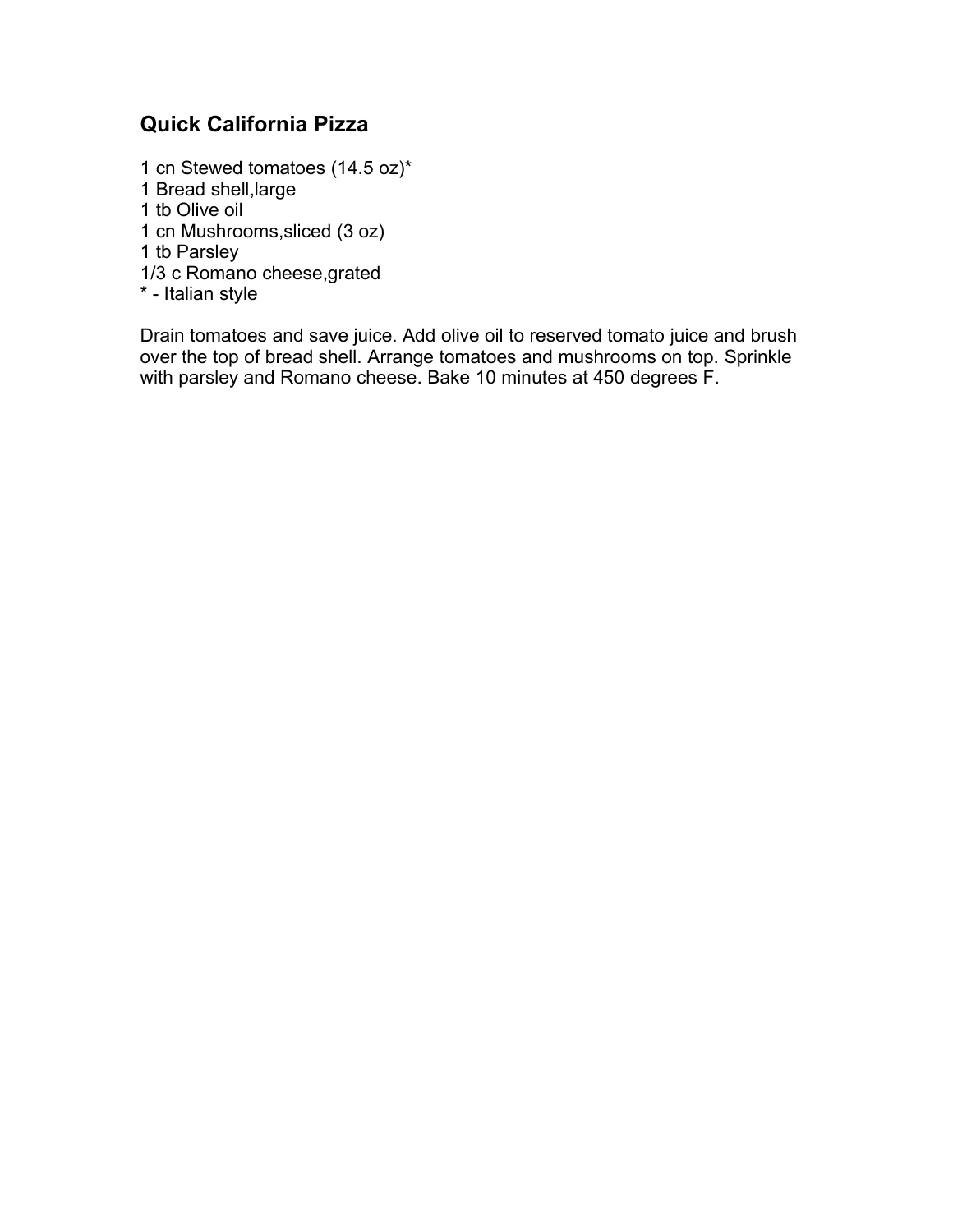## Quick California Pizza

1 cn Stewed tomatoes (14.5 oz)*
1 Bread shell,large
1 tb Olive oil
1 cn Mushrooms,sliced (3 oz)
1 tb Parsley
1/3 c Romano cheese,grated
* - Italian style

Drain tomatoes and save juice. Add olive oil to reserved tomato juice and brush over the top of bread shell. Arrange tomatoes and mushrooms on top. Sprinkle with parsley and Romano cheese. Bake 10 minutes at 450 degrees F.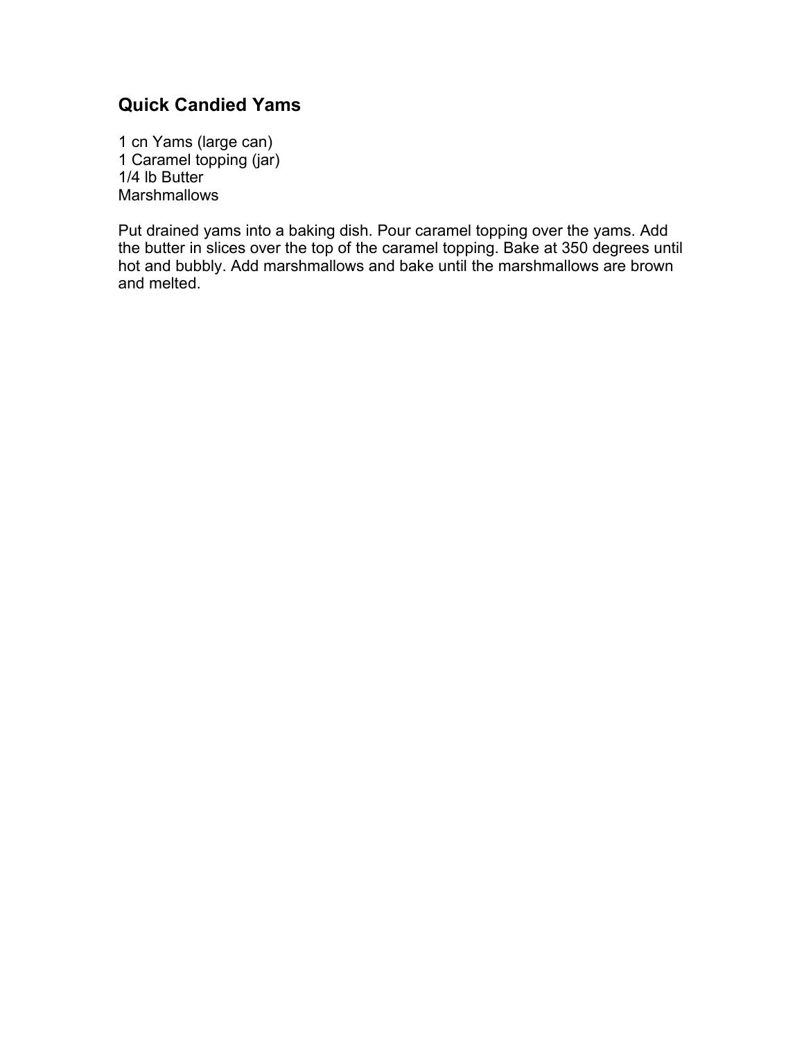## Quick Candied Yams

1 cn Yams (large can)
1 Caramel topping (jar)
1/4 lb Butter
Marshmallows

Put drained yams into a baking dish. Pour caramel topping over the yams. Add the butter in slices over the top of the caramel topping. Bake at 350 degrees until hot and bubbly. Add marshmallows and bake until the marshmallows are brown and melted.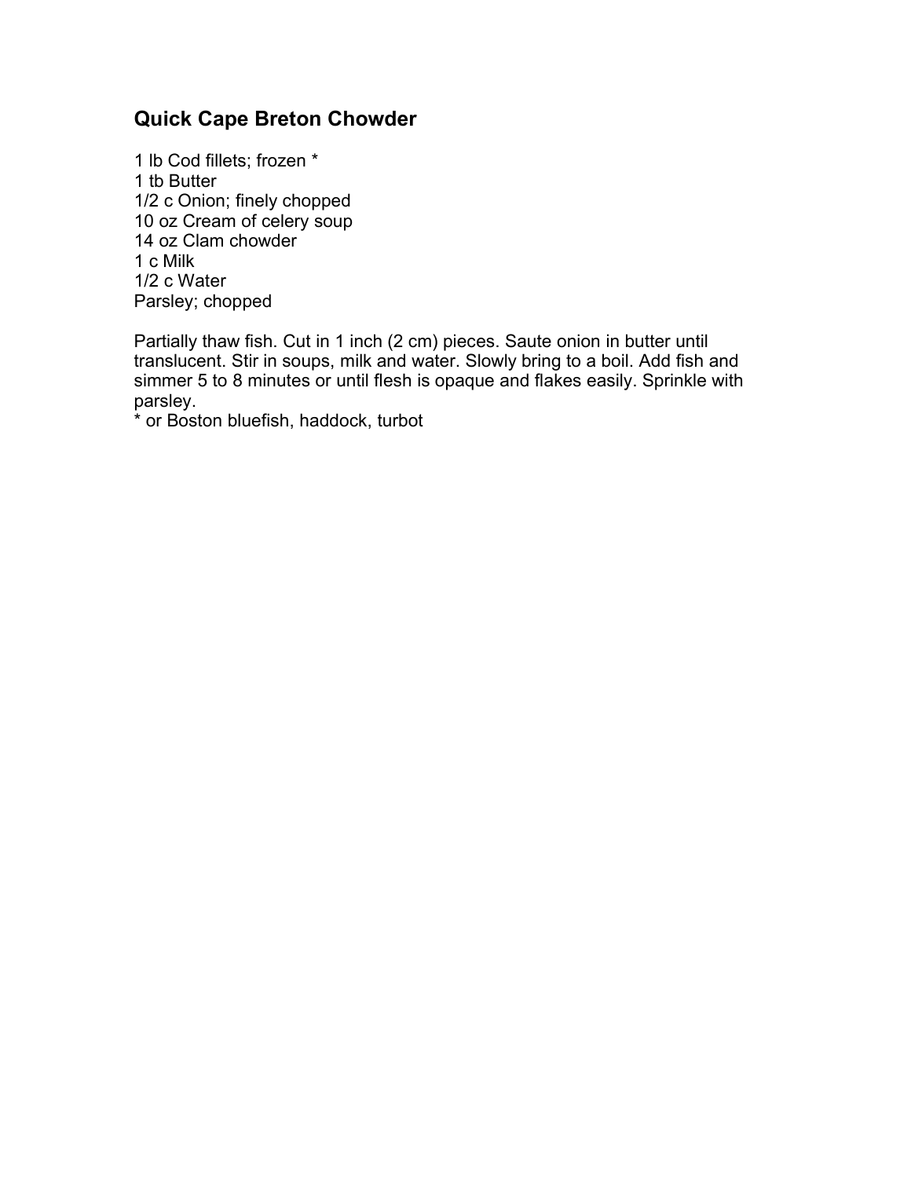## Quick Cape Breton Chowder

1 lb Cod fillets; frozen *
1 tb Butter
1/2 c Onion; finely chopped
10 oz Cream of celery soup
14 oz Clam chowder
1 c Milk
1/2 c Water
Parsley; chopped

Partially thaw fish. Cut in 1 inch (2 cm) pieces. Saute onion in butter until translucent. Stir in soups, milk and water. Slowly bring to a boil. Add fish and simmer 5 to 8 minutes or until flesh is opaque and flakes easily. Sprinkle with parsley.
* or Boston bluefish, haddock, turbot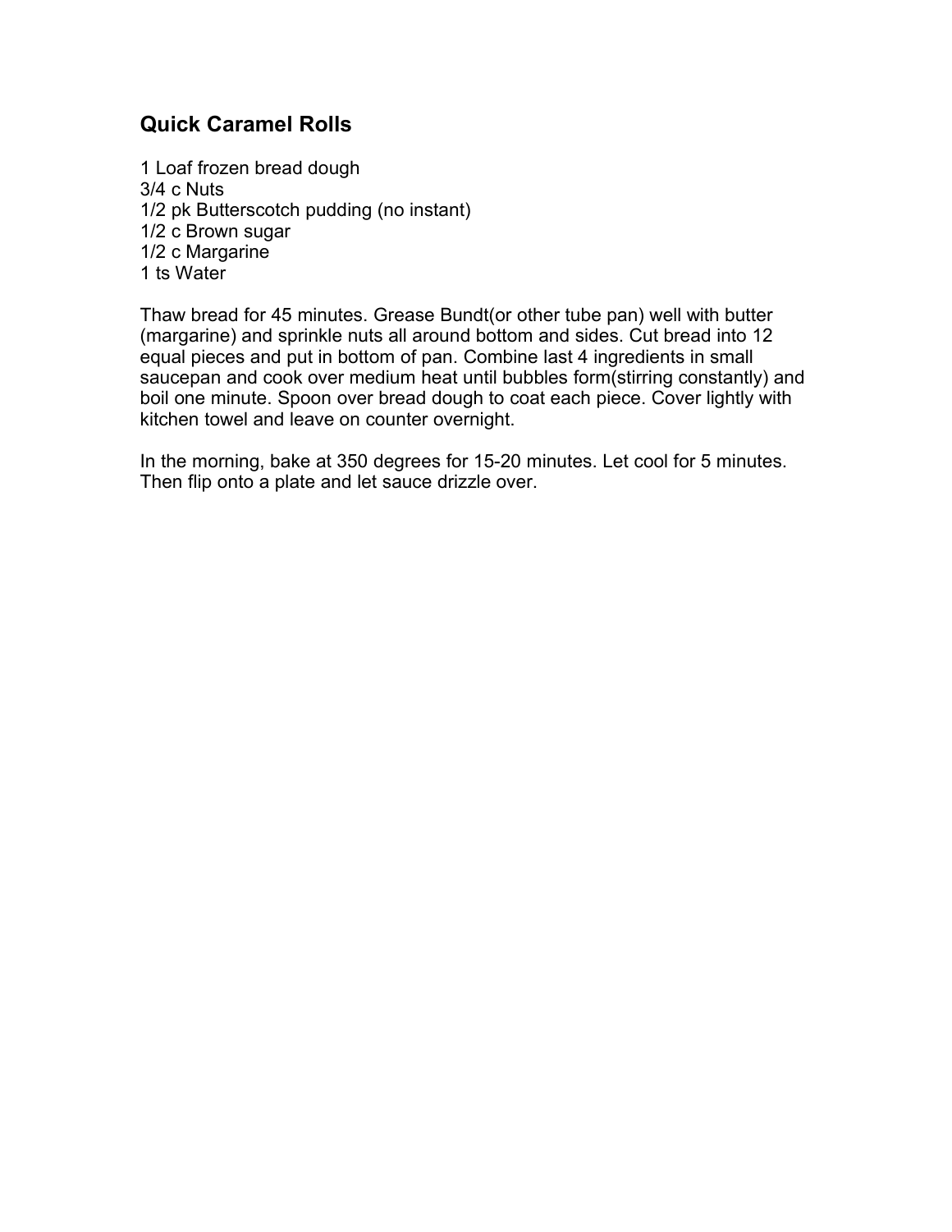## Quick Caramel Rolls

1 Loaf frozen bread dough
3/4 c Nuts
1/2 pk Butterscotch pudding (no instant)
1/2 c Brown sugar
1/2 c Margarine
1 ts Water

Thaw bread for 45 minutes. Grease Bundt(or other tube pan) well with butter (margarine) and sprinkle nuts all around bottom and sides. Cut bread into 12 equal pieces and put in bottom of pan. Combine last 4 ingredients in small saucepan and cook over medium heat until bubbles form(stirring constantly) and boil one minute. Spoon over bread dough to coat each piece. Cover lightly with kitchen towel and leave on counter overnight.

In the morning, bake at 350 degrees for 15-20 minutes. Let cool for 5 minutes. Then flip onto a plate and let sauce drizzle over.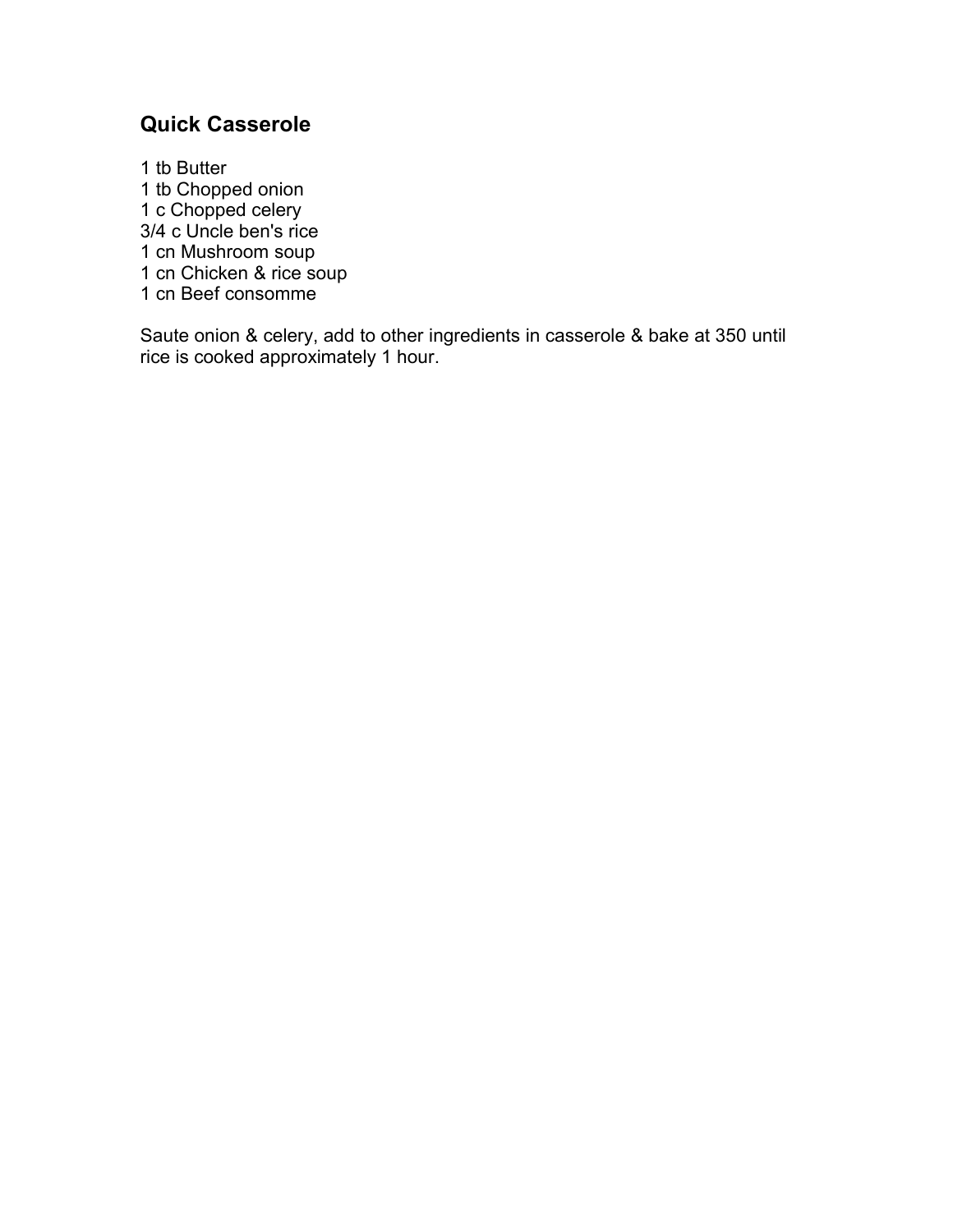## Quick Casserole

1 tb Butter
1 tb Chopped onion
1 c Chopped celery
3/4 c Uncle ben's rice
1 cn Mushroom soup
1 cn Chicken & rice soup
1 cn Beef consomme

Saute onion & celery, add to other ingredients in casserole & bake at 350 until rice is cooked approximately 1 hour.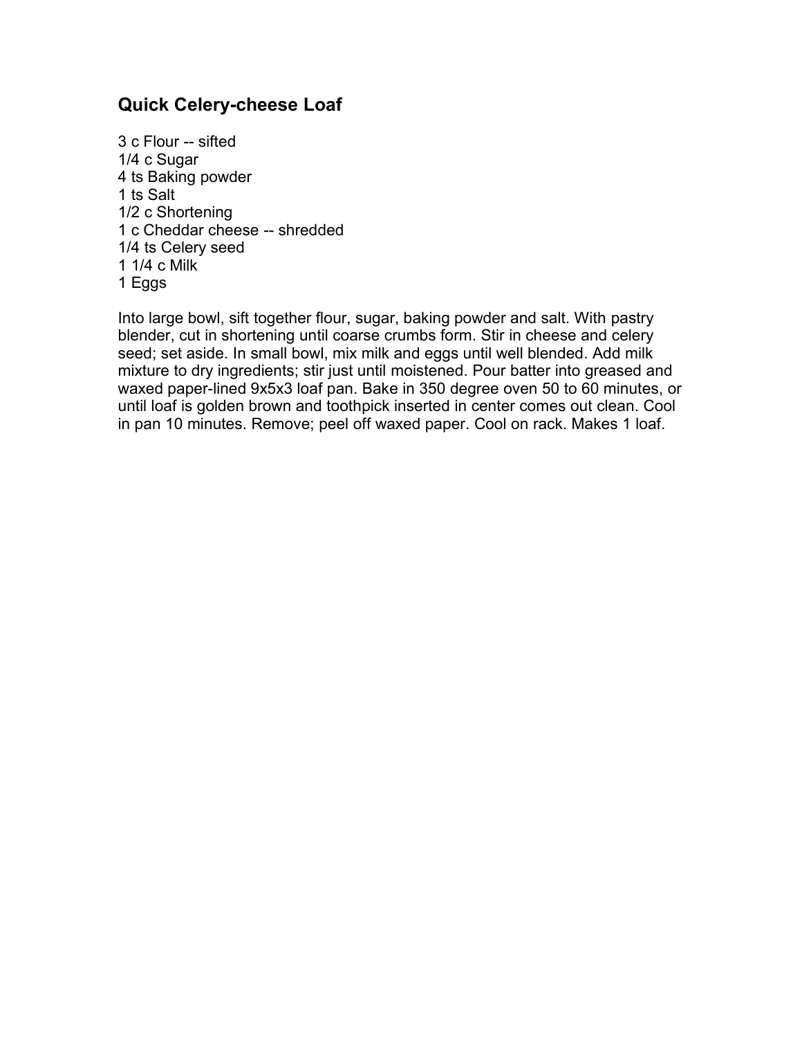## Quick Celery-cheese Loaf

3 c Flour -- sifted
1/4 c Sugar
4 ts Baking powder
1 ts Salt
1/2 c Shortening
1 c Cheddar cheese -- shredded
1/4 ts Celery seed
1 1/4 c Milk
1 Eggs

Into large bowl, sift together flour, sugar, baking powder and salt. With pastry blender, cut in shortening until coarse crumbs form. Stir in cheese and celery seed; set aside. In small bowl, mix milk and eggs until well blended. Add milk mixture to dry ingredients; stir just until moistened. Pour batter into greased and waxed paper-lined 9x5x3 loaf pan. Bake in 350 degree oven 50 to 60 minutes, or until loaf is golden brown and toothpick inserted in center comes out clean. Cool in pan 10 minutes. Remove; peel off waxed paper. Cool on rack. Makes 1 loaf.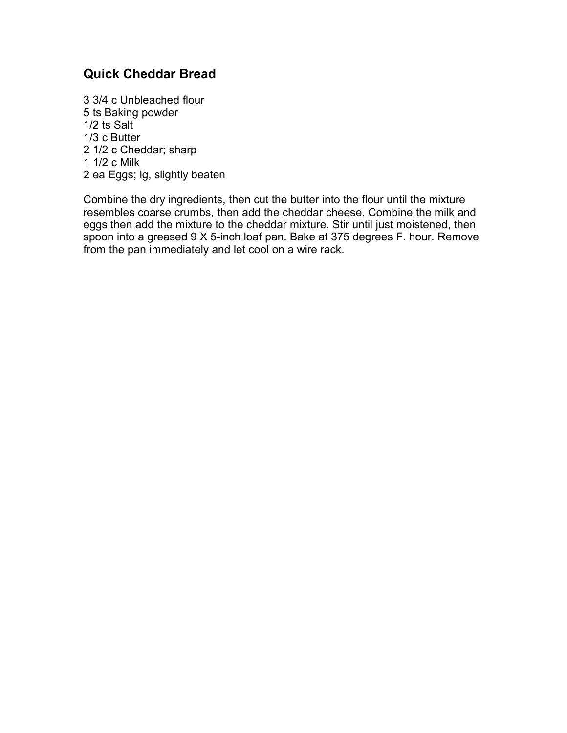## Quick Cheddar Bread

3 3/4 c Unbleached flour
5 ts Baking powder
1/2 ts Salt
1/3 c Butter
2 1/2 c Cheddar; sharp
1 1/2 c Milk
2 ea Eggs; lg, slightly beaten

Combine the dry ingredients, then cut the butter into the flour until the mixture resembles coarse crumbs, then add the cheddar cheese. Combine the milk and eggs then add the mixture to the cheddar mixture. Stir until just moistened, then spoon into a greased 9 X 5-inch loaf pan. Bake at 375 degrees F. hour. Remove from the pan immediately and let cool on a wire rack.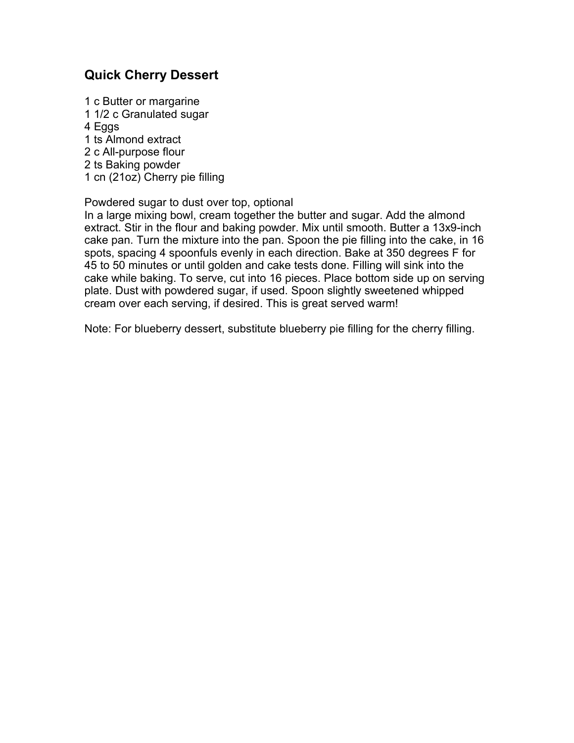## Quick Cherry Dessert

1 c Butter or margarine
1 1/2 c Granulated sugar
4 Eggs
1 ts Almond extract
2 c All-purpose flour
2 ts Baking powder
1 cn (21oz) Cherry pie filling

Powdered sugar to dust over top, optional
In a large mixing bowl, cream together the butter and sugar. Add the almond extract. Stir in the flour and baking powder. Mix until smooth. Butter a 13x9-inch cake pan. Turn the mixture into the pan. Spoon the pie filling into the cake, in 16 spots, spacing 4 spoonfuls evenly in each direction. Bake at 350 degrees F for 45 to 50 minutes or until golden and cake tests done. Filling will sink into the cake while baking. To serve, cut into 16 pieces. Place bottom side up on serving plate. Dust with powdered sugar, if used. Spoon slightly sweetened whipped cream over each serving, if desired. This is great served warm!

Note: For blueberry dessert, substitute blueberry pie filling for the cherry filling.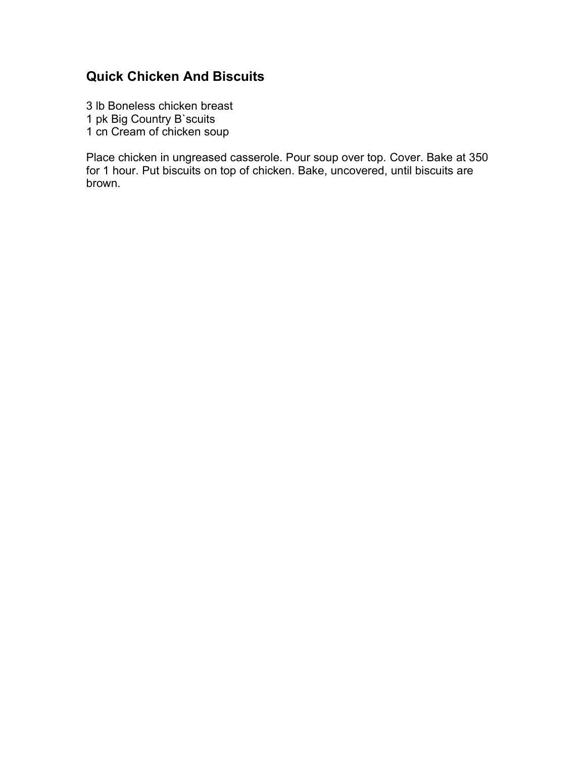## Quick Chicken And Biscuits

3 lb Boneless chicken breast
1 pk Big Country B`scuits
1 cn Cream of chicken soup

Place chicken in ungreased casserole. Pour soup over top. Cover. Bake at 350 for 1 hour. Put biscuits on top of chicken. Bake, uncovered, until biscuits are brown.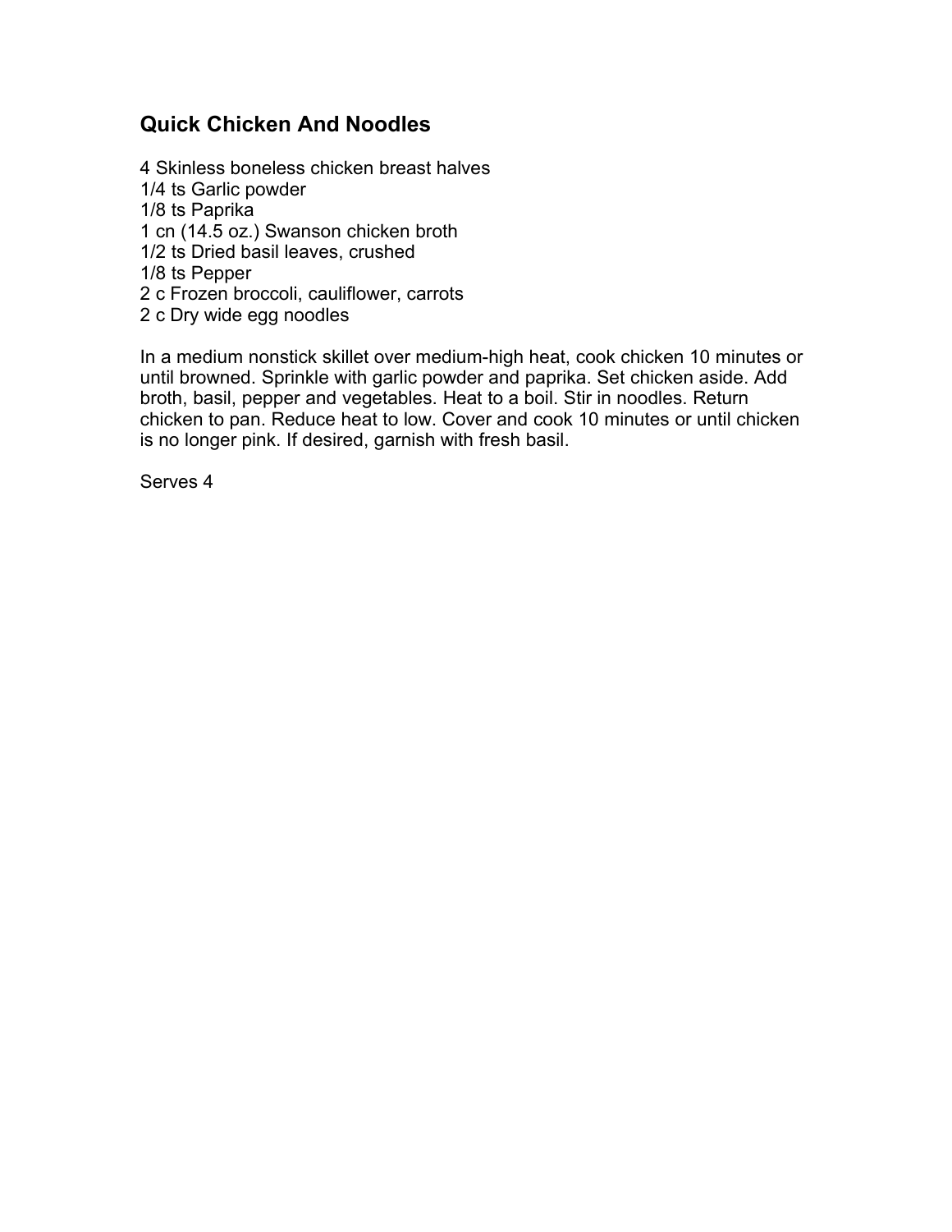## Quick Chicken And Noodles

4 Skinless boneless chicken breast halves
1/4 ts Garlic powder
1/8 ts Paprika
1 cn (14.5 oz.) Swanson chicken broth
1/2 ts Dried basil leaves, crushed
1/8 ts Pepper
2 c Frozen broccoli, cauliflower, carrots
2 c Dry wide egg noodles

In a medium nonstick skillet over medium-high heat, cook chicken 10 minutes or until browned. Sprinkle with garlic powder and paprika. Set chicken aside. Add broth, basil, pepper and vegetables. Heat to a boil. Stir in noodles. Return chicken to pan. Reduce heat to low. Cover and cook 10 minutes or until chicken is no longer pink. If desired, garnish with fresh basil.

Serves 4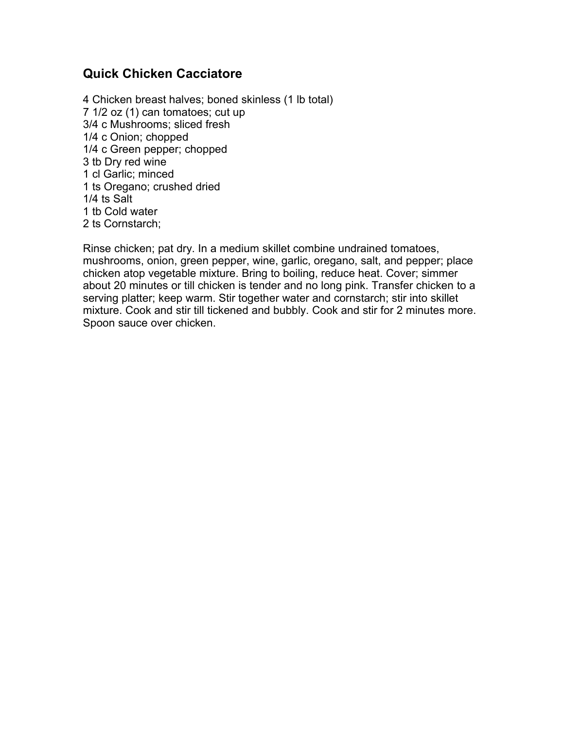## Quick Chicken Cacciatore

4 Chicken breast halves; boned skinless (1 lb total)
7 1/2 oz (1) can tomatoes; cut up
3/4 c Mushrooms; sliced fresh
1/4 c Onion; chopped
1/4 c Green pepper; chopped
3 tb Dry red wine
1 cl Garlic; minced
1 ts Oregano; crushed dried
1/4 ts Salt
1 tb Cold water
2 ts Cornstarch;

Rinse chicken; pat dry. In a medium skillet combine undrained tomatoes, mushrooms, onion, green pepper, wine, garlic, oregano, salt, and pepper; place chicken atop vegetable mixture. Bring to boiling, reduce heat. Cover; simmer about 20 minutes or till chicken is tender and no long pink. Transfer chicken to a serving platter; keep warm. Stir together water and cornstarch; stir into skillet mixture. Cook and stir till tickened and bubbly. Cook and stir for 2 minutes more. Spoon sauce over chicken.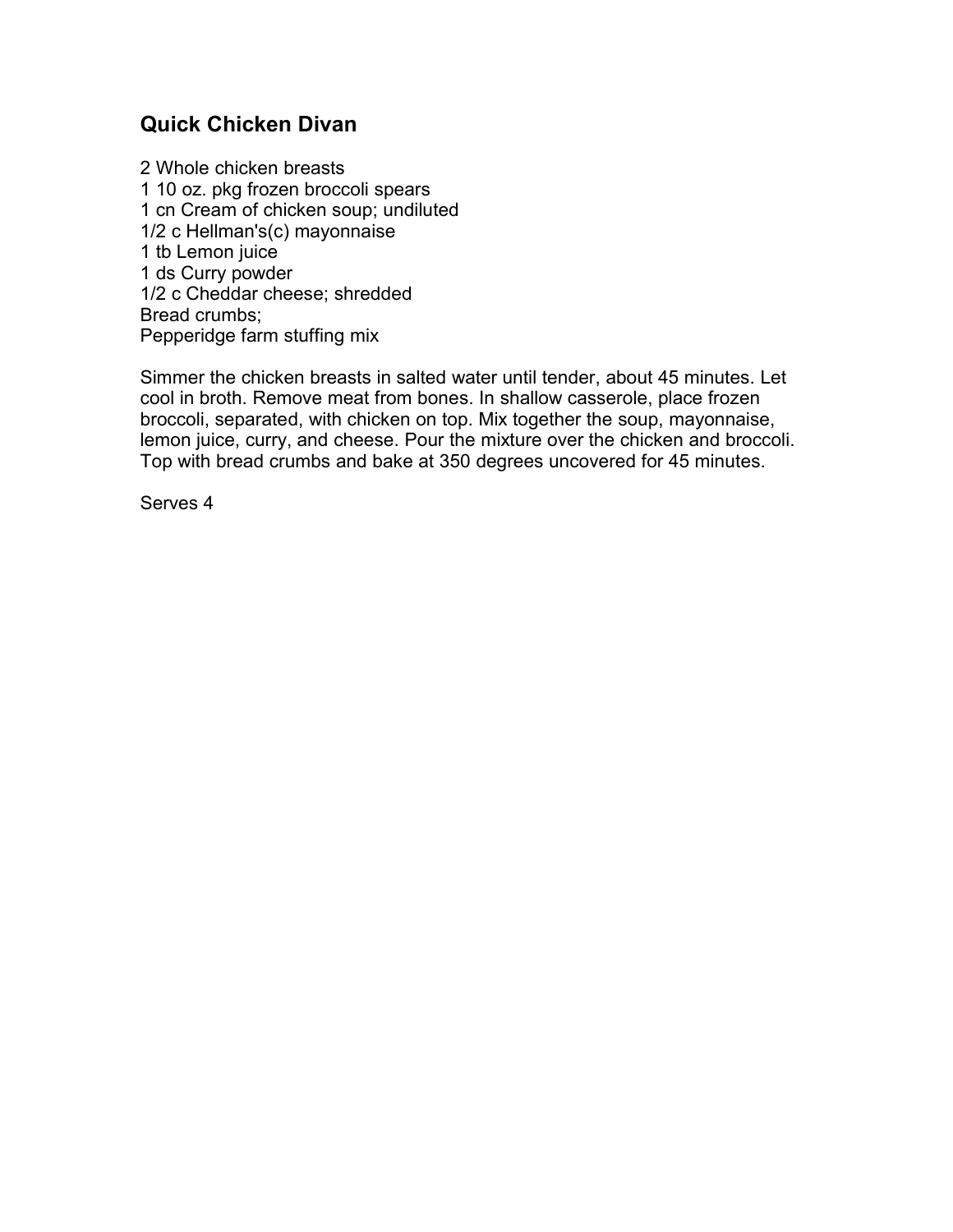## Quick Chicken Divan

2 Whole chicken breasts
1 10 oz. pkg frozen broccoli spears
1 cn Cream of chicken soup; undiluted
1/2 c Hellman's(c) mayonnaise
1 tb Lemon juice
1 ds Curry powder
1/2 c Cheddar cheese; shredded
Bread crumbs;
Pepperidge farm stuffing mix

Simmer the chicken breasts in salted water until tender, about 45 minutes. Let cool in broth. Remove meat from bones. In shallow casserole, place frozen broccoli, separated, with chicken on top. Mix together the soup, mayonnaise, lemon juice, curry, and cheese. Pour the mixture over the chicken and broccoli. Top with bread crumbs and bake at 350 degrees uncovered for 45 minutes.

Serves 4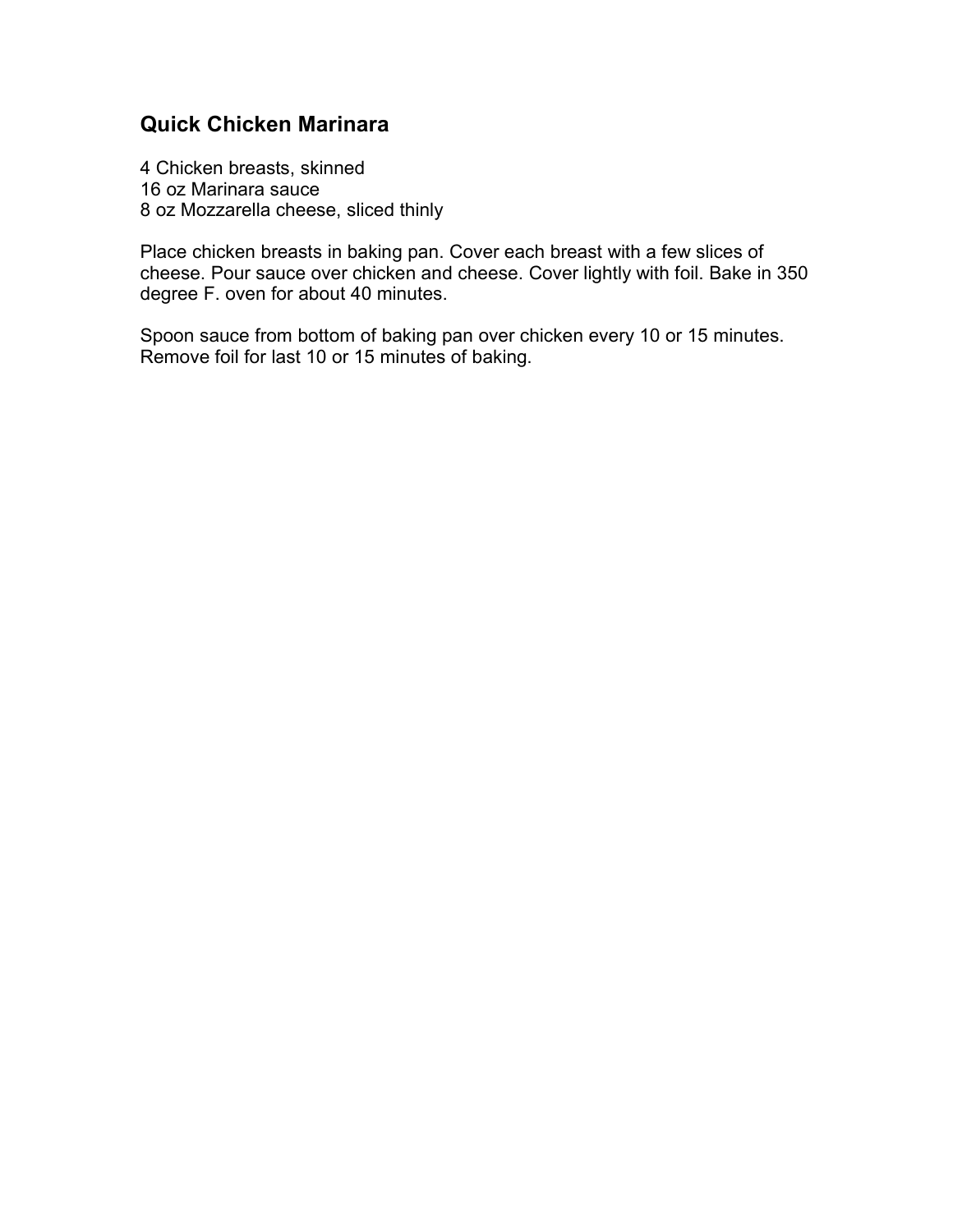## Quick Chicken Marinara

4 Chicken breasts, skinned
16 oz Marinara sauce
8 oz Mozzarella cheese, sliced thinly

Place chicken breasts in baking pan. Cover each breast with a few slices of cheese. Pour sauce over chicken and cheese. Cover lightly with foil. Bake in 350 degree F. oven for about 40 minutes.

Spoon sauce from bottom of baking pan over chicken every 10 or 15 minutes. Remove foil for last 10 or 15 minutes of baking.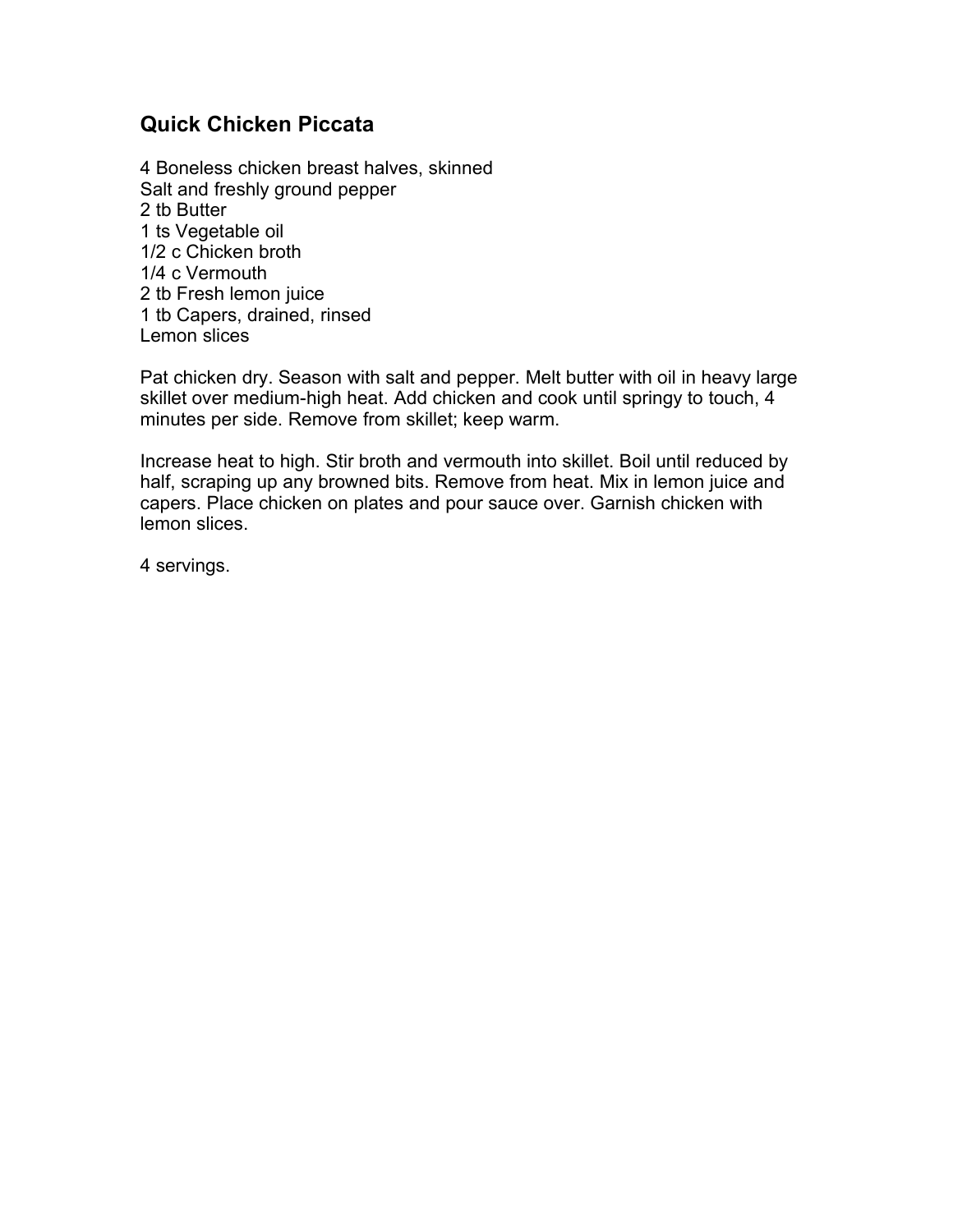## Quick Chicken Piccata

4 Boneless chicken breast halves, skinned
Salt and freshly ground pepper
2 tb Butter
1 ts Vegetable oil
1/2 c Chicken broth
1/4 c Vermouth
2 tb Fresh lemon juice
1 tb Capers, drained, rinsed
Lemon slices

Pat chicken dry. Season with salt and pepper. Melt butter with oil in heavy large skillet over medium-high heat. Add chicken and cook until springy to touch, 4 minutes per side. Remove from skillet; keep warm.

Increase heat to high. Stir broth and vermouth into skillet. Boil until reduced by half, scraping up any browned bits. Remove from heat. Mix in lemon juice and capers. Place chicken on plates and pour sauce over. Garnish chicken with lemon slices.

4 servings.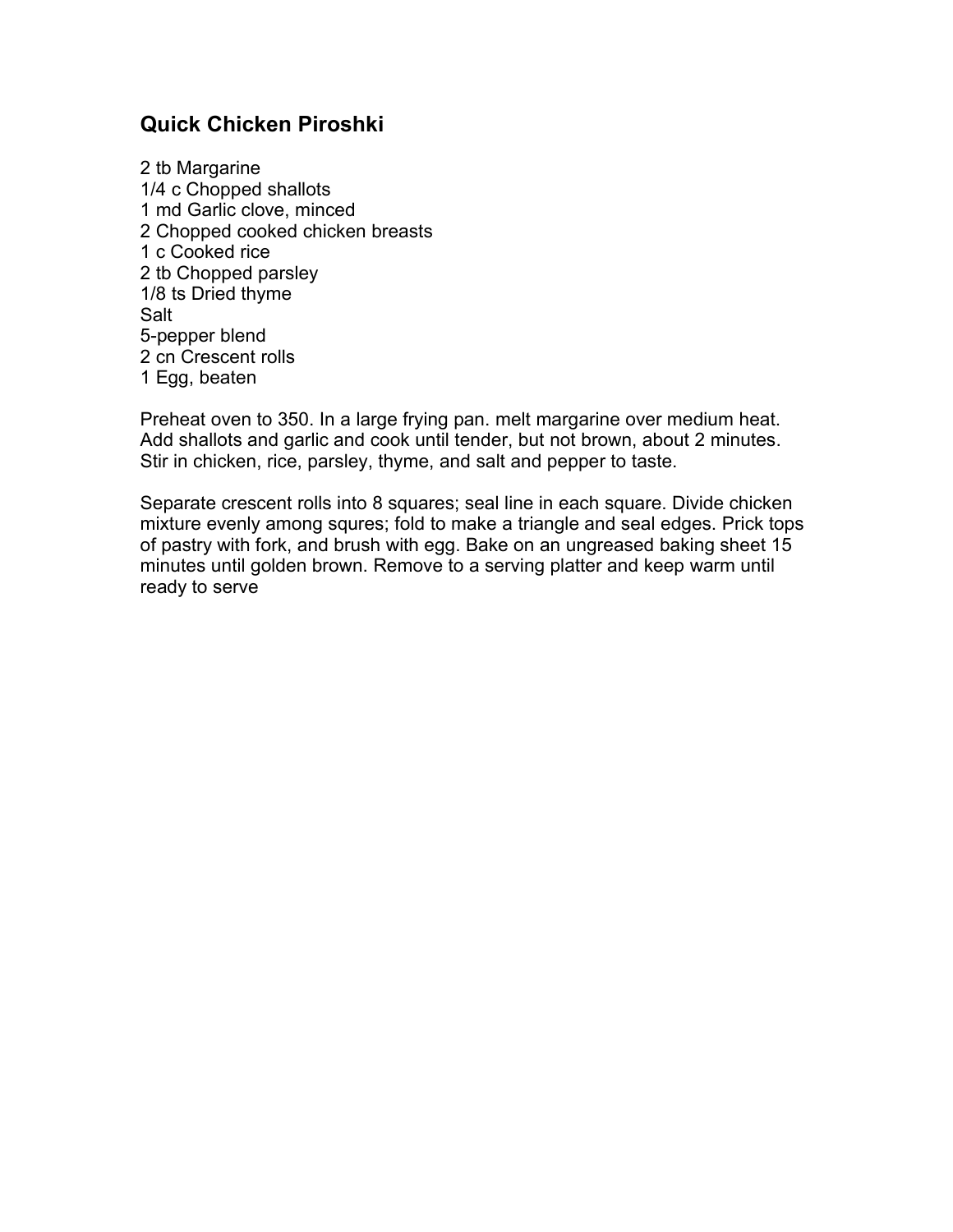## Quick Chicken Piroshki

2 tb Margarine
1/4 c Chopped shallots
1 md Garlic clove, minced
2 Chopped cooked chicken breasts
1 c Cooked rice
2 tb Chopped parsley
1/8 ts Dried thyme
Salt
5-pepper blend
2 cn Crescent rolls
1 Egg, beaten

Preheat oven to 350. In a large frying pan. melt margarine over medium heat. Add shallots and garlic and cook until tender, but not brown, about 2 minutes. Stir in chicken, rice, parsley, thyme, and salt and pepper to taste.

Separate crescent rolls into 8 squares; seal line in each square. Divide chicken mixture evenly among squres; fold to make a triangle and seal edges. Prick tops of pastry with fork, and brush with egg. Bake on an ungreased baking sheet 15 minutes until golden brown. Remove to a serving platter and keep warm until ready to serve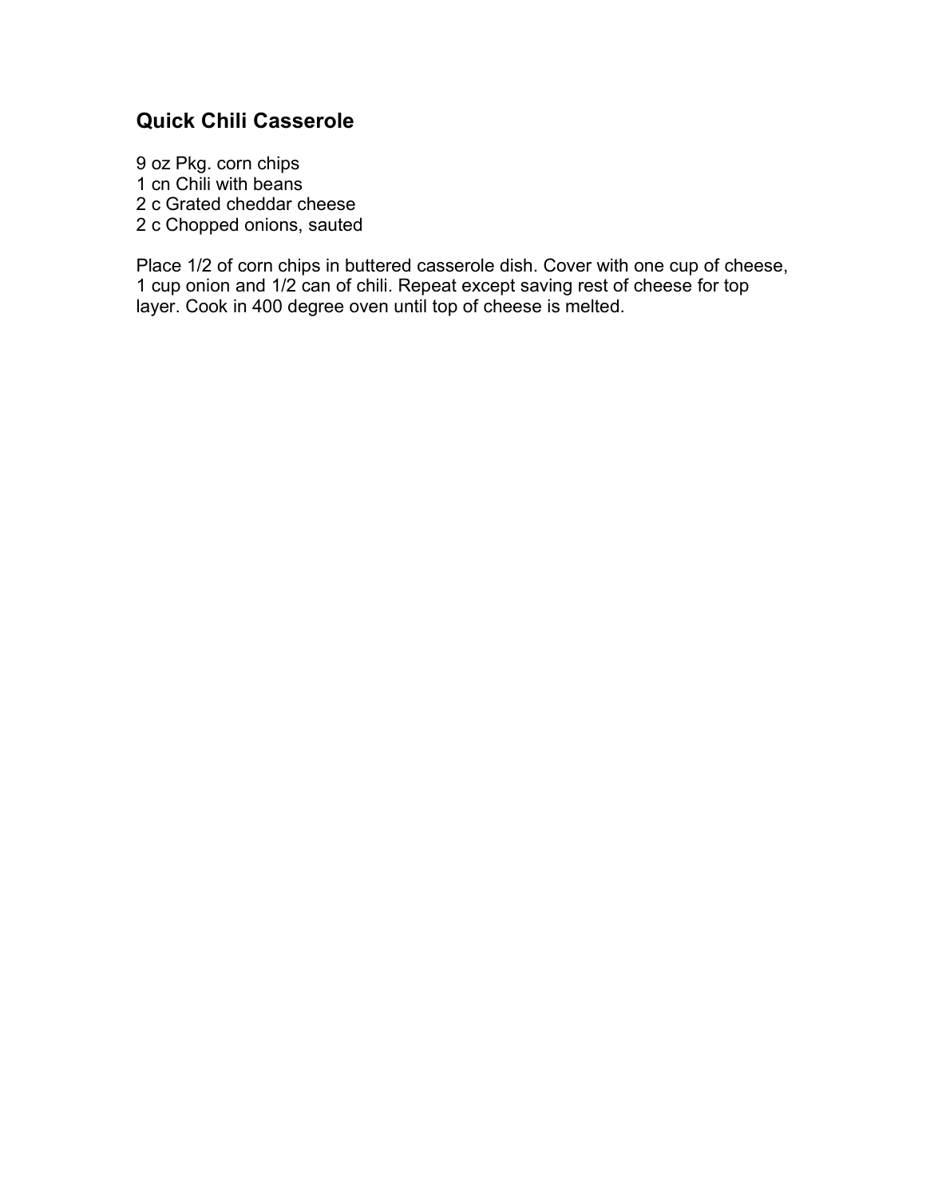## Quick Chili Casserole

9 oz Pkg. corn chips
1 cn Chili with beans
2 c Grated cheddar cheese
2 c Chopped onions, sauted

Place 1/2 of corn chips in buttered casserole dish. Cover with one cup of cheese, 1 cup onion and 1/2 can of chili. Repeat except saving rest of cheese for top layer. Cook in 400 degree oven until top of cheese is melted.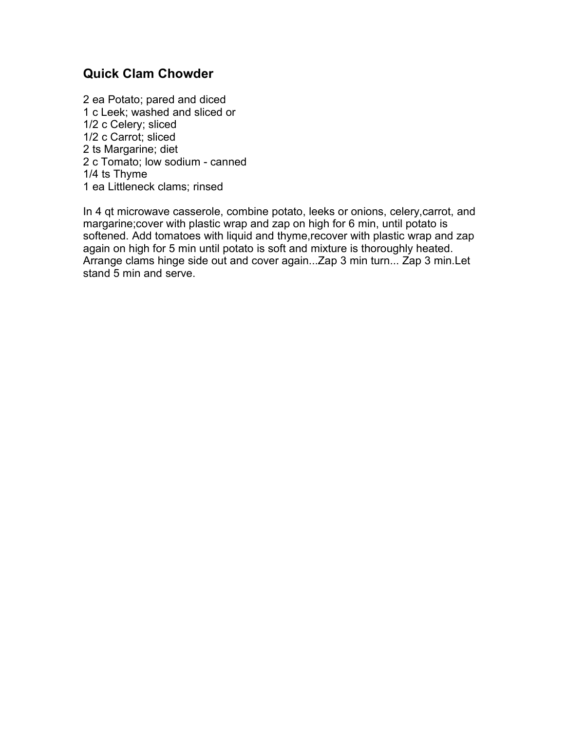## Quick Clam Chowder

2 ea Potato; pared and diced
1 c Leek; washed and sliced or
1/2 c Celery; sliced
1/2 c Carrot; sliced
2 ts Margarine; diet
2 c Tomato; low sodium - canned
1/4 ts Thyme
1 ea Littleneck clams; rinsed

In 4 qt microwave casserole, combine potato, leeks or onions, celery,carrot, and margarine;cover with plastic wrap and zap on high for 6 min, until potato is softened. Add tomatoes with liquid and thyme,recover with plastic wrap and zap again on high for 5 min until potato is soft and mixture is thoroughly heated. Arrange clams hinge side out and cover again...Zap 3 min turn... Zap 3 min.Let stand 5 min and serve.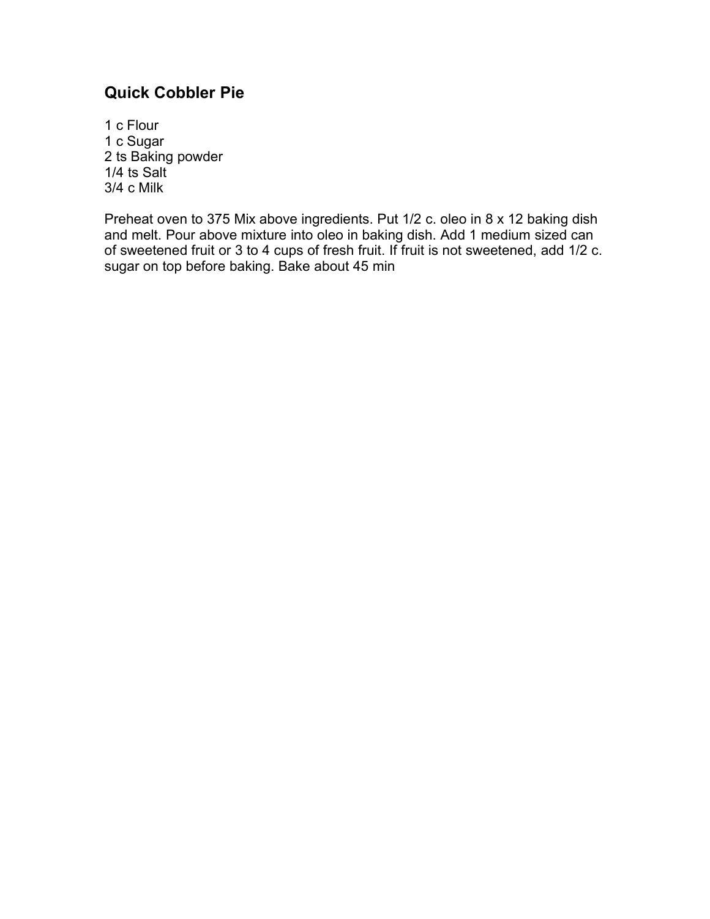## Quick Cobbler Pie

1 c Flour
1 c Sugar
2 ts Baking powder
1/4 ts Salt
3/4 c Milk

Preheat oven to 375 Mix above ingredients. Put 1/2 c. oleo in 8 x 12 baking dish and melt. Pour above mixture into oleo in baking dish. Add 1 medium sized can of sweetened fruit or 3 to 4 cups of fresh fruit. If fruit is not sweetened, add 1/2 c. sugar on top before baking. Bake about 45 min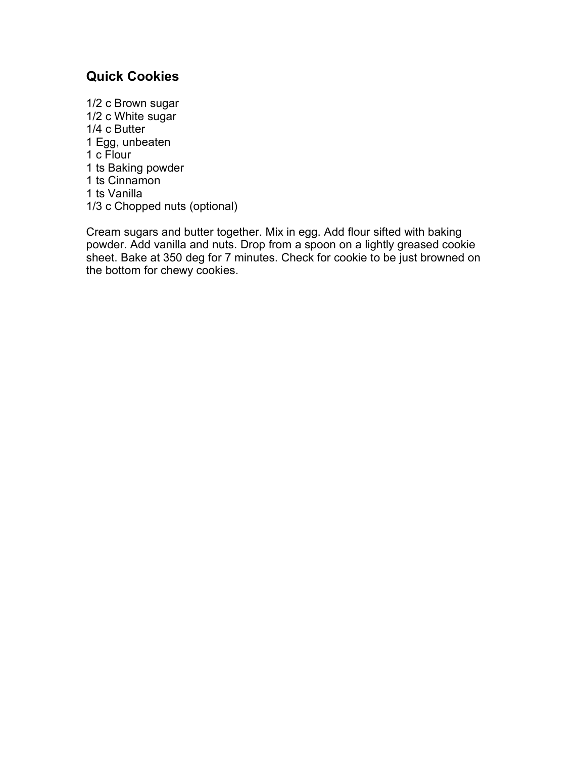## Quick Cookies

1/2 c Brown sugar
1/2 c White sugar
1/4 c Butter
1 Egg, unbeaten
1 c Flour
1 ts Baking powder
1 ts Cinnamon
1 ts Vanilla
1/3 c Chopped nuts (optional)

Cream sugars and butter together. Mix in egg. Add flour sifted with baking powder. Add vanilla and nuts. Drop from a spoon on a lightly greased cookie sheet. Bake at 350 deg for 7 minutes. Check for cookie to be just browned on the bottom for chewy cookies.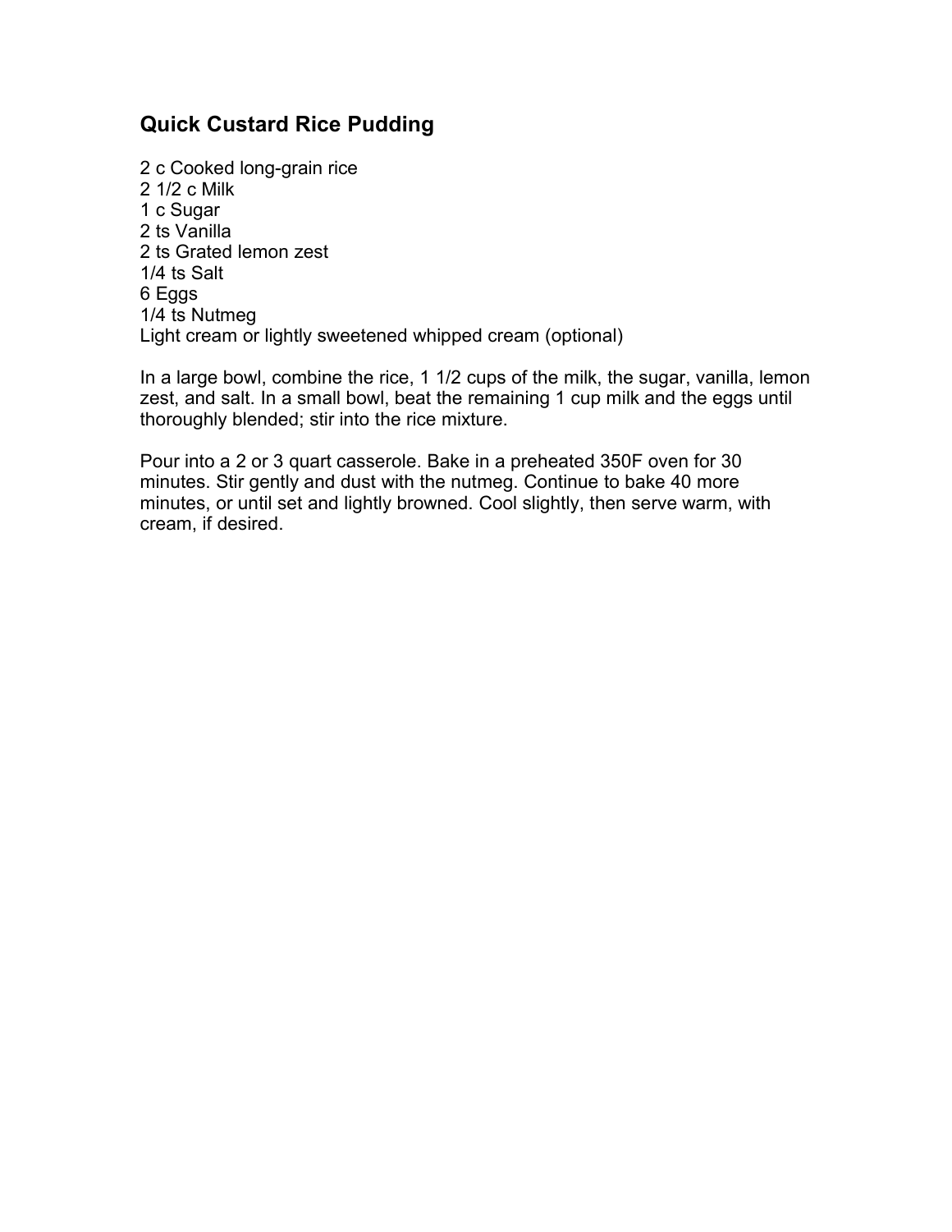## Quick Custard Rice Pudding

2 c Cooked long-grain rice
2 1/2 c Milk
1 c Sugar
2 ts Vanilla
2 ts Grated lemon zest
1/4 ts Salt
6 Eggs
1/4 ts Nutmeg
Light cream or lightly sweetened whipped cream (optional)

In a large bowl, combine the rice, 1 1/2 cups of the milk, the sugar, vanilla, lemon zest, and salt. In a small bowl, beat the remaining 1 cup milk and the eggs until thoroughly blended; stir into the rice mixture.

Pour into a 2 or 3 quart casserole. Bake in a preheated 350F oven for 30 minutes. Stir gently and dust with the nutmeg. Continue to bake 40 more minutes, or until set and lightly browned. Cool slightly, then serve warm, with cream, if desired.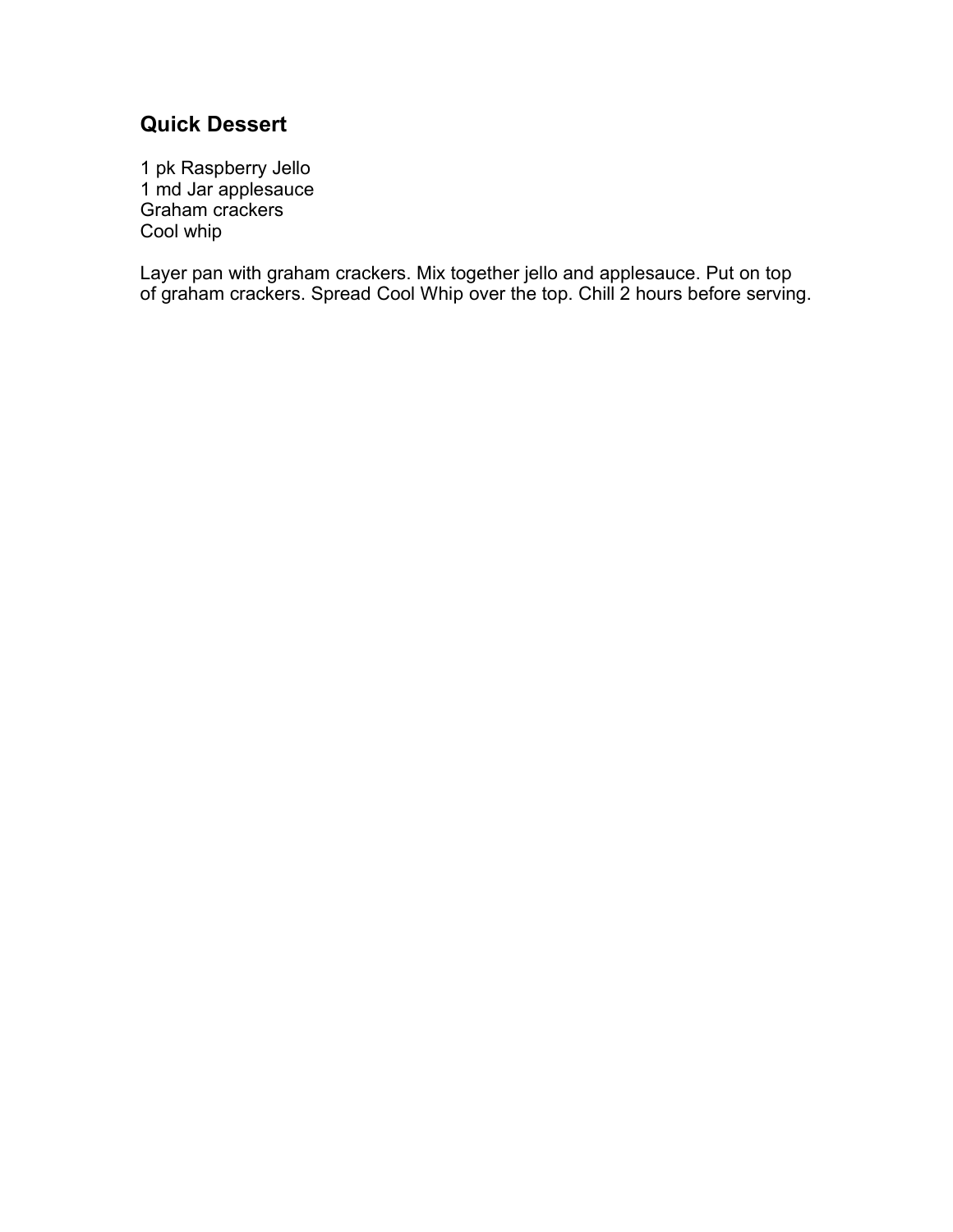## Quick Dessert

1 pk Raspberry Jello
1 md Jar applesauce
Graham crackers
Cool whip

Layer pan with graham crackers. Mix together jello and applesauce. Put on top of graham crackers. Spread Cool Whip over the top. Chill 2 hours before serving.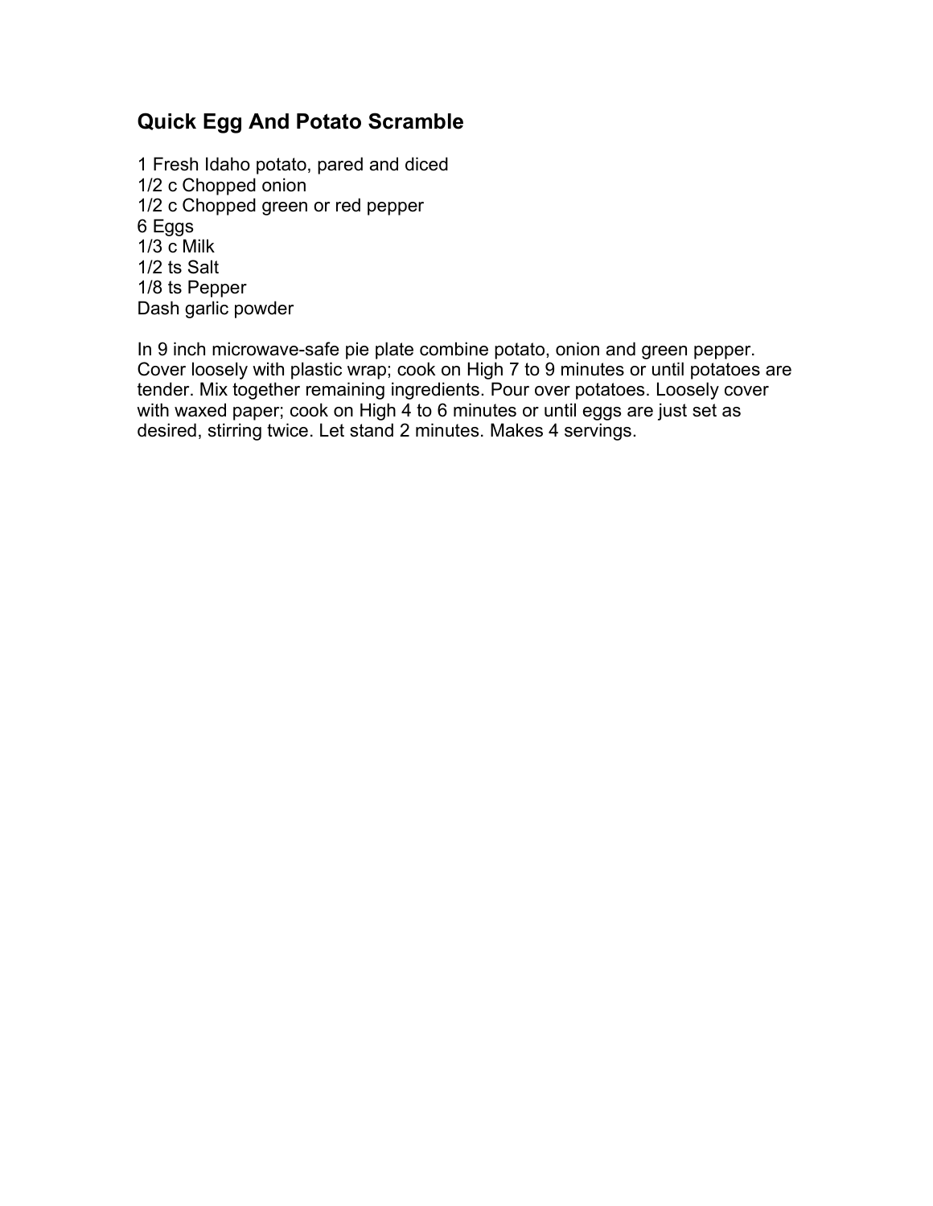## Quick Egg And Potato Scramble

1 Fresh Idaho potato, pared and diced
1/2 c Chopped onion
1/2 c Chopped green or red pepper
6 Eggs
1/3 c Milk
1/2 ts Salt
1/8 ts Pepper
Dash garlic powder

In 9 inch microwave-safe pie plate combine potato, onion and green pepper. Cover loosely with plastic wrap; cook on High 7 to 9 minutes or until potatoes are tender. Mix together remaining ingredients. Pour over potatoes. Loosely cover with waxed paper; cook on High 4 to 6 minutes or until eggs are just set as desired, stirring twice. Let stand 2 minutes. Makes 4 servings.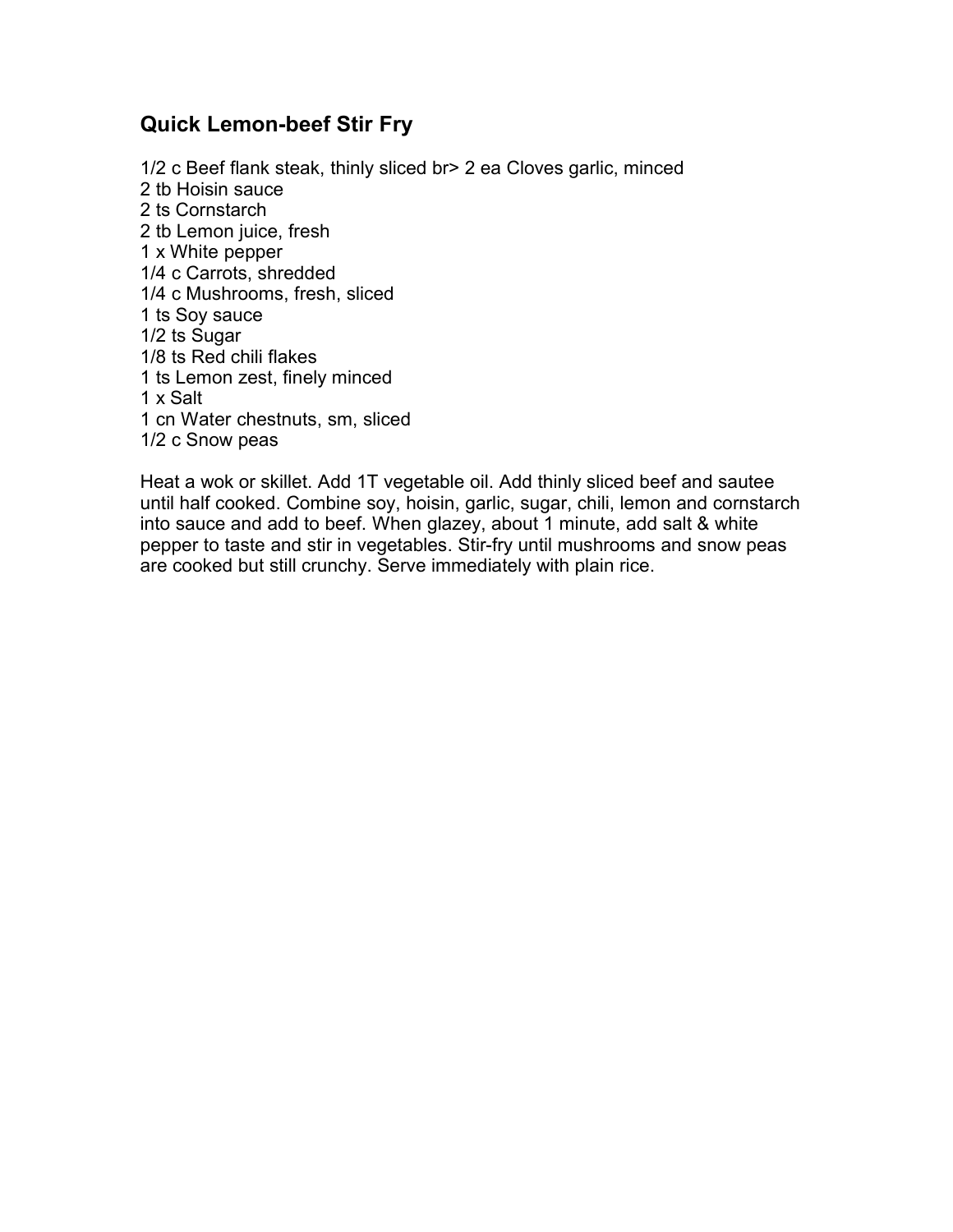## Quick Lemon-beef Stir Fry

1/2 c Beef flank steak, thinly sliced br> 2 ea Cloves garlic, minced
2 tb Hoisin sauce
2 ts Cornstarch
2 tb Lemon juice, fresh
1 x White pepper
1/4 c Carrots, shredded
1/4 c Mushrooms, fresh, sliced
1 ts Soy sauce
1/2 ts Sugar
1/8 ts Red chili flakes
1 ts Lemon zest, finely minced
1 x Salt
1 cn Water chestnuts, sm, sliced
1/2 c Snow peas

Heat a wok or skillet. Add 1T vegetable oil. Add thinly sliced beef and sautee until half cooked. Combine soy, hoisin, garlic, sugar, chili, lemon and cornstarch into sauce and add to beef. When glazey, about 1 minute, add salt & white pepper to taste and stir in vegetables. Stir-fry until mushrooms and snow peas are cooked but still crunchy. Serve immediately with plain rice.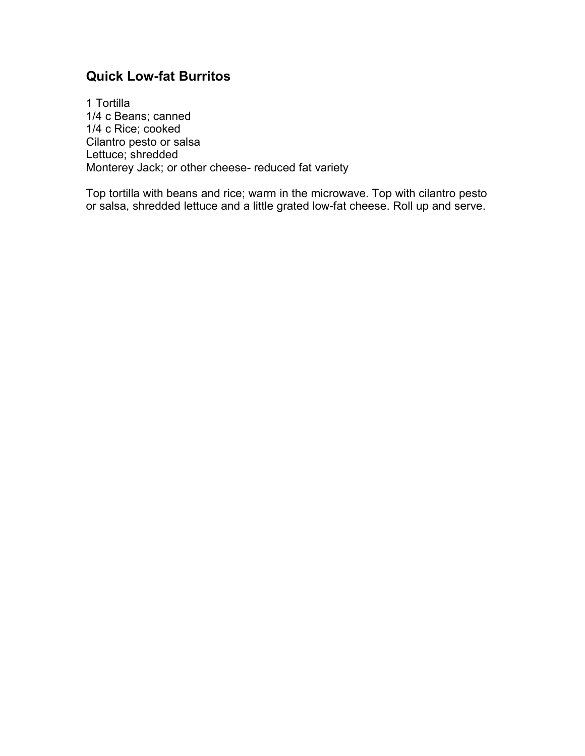## Quick Low-fat Burritos

1 Tortilla
1/4 c Beans; canned
1/4 c Rice; cooked
Cilantro pesto or salsa
Lettuce; shredded
Monterey Jack; or other cheese- reduced fat variety

Top tortilla with beans and rice; warm in the microwave. Top with cilantro pesto or salsa, shredded lettuce and a little grated low-fat cheese. Roll up and serve.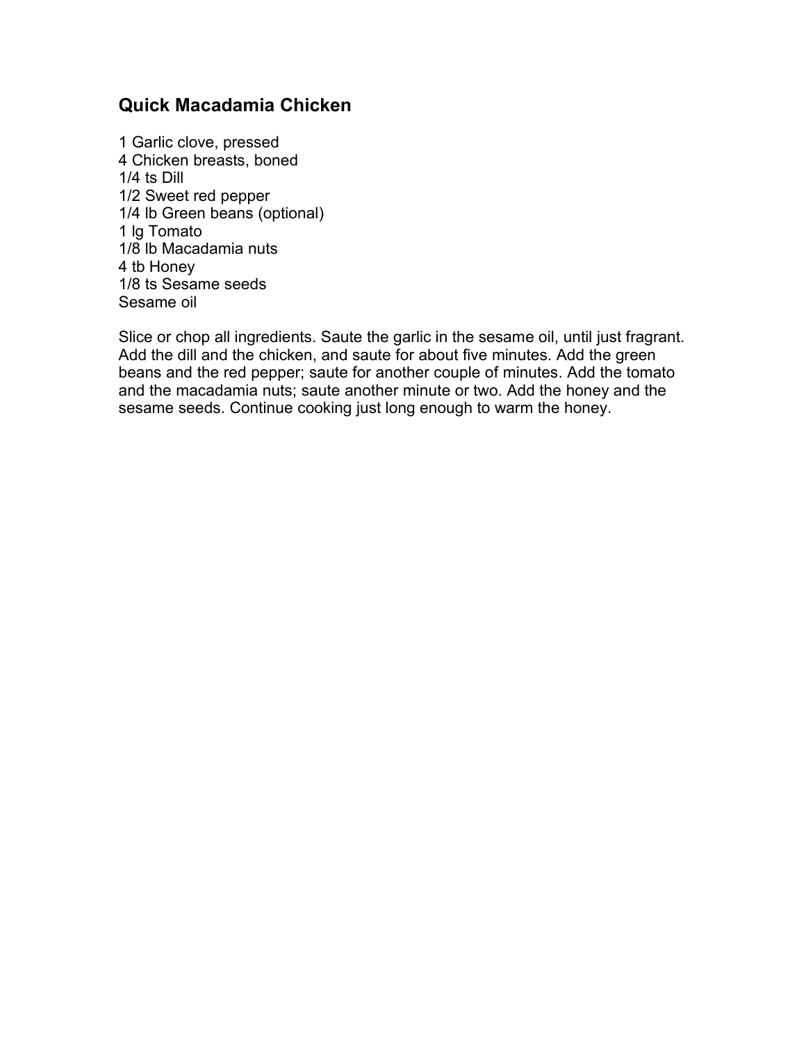## Quick Macadamia Chicken

1 Garlic clove, pressed
4 Chicken breasts, boned
1/4 ts Dill
1/2 Sweet red pepper
1/4 lb Green beans (optional)
1 lg Tomato
1/8 lb Macadamia nuts
4 tb Honey
1/8 ts Sesame seeds
Sesame oil

Slice or chop all ingredients. Saute the garlic in the sesame oil, until just fragrant. Add the dill and the chicken, and saute for about five minutes. Add the green beans and the red pepper; saute for another couple of minutes. Add the tomato and the macadamia nuts; saute another minute or two. Add the honey and the sesame seeds. Continue cooking just long enough to warm the honey.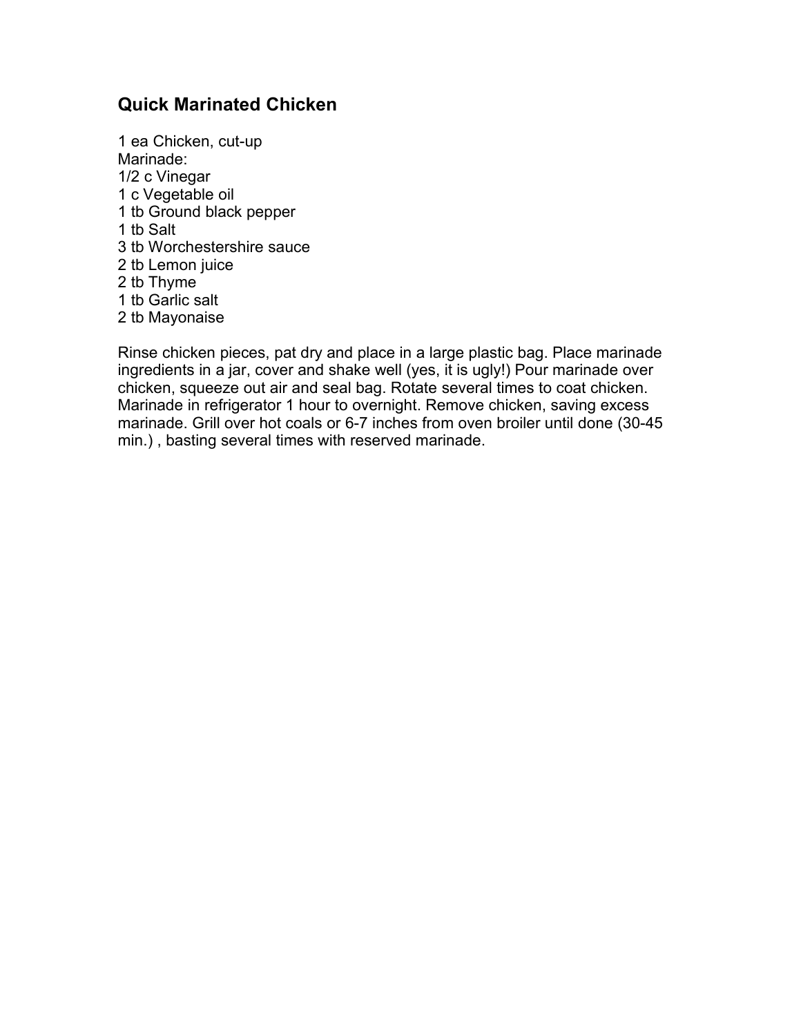## Quick Marinated Chicken

1 ea Chicken, cut-up  
Marinade:  
1/2 c Vinegar  
1 c Vegetable oil  
1 tb Ground black pepper  
1 tb Salt  
3 tb Worchestershire sauce  
2 tb Lemon juice  
2 tb Thyme  
1 tb Garlic salt  
2 tb Mayonaise

Rinse chicken pieces, pat dry and place in a large plastic bag. Place marinade ingredients in a jar, cover and shake well (yes, it is ugly!) Pour marinade over chicken, squeeze out air and seal bag. Rotate several times to coat chicken. Marinade in refrigerator 1 hour to overnight. Remove chicken, saving excess marinade. Grill over hot coals or 6-7 inches from oven broiler until done (30-45 min.) , basting several times with reserved marinade.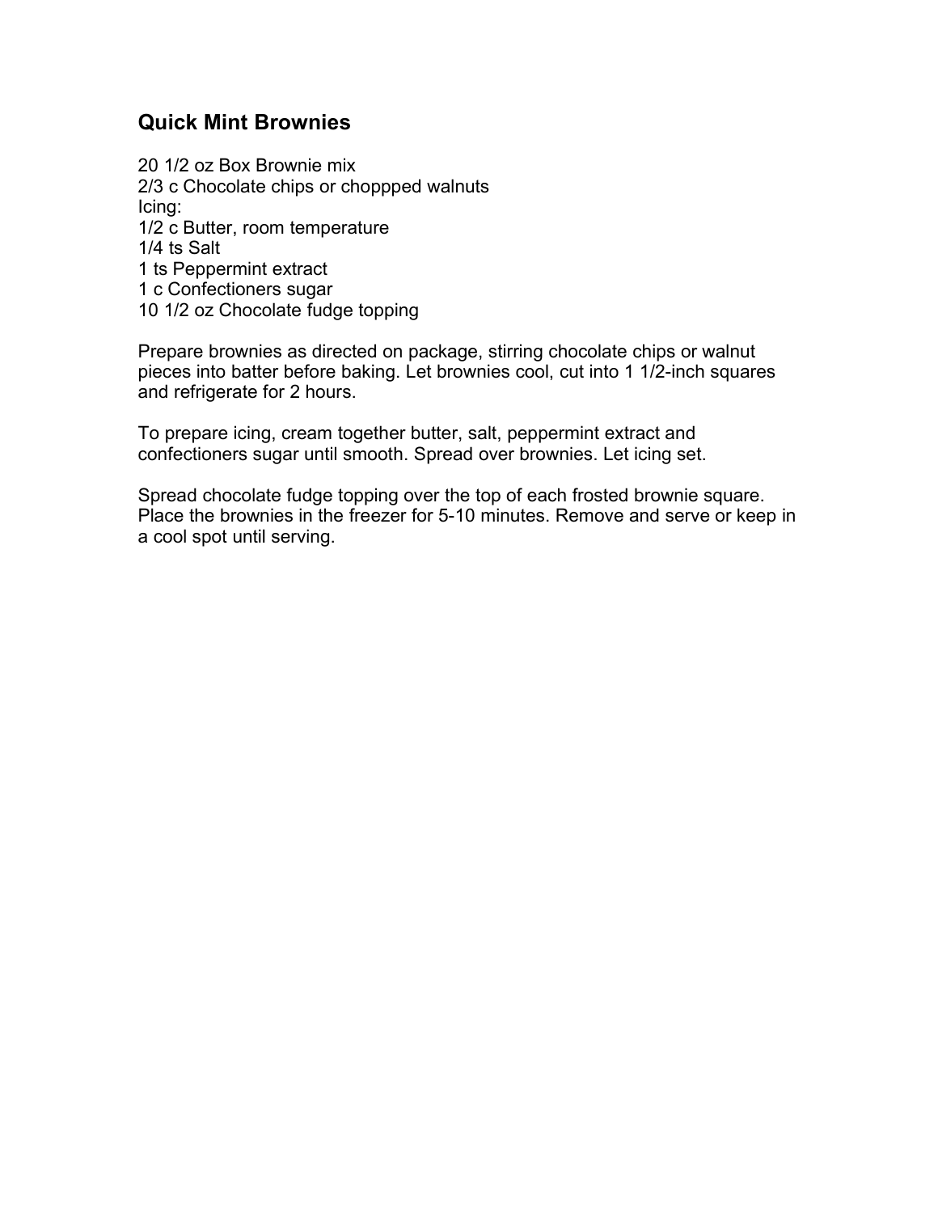## Quick Mint Brownies

20 1/2 oz Box Brownie mix
2/3 c Chocolate chips or choppped walnuts
Icing:
1/2 c Butter, room temperature
1/4 ts Salt
1 ts Peppermint extract
1 c Confectioners sugar
10 1/2 oz Chocolate fudge topping

Prepare brownies as directed on package, stirring chocolate chips or walnut pieces into batter before baking. Let brownies cool, cut into 1 1/2-inch squares and refrigerate for 2 hours.

To prepare icing, cream together butter, salt, peppermint extract and confectioners sugar until smooth. Spread over brownies. Let icing set.

Spread chocolate fudge topping over the top of each frosted brownie square. Place the brownies in the freezer for 5-10 minutes. Remove and serve or keep in a cool spot until serving.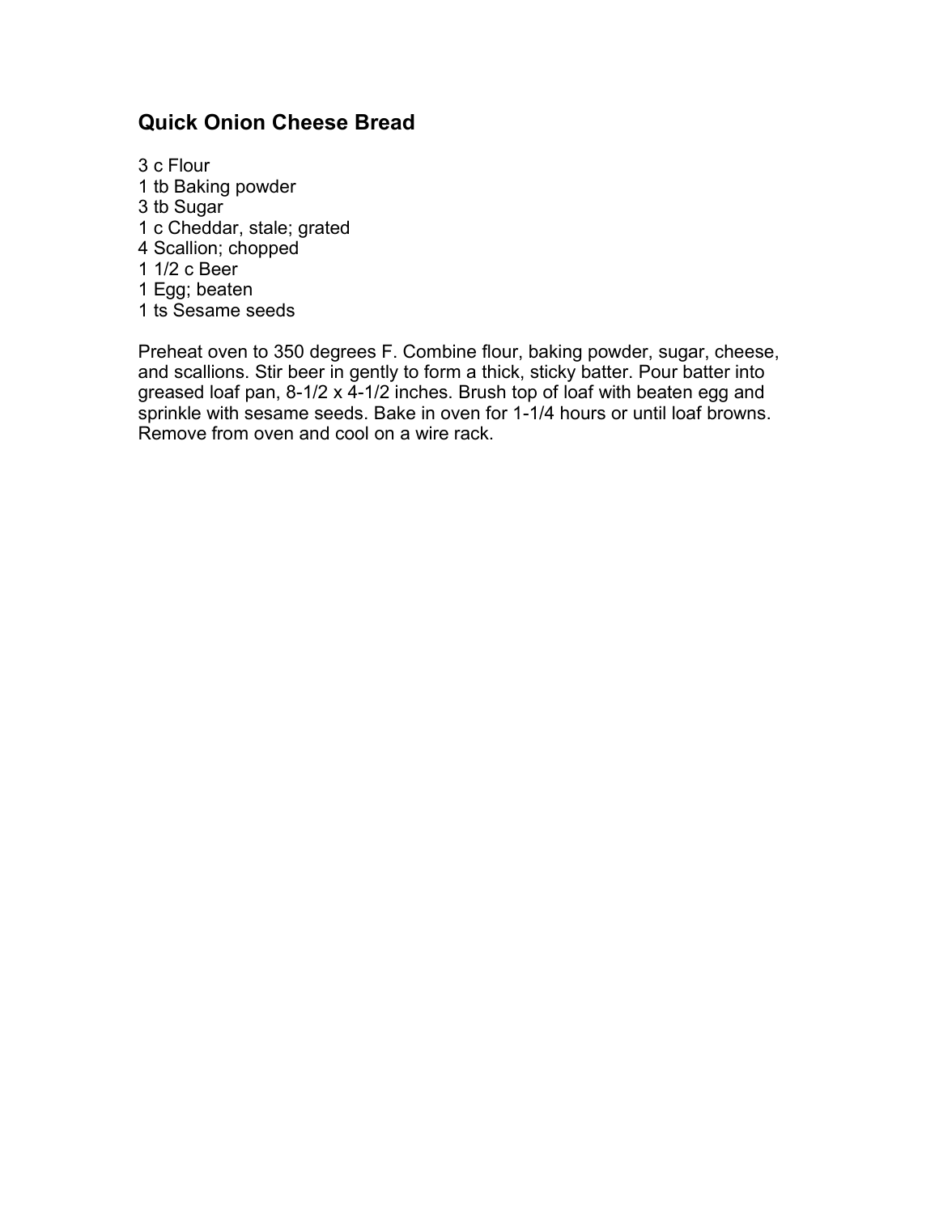## Quick Onion Cheese Bread

3 c Flour
1 tb Baking powder
3 tb Sugar
1 c Cheddar, stale; grated
4 Scallion; chopped
1 1/2 c Beer
1 Egg; beaten
1 ts Sesame seeds

Preheat oven to 350 degrees F. Combine flour, baking powder, sugar, cheese, and scallions. Stir beer in gently to form a thick, sticky batter. Pour batter into greased loaf pan, 8-1/2 x 4-1/2 inches. Brush top of loaf with beaten egg and sprinkle with sesame seeds. Bake in oven for 1-1/4 hours or until loaf browns. Remove from oven and cool on a wire rack.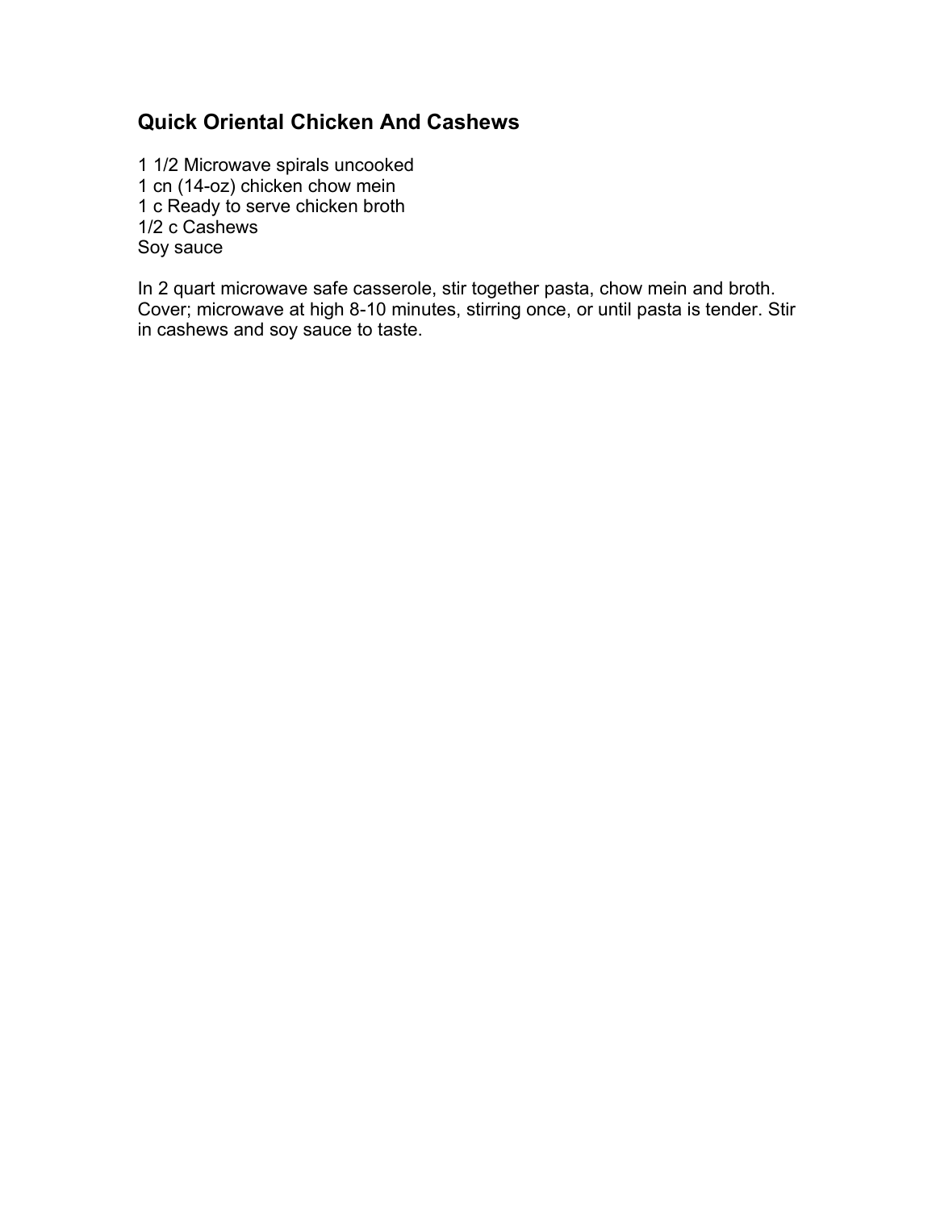## Quick Oriental Chicken And Cashews

1 1/2 Microwave spirals uncooked
1 cn (14-oz) chicken chow mein
1 c Ready to serve chicken broth
1/2 c Cashews
Soy sauce

In 2 quart microwave safe casserole, stir together pasta, chow mein and broth. Cover; microwave at high 8-10 minutes, stirring once, or until pasta is tender. Stir in cashews and soy sauce to taste.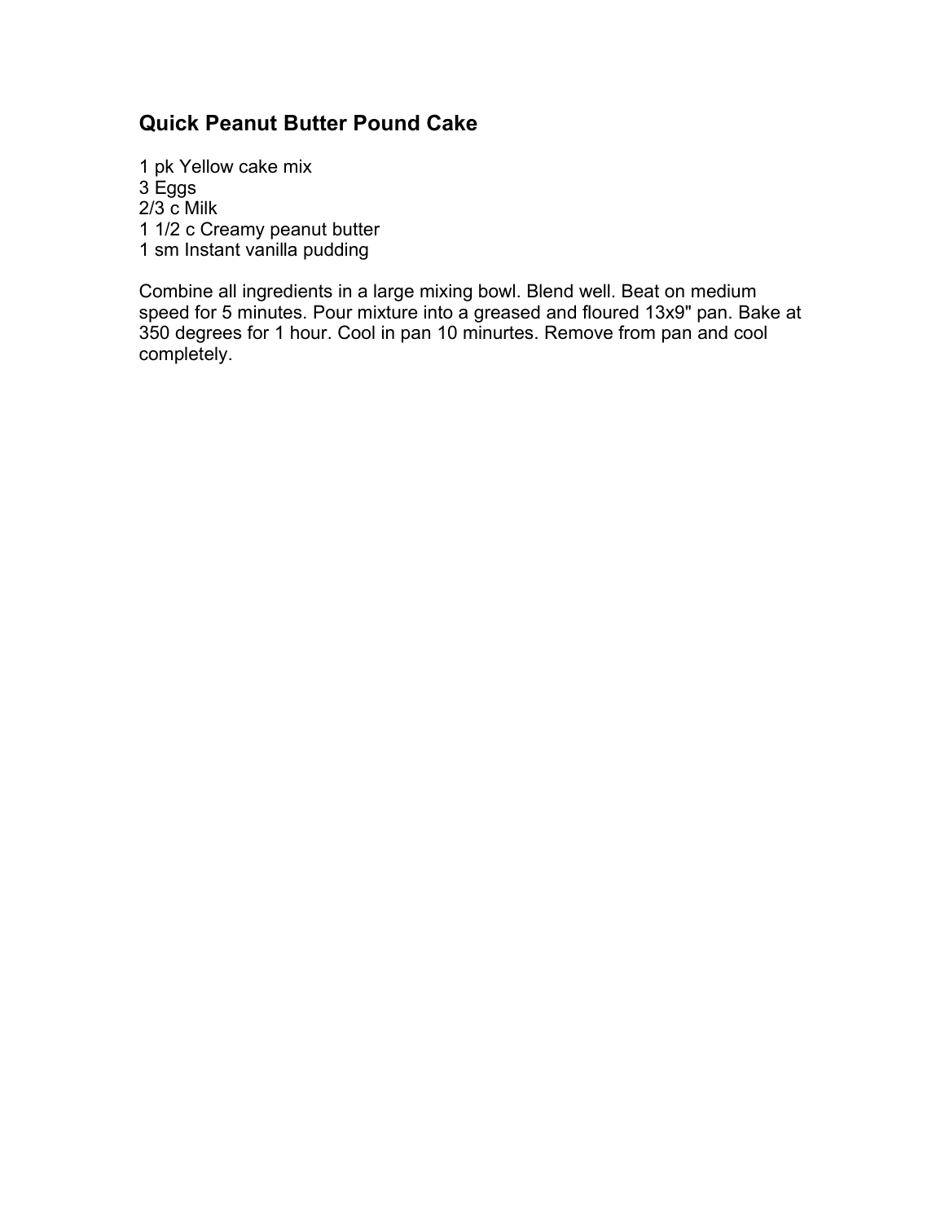## Quick Peanut Butter Pound Cake

1 pk Yellow cake mix
3 Eggs
2/3 c Milk
1 1/2 c Creamy peanut butter
1 sm Instant vanilla pudding

Combine all ingredients in a large mixing bowl. Blend well. Beat on medium speed for 5 minutes. Pour mixture into a greased and floured 13x9" pan. Bake at 350 degrees for 1 hour. Cool in pan 10 minurtes. Remove from pan and cool completely.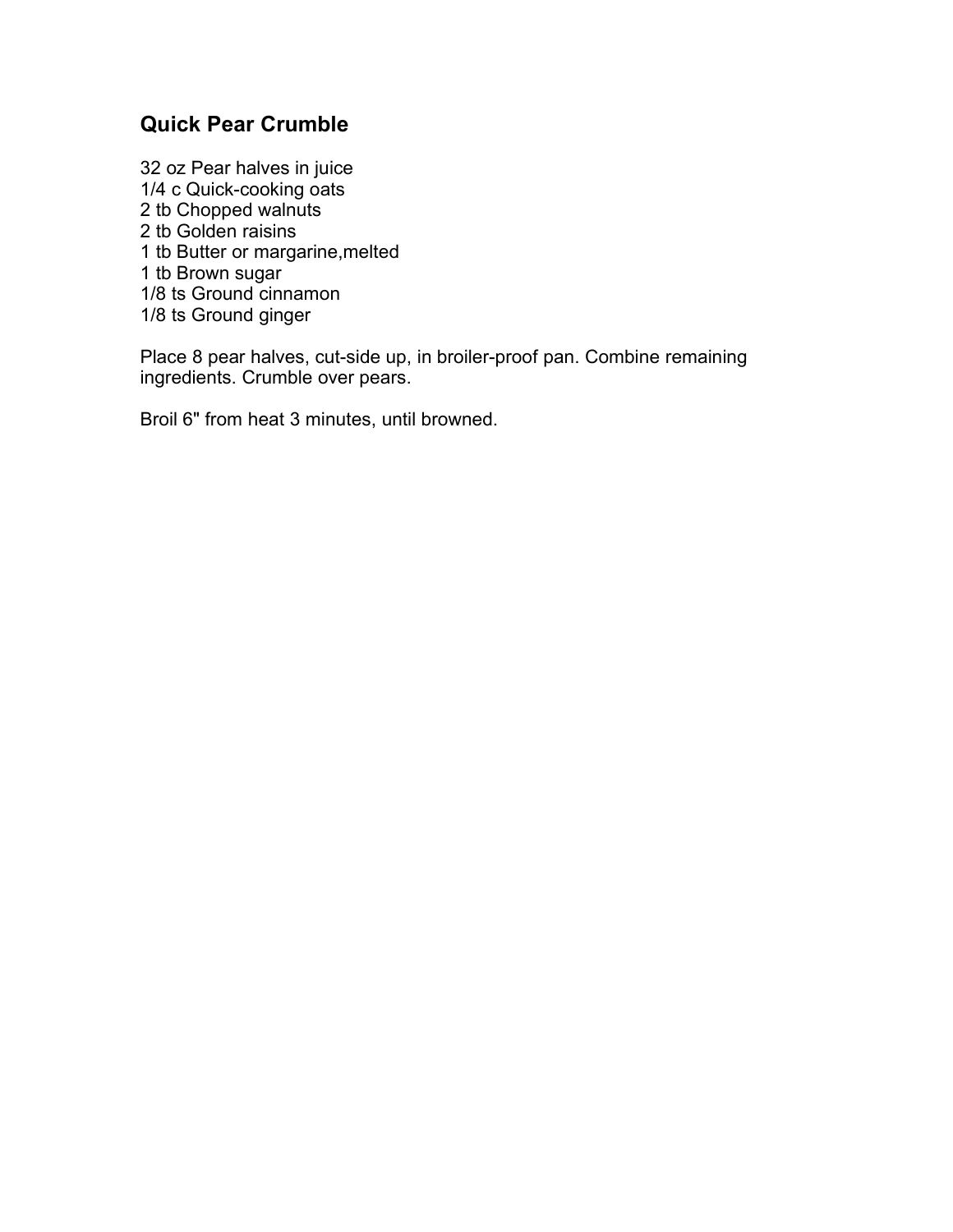## Quick Pear Crumble

32 oz Pear halves in juice
1/4 c Quick-cooking oats
2 tb Chopped walnuts
2 tb Golden raisins
1 tb Butter or margarine,melted
1 tb Brown sugar
1/8 ts Ground cinnamon
1/8 ts Ground ginger

Place 8 pear halves, cut-side up, in broiler-proof pan. Combine remaining ingredients. Crumble over pears.

Broil 6" from heat 3 minutes, until browned.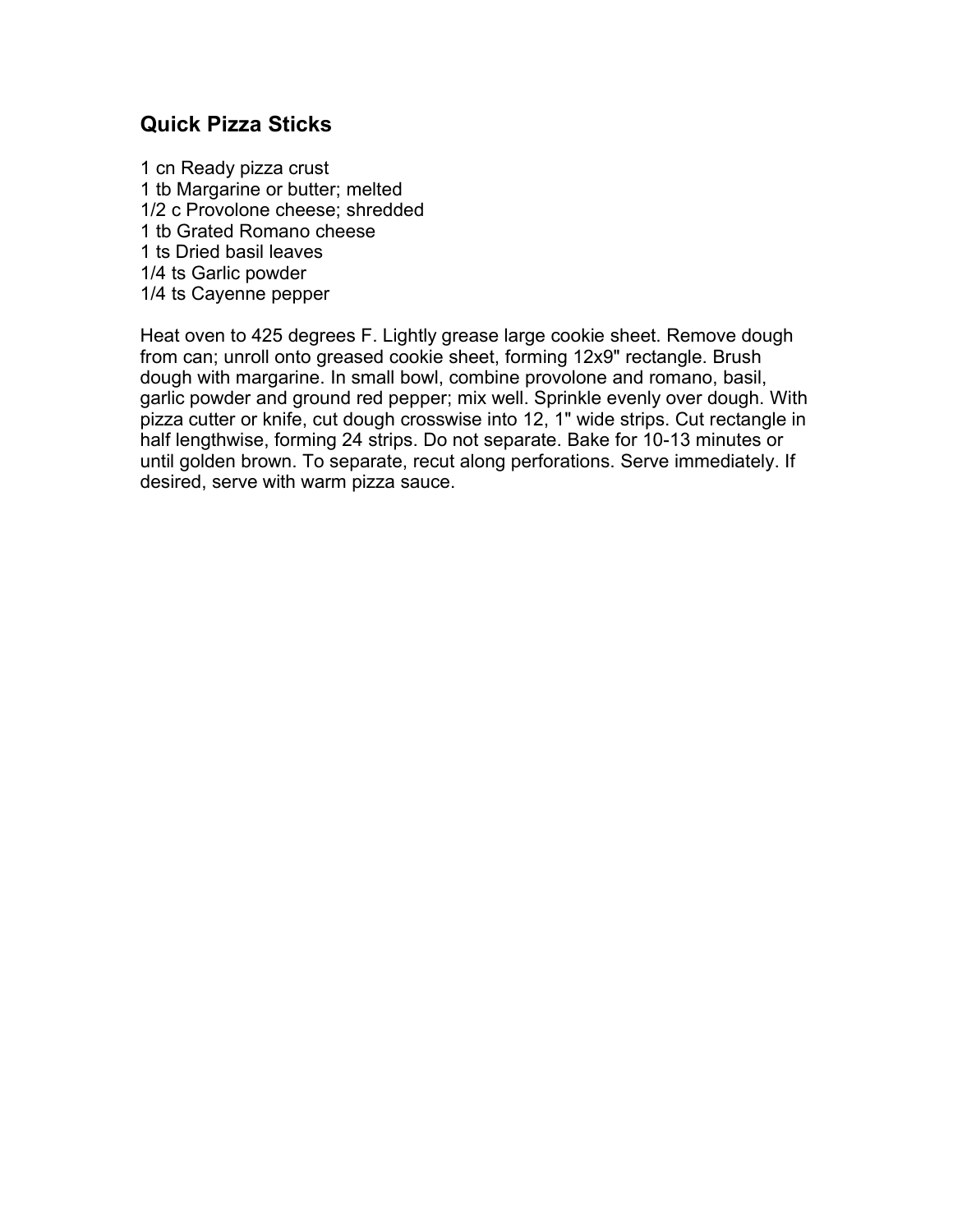## Quick Pizza Sticks

1 cn Ready pizza crust
1 tb Margarine or butter; melted
1/2 c Provolone cheese; shredded
1 tb Grated Romano cheese
1 ts Dried basil leaves
1/4 ts Garlic powder
1/4 ts Cayenne pepper

Heat oven to 425 degrees F. Lightly grease large cookie sheet. Remove dough from can; unroll onto greased cookie sheet, forming 12x9" rectangle. Brush dough with margarine. In small bowl, combine provolone and romano, basil, garlic powder and ground red pepper; mix well. Sprinkle evenly over dough. With pizza cutter or knife, cut dough crosswise into 12, 1" wide strips. Cut rectangle in half lengthwise, forming 24 strips. Do not separate. Bake for 10-13 minutes or until golden brown. To separate, recut along perforations. Serve immediately. If desired, serve with warm pizza sauce.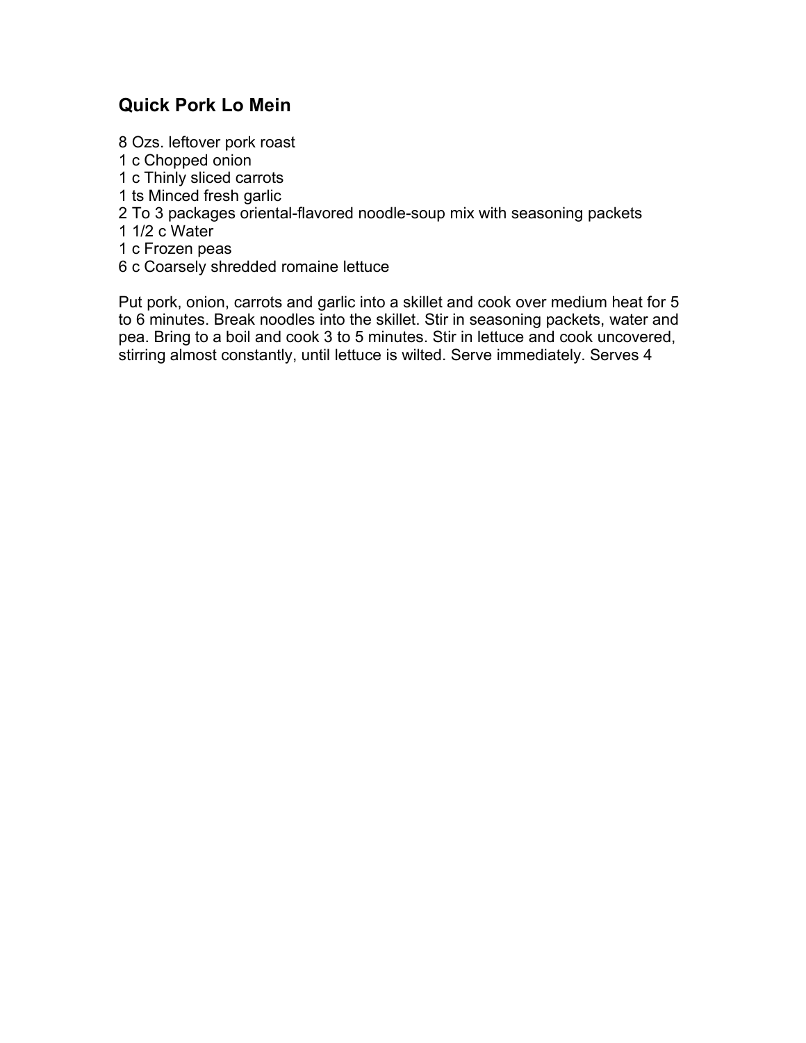## Quick Pork Lo Mein

8 Ozs. leftover pork roast
1 c Chopped onion
1 c Thinly sliced carrots
1 ts Minced fresh garlic
2 To 3 packages oriental-flavored noodle-soup mix with seasoning packets
1 1/2 c Water
1 c Frozen peas
6 c Coarsely shredded romaine lettuce

Put pork, onion, carrots and garlic into a skillet and cook over medium heat for 5 to 6 minutes. Break noodles into the skillet. Stir in seasoning packets, water and pea. Bring to a boil and cook 3 to 5 minutes. Stir in lettuce and cook uncovered, stirring almost constantly, until lettuce is wilted. Serve immediately. Serves 4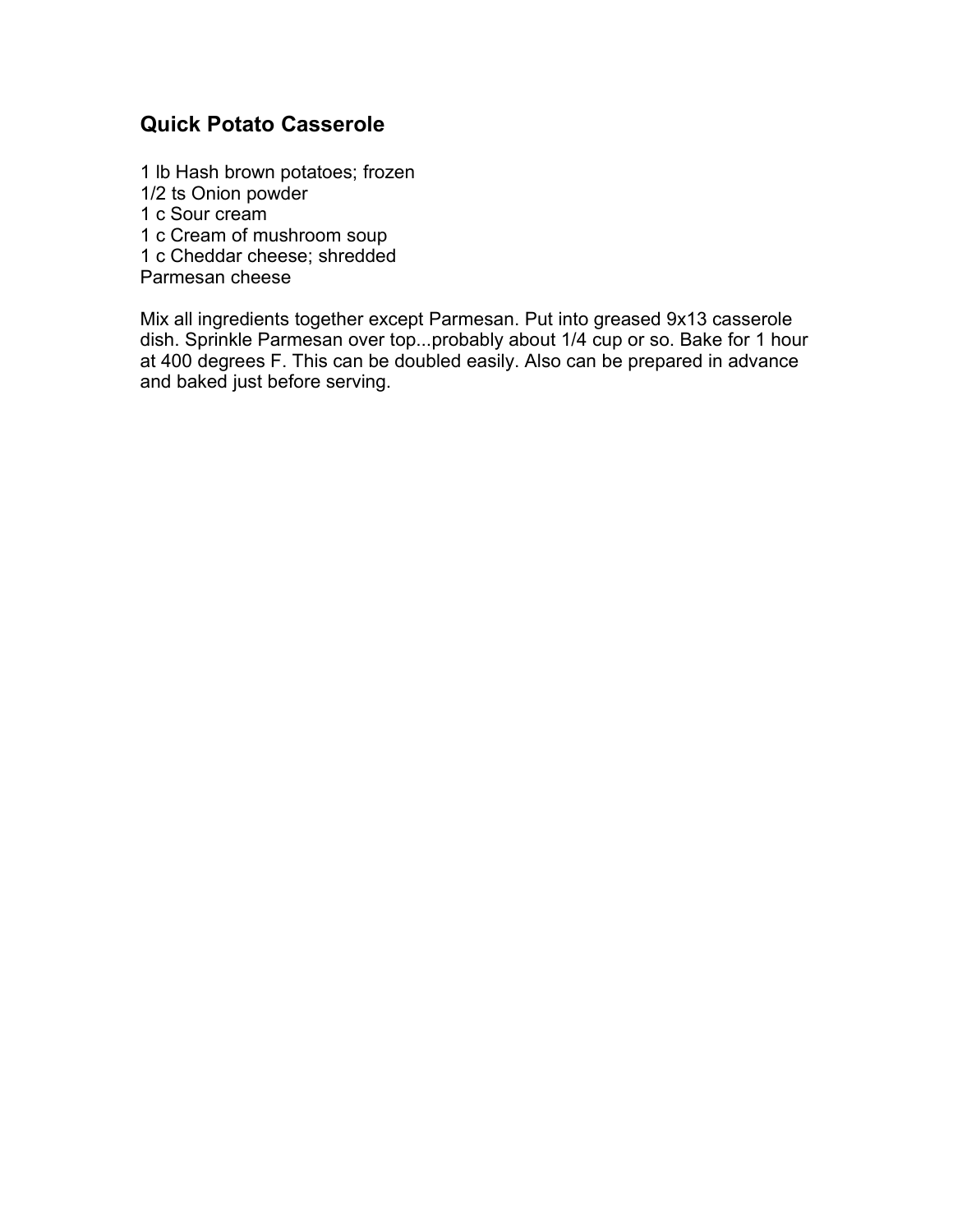## Quick Potato Casserole

1 lb Hash brown potatoes; frozen
1/2 ts Onion powder
1 c Sour cream
1 c Cream of mushroom soup
1 c Cheddar cheese; shredded
Parmesan cheese

Mix all ingredients together except Parmesan. Put into greased 9x13 casserole dish. Sprinkle Parmesan over top...probably about 1/4 cup or so. Bake for 1 hour at 400 degrees F. This can be doubled easily. Also can be prepared in advance and baked just before serving.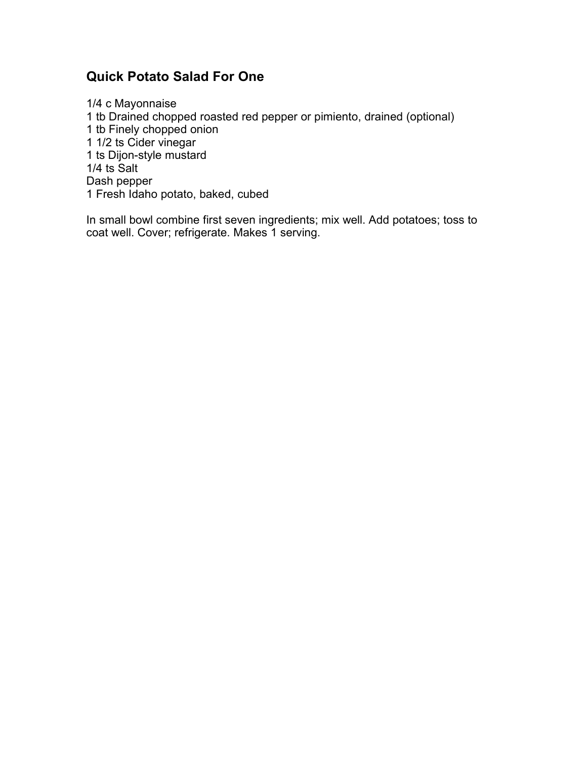## Quick Potato Salad For One

1/4 c Mayonnaise
1 tb Drained chopped roasted red pepper or pimiento, drained (optional)
1 tb Finely chopped onion
1 1/2 ts Cider vinegar
1 ts Dijon-style mustard
1/4 ts Salt
Dash pepper
1 Fresh Idaho potato, baked, cubed

In small bowl combine first seven ingredients; mix well. Add potatoes; toss to coat well. Cover; refrigerate. Makes 1 serving.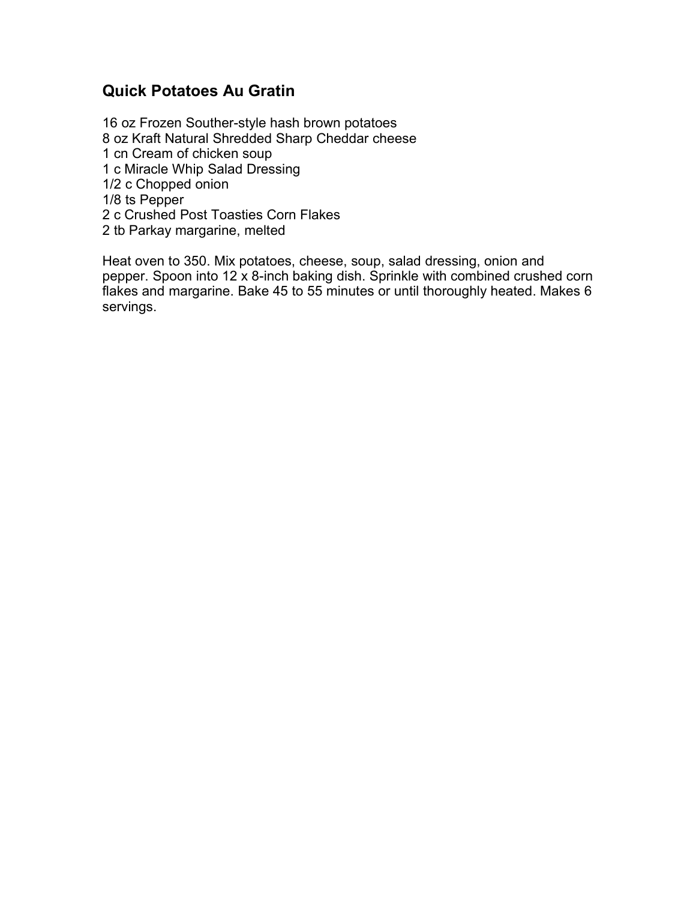## Quick Potatoes Au Gratin

16 oz Frozen Souther-style hash brown potatoes
8 oz Kraft Natural Shredded Sharp Cheddar cheese
1 cn Cream of chicken soup
1 c Miracle Whip Salad Dressing
1/2 c Chopped onion
1/8 ts Pepper
2 c Crushed Post Toasties Corn Flakes
2 tb Parkay margarine, melted

Heat oven to 350. Mix potatoes, cheese, soup, salad dressing, onion and pepper. Spoon into 12 x 8-inch baking dish. Sprinkle with combined crushed corn flakes and margarine. Bake 45 to 55 minutes or until thoroughly heated. Makes 6 servings.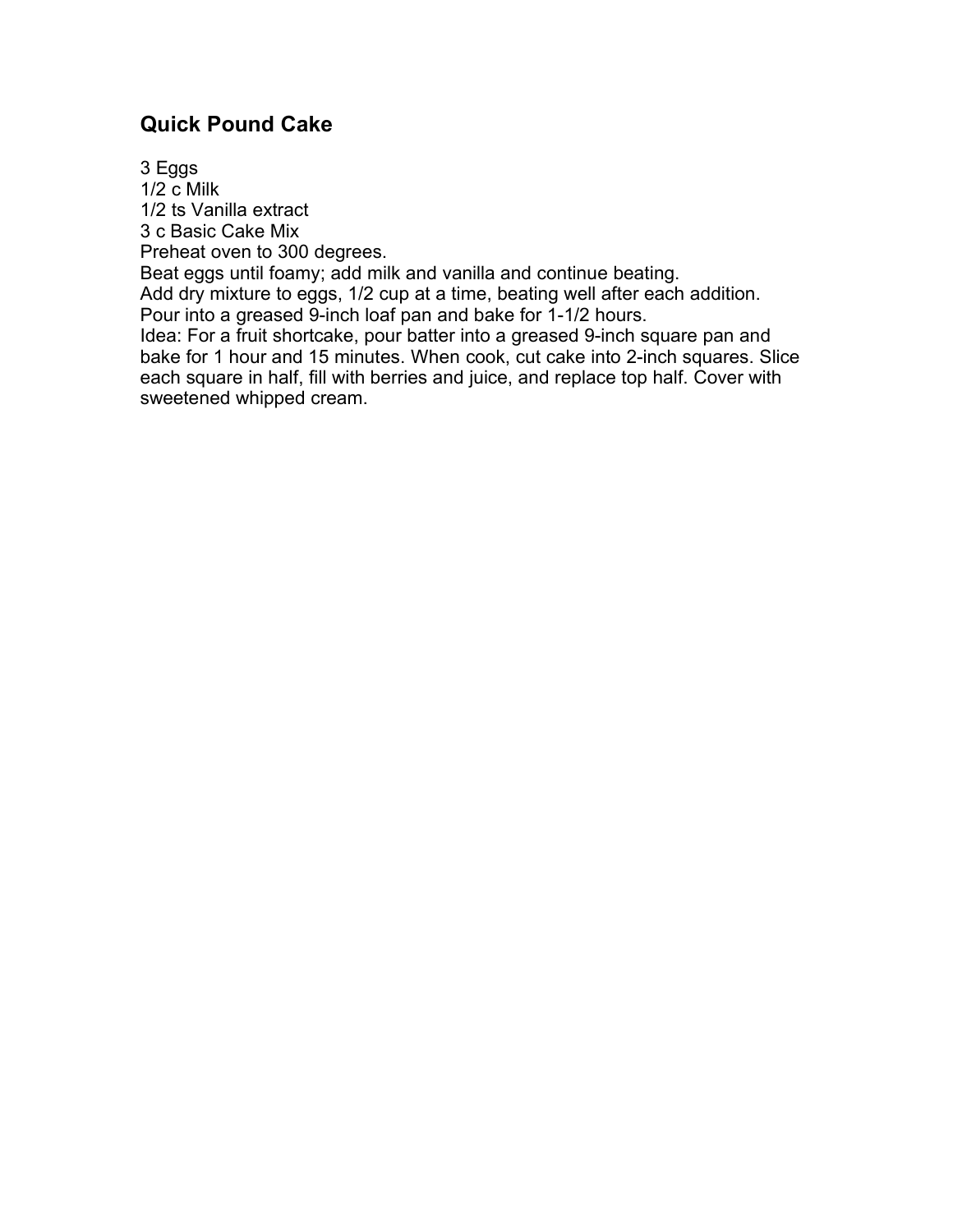## Quick Pound Cake

3 Eggs
1/2 c Milk
1/2 ts Vanilla extract
3 c Basic Cake Mix
Preheat oven to 300 degrees.
Beat eggs until foamy; add milk and vanilla and continue beating.
Add dry mixture to eggs, 1/2 cup at a time, beating well after each addition.
Pour into a greased 9-inch loaf pan and bake for 1-1/2 hours.
Idea: For a fruit shortcake, pour batter into a greased 9-inch square pan and bake for 1 hour and 15 minutes. When cook, cut cake into 2-inch squares. Slice each square in half, fill with berries and juice, and replace top half. Cover with sweetened whipped cream.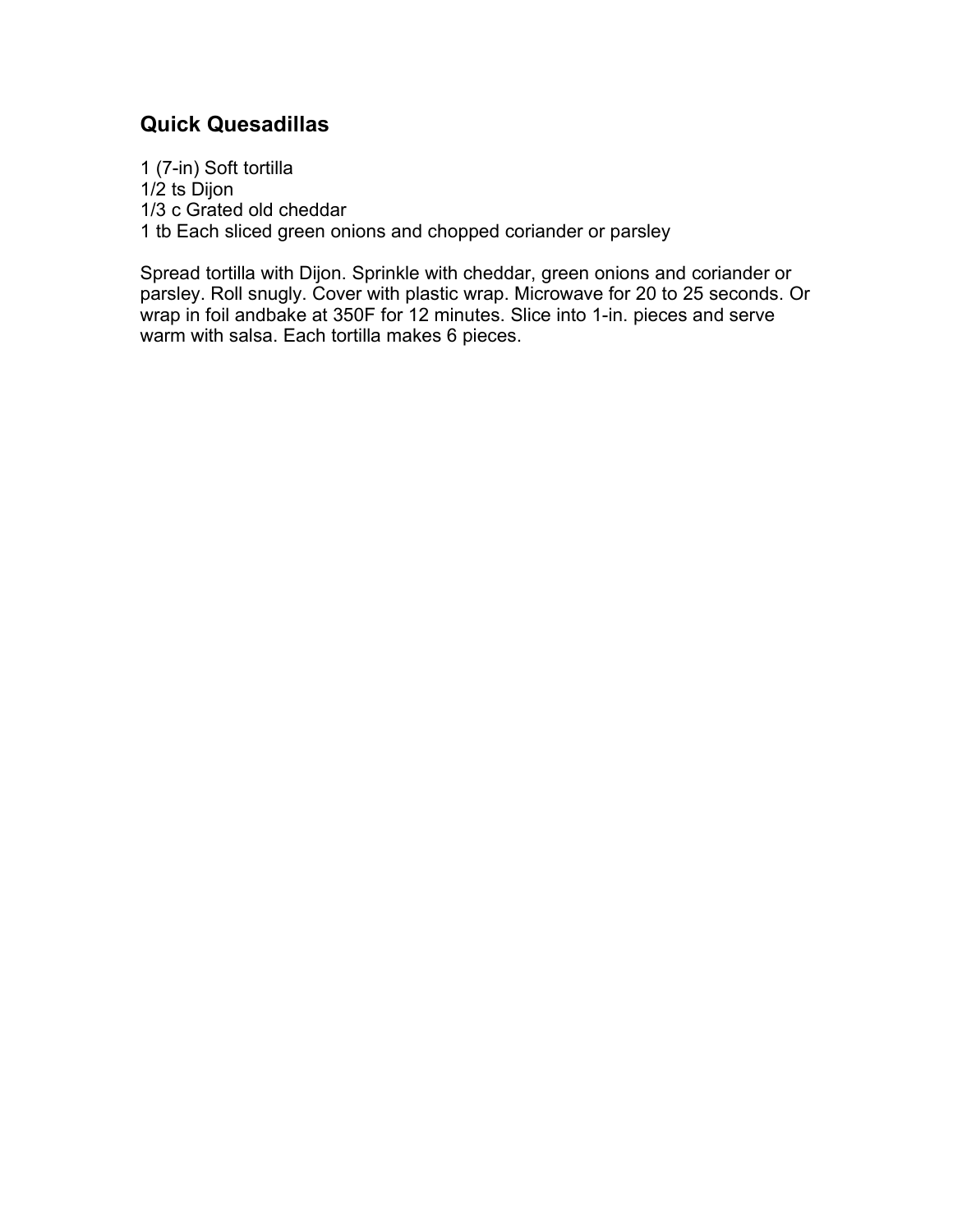## Quick Quesadillas

1 (7-in) Soft tortilla
1/2 ts Dijon
1/3 c Grated old cheddar
1 tb Each sliced green onions and chopped coriander or parsley

Spread tortilla with Dijon. Sprinkle with cheddar, green onions and coriander or parsley. Roll snugly. Cover with plastic wrap. Microwave for 20 to 25 seconds. Or wrap in foil andbake at 350F for 12 minutes. Slice into 1-in. pieces and serve warm with salsa. Each tortilla makes 6 pieces.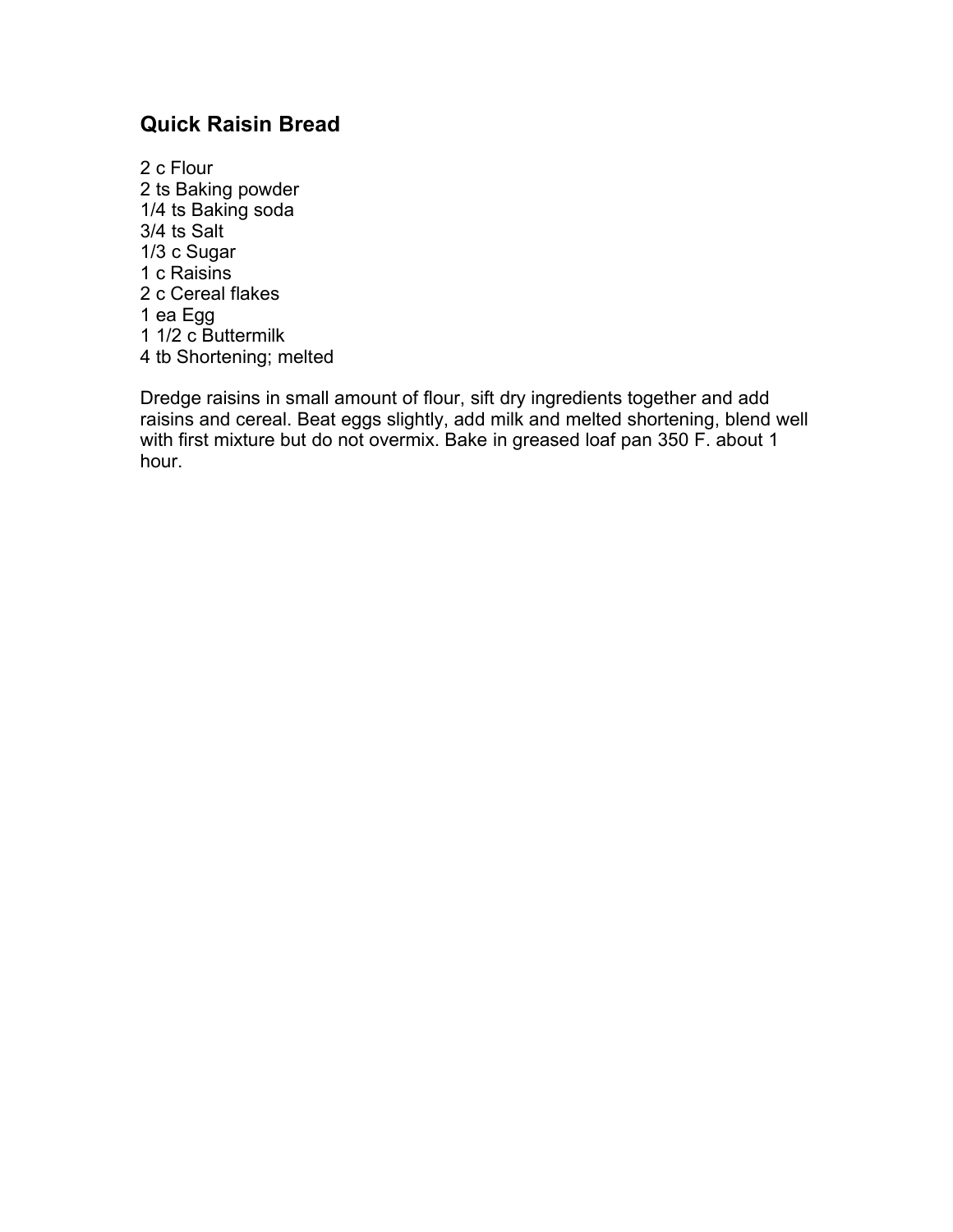## Quick Raisin Bread

2 c Flour
2 ts Baking powder
1/4 ts Baking soda
3/4 ts Salt
1/3 c Sugar
1 c Raisins
2 c Cereal flakes
1 ea Egg
1 1/2 c Buttermilk
4 tb Shortening; melted

Dredge raisins in small amount of flour, sift dry ingredients together and add raisins and cereal. Beat eggs slightly, add milk and melted shortening, blend well with first mixture but do not overmix. Bake in greased loaf pan 350 F. about 1 hour.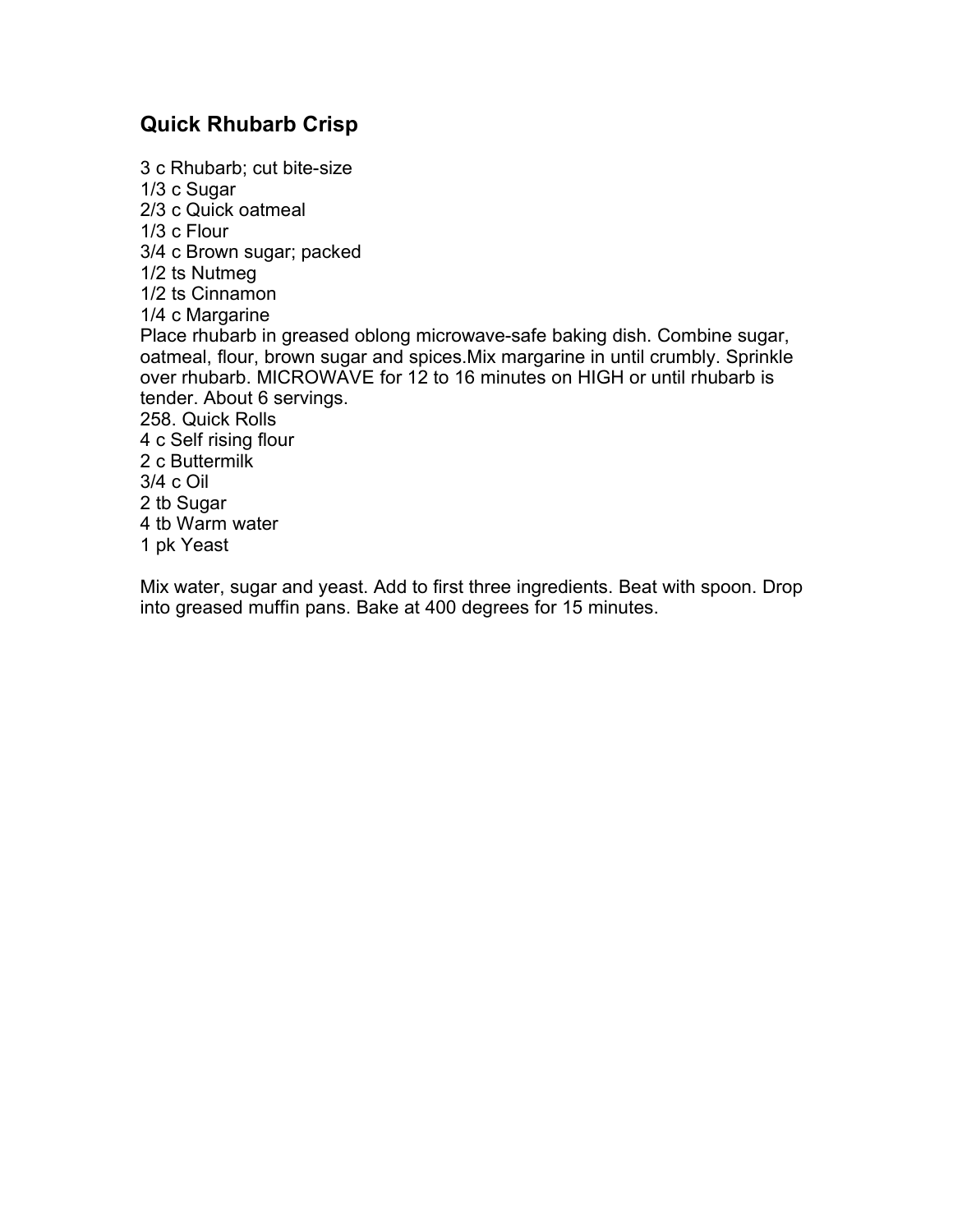## Quick Rhubarb Crisp

3 c Rhubarb; cut bite-size
1/3 c Sugar
2/3 c Quick oatmeal
1/3 c Flour
3/4 c Brown sugar; packed
1/2 ts Nutmeg
1/2 ts Cinnamon
1/4 c Margarine
Place rhubarb in greased oblong microwave-safe baking dish. Combine sugar, oatmeal, flour, brown sugar and spices.Mix margarine in until crumbly. Sprinkle over rhubarb. MICROWAVE for 12 to 16 minutes on HIGH or until rhubarb is tender. About 6 servings.
258. Quick Rolls
4 c Self rising flour
2 c Buttermilk
3/4 c Oil
2 tb Sugar
4 tb Warm water
1 pk Yeast

Mix water, sugar and yeast. Add to first three ingredients. Beat with spoon. Drop into greased muffin pans. Bake at 400 degrees for 15 minutes.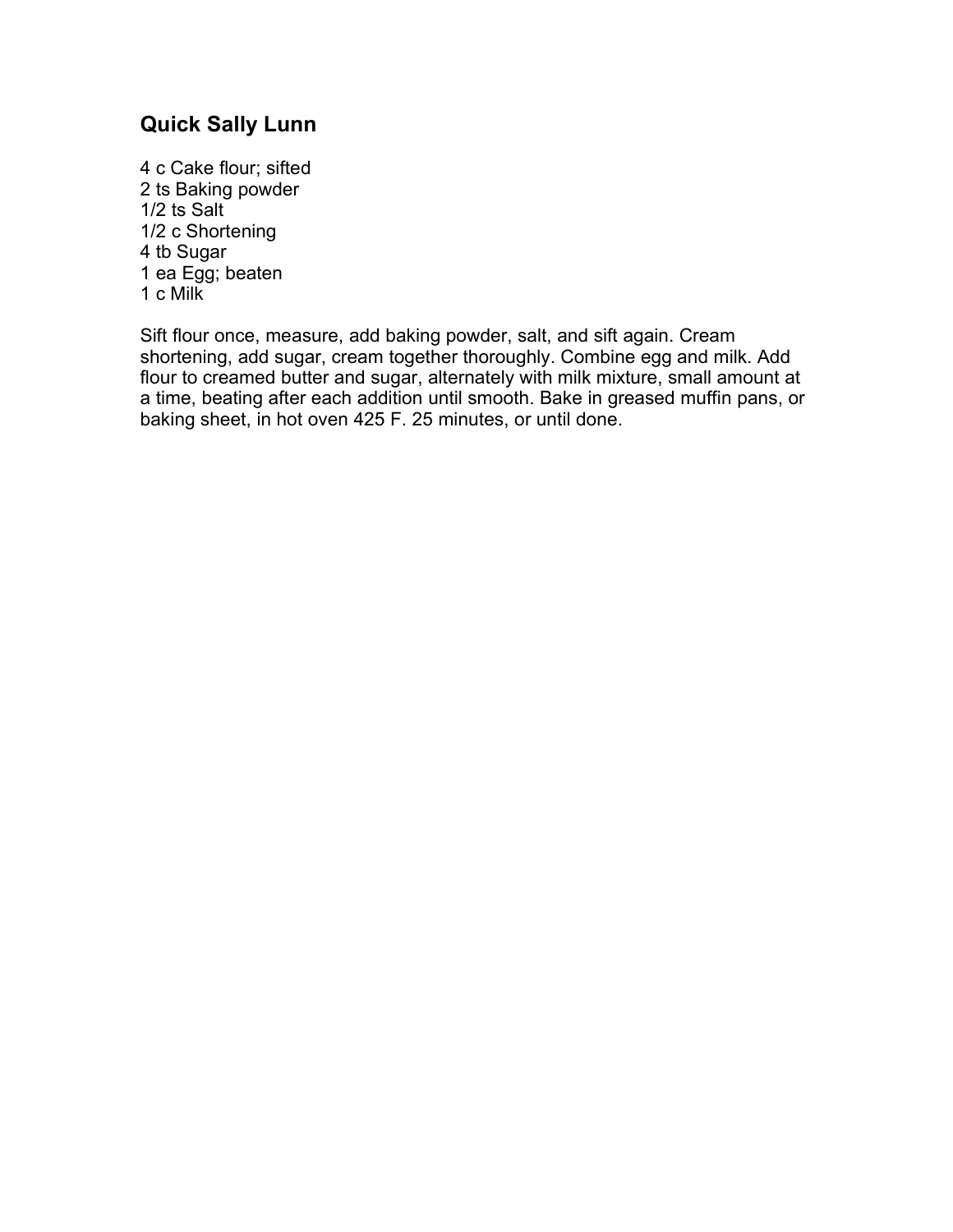## Quick Sally Lunn

4 c Cake flour; sifted
2 ts Baking powder
1/2 ts Salt
1/2 c Shortening
4 tb Sugar
1 ea Egg; beaten
1 c Milk

Sift flour once, measure, add baking powder, salt, and sift again. Cream shortening, add sugar, cream together thoroughly. Combine egg and milk. Add flour to creamed butter and sugar, alternately with milk mixture, small amount at a time, beating after each addition until smooth. Bake in greased muffin pans, or baking sheet, in hot oven 425 F. 25 minutes, or until done.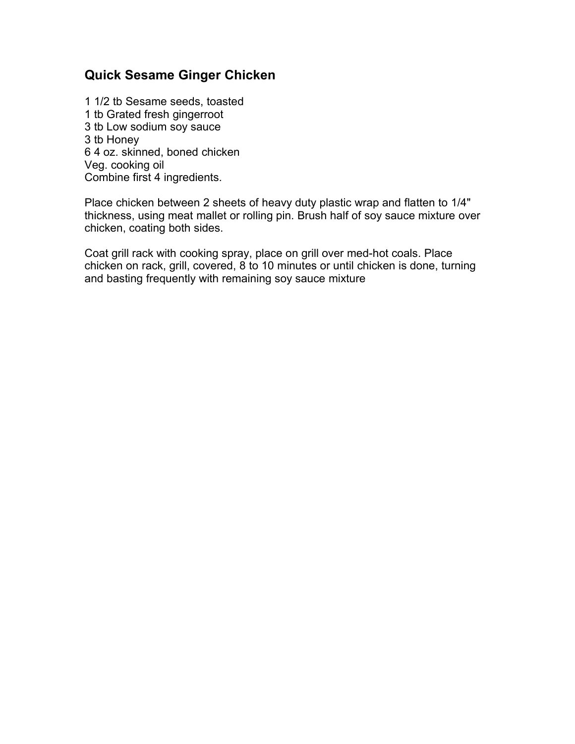## Quick Sesame Ginger Chicken

1 1/2 tb Sesame seeds, toasted
1 tb Grated fresh gingerroot
3 tb Low sodium soy sauce
3 tb Honey
6 4 oz. skinned, boned chicken
Veg. cooking oil
Combine first 4 ingredients.

Place chicken between 2 sheets of heavy duty plastic wrap and flatten to 1/4" thickness, using meat mallet or rolling pin. Brush half of soy sauce mixture over chicken, coating both sides.

Coat grill rack with cooking spray, place on grill over med-hot coals. Place chicken on rack, grill, covered, 8 to 10 minutes or until chicken is done, turning and basting frequently with remaining soy sauce mixture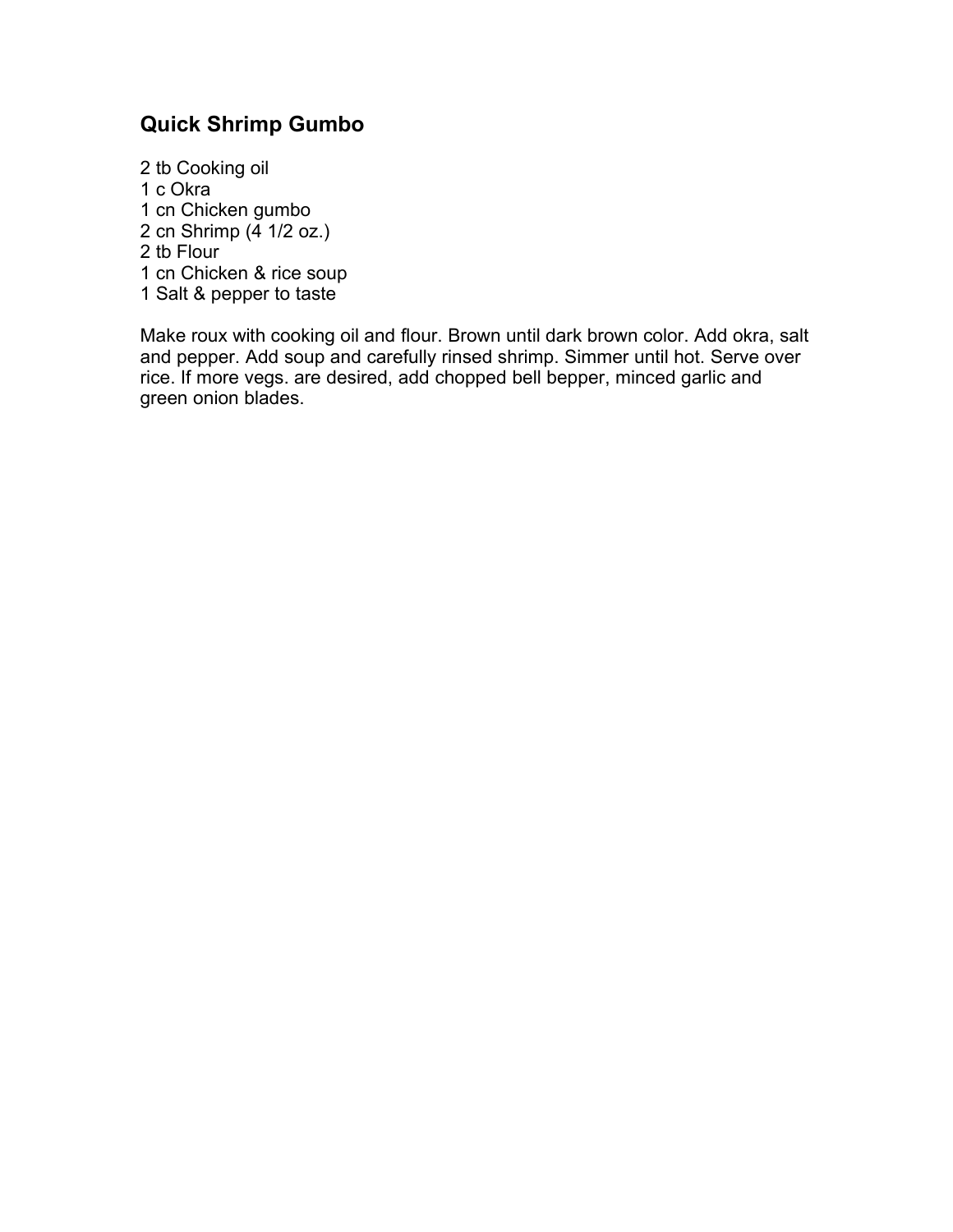## Quick Shrimp Gumbo

2 tb Cooking oil
1 c Okra
1 cn Chicken gumbo
2 cn Shrimp (4 1/2 oz.)
2 tb Flour
1 cn Chicken & rice soup
1 Salt & pepper to taste

Make roux with cooking oil and flour. Brown until dark brown color. Add okra, salt and pepper. Add soup and carefully rinsed shrimp. Simmer until hot. Serve over rice. If more vegs. are desired, add chopped bell bepper, minced garlic and green onion blades.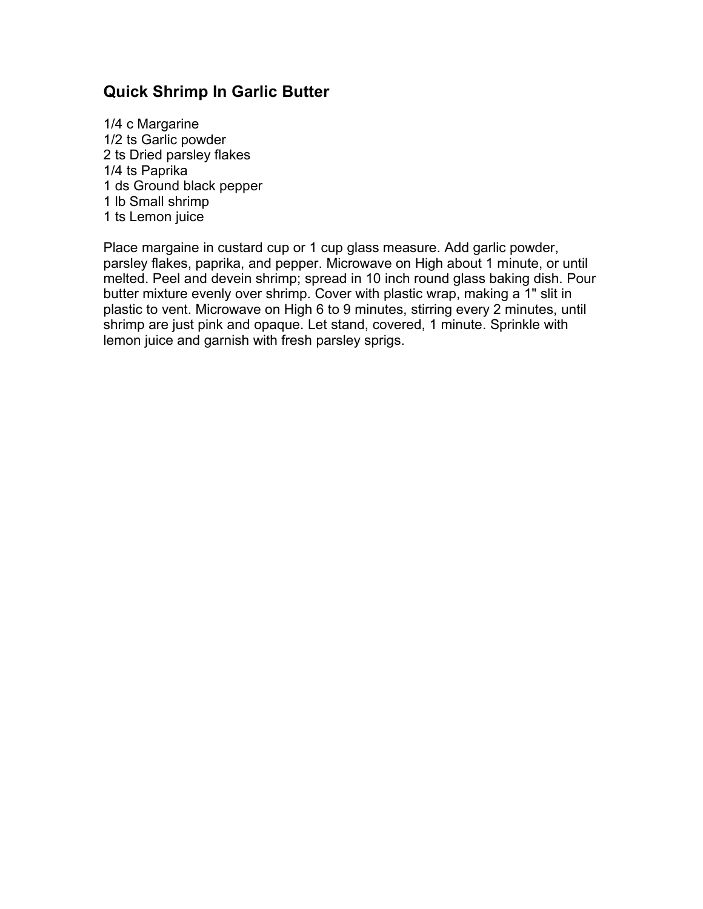## Quick Shrimp In Garlic Butter

1/4 c Margarine
1/2 ts Garlic powder
2 ts Dried parsley flakes
1/4 ts Paprika
1 ds Ground black pepper
1 lb Small shrimp
1 ts Lemon juice

Place margaine in custard cup or 1 cup glass measure. Add garlic powder, parsley flakes, paprika, and pepper. Microwave on High about 1 minute, or until melted. Peel and devein shrimp; spread in 10 inch round glass baking dish. Pour butter mixture evenly over shrimp. Cover with plastic wrap, making a 1" slit in plastic to vent. Microwave on High 6 to 9 minutes, stirring every 2 minutes, until shrimp are just pink and opaque. Let stand, covered, 1 minute. Sprinkle with lemon juice and garnish with fresh parsley sprigs.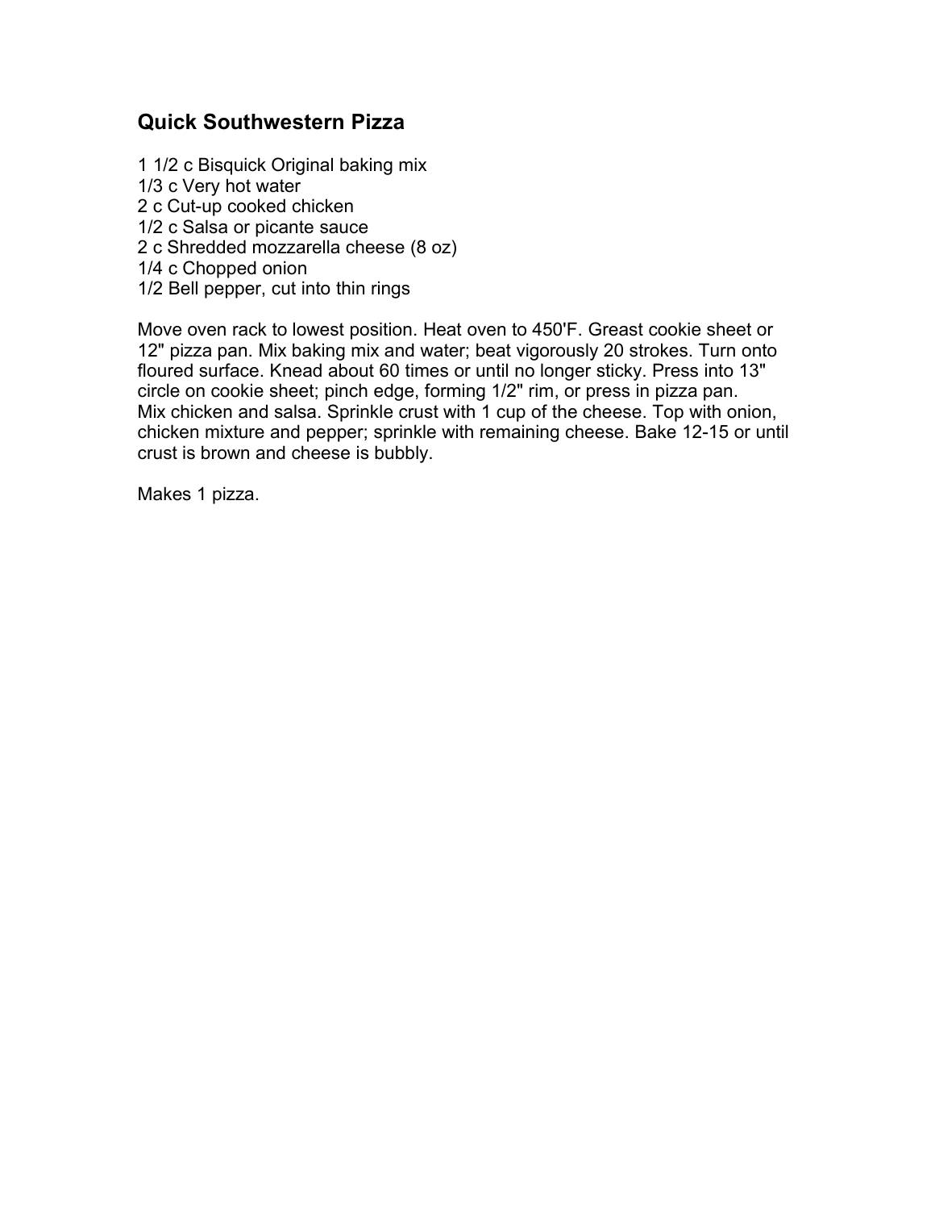## Quick Southwestern Pizza

1 1/2 c Bisquick Original baking mix
1/3 c Very hot water
2 c Cut-up cooked chicken
1/2 c Salsa or picante sauce
2 c Shredded mozzarella cheese (8 oz)
1/4 c Chopped onion
1/2 Bell pepper, cut into thin rings

Move oven rack to lowest position. Heat oven to 450'F. Greast cookie sheet or 12" pizza pan. Mix baking mix and water; beat vigorously 20 strokes. Turn onto floured surface. Knead about 60 times or until no longer sticky. Press into 13" circle on cookie sheet; pinch edge, forming 1/2" rim, or press in pizza pan. Mix chicken and salsa. Sprinkle crust with 1 cup of the cheese. Top with onion, chicken mixture and pepper; sprinkle with remaining cheese. Bake 12-15 or until crust is brown and cheese is bubbly.

Makes 1 pizza.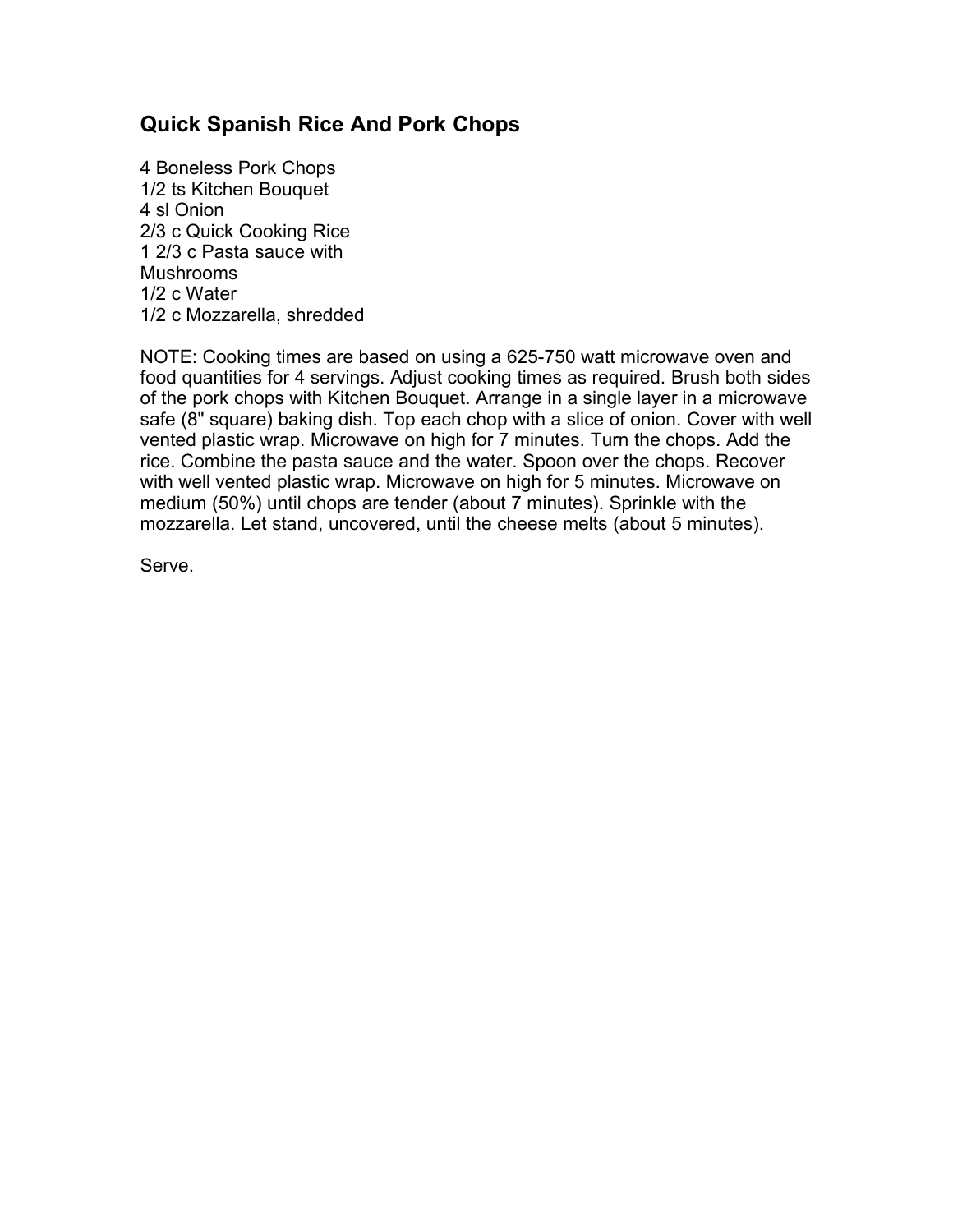## Quick Spanish Rice And Pork Chops

4 Boneless Pork Chops
1/2 ts Kitchen Bouquet
4 sl Onion
2/3 c Quick Cooking Rice
1 2/3 c Pasta sauce with Mushrooms
1/2 c Water
1/2 c Mozzarella, shredded

NOTE: Cooking times are based on using a 625-750 watt microwave oven and food quantities for 4 servings. Adjust cooking times as required. Brush both sides of the pork chops with Kitchen Bouquet. Arrange in a single layer in a microwave safe (8" square) baking dish. Top each chop with a slice of onion. Cover with well vented plastic wrap. Microwave on high for 7 minutes. Turn the chops. Add the rice. Combine the pasta sauce and the water. Spoon over the chops. Recover with well vented plastic wrap. Microwave on high for 5 minutes. Microwave on medium (50%) until chops are tender (about 7 minutes). Sprinkle with the mozzarella. Let stand, uncovered, until the cheese melts (about 5 minutes).

Serve.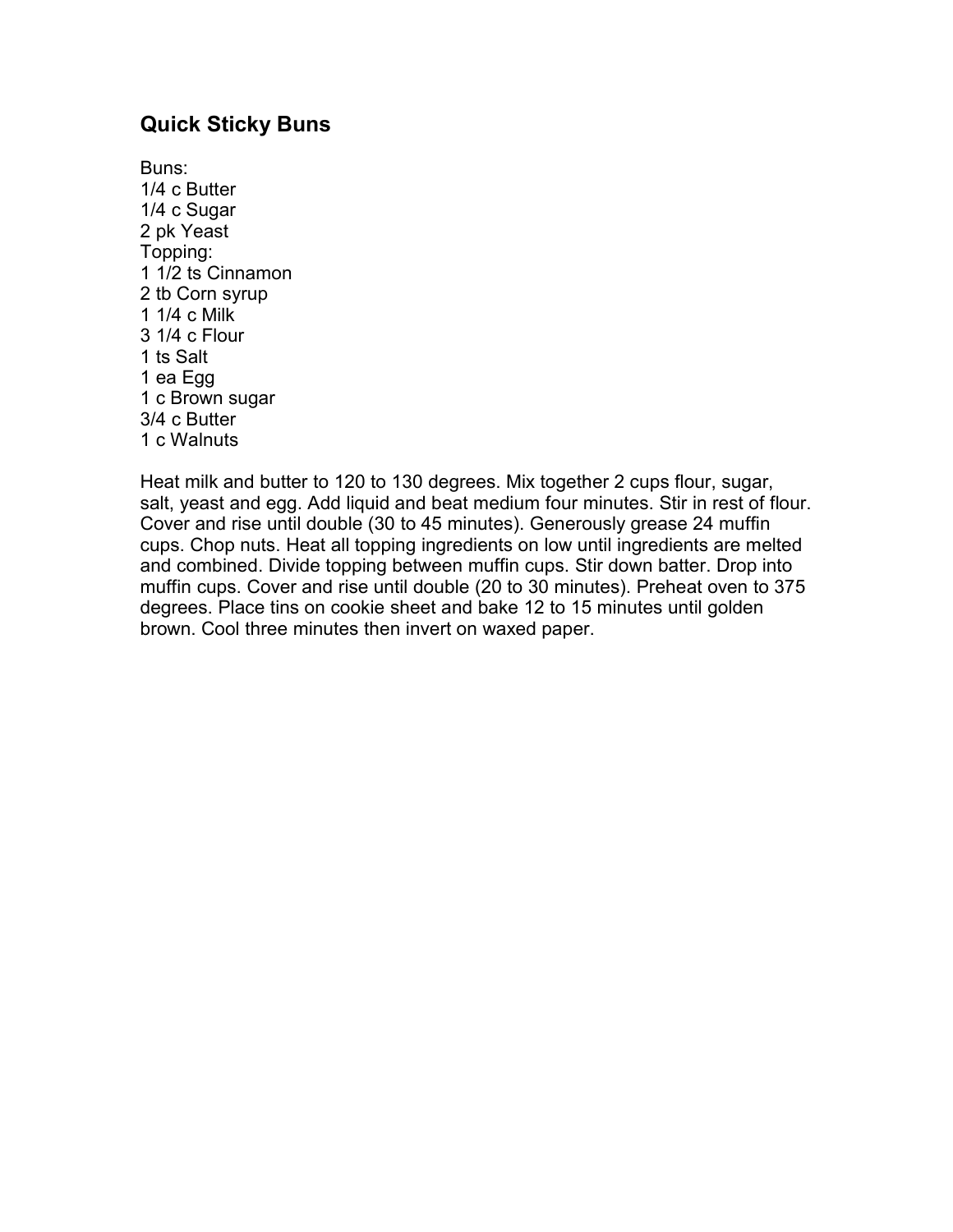## Quick Sticky Buns

Buns:
1/4 c Butter
1/4 c Sugar
2 pk Yeast
Topping:
1 1/2 ts Cinnamon
2 tb Corn syrup
1 1/4 c Milk
3 1/4 c Flour
1 ts Salt
1 ea Egg
1 c Brown sugar
3/4 c Butter
1 c Walnuts

Heat milk and butter to 120 to 130 degrees. Mix together 2 cups flour, sugar, salt, yeast and egg. Add liquid and beat medium four minutes. Stir in rest of flour. Cover and rise until double (30 to 45 minutes). Generously grease 24 muffin cups. Chop nuts. Heat all topping ingredients on low until ingredients are melted and combined. Divide topping between muffin cups. Stir down batter. Drop into muffin cups. Cover and rise until double (20 to 30 minutes). Preheat oven to 375 degrees. Place tins on cookie sheet and bake 12 to 15 minutes until golden brown. Cool three minutes then invert on waxed paper.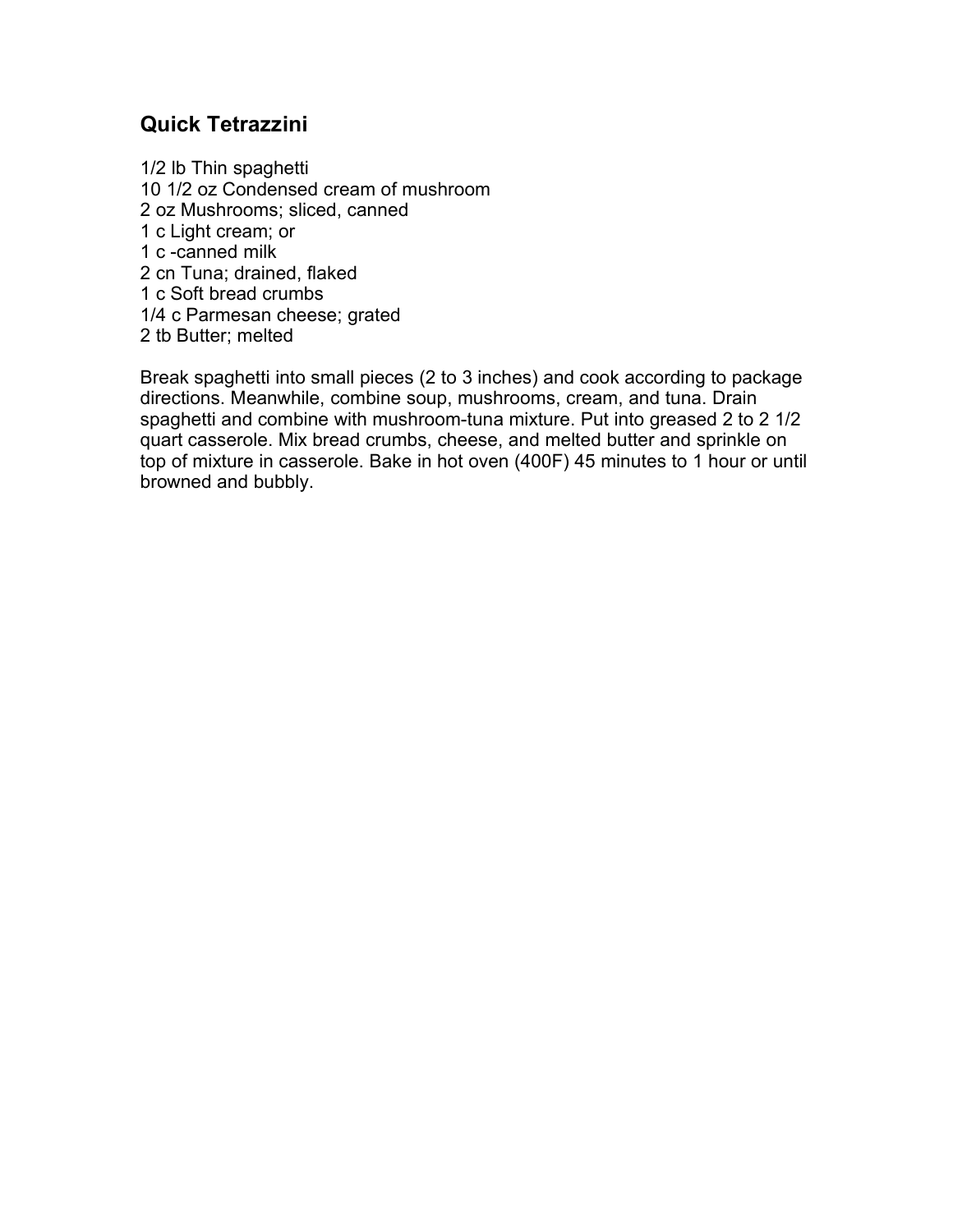## Quick Tetrazzini

1/2 lb Thin spaghetti
10 1/2 oz Condensed cream of mushroom
2 oz Mushrooms; sliced, canned
1 c Light cream; or
1 c -canned milk
2 cn Tuna; drained, flaked
1 c Soft bread crumbs
1/4 c Parmesan cheese; grated
2 tb Butter; melted

Break spaghetti into small pieces (2 to 3 inches) and cook according to package directions. Meanwhile, combine soup, mushrooms, cream, and tuna. Drain spaghetti and combine with mushroom-tuna mixture. Put into greased 2 to 2 1/2 quart casserole. Mix bread crumbs, cheese, and melted butter and sprinkle on top of mixture in casserole. Bake in hot oven (400F) 45 minutes to 1 hour or until browned and bubbly.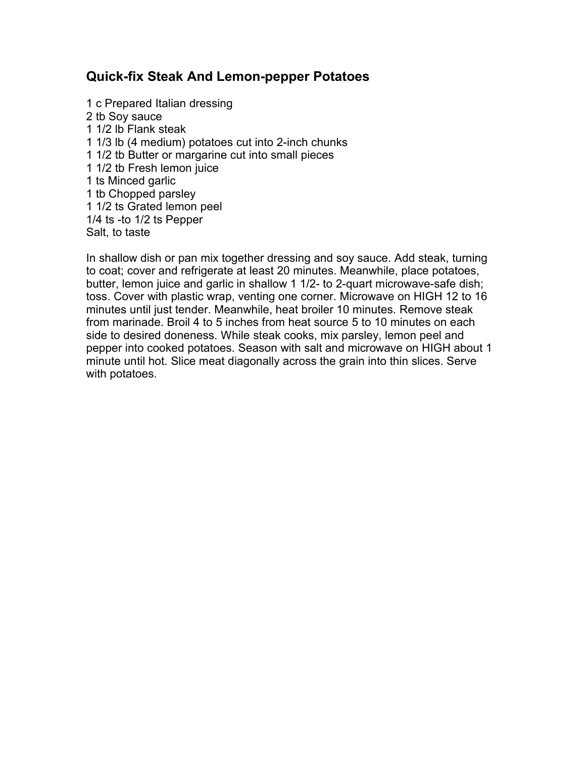## Quick-fix Steak And Lemon-pepper Potatoes

1 c Prepared Italian dressing
2 tb Soy sauce
1 1/2 lb Flank steak
1 1/3 lb (4 medium) potatoes cut into 2-inch chunks
1 1/2 tb Butter or margarine cut into small pieces
1 1/2 tb Fresh lemon juice
1 ts Minced garlic
1 tb Chopped parsley
1 1/2 ts Grated lemon peel
1/4 ts -to 1/2 ts Pepper
Salt, to taste

In shallow dish or pan mix together dressing and soy sauce. Add steak, turning to coat; cover and refrigerate at least 20 minutes. Meanwhile, place potatoes, butter, lemon juice and garlic in shallow 1 1/2- to 2-quart microwave-safe dish; toss. Cover with plastic wrap, venting one corner. Microwave on HIGH 12 to 16 minutes until just tender. Meanwhile, heat broiler 10 minutes. Remove steak from marinade. Broil 4 to 5 inches from heat source 5 to 10 minutes on each side to desired doneness. While steak cooks, mix parsley, lemon peel and pepper into cooked potatoes. Season with salt and microwave on HIGH about 1 minute until hot. Slice meat diagonally across the grain into thin slices. Serve with potatoes.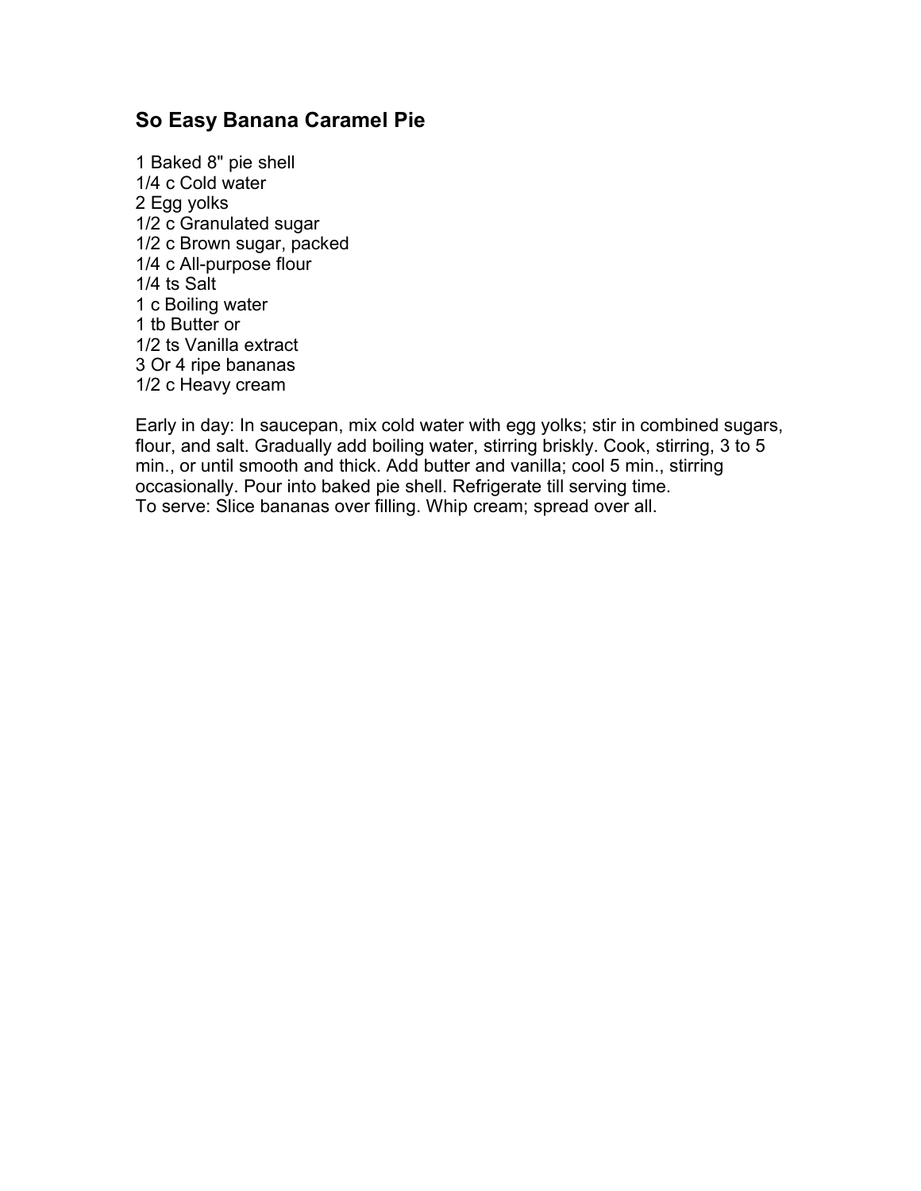## So Easy Banana Caramel Pie

1 Baked 8" pie shell
1/4 c Cold water
2 Egg yolks
1/2 c Granulated sugar
1/2 c Brown sugar, packed
1/4 c All-purpose flour
1/4 ts Salt
1 c Boiling water
1 tb Butter or
1/2 ts Vanilla extract
3 Or 4 ripe bananas
1/2 c Heavy cream

Early in day: In saucepan, mix cold water with egg yolks; stir in combined sugars, flour, and salt. Gradually add boiling water, stirring briskly. Cook, stirring, 3 to 5 min., or until smooth and thick. Add butter and vanilla; cool 5 min., stirring occasionally. Pour into baked pie shell. Refrigerate till serving time.
To serve: Slice bananas over filling. Whip cream; spread over all.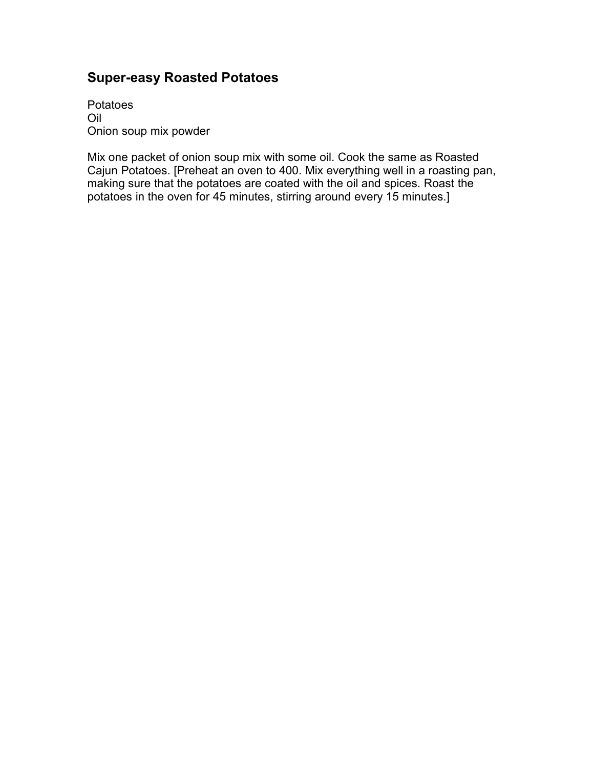## Super-easy Roasted Potatoes

Potatoes
Oil
Onion soup mix powder

Mix one packet of onion soup mix with some oil. Cook the same as Roasted Cajun Potatoes. [Preheat an oven to 400. Mix everything well in a roasting pan, making sure that the potatoes are coated with the oil and spices. Roast the potatoes in the oven for 45 minutes, stirring around every 15 minutes.]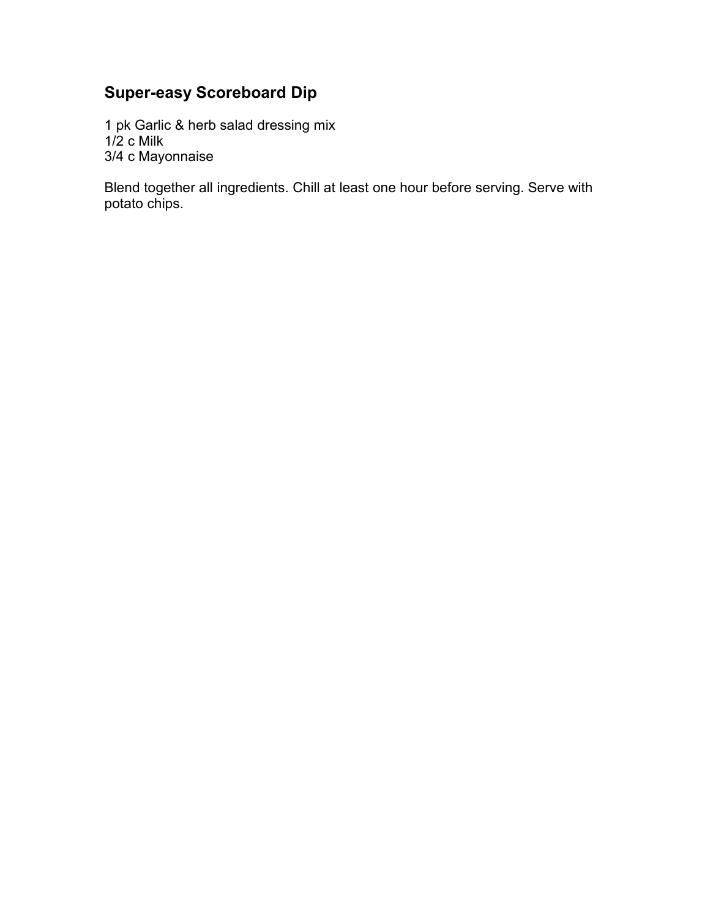## Super-easy Scoreboard Dip

1 pk Garlic & herb salad dressing mix
1/2 c Milk
3/4 c Mayonnaise

Blend together all ingredients. Chill at least one hour before serving. Serve with potato chips.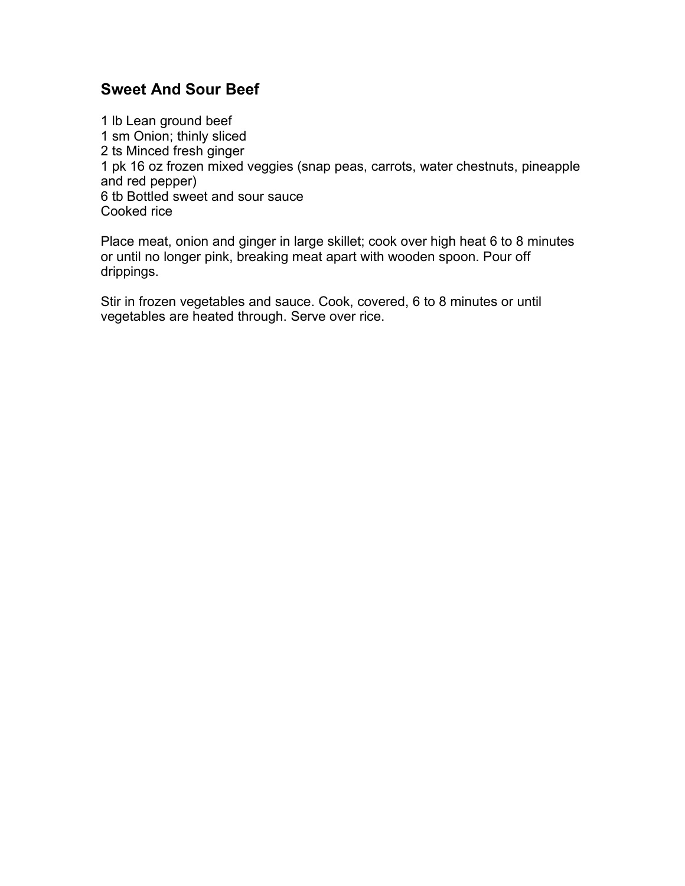## Sweet And Sour Beef

1 lb Lean ground beef
1 sm Onion; thinly sliced
2 ts Minced fresh ginger
1 pk 16 oz frozen mixed veggies (snap peas, carrots, water chestnuts, pineapple and red pepper)
6 tb Bottled sweet and sour sauce
Cooked rice

Place meat, onion and ginger in large skillet; cook over high heat 6 to 8 minutes or until no longer pink, breaking meat apart with wooden spoon. Pour off drippings.

Stir in frozen vegetables and sauce. Cook, covered, 6 to 8 minutes or until vegetables are heated through. Serve over rice.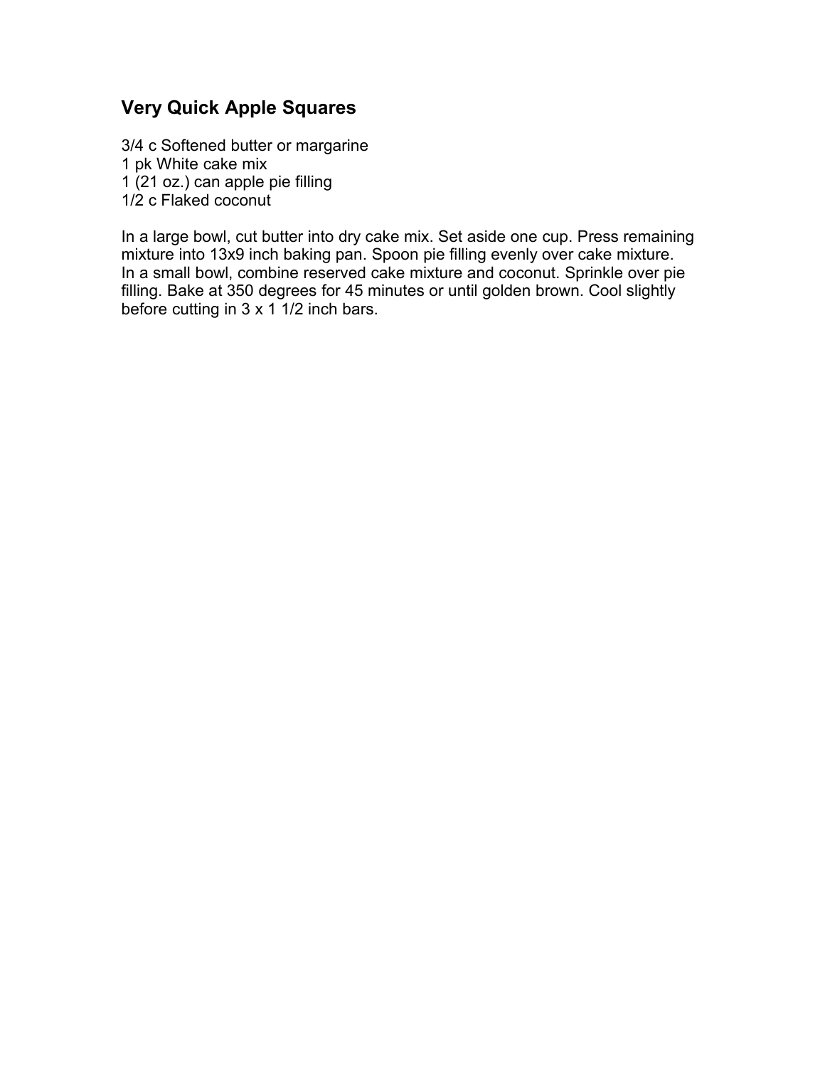## Very Quick Apple Squares

3/4 c Softened butter or margarine
1 pk White cake mix
1 (21 oz.) can apple pie filling
1/2 c Flaked coconut

In a large bowl, cut butter into dry cake mix. Set aside one cup. Press remaining mixture into 13x9 inch baking pan. Spoon pie filling evenly over cake mixture. In a small bowl, combine reserved cake mixture and coconut. Sprinkle over pie filling. Bake at 350 degrees for 45 minutes or until golden brown. Cool slightly before cutting in 3 x 1 1/2 inch bars.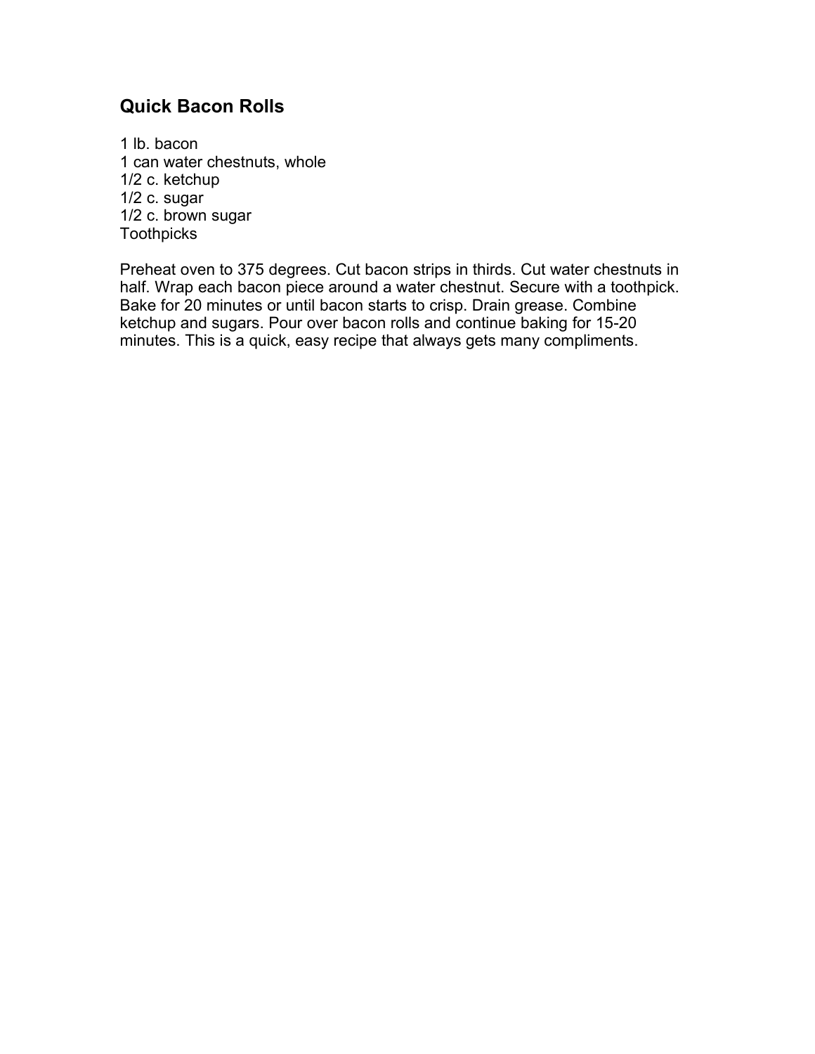## Quick Bacon Rolls

1 lb. bacon
1 can water chestnuts, whole
1/2 c. ketchup
1/2 c. sugar
1/2 c. brown sugar
Toothpicks

Preheat oven to 375 degrees. Cut bacon strips in thirds. Cut water chestnuts in half. Wrap each bacon piece around a water chestnut. Secure with a toothpick. Bake for 20 minutes or until bacon starts to crisp. Drain grease. Combine ketchup and sugars. Pour over bacon rolls and continue baking for 15-20 minutes. This is a quick, easy recipe that always gets many compliments.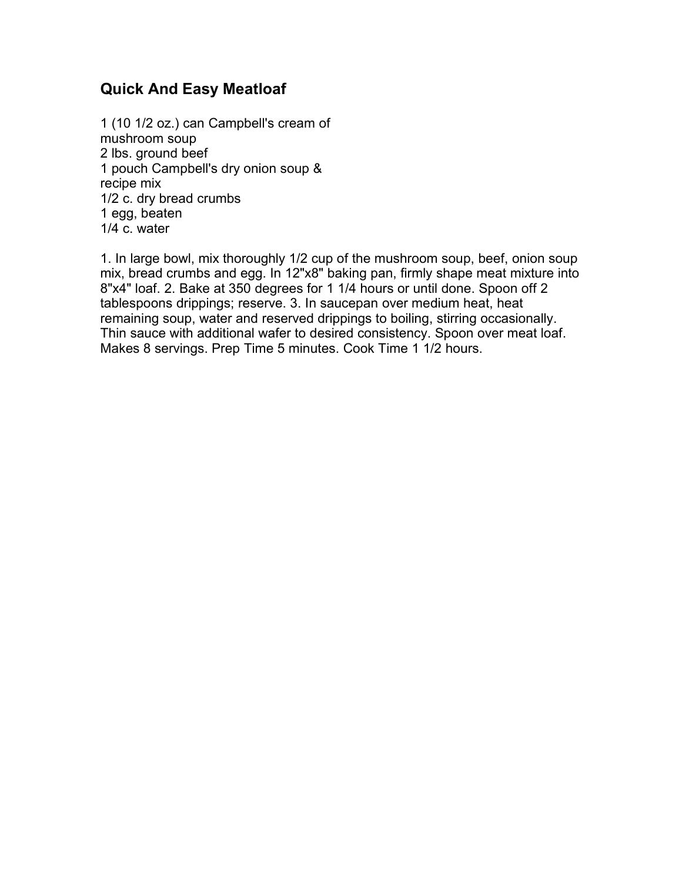## Quick And Easy Meatloaf

1 (10 1/2 oz.) can Campbell's cream of mushroom soup
2 lbs. ground beef
1 pouch Campbell's dry onion soup & recipe mix
1/2 c. dry bread crumbs
1 egg, beaten
1/4 c. water

1. In large bowl, mix thoroughly 1/2 cup of the mushroom soup, beef, onion soup mix, bread crumbs and egg. In 12"x8" baking pan, firmly shape meat mixture into 8"x4" loaf. 2. Bake at 350 degrees for 1 1/4 hours or until done. Spoon off 2 tablespoons drippings; reserve. 3. In saucepan over medium heat, heat remaining soup, water and reserved drippings to boiling, stirring occasionally. Thin sauce with additional wafer to desired consistency. Spoon over meat loaf. Makes 8 servings. Prep Time 5 minutes. Cook Time 1 1/2 hours.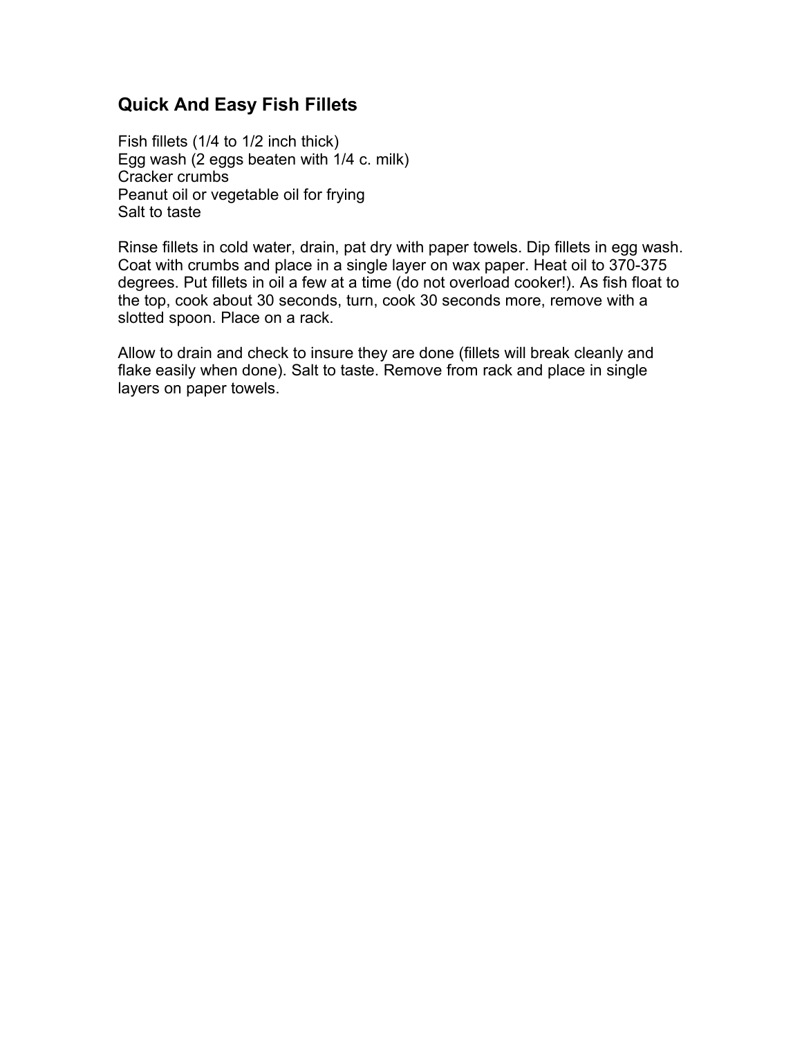## Quick And Easy Fish Fillets

Fish fillets (1/4 to 1/2 inch thick)
Egg wash (2 eggs beaten with 1/4 c. milk)
Cracker crumbs
Peanut oil or vegetable oil for frying
Salt to taste

Rinse fillets in cold water, drain, pat dry with paper towels. Dip fillets in egg wash. Coat with crumbs and place in a single layer on wax paper. Heat oil to 370-375 degrees. Put fillets in oil a few at a time (do not overload cooker!). As fish float to the top, cook about 30 seconds, turn, cook 30 seconds more, remove with a slotted spoon. Place on a rack.

Allow to drain and check to insure they are done (fillets will break cleanly and flake easily when done). Salt to taste. Remove from rack and place in single layers on paper towels.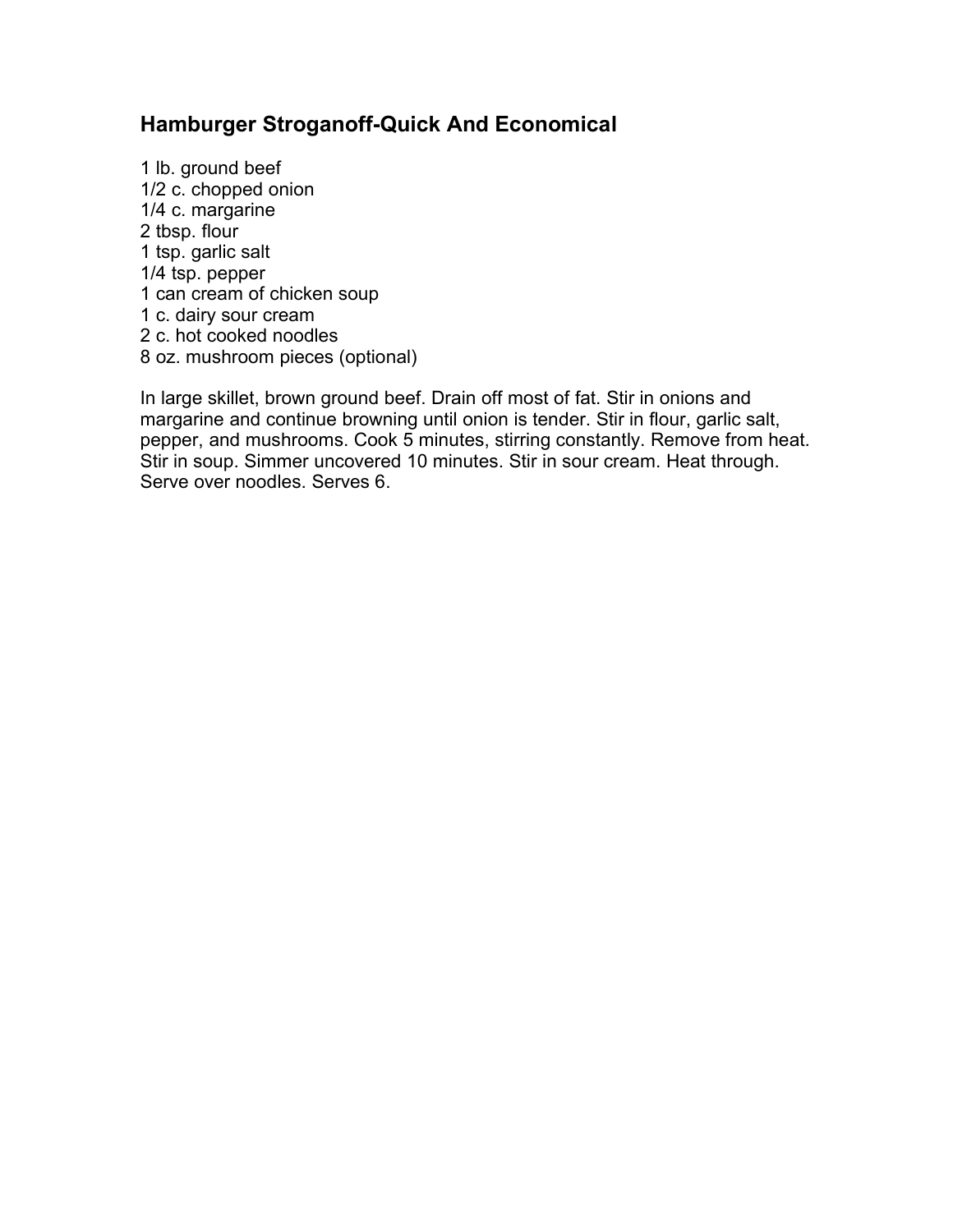## Hamburger Stroganoff-Quick And Economical

1 lb. ground beef
1/2 c. chopped onion
1/4 c. margarine
2 tbsp. flour
1 tsp. garlic salt
1/4 tsp. pepper
1 can cream of chicken soup
1 c. dairy sour cream
2 c. hot cooked noodles
8 oz. mushroom pieces (optional)

In large skillet, brown ground beef. Drain off most of fat. Stir in onions and margarine and continue browning until onion is tender. Stir in flour, garlic salt, pepper, and mushrooms. Cook 5 minutes, stirring constantly. Remove from heat. Stir in soup. Simmer uncovered 10 minutes. Stir in sour cream. Heat through. Serve over noodles. Serves 6.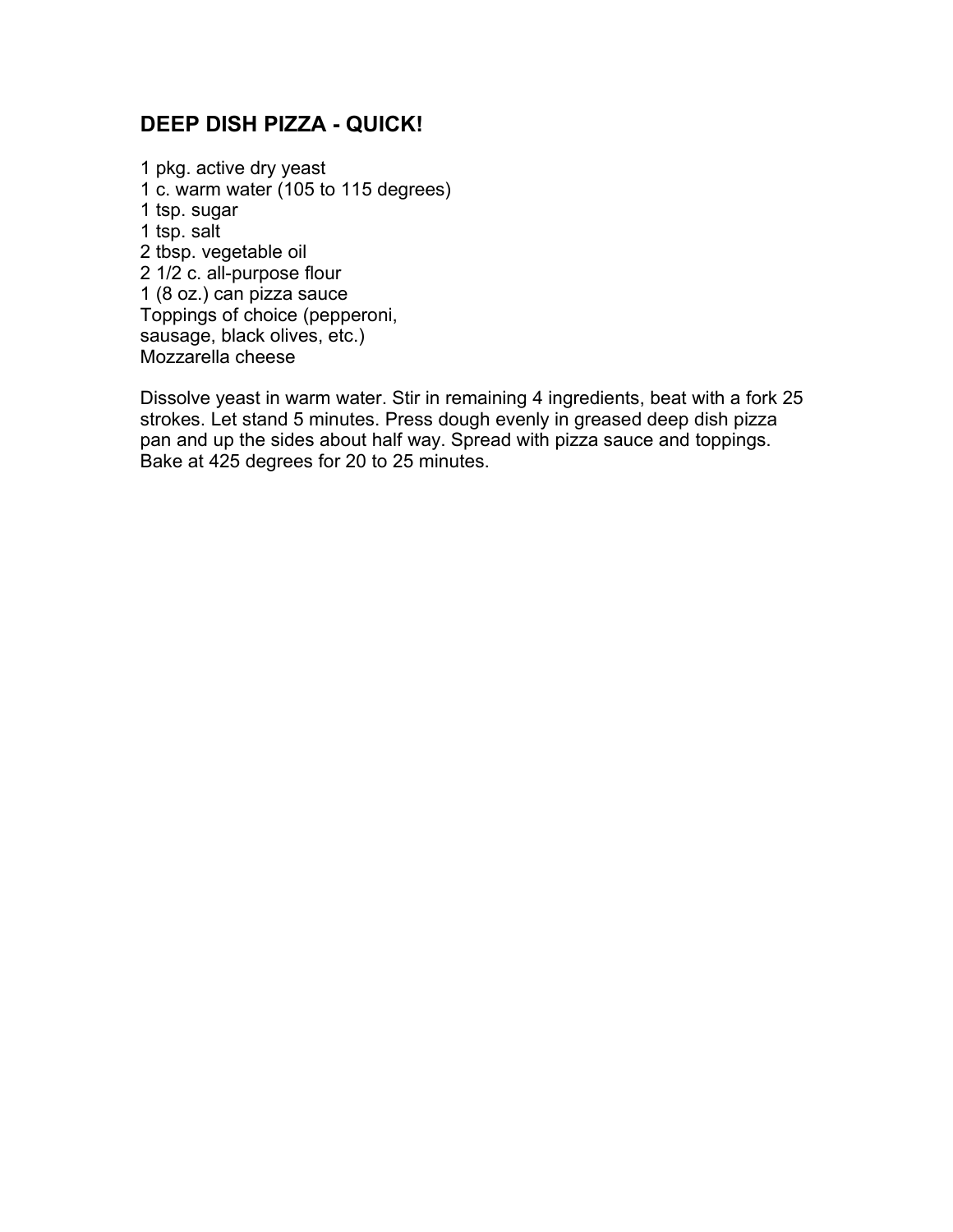## DEEP DISH PIZZA - QUICK!

1 pkg. active dry yeast
1 c. warm water (105 to 115 degrees)
1 tsp. sugar
1 tsp. salt
2 tbsp. vegetable oil
2 1/2 c. all-purpose flour
1 (8 oz.) can pizza sauce
Toppings of choice (pepperoni, sausage, black olives, etc.)
Mozzarella cheese

Dissolve yeast in warm water. Stir in remaining 4 ingredients, beat with a fork 25 strokes. Let stand 5 minutes. Press dough evenly in greased deep dish pizza pan and up the sides about half way. Spread with pizza sauce and toppings. Bake at 425 degrees for 20 to 25 minutes.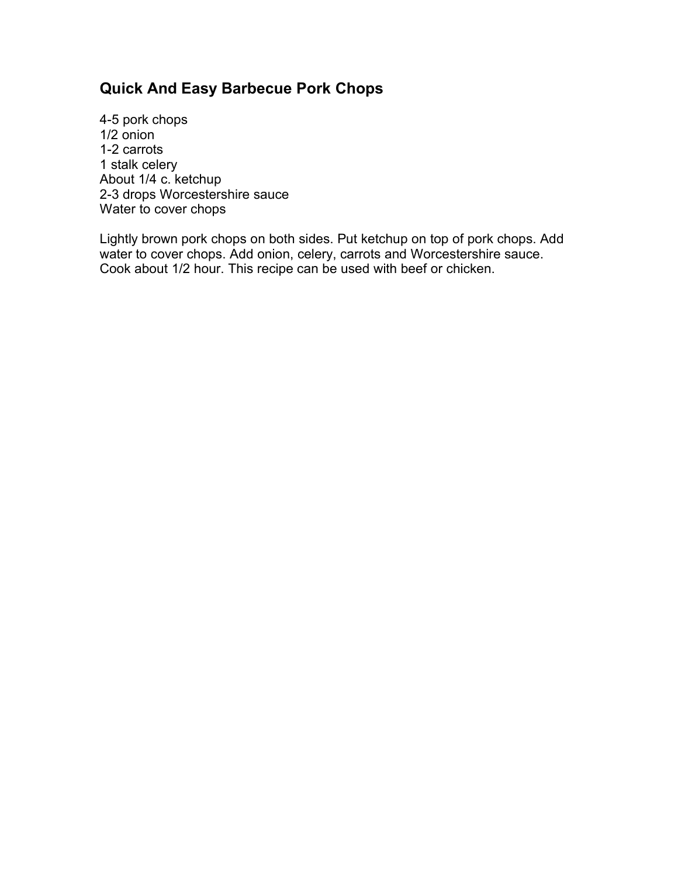## Quick And Easy Barbecue Pork Chops

4-5 pork chops
1/2 onion
1-2 carrots
1 stalk celery
About 1/4 c. ketchup
2-3 drops Worcestershire sauce
Water to cover chops

Lightly brown pork chops on both sides. Put ketchup on top of pork chops. Add water to cover chops. Add onion, celery, carrots and Worcestershire sauce. Cook about 1/2 hour. This recipe can be used with beef or chicken.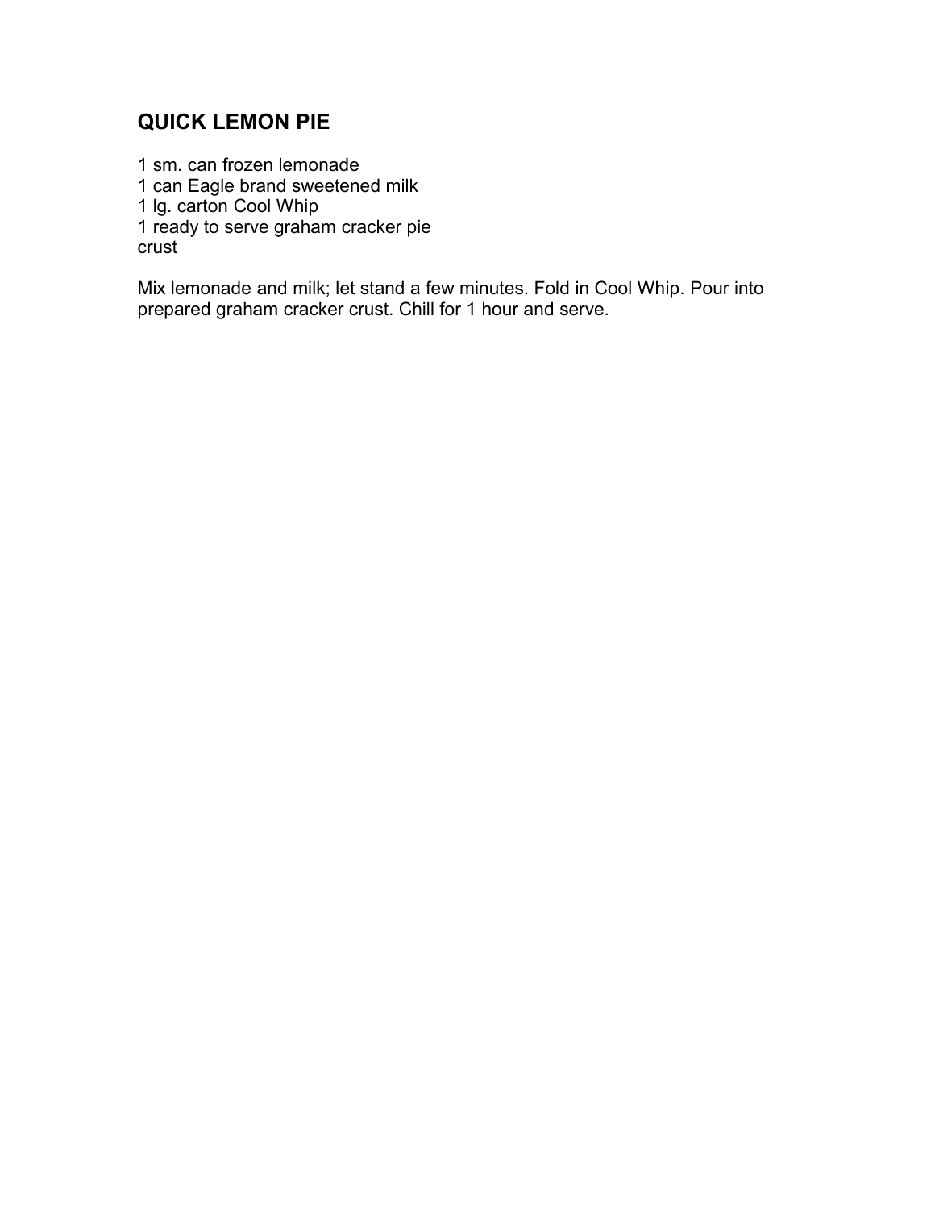## QUICK LEMON PIE

1 sm. can frozen lemonade
1 can Eagle brand sweetened milk
1 lg. carton Cool Whip
1 ready to serve graham cracker pie crust

Mix lemonade and milk; let stand a few minutes. Fold in Cool Whip. Pour into prepared graham cracker crust. Chill for 1 hour and serve.